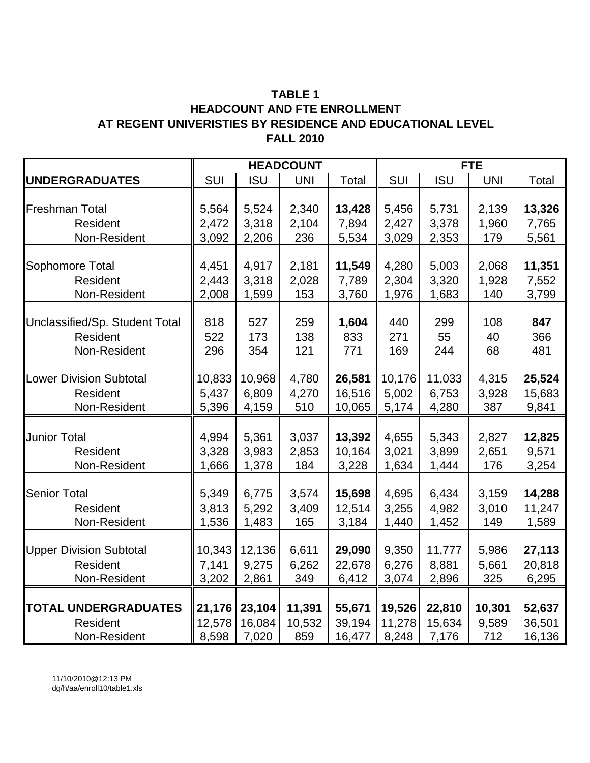**TABLE 1**
**HEADCOUNT AND FTE ENROLLMENT**
**AT REGENT UNIVERISTIES BY RESIDENCE AND EDUCATIONAL LEVEL**
**FALL 2010**

| | HEADCOUNT | | | | FTE | | | |
|---|---|---|---|---|---|---|---|---|
| **UNDERGRADUATES** | SUI | ISU | UNI | Total | SUI | ISU | UNI | Total |
| Freshman Total | 5,564 | 5,524 | 2,340 | **13,428** | 5,456 | 5,731 | 2,139 | **13,326** |
| Resident | 2,472 | 3,318 | 2,104 | 7,894 | 2,427 | 3,378 | 1,960 | 7,765 |
| Non-Resident | 3,092 | 2,206 | 236 | 5,534 | 3,029 | 2,353 | 179 | 5,561 |
| Sophomore Total | 4,451 | 4,917 | 2,181 | **11,549** | 4,280 | 5,003 | 2,068 | **11,351** |
| Resident | 2,443 | 3,318 | 2,028 | 7,789 | 2,304 | 3,320 | 1,928 | 7,552 |
| Non-Resident | 2,008 | 1,599 | 153 | 3,760 | 1,976 | 1,683 | 140 | 3,799 |
| Unclassified/Sp. Student Total | 818 | 527 | 259 | **1,604** | 440 | 299 | 108 | **847** |
| Resident | 522 | 173 | 138 | 833 | 271 | 55 | 40 | 366 |
| Non-Resident | 296 | 354 | 121 | 771 | 169 | 244 | 68 | 481 |
| Lower Division Subtotal | 10,833 | 10,968 | 4,780 | **26,581** | 10,176 | 11,033 | 4,315 | **25,524** |
| Resident | 5,437 | 6,809 | 4,270 | 16,516 | 5,002 | 6,753 | 3,928 | 15,683 |
| Non-Resident | 5,396 | 4,159 | 510 | 10,065 | 5,174 | 4,280 | 387 | 9,841 |
| Junior Total | 4,994 | 5,361 | 3,037 | **13,392** | 4,655 | 5,343 | 2,827 | **12,825** |
| Resident | 3,328 | 3,983 | 2,853 | 10,164 | 3,021 | 3,899 | 2,651 | 9,571 |
| Non-Resident | 1,666 | 1,378 | 184 | 3,228 | 1,634 | 1,444 | 176 | 3,254 |
| Senior Total | 5,349 | 6,775 | 3,574 | **15,698** | 4,695 | 6,434 | 3,159 | **14,288** |
| Resident | 3,813 | 5,292 | 3,409 | 12,514 | 3,255 | 4,982 | 3,010 | 11,247 |
| Non-Resident | 1,536 | 1,483 | 165 | 3,184 | 1,440 | 1,452 | 149 | 1,589 |
| Upper Division Subtotal | 10,343 | 12,136 | 6,611 | **29,090** | 9,350 | 11,777 | 5,986 | **27,113** |
| Resident | 7,141 | 9,275 | 6,262 | 22,678 | 6,276 | 8,881 | 5,661 | 20,818 |
| Non-Resident | 3,202 | 2,861 | 349 | 6,412 | 3,074 | 2,896 | 325 | 6,295 |
| **TOTAL UNDERGRADUATES** | **21,176** | **23,104** | **11,391** | **55,671** | **19,526** | **22,810** | **10,301** | **52,637** |
| Resident | 12,578 | 16,084 | 10,532 | 39,194 | 11,278 | 15,634 | 9,589 | 36,501 |
| Non-Resident | 8,598 | 7,020 | 859 | 16,477 | 8,248 | 7,176 | 712 | 16,136 |

11/10/2010@12:13 PM
dg/h/aa/enroll10/table1.xls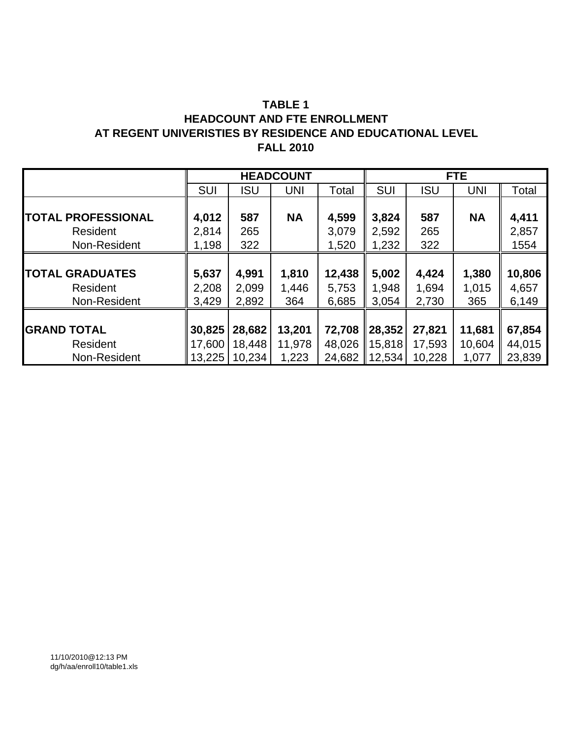**TABLE 1**
**HEADCOUNT AND FTE ENROLLMENT**
**AT REGENT UNIVERISTIES BY RESIDENCE AND EDUCATIONAL LEVEL**
**FALL 2010**

| | HEADCOUNT | | | | FTE | | | |
|---|---|---|---|---|---|---|---|---|
| | SUI | ISU | UNI | Total | SUI | ISU | UNI | Total |
| **TOTAL PROFESSIONAL** | **4,012** | **587** | **NA** | **4,599** | **3,824** | **587** | **NA** | **4,411** |
| Resident | 2,814 | 265 | | 3,079 | 2,592 | 265 | | 2,857 |
| Non-Resident | 1,198 | 322 | | 1,520 | 1,232 | 322 | | 1554 |
| **TOTAL GRADUATES** | **5,637** | **4,991** | **1,810** | **12,438** | **5,002** | **4,424** | **1,380** | **10,806** |
| Resident | 2,208 | 2,099 | 1,446 | 5,753 | 1,948 | 1,694 | 1,015 | 4,657 |
| Non-Resident | 3,429 | 2,892 | 364 | 6,685 | 3,054 | 2,730 | 365 | 6,149 |
| **GRAND TOTAL** | **30,825** | **28,682** | **13,201** | **72,708** | **28,352** | **27,821** | **11,681** | **67,854** |
| Resident | 17,600 | 18,448 | 11,978 | 48,026 | 15,818 | 17,593 | 10,604 | 44,015 |
| Non-Resident | 13,225 | 10,234 | 1,223 | 24,682 | 12,534 | 10,228 | 1,077 | 23,839 |

11/10/2010@12:13 PM
dg/h/aa/enroll10/table1.xls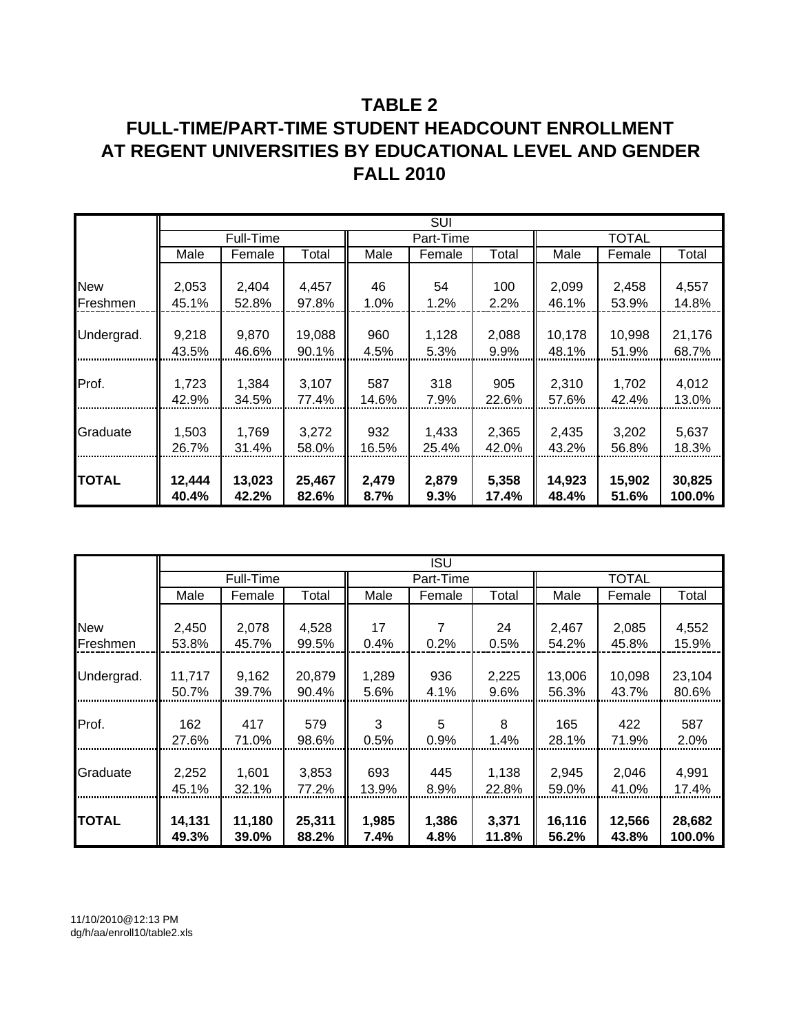# TABLE 2
## FULL-TIME/PART-TIME STUDENT HEADCOUNT ENROLLMENT AT REGENT UNIVERSITIES BY EDUCATIONAL LEVEL AND GENDER
## FALL 2010

| | SUI | | | | | | | | |
|---|---|---|---|---|---|---|---|---|---|
| | Full-Time | | | Part-Time | | | TOTAL | | |
| | Male | Female | Total | Male | Female | Total | Male | Female | Total |
| New Freshmen | 2,053 | 2,404 | 4,457 | 46 | 54 | 100 | 2,099 | 2,458 | 4,557 |
| | 45.1% | 52.8% | 97.8% | 1.0% | 1.2% | 2.2% | 46.1% | 53.9% | 14.8% |
| Undergrad. | 9,218 | 9,870 | 19,088 | 960 | 1,128 | 2,088 | 10,178 | 10,998 | 21,176 |
| | 43.5% | 46.6% | 90.1% | 4.5% | 5.3% | 9.9% | 48.1% | 51.9% | 68.7% |
| Prof. | 1,723 | 1,384 | 3,107 | 587 | 318 | 905 | 2,310 | 1,702 | 4,012 |
| | 42.9% | 34.5% | 77.4% | 14.6% | 7.9% | 22.6% | 57.6% | 42.4% | 13.0% |
| Graduate | 1,503 | 1,769 | 3,272 | 932 | 1,433 | 2,365 | 2,435 | 3,202 | 5,637 |
| | 26.7% | 31.4% | 58.0% | 16.5% | 25.4% | 42.0% | 43.2% | 56.8% | 18.3% |
| **TOTAL** | **12,444** | **13,023** | **25,467** | **2,479** | **2,879** | **5,358** | **14,923** | **15,902** | **30,825** |
| | **40.4%** | **42.2%** | **82.6%** | **8.7%** | **9.3%** | **17.4%** | **48.4%** | **51.6%** | **100.0%** |

| | ISU | | | | | | | | |
|---|---|---|---|---|---|---|---|---|---|
| | Full-Time | | | Part-Time | | | TOTAL | | |
| | Male | Female | Total | Male | Female | Total | Male | Female | Total |
| New Freshmen | 2,450 | 2,078 | 4,528 | 17 | 7 | 24 | 2,467 | 2,085 | 4,552 |
| | 53.8% | 45.7% | 99.5% | 0.4% | 0.2% | 0.5% | 54.2% | 45.8% | 15.9% |
| Undergrad. | 11,717 | 9,162 | 20,879 | 1,289 | 936 | 2,225 | 13,006 | 10,098 | 23,104 |
| | 50.7% | 39.7% | 90.4% | 5.6% | 4.1% | 9.6% | 56.3% | 43.7% | 80.6% |
| Prof. | 162 | 417 | 579 | 3 | 5 | 8 | 165 | 422 | 587 |
| | 27.6% | 71.0% | 98.6% | 0.5% | 0.9% | 1.4% | 28.1% | 71.9% | 2.0% |
| Graduate | 2,252 | 1,601 | 3,853 | 693 | 445 | 1,138 | 2,945 | 2,046 | 4,991 |
| | 45.1% | 32.1% | 77.2% | 13.9% | 8.9% | 22.8% | 59.0% | 41.0% | 17.4% |
| **TOTAL** | **14,131** | **11,180** | **25,311** | **1,985** | **1,386** | **3,371** | **16,116** | **12,566** | **28,682** |
| | **49.3%** | **39.0%** | **88.2%** | **7.4%** | **4.8%** | **11.8%** | **56.2%** | **43.8%** | **100.0%** |

11/10/2010@12:13 PM
dg/h/aa/enroll10/table2.xls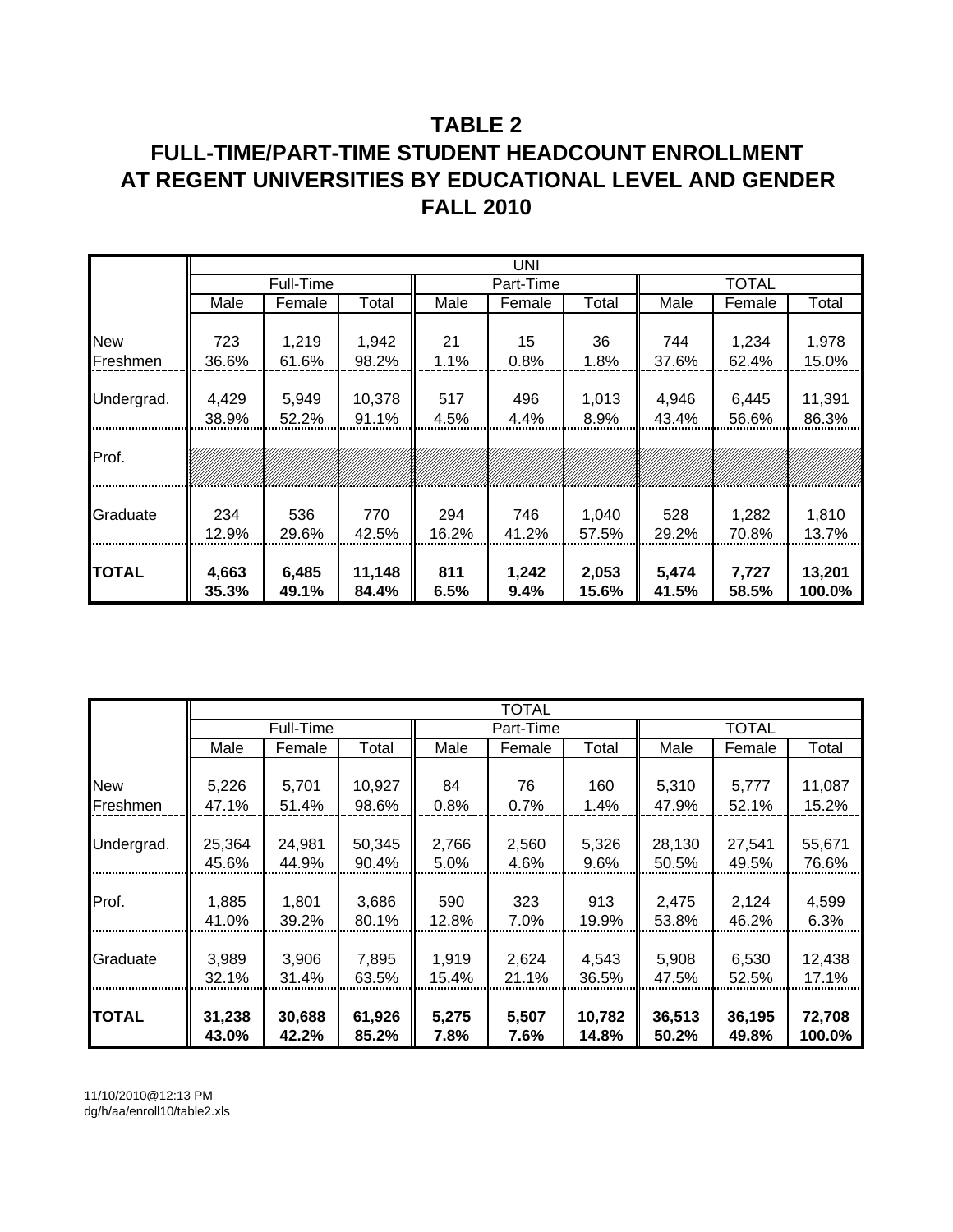# TABLE 2
## FULL-TIME/PART-TIME STUDENT HEADCOUNT ENROLLMENT AT REGENT UNIVERSITIES BY EDUCATIONAL LEVEL AND GENDER
## FALL 2010

| | UNI | | | | | | | | |
|---|---|---|---|---|---|---|---|---|---|
| | Full-Time | | | Part-Time | | | TOTAL | | |
| | Male | Female | Total | Male | Female | Total | Male | Female | Total |
| New Freshmen | 723 | 1,219 | 1,942 | 21 | 15 | 36 | 744 | 1,234 | 1,978 |
| | 36.6% | 61.6% | 98.2% | 1.1% | 0.8% | 1.8% | 37.6% | 62.4% | 15.0% |
| Undergrad. | 4,429 | 5,949 | 10,378 | 517 | 496 | 1,013 | 4,946 | 6,445 | 11,391 |
| | 38.9% | 52.2% | 91.1% | 4.5% | 4.4% | 8.9% | 43.4% | 56.6% | 86.3% |
| Prof. | | | | | | | | | |
| Graduate | 234 | 536 | 770 | 294 | 746 | 1,040 | 528 | 1,282 | 1,810 |
| | 12.9% | 29.6% | 42.5% | 16.2% | 41.2% | 57.5% | 29.2% | 70.8% | 13.7% |
| **TOTAL** | **4,663** | **6,485** | **11,148** | **811** | **1,242** | **2,053** | **5,474** | **7,727** | **13,201** |
| | **35.3%** | **49.1%** | **84.4%** | **6.5%** | **9.4%** | **15.6%** | **41.5%** | **58.5%** | **100.0%** |

| | TOTAL | | | | | | | | |
|---|---|---|---|---|---|---|---|---|---|
| | Full-Time | | | Part-Time | | | TOTAL | | |
| | Male | Female | Total | Male | Female | Total | Male | Female | Total |
| New Freshmen | 5,226 | 5,701 | 10,927 | 84 | 76 | 160 | 5,310 | 5,777 | 11,087 |
| | 47.1% | 51.4% | 98.6% | 0.8% | 0.7% | 1.4% | 47.9% | 52.1% | 15.2% |
| Undergrad. | 25,364 | 24,981 | 50,345 | 2,766 | 2,560 | 5,326 | 28,130 | 27,541 | 55,671 |
| | 45.6% | 44.9% | 90.4% | 5.0% | 4.6% | 9.6% | 50.5% | 49.5% | 76.6% |
| Prof. | 1,885 | 1,801 | 3,686 | 590 | 323 | 913 | 2,475 | 2,124 | 4,599 |
| | 41.0% | 39.2% | 80.1% | 12.8% | 7.0% | 19.9% | 53.8% | 46.2% | 6.3% |
| Graduate | 3,989 | 3,906 | 7,895 | 1,919 | 2,624 | 4,543 | 5,908 | 6,530 | 12,438 |
| | 32.1% | 31.4% | 63.5% | 15.4% | 21.1% | 36.5% | 47.5% | 52.5% | 17.1% |
| **TOTAL** | **31,238** | **30,688** | **61,926** | **5,275** | **5,507** | **10,782** | **36,513** | **36,195** | **72,708** |
| | **43.0%** | **42.2%** | **85.2%** | **7.8%** | **7.6%** | **14.8%** | **50.2%** | **49.8%** | **100.0%** |

11/10/2010@12:13 PM
dg/h/aa/enroll10/table2.xls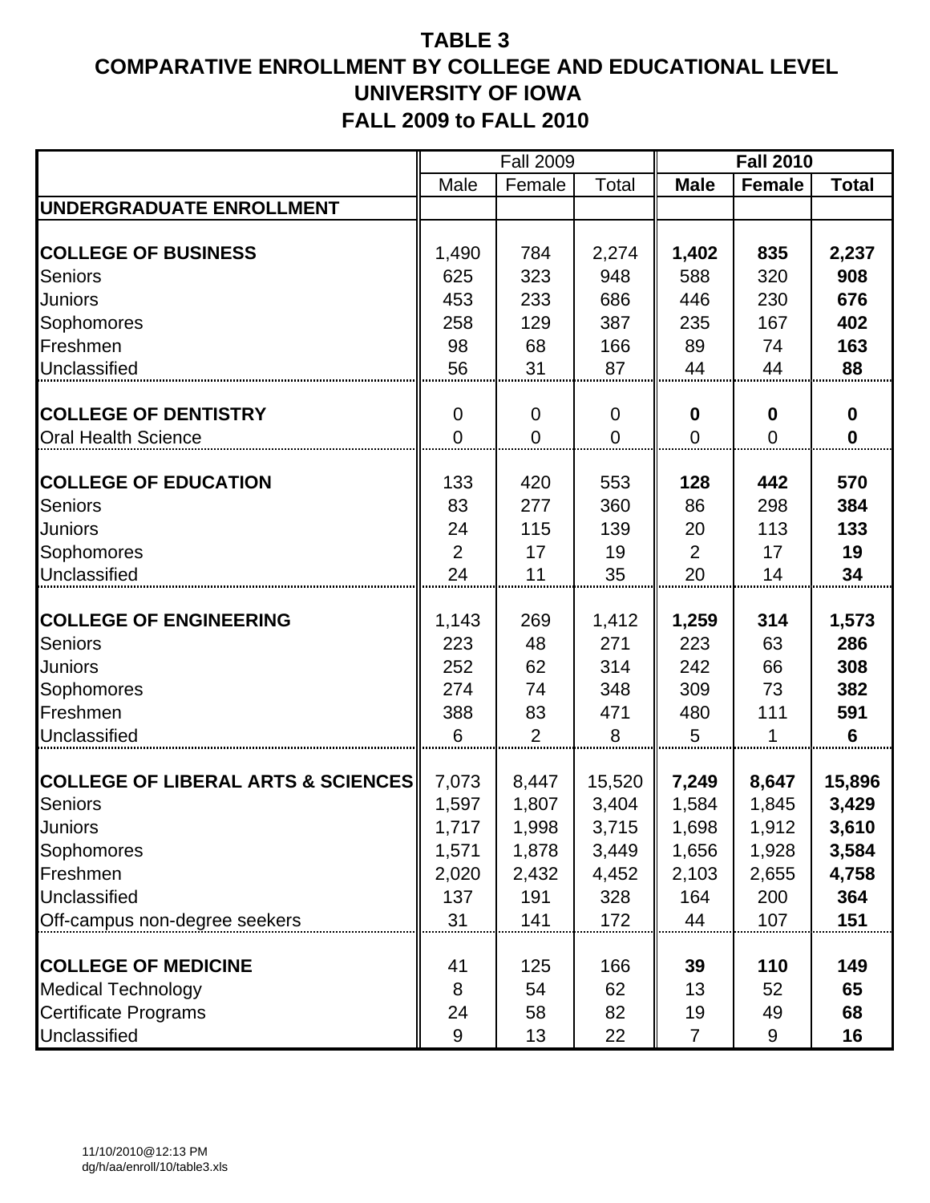# TABLE 3
# COMPARATIVE ENROLLMENT BY COLLEGE AND EDUCATIONAL LEVEL
# UNIVERSITY OF IOWA
# FALL 2009 to FALL 2010

| | Fall 2009 | | | **Fall 2010** | | |
|---|---|---|---|---|---|---|
| | Male | Female | Total | **Male** | **Female** | **Total** |
| **UNDERGRADUATE ENROLLMENT** | | | | | | |
| **COLLEGE OF BUSINESS** | 1,490 | 784 | 2,274 | **1,402** | **835** | **2,237** |
| Seniors | 625 | 323 | 948 | 588 | 320 | **908** |
| Juniors | 453 | 233 | 686 | 446 | 230 | **676** |
| Sophomores | 258 | 129 | 387 | 235 | 167 | **402** |
| Freshmen | 98 | 68 | 166 | 89 | 74 | **163** |
| Unclassified | 56 | 31 | 87 | 44 | 44 | **88** |
| **COLLEGE OF DENTISTRY** | 0 | 0 | 0 | **0** | **0** | **0** |
| Oral Health Science | 0 | 0 | 0 | 0 | 0 | **0** |
| **COLLEGE OF EDUCATION** | 133 | 420 | 553 | **128** | **442** | **570** |
| Seniors | 83 | 277 | 360 | 86 | 298 | **384** |
| Juniors | 24 | 115 | 139 | 20 | 113 | **133** |
| Sophomores | 2 | 17 | 19 | 2 | 17 | **19** |
| Unclassified | 24 | 11 | 35 | 20 | 14 | **34** |
| **COLLEGE OF ENGINEERING** | 1,143 | 269 | 1,412 | **1,259** | **314** | **1,573** |
| Seniors | 223 | 48 | 271 | 223 | 63 | **286** |
| Juniors | 252 | 62 | 314 | 242 | 66 | **308** |
| Sophomores | 274 | 74 | 348 | 309 | 73 | **382** |
| Freshmen | 388 | 83 | 471 | 480 | 111 | **591** |
| Unclassified | 6 | 2 | 8 | 5 | 1 | **6** |
| **COLLEGE OF LIBERAL ARTS & SCIENCES** | 7,073 | 8,447 | 15,520 | **7,249** | **8,647** | **15,896** |
| Seniors | 1,597 | 1,807 | 3,404 | 1,584 | 1,845 | **3,429** |
| Juniors | 1,717 | 1,998 | 3,715 | 1,698 | 1,912 | **3,610** |
| Sophomores | 1,571 | 1,878 | 3,449 | 1,656 | 1,928 | **3,584** |
| Freshmen | 2,020 | 2,432 | 4,452 | 2,103 | 2,655 | **4,758** |
| Unclassified | 137 | 191 | 328 | 164 | 200 | **364** |
| Off-campus non-degree seekers | 31 | 141 | 172 | 44 | 107 | **151** |
| **COLLEGE OF MEDICINE** | 41 | 125 | 166 | **39** | **110** | **149** |
| Medical Technology | 8 | 54 | 62 | 13 | 52 | **65** |
| Certificate Programs | 24 | 58 | 82 | 19 | 49 | **68** |
| Unclassified | 9 | 13 | 22 | 7 | 9 | **16** |

11/10/2010@12:13 PM
dg/h/aa/enroll/10/table3.xls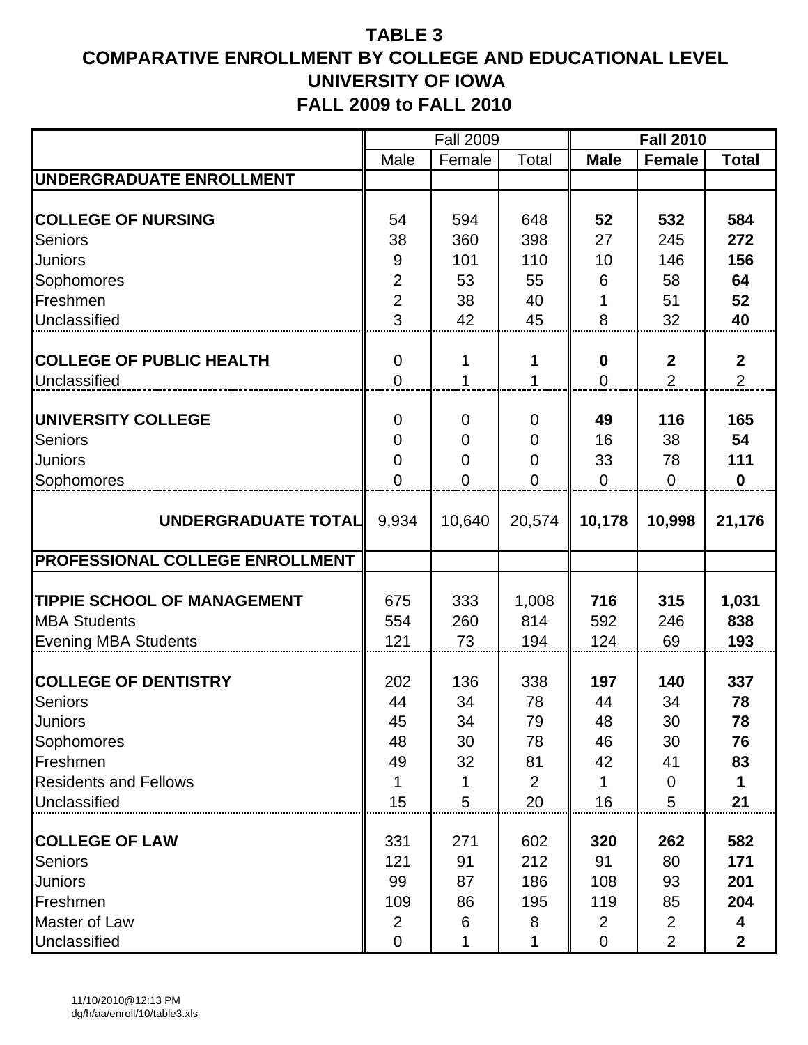# TABLE 3
# COMPARATIVE ENROLLMENT BY COLLEGE AND EDUCATIONAL LEVEL
# UNIVERSITY OF IOWA
# FALL 2009 to FALL 2010

| | Fall 2009 | | | **Fall 2010** | | |
|---|---|---|---|---|---|---|
| | Male | Female | Total | **Male** | **Female** | **Total** |
| **UNDERGRADUATE ENROLLMENT** | | | | | | |
| **COLLEGE OF NURSING** | 54 | 594 | 648 | **52** | **532** | **584** |
| Seniors | 38 | 360 | 398 | 27 | 245 | **272** |
| Juniors | 9 | 101 | 110 | 10 | 146 | **156** |
| Sophomores | 2 | 53 | 55 | 6 | 58 | **64** |
| Freshmen | 2 | 38 | 40 | 1 | 51 | **52** |
| Unclassified | 3 | 42 | 45 | 8 | 32 | **40** |
| **COLLEGE OF PUBLIC HEALTH** | 0 | 1 | 1 | **0** | **2** | **2** |
| Unclassified | 0 | 1 | 1 | 0 | 2 | 2 |
| **UNIVERSITY COLLEGE** | 0 | 0 | 0 | **49** | **116** | **165** |
| Seniors | 0 | 0 | 0 | 16 | 38 | **54** |
| Juniors | 0 | 0 | 0 | 33 | 78 | **111** |
| Sophomores | 0 | 0 | 0 | 0 | 0 | **0** |
| **UNDERGRADUATE TOTAL** | 9,934 | 10,640 | 20,574 | **10,178** | **10,998** | **21,176** |
| **PROFESSIONAL COLLEGE ENROLLMENT** | | | | | | |
| **TIPPIE SCHOOL OF MANAGEMENT** | 675 | 333 | 1,008 | **716** | **315** | **1,031** |
| MBA Students | 554 | 260 | 814 | 592 | 246 | **838** |
| Evening MBA Students | 121 | 73 | 194 | 124 | 69 | **193** |
| **COLLEGE OF DENTISTRY** | 202 | 136 | 338 | **197** | **140** | **337** |
| Seniors | 44 | 34 | 78 | 44 | 34 | **78** |
| Juniors | 45 | 34 | 79 | 48 | 30 | **78** |
| Sophomores | 48 | 30 | 78 | 46 | 30 | **76** |
| Freshmen | 49 | 32 | 81 | 42 | 41 | **83** |
| Residents and Fellows | 1 | 1 | 2 | 1 | 0 | **1** |
| Unclassified | 15 | 5 | 20 | 16 | 5 | **21** |
| **COLLEGE OF LAW** | 331 | 271 | 602 | **320** | **262** | **582** |
| Seniors | 121 | 91 | 212 | 91 | 80 | **171** |
| Juniors | 99 | 87 | 186 | 108 | 93 | **201** |
| Freshmen | 109 | 86 | 195 | 119 | 85 | **204** |
| Master of Law | 2 | 6 | 8 | 2 | 2 | **4** |
| Unclassified | 0 | 1 | 1 | 0 | 2 | **2** |

11/10/2010@12:13 PM
dg/h/aa/enroll/10/table3.xls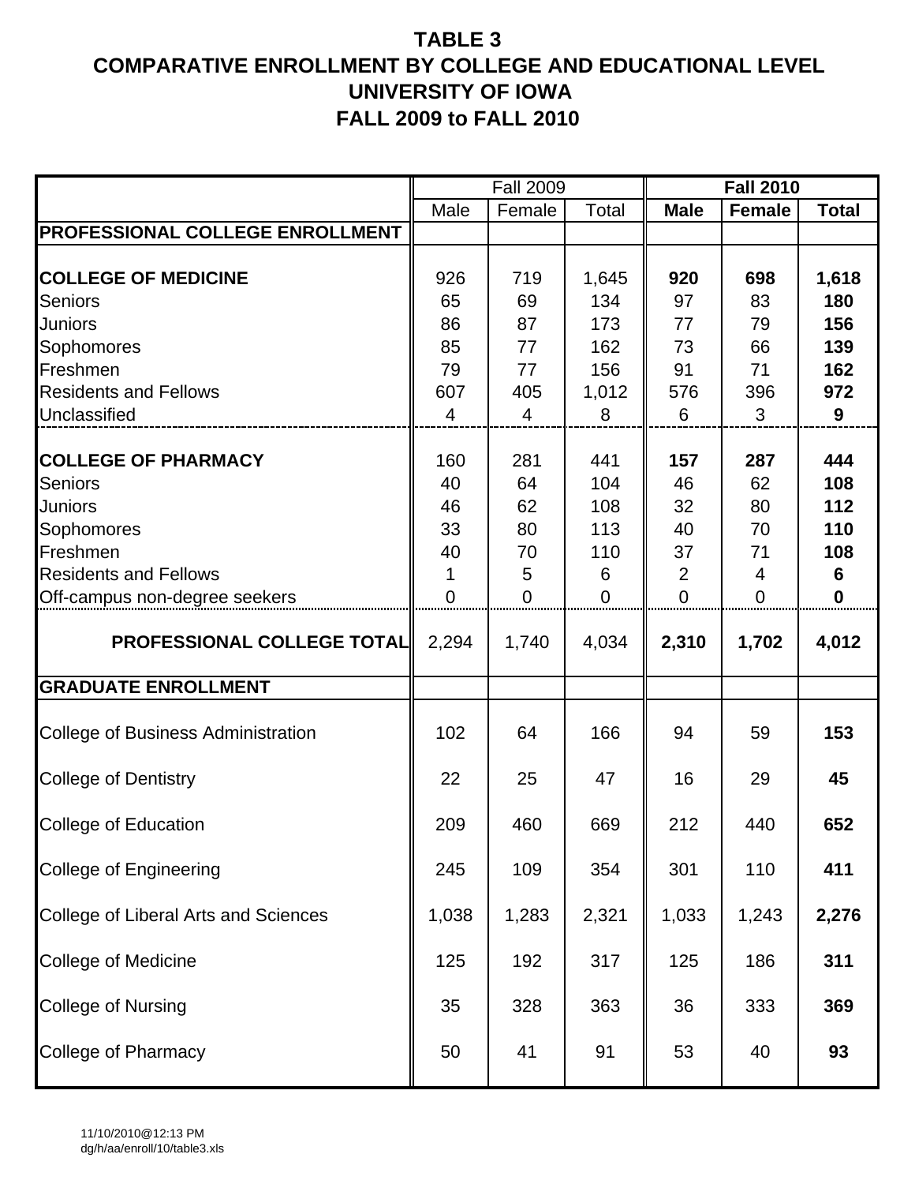# TABLE 3
# COMPARATIVE ENROLLMENT BY COLLEGE AND EDUCATIONAL LEVEL
# UNIVERSITY OF IOWA
# FALL 2009 to FALL 2010

| | Fall 2009 | | | **Fall 2010** | | |
|---|---|---|---|---|---|---|
| | Male | Female | Total | **Male** | **Female** | **Total** |
| **PROFESSIONAL COLLEGE ENROLLMENT** | | | | | | |
| **COLLEGE OF MEDICINE** | 926 | 719 | 1,645 | **920** | **698** | **1,618** |
| Seniors | 65 | 69 | 134 | 97 | 83 | **180** |
| Juniors | 86 | 87 | 173 | 77 | 79 | **156** |
| Sophomores | 85 | 77 | 162 | 73 | 66 | **139** |
| Freshmen | 79 | 77 | 156 | 91 | 71 | **162** |
| Residents and Fellows | 607 | 405 | 1,012 | 576 | 396 | **972** |
| Unclassified | 4 | 4 | 8 | 6 | 3 | **9** |
| **COLLEGE OF PHARMACY** | 160 | 281 | 441 | **157** | **287** | **444** |
| Seniors | 40 | 64 | 104 | 46 | 62 | **108** |
| Juniors | 46 | 62 | 108 | 32 | 80 | **112** |
| Sophomores | 33 | 80 | 113 | 40 | 70 | **110** |
| Freshmen | 40 | 70 | 110 | 37 | 71 | **108** |
| Residents and Fellows | 1 | 5 | 6 | 2 | 4 | **6** |
| Off-campus non-degree seekers | 0 | 0 | 0 | 0 | 0 | **0** |
| **PROFESSIONAL COLLEGE TOTAL** | 2,294 | 1,740 | 4,034 | **2,310** | **1,702** | **4,012** |
| **GRADUATE ENROLLMENT** | | | | | | |
| College of Business Administration | 102 | 64 | 166 | 94 | 59 | **153** |
| College of Dentistry | 22 | 25 | 47 | 16 | 29 | **45** |
| College of Education | 209 | 460 | 669 | 212 | 440 | **652** |
| College of Engineering | 245 | 109 | 354 | 301 | 110 | **411** |
| College of Liberal Arts and Sciences | 1,038 | 1,283 | 2,321 | 1,033 | 1,243 | **2,276** |
| College of Medicine | 125 | 192 | 317 | 125 | 186 | **311** |
| College of Nursing | 35 | 328 | 363 | 36 | 333 | **369** |
| College of Pharmacy | 50 | 41 | 91 | 53 | 40 | **93** |

11/10/2010@12:13 PM
dg/h/aa/enroll/10/table3.xls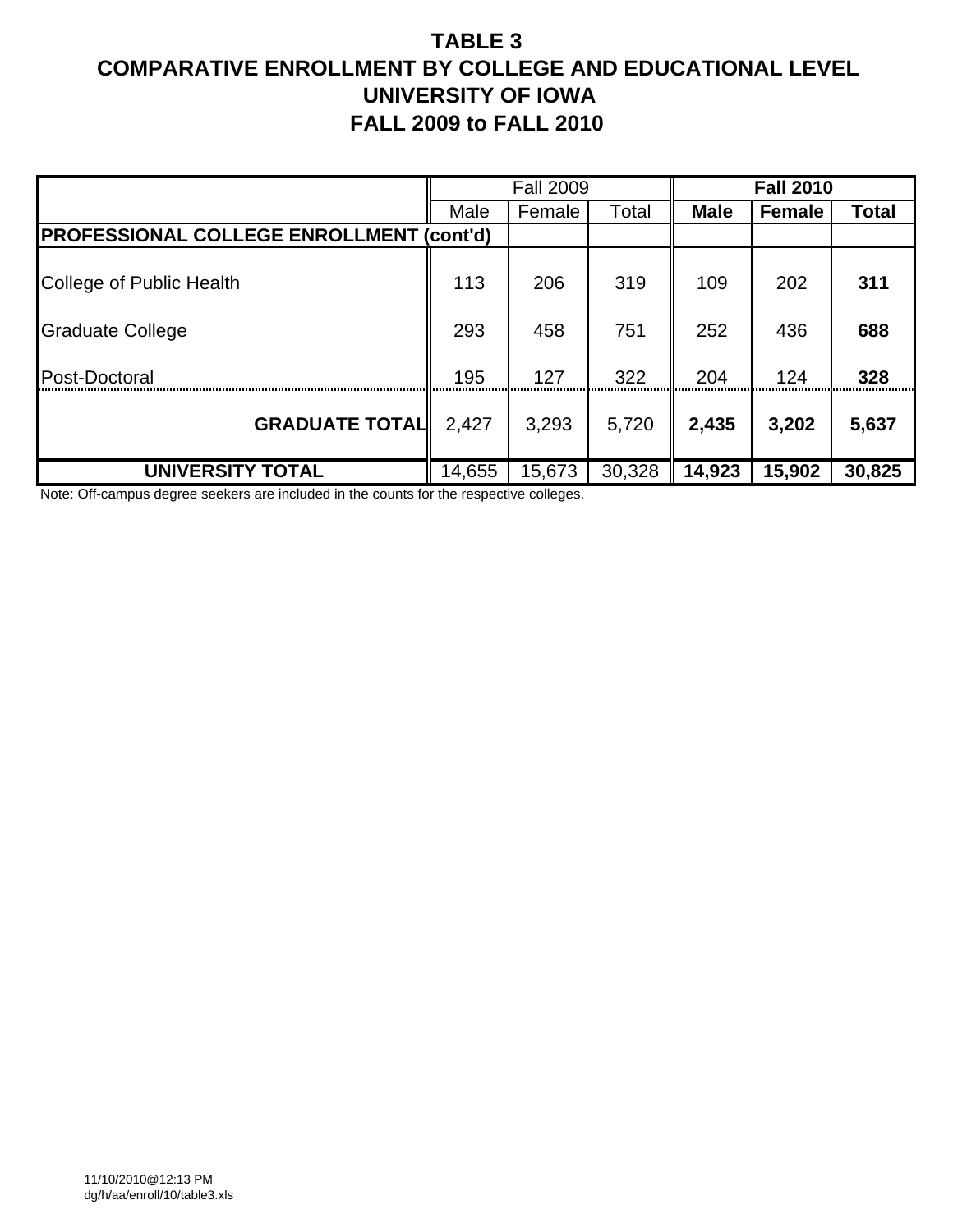# TABLE 3
# COMPARATIVE ENROLLMENT BY COLLEGE AND EDUCATIONAL LEVEL
# UNIVERSITY OF IOWA
# FALL 2009 to FALL 2010

| | Fall 2009 | | | **Fall 2010** | | |
|---|---|---|---|---|---|---|
| | Male | Female | Total | **Male** | **Female** | **Total** |
| **PROFESSIONAL COLLEGE ENROLLMENT (cont'd)** | | | | | | |
| College of Public Health | 113 | 206 | 319 | 109 | 202 | **311** |
| Graduate College | 293 | 458 | 751 | 252 | 436 | **688** |
| Post-Doctoral | 195 | 127 | 322 | 204 | 124 | **328** |
| **GRADUATE TOTAL** | 2,427 | 3,293 | 5,720 | **2,435** | **3,202** | **5,637** |
| **UNIVERSITY TOTAL** | 14,655 | 15,673 | 30,328 | **14,923** | **15,902** | **30,825** |

Note: Off-campus degree seekers are included in the counts for the respective colleges.

11/10/2010@12:13 PM
dg/h/aa/enroll/10/table3.xls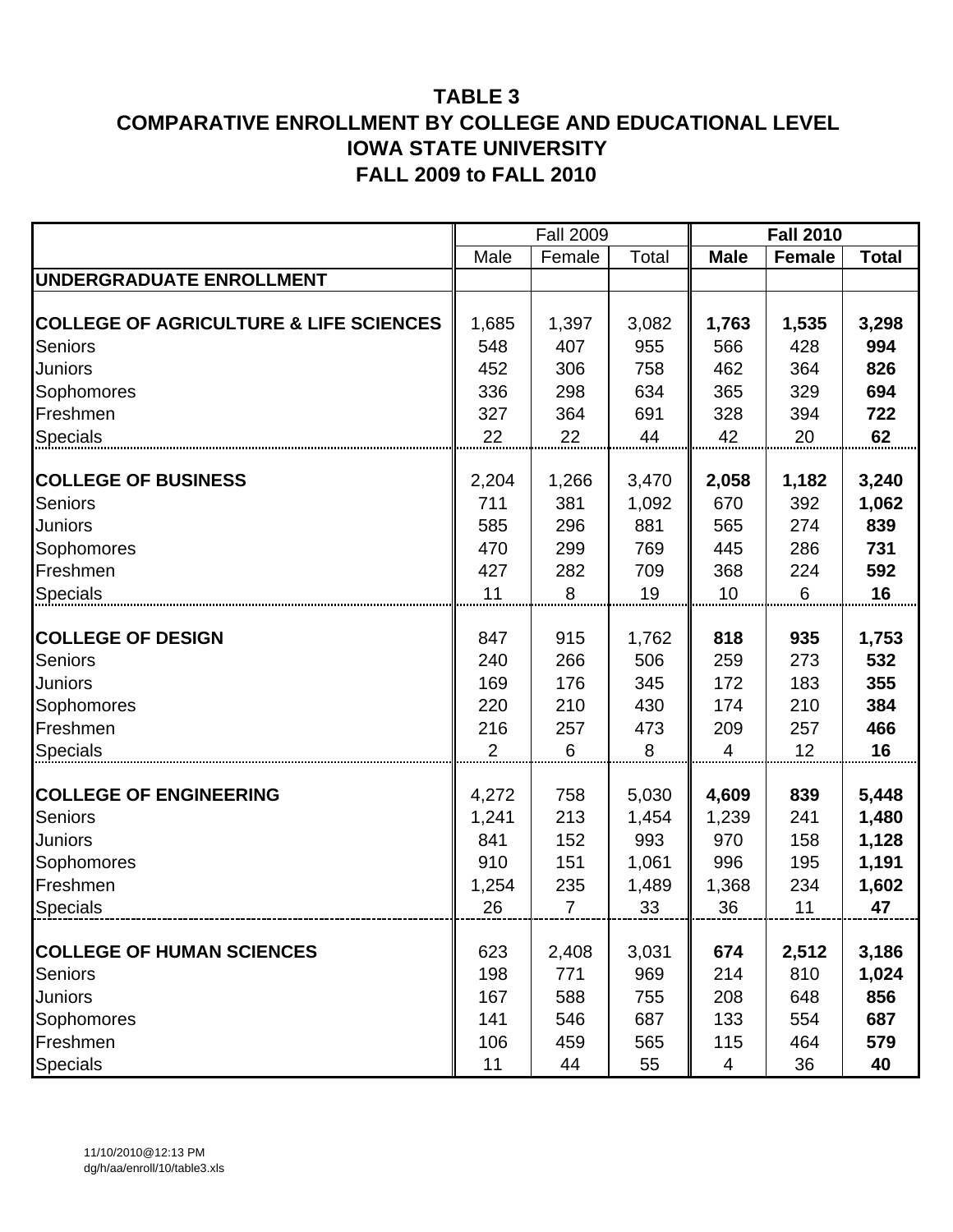# TABLE 3
# COMPARATIVE ENROLLMENT BY COLLEGE AND EDUCATIONAL LEVEL
# IOWA STATE UNIVERSITY
# FALL 2009 to FALL 2010

| | Fall 2009 | | | **Fall 2010** | | |
|---|---|---|---|---|---|---|
| | Male | Female | Total | **Male** | **Female** | **Total** |
| **UNDERGRADUATE ENROLLMENT** | | | | | | |
| **COLLEGE OF AGRICULTURE & LIFE SCIENCES** | 1,685 | 1,397 | 3,082 | **1,763** | **1,535** | **3,298** |
| Seniors | 548 | 407 | 955 | 566 | 428 | **994** |
| Juniors | 452 | 306 | 758 | 462 | 364 | **826** |
| Sophomores | 336 | 298 | 634 | 365 | 329 | **694** |
| Freshmen | 327 | 364 | 691 | 328 | 394 | **722** |
| Specials | 22 | 22 | 44 | 42 | 20 | **62** |
| **COLLEGE OF BUSINESS** | 2,204 | 1,266 | 3,470 | **2,058** | **1,182** | **3,240** |
| Seniors | 711 | 381 | 1,092 | 670 | 392 | **1,062** |
| Juniors | 585 | 296 | 881 | 565 | 274 | **839** |
| Sophomores | 470 | 299 | 769 | 445 | 286 | **731** |
| Freshmen | 427 | 282 | 709 | 368 | 224 | **592** |
| Specials | 11 | 8 | 19 | 10 | 6 | **16** |
| **COLLEGE OF DESIGN** | 847 | 915 | 1,762 | **818** | **935** | **1,753** |
| Seniors | 240 | 266 | 506 | 259 | 273 | **532** |
| Juniors | 169 | 176 | 345 | 172 | 183 | **355** |
| Sophomores | 220 | 210 | 430 | 174 | 210 | **384** |
| Freshmen | 216 | 257 | 473 | 209 | 257 | **466** |
| Specials | 2 | 6 | 8 | 4 | 12 | **16** |
| **COLLEGE OF ENGINEERING** | 4,272 | 758 | 5,030 | **4,609** | **839** | **5,448** |
| Seniors | 1,241 | 213 | 1,454 | 1,239 | 241 | **1,480** |
| Juniors | 841 | 152 | 993 | 970 | 158 | **1,128** |
| Sophomores | 910 | 151 | 1,061 | 996 | 195 | **1,191** |
| Freshmen | 1,254 | 235 | 1,489 | 1,368 | 234 | **1,602** |
| Specials | 26 | 7 | 33 | 36 | 11 | **47** |
| **COLLEGE OF HUMAN SCIENCES** | 623 | 2,408 | 3,031 | **674** | **2,512** | **3,186** |
| Seniors | 198 | 771 | 969 | 214 | 810 | **1,024** |
| Juniors | 167 | 588 | 755 | 208 | 648 | **856** |
| Sophomores | 141 | 546 | 687 | 133 | 554 | **687** |
| Freshmen | 106 | 459 | 565 | 115 | 464 | **579** |
| Specials | 11 | 44 | 55 | 4 | 36 | **40** |

11/10/2010@12:13 PM
dg/h/aa/enroll/10/table3.xls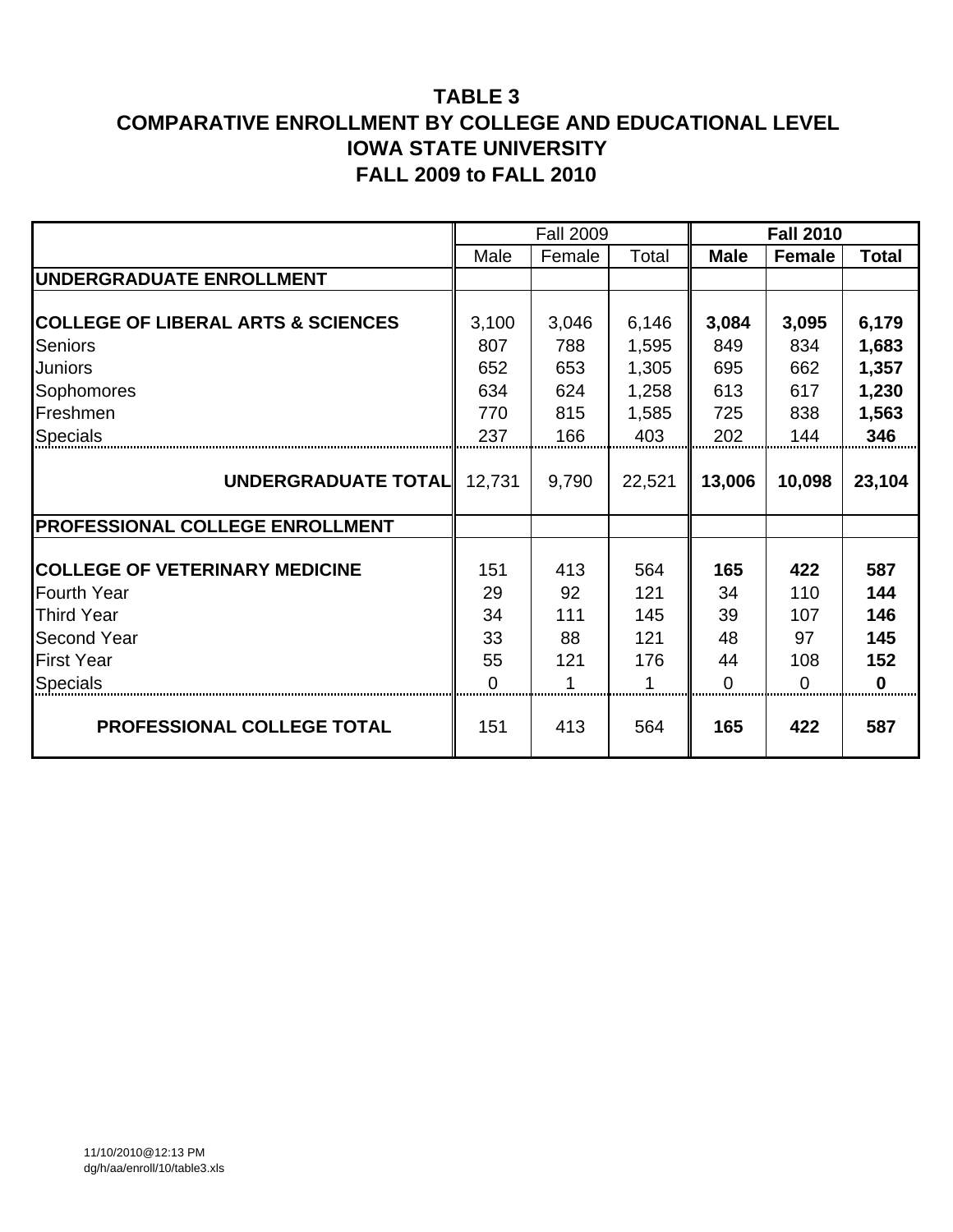# TABLE 3
# COMPARATIVE ENROLLMENT BY COLLEGE AND EDUCATIONAL LEVEL
# IOWA STATE UNIVERSITY
# FALL 2009 to FALL 2010

| | Fall 2009 | | | **Fall 2010** | | |
|---|---|---|---|---|---|---|
| | Male | Female | Total | **Male** | **Female** | **Total** |
| **UNDERGRADUATE ENROLLMENT** | | | | | | |
| **COLLEGE OF LIBERAL ARTS & SCIENCES** | 3,100 | 3,046 | 6,146 | **3,084** | **3,095** | **6,179** |
| Seniors | 807 | 788 | 1,595 | 849 | 834 | **1,683** |
| Juniors | 652 | 653 | 1,305 | 695 | 662 | **1,357** |
| Sophomores | 634 | 624 | 1,258 | 613 | 617 | **1,230** |
| Freshmen | 770 | 815 | 1,585 | 725 | 838 | **1,563** |
| Specials | 237 | 166 | 403 | 202 | 144 | **346** |
| **UNDERGRADUATE TOTAL** | 12,731 | 9,790 | 22,521 | **13,006** | **10,098** | **23,104** |
| **PROFESSIONAL COLLEGE ENROLLMENT** | | | | | | |
| **COLLEGE OF VETERINARY MEDICINE** | 151 | 413 | 564 | **165** | **422** | **587** |
| Fourth Year | 29 | 92 | 121 | 34 | 110 | **144** |
| Third Year | 34 | 111 | 145 | 39 | 107 | **146** |
| Second Year | 33 | 88 | 121 | 48 | 97 | **145** |
| First Year | 55 | 121 | 176 | 44 | 108 | **152** |
| Specials | 0 | 1 | 1 | 0 | 0 | **0** |
| **PROFESSIONAL COLLEGE TOTAL** | 151 | 413 | 564 | **165** | **422** | **587** |

11/10/2010@12:13 PM
dg/h/aa/enroll/10/table3.xls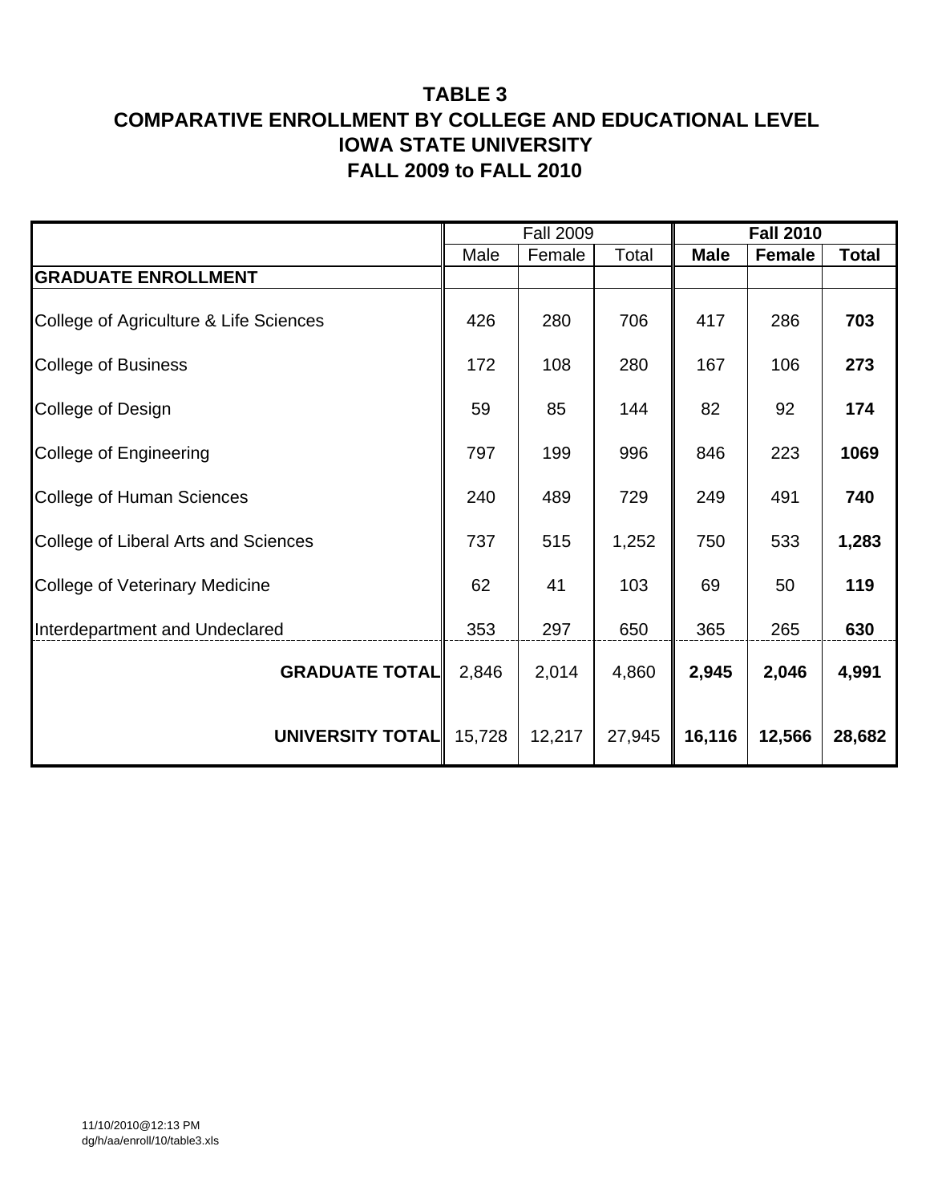# TABLE 3
# COMPARATIVE ENROLLMENT BY COLLEGE AND EDUCATIONAL LEVEL
# IOWA STATE UNIVERSITY
# FALL 2009 to FALL 2010

| | Fall 2009 | | | **Fall 2010** | | |
|---|---|---|---|---|---|---|
| | Male | Female | Total | **Male** | **Female** | **Total** |
| **GRADUATE ENROLLMENT** | | | | | | |
| College of Agriculture & Life Sciences | 426 | 280 | 706 | 417 | 286 | **703** |
| College of Business | 172 | 108 | 280 | 167 | 106 | **273** |
| College of Design | 59 | 85 | 144 | 82 | 92 | **174** |
| College of Engineering | 797 | 199 | 996 | 846 | 223 | **1069** |
| College of Human Sciences | 240 | 489 | 729 | 249 | 491 | **740** |
| College of Liberal Arts and Sciences | 737 | 515 | 1,252 | 750 | 533 | **1,283** |
| College of Veterinary Medicine | 62 | 41 | 103 | 69 | 50 | **119** |
| Interdepartment and Undeclared | 353 | 297 | 650 | 365 | 265 | **630** |
| **GRADUATE TOTAL** | 2,846 | 2,014 | 4,860 | **2,945** | **2,046** | **4,991** |
| **UNIVERSITY TOTAL** | 15,728 | 12,217 | 27,945 | **16,116** | **12,566** | **28,682** |

11/10/2010@12:13 PM
dg/h/aa/enroll/10/table3.xls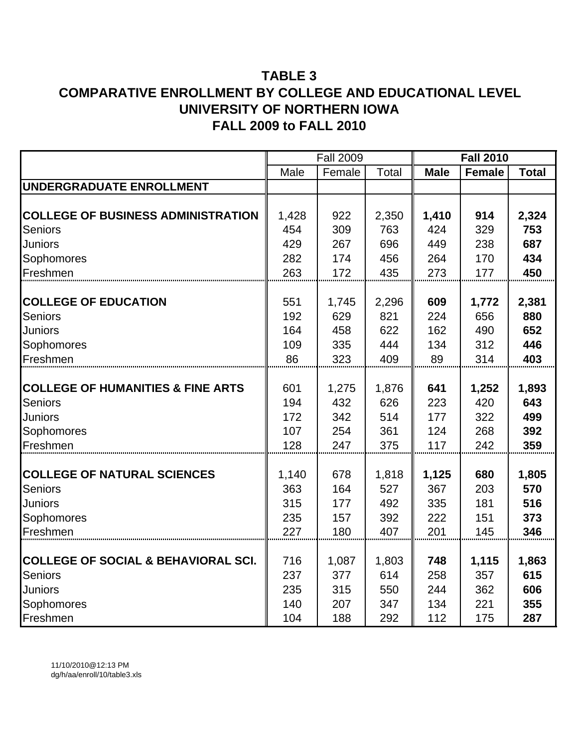# TABLE 3
# COMPARATIVE ENROLLMENT BY COLLEGE AND EDUCATIONAL LEVEL
# UNIVERSITY OF NORTHERN IOWA
# FALL 2009 to FALL 2010

| | Fall 2009 | | | **Fall 2010** | | |
|---|---|---|---|---|---|---|
| | Male | Female | Total | **Male** | **Female** | **Total** |
| **UNDERGRADUATE ENROLLMENT** | | | | | | |
| **COLLEGE OF BUSINESS ADMINISTRATION** | 1,428 | 922 | 2,350 | **1,410** | **914** | **2,324** |
| Seniors | 454 | 309 | 763 | 424 | 329 | **753** |
| Juniors | 429 | 267 | 696 | 449 | 238 | **687** |
| Sophomores | 282 | 174 | 456 | 264 | 170 | **434** |
| Freshmen | 263 | 172 | 435 | 273 | 177 | **450** |
| **COLLEGE OF EDUCATION** | 551 | 1,745 | 2,296 | **609** | **1,772** | **2,381** |
| Seniors | 192 | 629 | 821 | 224 | 656 | **880** |
| Juniors | 164 | 458 | 622 | 162 | 490 | **652** |
| Sophomores | 109 | 335 | 444 | 134 | 312 | **446** |
| Freshmen | 86 | 323 | 409 | 89 | 314 | **403** |
| **COLLEGE OF HUMANITIES & FINE ARTS** | 601 | 1,275 | 1,876 | **641** | **1,252** | **1,893** |
| Seniors | 194 | 432 | 626 | 223 | 420 | **643** |
| Juniors | 172 | 342 | 514 | 177 | 322 | **499** |
| Sophomores | 107 | 254 | 361 | 124 | 268 | **392** |
| Freshmen | 128 | 247 | 375 | 117 | 242 | **359** |
| **COLLEGE OF NATURAL SCIENCES** | 1,140 | 678 | 1,818 | **1,125** | **680** | **1,805** |
| Seniors | 363 | 164 | 527 | 367 | 203 | **570** |
| Juniors | 315 | 177 | 492 | 335 | 181 | **516** |
| Sophomores | 235 | 157 | 392 | 222 | 151 | **373** |
| Freshmen | 227 | 180 | 407 | 201 | 145 | **346** |
| **COLLEGE OF SOCIAL & BEHAVIORAL SCI.** | 716 | 1,087 | 1,803 | **748** | **1,115** | **1,863** |
| Seniors | 237 | 377 | 614 | 258 | 357 | **615** |
| Juniors | 235 | 315 | 550 | 244 | 362 | **606** |
| Sophomores | 140 | 207 | 347 | 134 | 221 | **355** |
| Freshmen | 104 | 188 | 292 | 112 | 175 | **287** |

11/10/2010@12:13 PM
dg/h/aa/enroll/10/table3.xls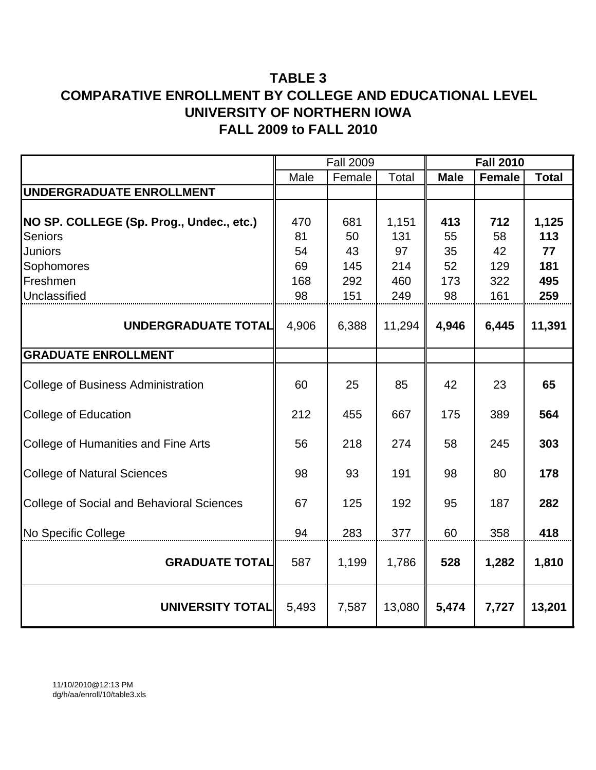# TABLE 3
# COMPARATIVE ENROLLMENT BY COLLEGE AND EDUCATIONAL LEVEL
# UNIVERSITY OF NORTHERN IOWA
# FALL 2009 to FALL 2010

| | Fall 2009 | | | **Fall 2010** | | |
|---|---|---|---|---|---|---|
| | Male | Female | Total | **Male** | **Female** | **Total** |
| **UNDERGRADUATE ENROLLMENT** | | | | | | |
| **NO SP. COLLEGE (Sp. Prog., Undec., etc.)** | 470 | 681 | 1,151 | **413** | **712** | **1,125** |
| Seniors | 81 | 50 | 131 | 55 | 58 | **113** |
| Juniors | 54 | 43 | 97 | 35 | 42 | **77** |
| Sophomores | 69 | 145 | 214 | 52 | 129 | **181** |
| Freshmen | 168 | 292 | 460 | 173 | 322 | **495** |
| Unclassified | 98 | 151 | 249 | 98 | 161 | **259** |
| **UNDERGRADUATE TOTAL** | 4,906 | 6,388 | 11,294 | **4,946** | **6,445** | **11,391** |
| **GRADUATE ENROLLMENT** | | | | | | |
| College of Business Administration | 60 | 25 | 85 | 42 | 23 | **65** |
| College of Education | 212 | 455 | 667 | 175 | 389 | **564** |
| College of Humanities and Fine Arts | 56 | 218 | 274 | 58 | 245 | **303** |
| College of Natural Sciences | 98 | 93 | 191 | 98 | 80 | **178** |
| College of Social and Behavioral Sciences | 67 | 125 | 192 | 95 | 187 | **282** |
| No Specific College | 94 | 283 | 377 | 60 | 358 | **418** |
| **GRADUATE TOTAL** | 587 | 1,199 | 1,786 | **528** | **1,282** | **1,810** |
| **UNIVERSITY TOTAL** | 5,493 | 7,587 | 13,080 | **5,474** | **7,727** | **13,201** |

11/10/2010@12:13 PM
dg/h/aa/enroll/10/table3.xls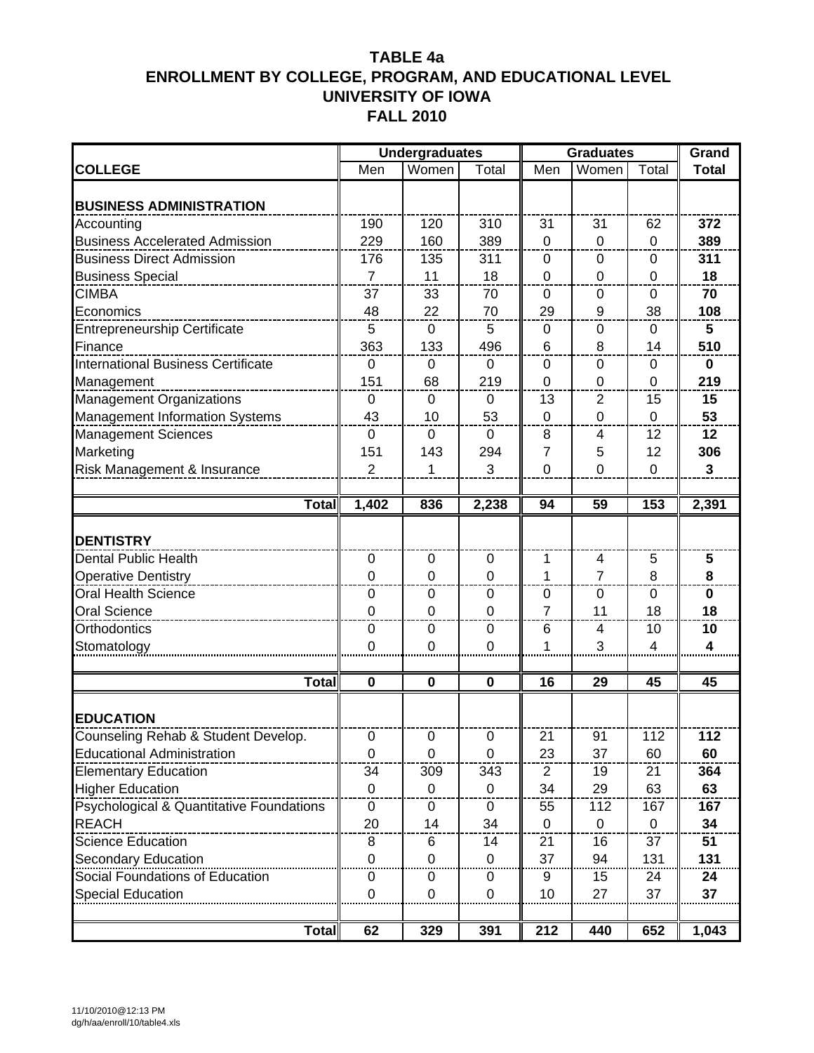# TABLE 4a
# ENROLLMENT BY COLLEGE, PROGRAM, AND EDUCATIONAL LEVEL
# UNIVERSITY OF IOWA
# FALL 2010

| | Undergraduates | | | Graduates | | | Grand |
|---|---|---|---|---|---|---|---|
| **COLLEGE** | Men | Women | Total | Men | Women | Total | **Total** |
| **BUSINESS ADMINISTRATION** | | | | | | | |
| Accounting | 190 | 120 | 310 | 31 | 31 | 62 | **372** |
| Business Accelerated Admission | 229 | 160 | 389 | 0 | 0 | 0 | **389** |
| Business Direct Admission | 176 | 135 | 311 | 0 | 0 | 0 | **311** |
| Business Special | 7 | 11 | 18 | 0 | 0 | 0 | **18** |
| CIMBA | 37 | 33 | 70 | 0 | 0 | 0 | **70** |
| Economics | 48 | 22 | 70 | 29 | 9 | 38 | **108** |
| Entrepreneurship Certificate | 5 | 0 | 5 | 0 | 0 | 0 | **5** |
| Finance | 363 | 133 | 496 | 6 | 8 | 14 | **510** |
| International Business Certificate | 0 | 0 | 0 | 0 | 0 | 0 | **0** |
| Management | 151 | 68 | 219 | 0 | 0 | 0 | **219** |
| Management Organizations | 0 | 0 | 0 | 13 | 2 | 15 | **15** |
| Management Information Systems | 43 | 10 | 53 | 0 | 0 | 0 | **53** |
| Management Sciences | 0 | 0 | 0 | 8 | 4 | 12 | **12** |
| Marketing | 151 | 143 | 294 | 7 | 5 | 12 | **306** |
| Risk Management & Insurance | 2 | 1 | 3 | 0 | 0 | 0 | **3** |
| **Total** | **1,402** | **836** | **2,238** | **94** | **59** | **153** | **2,391** |
| **DENTISTRY** | | | | | | | |
| Dental Public Health | 0 | 0 | 0 | 1 | 4 | 5 | **5** |
| Operative Dentistry | 0 | 0 | 0 | 1 | 7 | 8 | **8** |
| Oral Health Science | 0 | 0 | 0 | 0 | 0 | 0 | **0** |
| Oral Science | 0 | 0 | 0 | 7 | 11 | 18 | **18** |
| Orthodontics | 0 | 0 | 0 | 6 | 4 | 10 | **10** |
| Stomatology | 0 | 0 | 0 | 1 | 3 | 4 | **4** |
| **Total** | **0** | **0** | **0** | **16** | **29** | **45** | **45** |
| **EDUCATION** | | | | | | | |
| Counseling Rehab & Student Develop. | 0 | 0 | 0 | 21 | 91 | 112 | **112** |
| Educational Administration | 0 | 0 | 0 | 23 | 37 | 60 | **60** |
| Elementary Education | 34 | 309 | 343 | 2 | 19 | 21 | **364** |
| Higher Education | 0 | 0 | 0 | 34 | 29 | 63 | **63** |
| Psychological & Quantitative Foundations | 0 | 0 | 0 | 55 | 112 | 167 | **167** |
| REACH | 20 | 14 | 34 | 0 | 0 | 0 | **34** |
| Science Education | 8 | 6 | 14 | 21 | 16 | 37 | **51** |
| Secondary Education | 0 | 0 | 0 | 37 | 94 | 131 | **131** |
| Social Foundations of Education | 0 | 0 | 0 | 9 | 15 | 24 | **24** |
| Special Education | 0 | 0 | 0 | 10 | 27 | 37 | **37** |
| **Total** | **62** | **329** | **391** | **212** | **440** | **652** | **1,043** |

11/10/2010@12:13 PM
dg/h/aa/enroll/10/table4.xls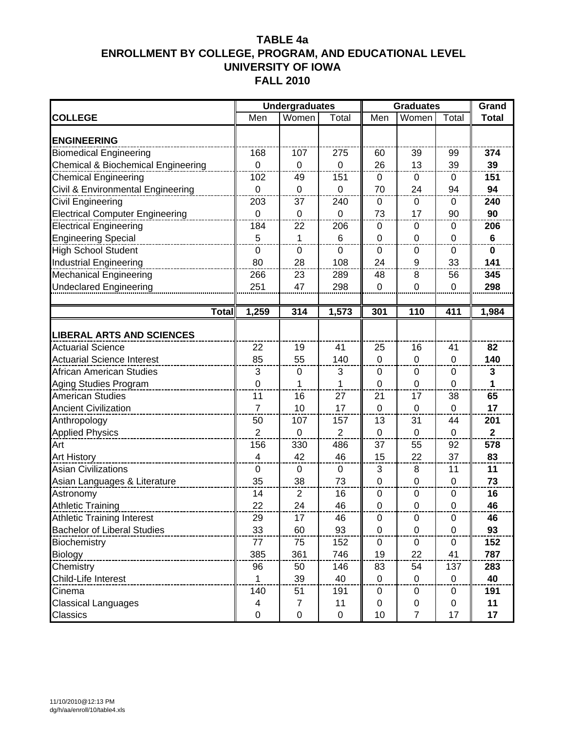# TABLE 4a
# ENROLLMENT BY COLLEGE, PROGRAM, AND EDUCATIONAL LEVEL
# UNIVERSITY OF IOWA
# FALL 2010

| | Undergraduates | | | Graduates | | | Grand |
|---|---|---|---|---|---|---|---|
| **COLLEGE** | Men | Women | Total | Men | Women | Total | **Total** |
| **ENGINEERING** | | | | | | | |
| Biomedical Engineering | 168 | 107 | 275 | 60 | 39 | 99 | **374** |
| Chemical & Biochemical Engineering | 0 | 0 | 0 | 26 | 13 | 39 | **39** |
| Chemical Engineering | 102 | 49 | 151 | 0 | 0 | 0 | **151** |
| Civil & Environmental Engineering | 0 | 0 | 0 | 70 | 24 | 94 | **94** |
| Civil Engineering | 203 | 37 | 240 | 0 | 0 | 0 | **240** |
| Electrical Computer Engineering | 0 | 0 | 0 | 73 | 17 | 90 | **90** |
| Electrical Engineering | 184 | 22 | 206 | 0 | 0 | 0 | **206** |
| Engineering Special | 5 | 1 | 6 | 0 | 0 | 0 | **6** |
| High School Student | 0 | 0 | 0 | 0 | 0 | 0 | **0** |
| Industrial Engineering | 80 | 28 | 108 | 24 | 9 | 33 | **141** |
| Mechanical Engineering | 266 | 23 | 289 | 48 | 8 | 56 | **345** |
| Undeclared Engineering | 251 | 47 | 298 | 0 | 0 | 0 | **298** |
| **Total** | **1,259** | **314** | **1,573** | **301** | **110** | **411** | **1,984** |
| **LIBERAL ARTS AND SCIENCES** | | | | | | | |
| Actuarial Science | 22 | 19 | 41 | 25 | 16 | 41 | **82** |
| Actuarial Science Interest | 85 | 55 | 140 | 0 | 0 | 0 | **140** |
| African American Studies | 3 | 0 | 3 | 0 | 0 | 0 | **3** |
| Aging Studies Program | 0 | 1 | 1 | 0 | 0 | 0 | **1** |
| American Studies | 11 | 16 | 27 | 21 | 17 | 38 | **65** |
| Ancient Civilization | 7 | 10 | 17 | 0 | 0 | 0 | **17** |
| Anthropology | 50 | 107 | 157 | 13 | 31 | 44 | **201** |
| Applied Physics | 2 | 0 | 2 | 0 | 0 | 0 | **2** |
| Art | 156 | 330 | 486 | 37 | 55 | 92 | **578** |
| Art History | 4 | 42 | 46 | 15 | 22 | 37 | **83** |
| Asian Civilizations | 0 | 0 | 0 | 3 | 8 | 11 | **11** |
| Asian Languages & Literature | 35 | 38 | 73 | 0 | 0 | 0 | **73** |
| Astronomy | 14 | 2 | 16 | 0 | 0 | 0 | **16** |
| Athletic Training | 22 | 24 | 46 | 0 | 0 | 0 | **46** |
| Athletic Training Interest | 29 | 17 | 46 | 0 | 0 | 0 | **46** |
| Bachelor of Liberal Studies | 33 | 60 | 93 | 0 | 0 | 0 | **93** |
| Biochemistry | 77 | 75 | 152 | 0 | 0 | 0 | **152** |
| Biology | 385 | 361 | 746 | 19 | 22 | 41 | **787** |
| Chemistry | 96 | 50 | 146 | 83 | 54 | 137 | **283** |
| Child-Life Interest | 1 | 39 | 40 | 0 | 0 | 0 | **40** |
| Cinema | 140 | 51 | 191 | 0 | 0 | 0 | **191** |
| Classical Languages | 4 | 7 | 11 | 0 | 0 | 0 | **11** |
| Classics | 0 | 0 | 0 | 10 | 7 | 17 | **17** |

11/10/2010@12:13 PM
dg/h/aa/enroll/10/table4.xls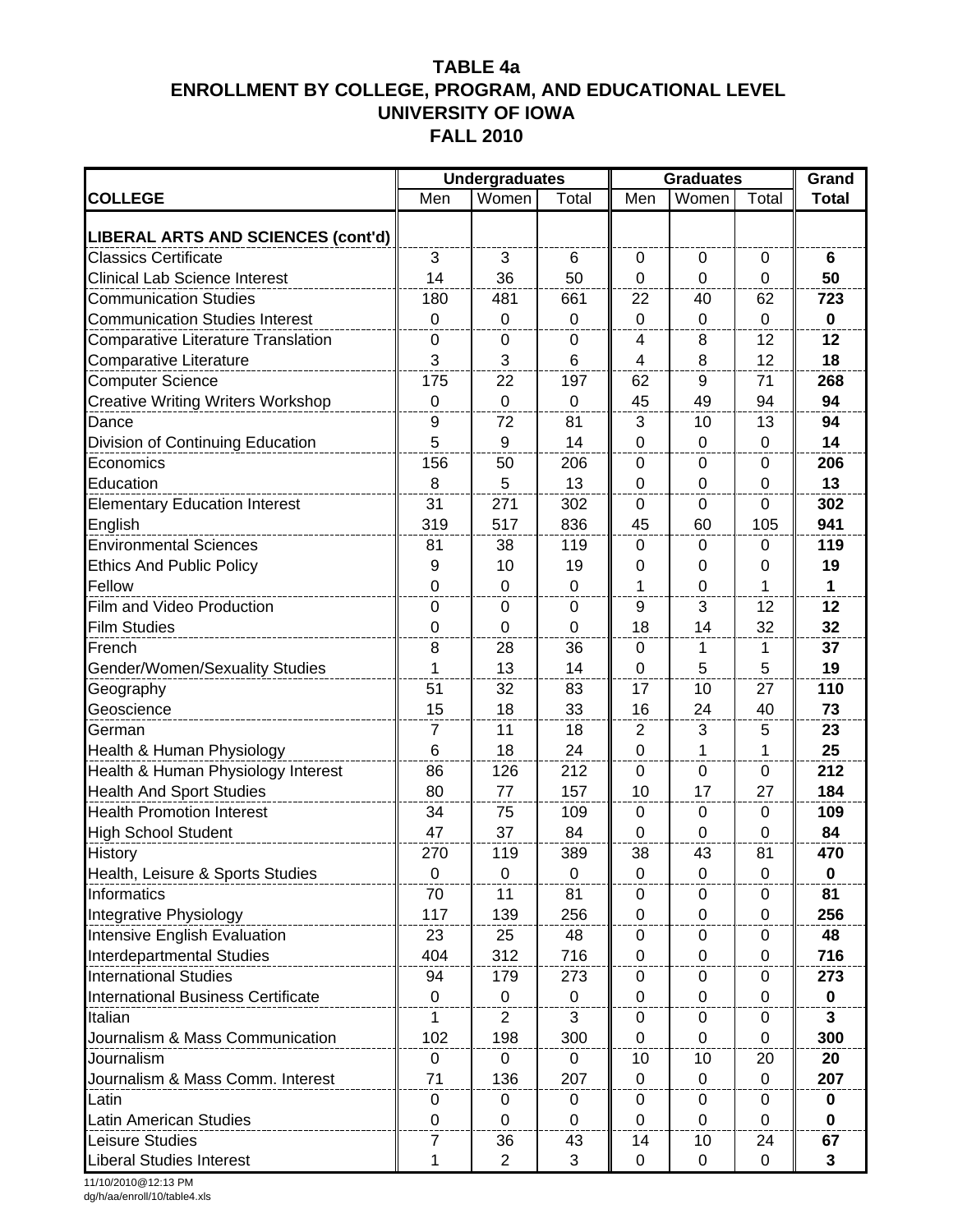**TABLE 4a**
**ENROLLMENT BY COLLEGE, PROGRAM, AND EDUCATIONAL LEVEL**
**UNIVERSITY OF IOWA**
**FALL 2010**

| | Undergraduates | | | Graduates | | | Grand |
|---|---|---|---|---|---|---|---|
| **COLLEGE** | Men | Women | Total | Men | Women | Total | **Total** |
| **LIBERAL ARTS AND SCIENCES (cont'd)** | | | | | | | |
| Classics Certificate | 3 | 3 | 6 | 0 | 0 | 0 | **6** |
| Clinical Lab Science Interest | 14 | 36 | 50 | 0 | 0 | 0 | **50** |
| Communication Studies | 180 | 481 | 661 | 22 | 40 | 62 | **723** |
| Communication Studies Interest | 0 | 0 | 0 | 0 | 0 | 0 | **0** |
| Comparative Literature Translation | 0 | 0 | 0 | 4 | 8 | 12 | **12** |
| Comparative Literature | 3 | 3 | 6 | 4 | 8 | 12 | **18** |
| Computer Science | 175 | 22 | 197 | 62 | 9 | 71 | **268** |
| Creative Writing Writers Workshop | 0 | 0 | 0 | 45 | 49 | 94 | **94** |
| Dance | 9 | 72 | 81 | 3 | 10 | 13 | **94** |
| Division of Continuing Education | 5 | 9 | 14 | 0 | 0 | 0 | **14** |
| Economics | 156 | 50 | 206 | 0 | 0 | 0 | **206** |
| Education | 8 | 5 | 13 | 0 | 0 | 0 | **13** |
| Elementary Education Interest | 31 | 271 | 302 | 0 | 0 | 0 | **302** |
| English | 319 | 517 | 836 | 45 | 60 | 105 | **941** |
| Environmental Sciences | 81 | 38 | 119 | 0 | 0 | 0 | **119** |
| Ethics And Public Policy | 9 | 10 | 19 | 0 | 0 | 0 | **19** |
| Fellow | 0 | 0 | 0 | 1 | 0 | 1 | **1** |
| Film and Video Production | 0 | 0 | 0 | 9 | 3 | 12 | **12** |
| Film Studies | 0 | 0 | 0 | 18 | 14 | 32 | **32** |
| French | 8 | 28 | 36 | 0 | 1 | 1 | **37** |
| Gender/Women/Sexuality Studies | 1 | 13 | 14 | 0 | 5 | 5 | **19** |
| Geography | 51 | 32 | 83 | 17 | 10 | 27 | **110** |
| Geoscience | 15 | 18 | 33 | 16 | 24 | 40 | **73** |
| German | 7 | 11 | 18 | 2 | 3 | 5 | **23** |
| Health & Human Physiology | 6 | 18 | 24 | 0 | 1 | 1 | **25** |
| Health & Human Physiology Interest | 86 | 126 | 212 | 0 | 0 | 0 | **212** |
| Health And Sport Studies | 80 | 77 | 157 | 10 | 17 | 27 | **184** |
| Health Promotion Interest | 34 | 75 | 109 | 0 | 0 | 0 | **109** |
| High School Student | 47 | 37 | 84 | 0 | 0 | 0 | **84** |
| History | 270 | 119 | 389 | 38 | 43 | 81 | **470** |
| Health, Leisure & Sports Studies | 0 | 0 | 0 | 0 | 0 | 0 | **0** |
| Informatics | 70 | 11 | 81 | 0 | 0 | 0 | **81** |
| Integrative Physiology | 117 | 139 | 256 | 0 | 0 | 0 | **256** |
| Intensive English Evaluation | 23 | 25 | 48 | 0 | 0 | 0 | **48** |
| Interdepartmental Studies | 404 | 312 | 716 | 0 | 0 | 0 | **716** |
| International Studies | 94 | 179 | 273 | 0 | 0 | 0 | **273** |
| International Business Certificate | 0 | 0 | 0 | 0 | 0 | 0 | **0** |
| Italian | 1 | 2 | 3 | 0 | 0 | 0 | **3** |
| Journalism & Mass Communication | 102 | 198 | 300 | 0 | 0 | 0 | **300** |
| Journalism | 0 | 0 | 0 | 10 | 10 | 20 | **20** |
| Journalism & Mass Comm. Interest | 71 | 136 | 207 | 0 | 0 | 0 | **207** |
| Latin | 0 | 0 | 0 | 0 | 0 | 0 | **0** |
| Latin American Studies | 0 | 0 | 0 | 0 | 0 | 0 | **0** |
| Leisure Studies | 7 | 36 | 43 | 14 | 10 | 24 | **67** |
| Liberal Studies Interest | 1 | 2 | 3 | 0 | 0 | 0 | **3** |

11/10/2010@12:13 PM
dg/h/aa/enroll/10/table4.xls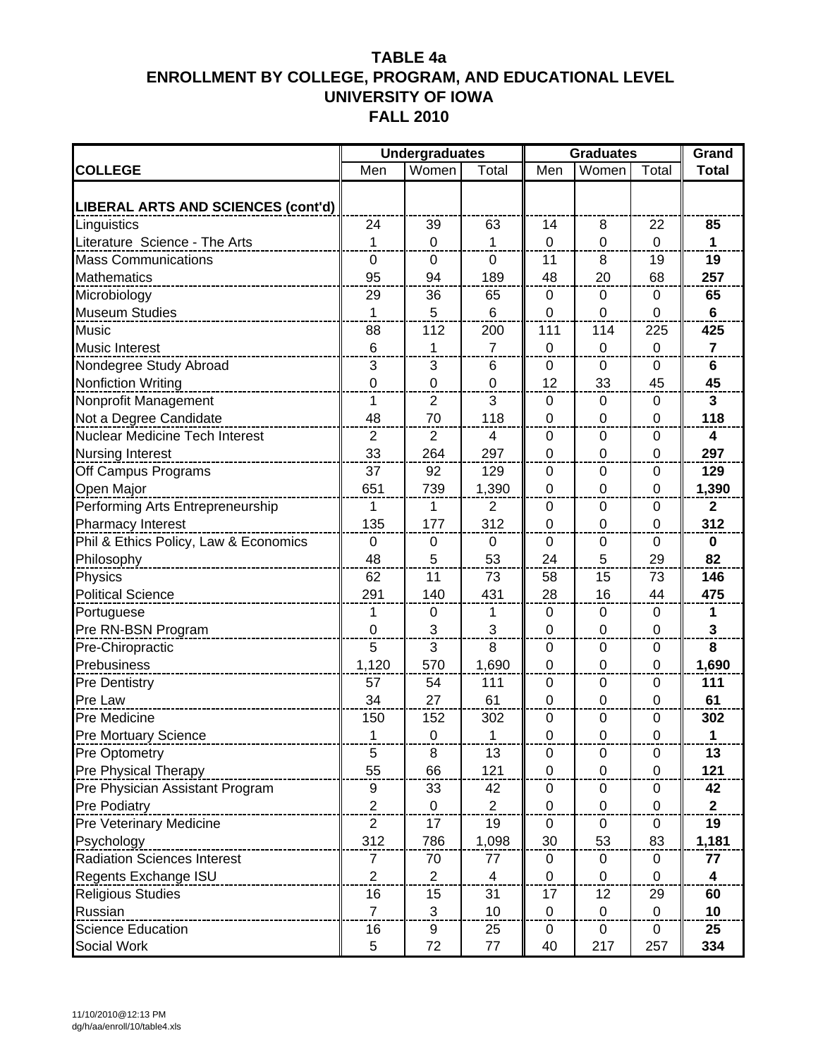# TABLE 4a
## ENROLLMENT BY COLLEGE, PROGRAM, AND EDUCATIONAL LEVEL
## UNIVERSITY OF IOWA
## FALL 2010

| | Undergraduates | | | Graduates | | | Grand |
|---|---|---|---|---|---|---|---|
| **COLLEGE** | Men | Women | Total | Men | Women | Total | **Total** |
| **LIBERAL ARTS AND SCIENCES (cont'd)** | | | | | | | |
| Linguistics | 24 | 39 | 63 | 14 | 8 | 22 | **85** |
| Literature Science - The Arts | 1 | 0 | 1 | 0 | 0 | 0 | **1** |
| Mass Communications | 0 | 0 | 0 | 11 | 8 | 19 | **19** |
| Mathematics | 95 | 94 | 189 | 48 | 20 | 68 | **257** |
| Microbiology | 29 | 36 | 65 | 0 | 0 | 0 | **65** |
| Museum Studies | 1 | 5 | 6 | 0 | 0 | 0 | **6** |
| Music | 88 | 112 | 200 | 111 | 114 | 225 | **425** |
| Music Interest | 6 | 1 | 7 | 0 | 0 | 0 | **7** |
| Nondegree Study Abroad | 3 | 3 | 6 | 0 | 0 | 0 | **6** |
| Nonfiction Writing | 0 | 0 | 0 | 12 | 33 | 45 | **45** |
| Nonprofit Management | 1 | 2 | 3 | 0 | 0 | 0 | **3** |
| Not a Degree Candidate | 48 | 70 | 118 | 0 | 0 | 0 | **118** |
| Nuclear Medicine Tech Interest | 2 | 2 | 4 | 0 | 0 | 0 | **4** |
| Nursing Interest | 33 | 264 | 297 | 0 | 0 | 0 | **297** |
| Off Campus Programs | 37 | 92 | 129 | 0 | 0 | 0 | **129** |
| Open Major | 651 | 739 | 1,390 | 0 | 0 | 0 | **1,390** |
| Performing Arts Entrepreneurship | 1 | 1 | 2 | 0 | 0 | 0 | **2** |
| Pharmacy Interest | 135 | 177 | 312 | 0 | 0 | 0 | **312** |
| Phil & Ethics Policy, Law & Economics | 0 | 0 | 0 | 0 | 0 | 0 | **0** |
| Philosophy | 48 | 5 | 53 | 24 | 5 | 29 | **82** |
| Physics | 62 | 11 | 73 | 58 | 15 | 73 | **146** |
| Political Science | 291 | 140 | 431 | 28 | 16 | 44 | **475** |
| Portuguese | 1 | 0 | 1 | 0 | 0 | 0 | **1** |
| Pre RN-BSN Program | 0 | 3 | 3 | 0 | 0 | 0 | **3** |
| Pre-Chiropractic | 5 | 3 | 8 | 0 | 0 | 0 | **8** |
| Prebusiness | 1,120 | 570 | 1,690 | 0 | 0 | 0 | **1,690** |
| Pre Dentistry | 57 | 54 | 111 | 0 | 0 | 0 | **111** |
| Pre Law | 34 | 27 | 61 | 0 | 0 | 0 | **61** |
| Pre Medicine | 150 | 152 | 302 | 0 | 0 | 0 | **302** |
| Pre Mortuary Science | 1 | 0 | 1 | 0 | 0 | 0 | **1** |
| Pre Optometry | 5 | 8 | 13 | 0 | 0 | 0 | **13** |
| Pre Physical Therapy | 55 | 66 | 121 | 0 | 0 | 0 | **121** |
| Pre Physician Assistant Program | 9 | 33 | 42 | 0 | 0 | 0 | **42** |
| Pre Podiatry | 2 | 0 | 2 | 0 | 0 | 0 | **2** |
| Pre Veterinary Medicine | 2 | 17 | 19 | 0 | 0 | 0 | **19** |
| Psychology | 312 | 786 | 1,098 | 30 | 53 | 83 | **1,181** |
| Radiation Sciences Interest | 7 | 70 | 77 | 0 | 0 | 0 | **77** |
| Regents Exchange ISU | 2 | 2 | 4 | 0 | 0 | 0 | **4** |
| Religious Studies | 16 | 15 | 31 | 17 | 12 | 29 | **60** |
| Russian | 7 | 3 | 10 | 0 | 0 | 0 | **10** |
| Science Education | 16 | 9 | 25 | 0 | 0 | 0 | **25** |
| Social Work | 5 | 72 | 77 | 40 | 217 | 257 | **334** |

11/10/2010@12:13 PM
dg/h/aa/enroll/10/table4.xls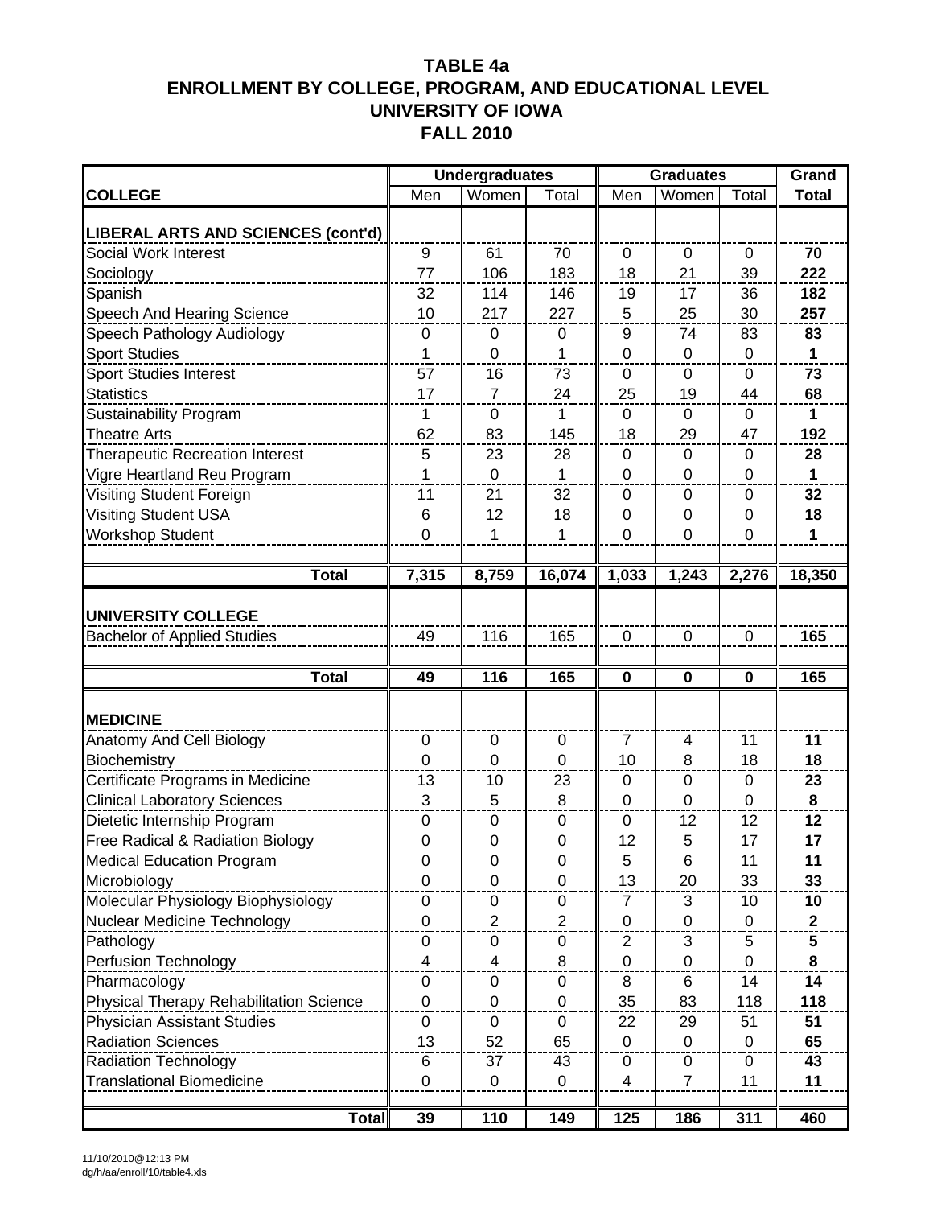# TABLE 4a
# ENROLLMENT BY COLLEGE, PROGRAM, AND EDUCATIONAL LEVEL
# UNIVERSITY OF IOWA
# FALL 2010

| | Undergraduates | | | Graduates | | | Grand |
|---|---|---|---|---|---|---|---|
| **COLLEGE** | Men | Women | Total | Men | Women | Total | **Total** |
| **LIBERAL ARTS AND SCIENCES (cont'd)** | | | | | | | |
| Social Work Interest | 9 | 61 | 70 | 0 | 0 | 0 | **70** |
| Sociology | 77 | 106 | 183 | 18 | 21 | 39 | **222** |
| Spanish | 32 | 114 | 146 | 19 | 17 | 36 | **182** |
| Speech And Hearing Science | 10 | 217 | 227 | 5 | 25 | 30 | **257** |
| Speech Pathology Audiology | 0 | 0 | 0 | 9 | 74 | 83 | **83** |
| Sport Studies | 1 | 0 | 1 | 0 | 0 | 0 | **1** |
| Sport Studies Interest | 57 | 16 | 73 | 0 | 0 | 0 | **73** |
| Statistics | 17 | 7 | 24 | 25 | 19 | 44 | **68** |
| Sustainability Program | 1 | 0 | 1 | 0 | 0 | 0 | **1** |
| Theatre Arts | 62 | 83 | 145 | 18 | 29 | 47 | **192** |
| Therapeutic Recreation Interest | 5 | 23 | 28 | 0 | 0 | 0 | **28** |
| Vigre Heartland Reu Program | 1 | 0 | 1 | 0 | 0 | 0 | **1** |
| Visiting Student Foreign | 11 | 21 | 32 | 0 | 0 | 0 | **32** |
| Visiting Student USA | 6 | 12 | 18 | 0 | 0 | 0 | **18** |
| Workshop Student | 0 | 1 | 1 | 0 | 0 | 0 | **1** |
| **Total** | **7,315** | **8,759** | **16,074** | **1,033** | **1,243** | **2,276** | **18,350** |
| **UNIVERSITY COLLEGE** | | | | | | | |
| Bachelor of Applied Studies | 49 | 116 | 165 | 0 | 0 | 0 | **165** |
| **Total** | **49** | **116** | **165** | **0** | **0** | **0** | **165** |
| **MEDICINE** | | | | | | | |
| Anatomy And Cell Biology | 0 | 0 | 0 | 7 | 4 | 11 | **11** |
| Biochemistry | 0 | 0 | 0 | 10 | 8 | 18 | **18** |
| Certificate Programs in Medicine | 13 | 10 | 23 | 0 | 0 | 0 | **23** |
| Clinical Laboratory Sciences | 3 | 5 | 8 | 0 | 0 | 0 | **8** |
| Dietetic Internship Program | 0 | 0 | 0 | 0 | 12 | 12 | **12** |
| Free Radical & Radiation Biology | 0 | 0 | 0 | 12 | 5 | 17 | **17** |
| Medical Education Program | 0 | 0 | 0 | 5 | 6 | 11 | **11** |
| Microbiology | 0 | 0 | 0 | 13 | 20 | 33 | **33** |
| Molecular Physiology Biophysiology | 0 | 0 | 0 | 7 | 3 | 10 | **10** |
| Nuclear Medicine Technology | 0 | 2 | 2 | 0 | 0 | 0 | **2** |
| Pathology | 0 | 0 | 0 | 2 | 3 | 5 | **5** |
| Perfusion Technology | 4 | 4 | 8 | 0 | 0 | 0 | **8** |
| Pharmacology | 0 | 0 | 0 | 8 | 6 | 14 | **14** |
| Physical Therapy Rehabilitation Science | 0 | 0 | 0 | 35 | 83 | 118 | **118** |
| Physician Assistant Studies | 0 | 0 | 0 | 22 | 29 | 51 | **51** |
| Radiation Sciences | 13 | 52 | 65 | 0 | 0 | 0 | **65** |
| Radiation Technology | 6 | 37 | 43 | 0 | 0 | 0 | **43** |
| Translational Biomedicine | 0 | 0 | 0 | 4 | 7 | 11 | **11** |
| **Total** | **39** | **110** | **149** | **125** | **186** | **311** | **460** |

11/10/2010@12:13 PM
dg/h/aa/enroll/10/table4.xls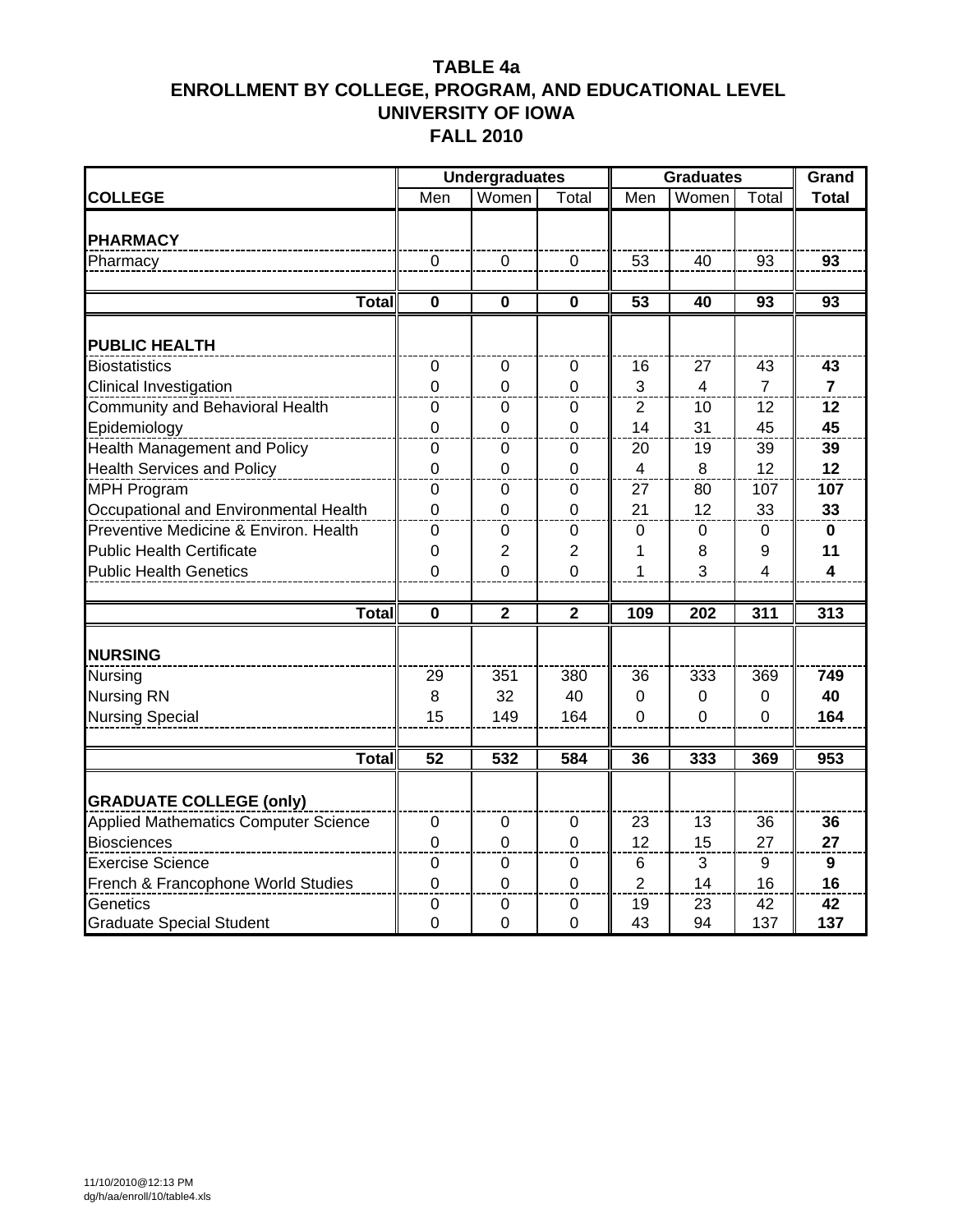# TABLE 4a
## ENROLLMENT BY COLLEGE, PROGRAM, AND EDUCATIONAL LEVEL
## UNIVERSITY OF IOWA
## FALL 2010

| | Undergraduates | | | Graduates | | | Grand |
|---|---|---|---|---|---|---|---|
| **COLLEGE** | Men | Women | Total | Men | Women | Total | **Total** |
| **PHARMACY** | | | | | | | |
| Pharmacy | 0 | 0 | 0 | 53 | 40 | 93 | **93** |
| **Total** | **0** | **0** | **0** | **53** | **40** | **93** | **93** |
| **PUBLIC HEALTH** | | | | | | | |
| Biostatistics | 0 | 0 | 0 | 16 | 27 | 43 | **43** |
| Clinical Investigation | 0 | 0 | 0 | 3 | 4 | 7 | **7** |
| Community and Behavioral Health | 0 | 0 | 0 | 2 | 10 | 12 | **12** |
| Epidemiology | 0 | 0 | 0 | 14 | 31 | 45 | **45** |
| Health Management and Policy | 0 | 0 | 0 | 20 | 19 | 39 | **39** |
| Health Services and Policy | 0 | 0 | 0 | 4 | 8 | 12 | **12** |
| MPH Program | 0 | 0 | 0 | 27 | 80 | 107 | **107** |
| Occupational and Environmental Health | 0 | 0 | 0 | 21 | 12 | 33 | **33** |
| Preventive Medicine & Environ. Health | 0 | 0 | 0 | 0 | 0 | 0 | **0** |
| Public Health Certificate | 0 | 2 | 2 | 1 | 8 | 9 | **11** |
| Public Health Genetics | 0 | 0 | 0 | 1 | 3 | 4 | **4** |
| **Total** | **0** | **2** | **2** | **109** | **202** | **311** | **313** |
| **NURSING** | | | | | | | |
| Nursing | 29 | 351 | 380 | 36 | 333 | 369 | **749** |
| Nursing RN | 8 | 32 | 40 | 0 | 0 | 0 | **40** |
| Nursing Special | 15 | 149 | 164 | 0 | 0 | 0 | **164** |
| **Total** | **52** | **532** | **584** | **36** | **333** | **369** | **953** |
| **GRADUATE COLLEGE (only)** | | | | | | | |
| Applied Mathematics Computer Science | 0 | 0 | 0 | 23 | 13 | 36 | **36** |
| Biosciences | 0 | 0 | 0 | 12 | 15 | 27 | **27** |
| Exercise Science | 0 | 0 | 0 | 6 | 3 | 9 | **9** |
| French & Francophone World Studies | 0 | 0 | 0 | 2 | 14 | 16 | **16** |
| Genetics | 0 | 0 | 0 | 19 | 23 | 42 | **42** |
| Graduate Special Student | 0 | 0 | 0 | 43 | 94 | 137 | **137** |

11/10/2010@12:13 PM
dg/h/aa/enroll/10/table4.xls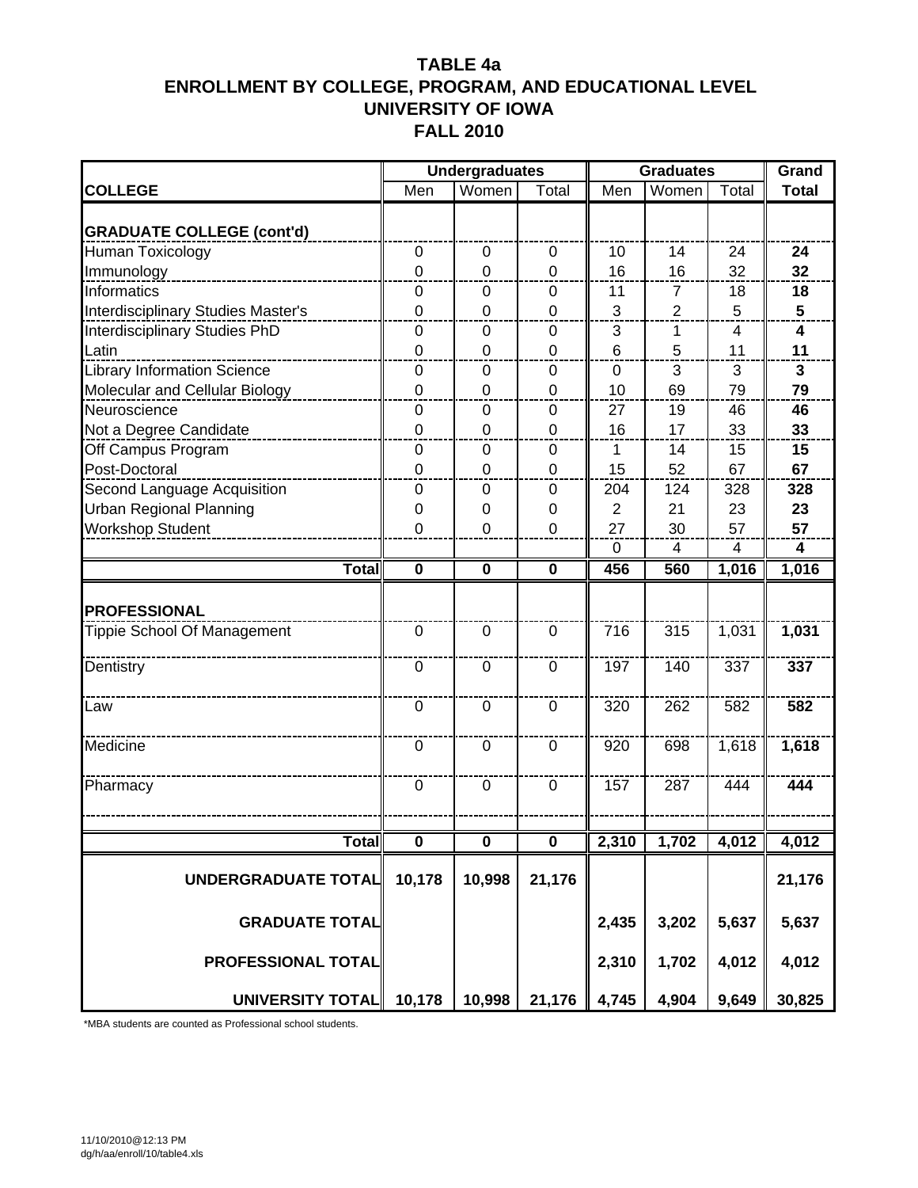# TABLE 4a
## ENROLLMENT BY COLLEGE, PROGRAM, AND EDUCATIONAL LEVEL
## UNIVERSITY OF IOWA
## FALL 2010

| | Undergraduates | | | Graduates | | | Grand |
|---|---|---|---|---|---|---|---|
| **COLLEGE** | Men | Women | Total | Men | Women | Total | **Total** |
| **GRADUATE COLLEGE (cont'd)** | | | | | | | |
| Human Toxicology | 0 | 0 | 0 | 10 | 14 | 24 | **24** |
| Immunology | 0 | 0 | 0 | 16 | 16 | 32 | **32** |
| Informatics | 0 | 0 | 0 | 11 | 7 | 18 | **18** |
| Interdisciplinary Studies Master's | 0 | 0 | 0 | 3 | 2 | 5 | **5** |
| Interdisciplinary Studies PhD | 0 | 0 | 0 | 3 | 1 | 4 | **4** |
| Latin | 0 | 0 | 0 | 6 | 5 | 11 | **11** |
| Library Information Science | 0 | 0 | 0 | 0 | 3 | 3 | **3** |
| Molecular and Cellular Biology | 0 | 0 | 0 | 10 | 69 | 79 | **79** |
| Neuroscience | 0 | 0 | 0 | 27 | 19 | 46 | **46** |
| Not a Degree Candidate | 0 | 0 | 0 | 16 | 17 | 33 | **33** |
| Off Campus Program | 0 | 0 | 0 | 1 | 14 | 15 | **15** |
| Post-Doctoral | 0 | 0 | 0 | 15 | 52 | 67 | **67** |
| Second Language Acquisition | 0 | 0 | 0 | 204 | 124 | 328 | **328** |
| Urban Regional Planning | 0 | 0 | 0 | 2 | 21 | 23 | **23** |
| Workshop Student | 0 | 0 | 0 | 27 | 30 | 57 | **57** |
| | | | | 0 | 4 | 4 | **4** |
| **Total** | **0** | **0** | **0** | **456** | **560** | **1,016** | **1,016** |
| **PROFESSIONAL** | | | | | | | |
| Tippie School Of Management | 0 | 0 | 0 | 716 | 315 | 1,031 | **1,031** |
| Dentistry | 0 | 0 | 0 | 197 | 140 | 337 | **337** |
| Law | 0 | 0 | 0 | 320 | 262 | 582 | **582** |
| Medicine | 0 | 0 | 0 | 920 | 698 | 1,618 | **1,618** |
| Pharmacy | 0 | 0 | 0 | 157 | 287 | 444 | **444** |
| **Total** | **0** | **0** | **0** | **2,310** | **1,702** | **4,012** | **4,012** |
| **UNDERGRADUATE TOTAL** | **10,178** | **10,998** | **21,176** | | | | **21,176** |
| **GRADUATE TOTAL** | | | | **2,435** | **3,202** | **5,637** | **5,637** |
| **PROFESSIONAL TOTAL** | | | | **2,310** | **1,702** | **4,012** | **4,012** |
| **UNIVERSITY TOTAL** | **10,178** | **10,998** | **21,176** | **4,745** | **4,904** | **9,649** | **30,825** |

*MBA students are counted as Professional school students.

11/10/2010@12:13 PM
dg/h/aa/enroll/10/table4.xls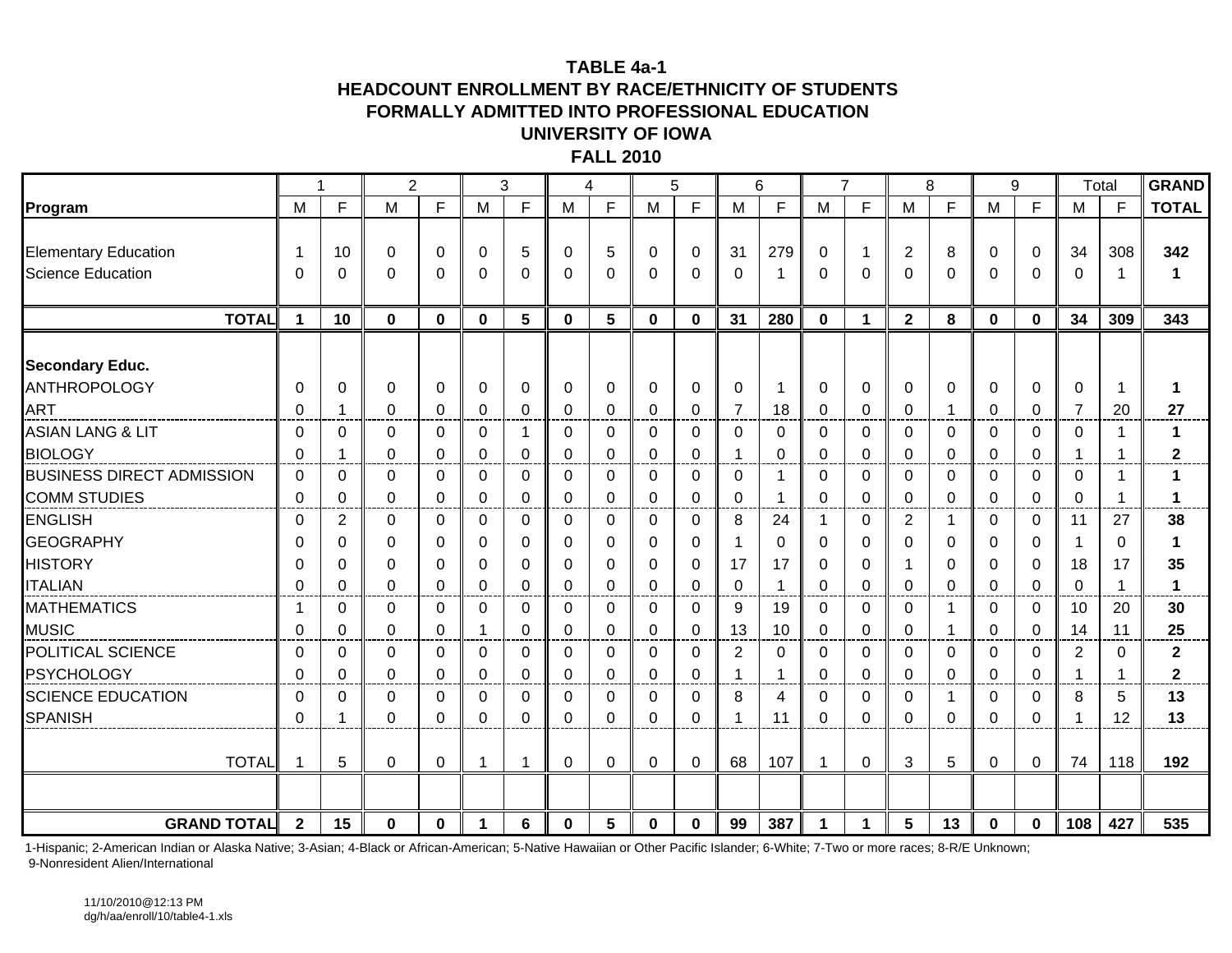**TABLE 4a-1**
**HEADCOUNT ENROLLMENT BY RACE/ETHNICITY OF STUDENTS**
**FORMALLY ADMITTED INTO PROFESSIONAL EDUCATION**
**UNIVERSITY OF IOWA**
**FALL 2010**

| | 1 | | 2 | | 3 | | 4 | | 5 | | 6 | | 7 | | 8 | | 9 | | Total | | GRAND |
|---|---|---|---|---|---|---|---|---|---|---|---|---|---|---|---|---|---|---|---|---|---|
| **Program** | M | F | M | F | M | F | M | F | M | F | M | F | M | F | M | F | M | F | M | F | **TOTAL** |
| Elementary Education | 1 | 10 | 0 | 0 | 0 | 5 | 0 | 5 | 0 | 0 | 31 | 279 | 0 | 1 | 2 | 8 | 0 | 0 | 34 | 308 | **342** |
| Science Education | 0 | 0 | 0 | 0 | 0 | 0 | 0 | 0 | 0 | 0 | 0 | 1 | 0 | 0 | 0 | 0 | 0 | 0 | 0 | 1 | **1** |
| **TOTAL** | **1** | **10** | **0** | **0** | **0** | **5** | **0** | **5** | **0** | **0** | **31** | **280** | **0** | **1** | **2** | **8** | **0** | **0** | **34** | **309** | **343** |
| **Secondary Educ.** | | | | | | | | | | | | | | | | | | | | | |
| ANTHROPOLOGY | 0 | 0 | 0 | 0 | 0 | 0 | 0 | 0 | 0 | 0 | 0 | 1 | 0 | 0 | 0 | 0 | 0 | 0 | 0 | 1 | **1** |
| ART | 0 | 1 | 0 | 0 | 0 | 0 | 0 | 0 | 0 | 0 | 7 | 18 | 0 | 0 | 0 | 1 | 0 | 0 | 7 | 20 | **27** |
| ASIAN LANG & LIT | 0 | 0 | 0 | 0 | 0 | 1 | 0 | 0 | 0 | 0 | 0 | 0 | 0 | 0 | 0 | 0 | 0 | 0 | 0 | 1 | **1** |
| BIOLOGY | 0 | 1 | 0 | 0 | 0 | 0 | 0 | 0 | 0 | 0 | 1 | 0 | 0 | 0 | 0 | 0 | 0 | 0 | 1 | 1 | **2** |
| BUSINESS DIRECT ADMISSION | 0 | 0 | 0 | 0 | 0 | 0 | 0 | 0 | 0 | 0 | 0 | 1 | 0 | 0 | 0 | 0 | 0 | 0 | 0 | 1 | **1** |
| COMM STUDIES | 0 | 0 | 0 | 0 | 0 | 0 | 0 | 0 | 0 | 0 | 0 | 1 | 0 | 0 | 0 | 0 | 0 | 0 | 0 | 1 | **1** |
| ENGLISH | 0 | 2 | 0 | 0 | 0 | 0 | 0 | 0 | 0 | 0 | 8 | 24 | 1 | 0 | 2 | 1 | 0 | 0 | 11 | 27 | **38** |
| GEOGRAPHY | 0 | 0 | 0 | 0 | 0 | 0 | 0 | 0 | 0 | 0 | 1 | 0 | 0 | 0 | 0 | 0 | 0 | 0 | 1 | 0 | **1** |
| HISTORY | 0 | 0 | 0 | 0 | 0 | 0 | 0 | 0 | 0 | 0 | 17 | 17 | 0 | 0 | 1 | 0 | 0 | 0 | 18 | 17 | **35** |
| ITALIAN | 0 | 0 | 0 | 0 | 0 | 0 | 0 | 0 | 0 | 0 | 0 | 1 | 0 | 0 | 0 | 0 | 0 | 0 | 0 | 1 | **1** |
| MATHEMATICS | 1 | 0 | 0 | 0 | 0 | 0 | 0 | 0 | 0 | 0 | 9 | 19 | 0 | 0 | 0 | 1 | 0 | 0 | 10 | 20 | **30** |
| MUSIC | 0 | 0 | 0 | 0 | 1 | 0 | 0 | 0 | 0 | 0 | 13 | 10 | 0 | 0 | 0 | 1 | 0 | 0 | 14 | 11 | **25** |
| POLITICAL SCIENCE | 0 | 0 | 0 | 0 | 0 | 0 | 0 | 0 | 0 | 0 | 2 | 0 | 0 | 0 | 0 | 0 | 0 | 0 | 2 | 0 | **2** |
| PSYCHOLOGY | 0 | 0 | 0 | 0 | 0 | 0 | 0 | 0 | 0 | 0 | 1 | 1 | 0 | 0 | 0 | 0 | 0 | 0 | 1 | 1 | **2** |
| SCIENCE EDUCATION | 0 | 0 | 0 | 0 | 0 | 0 | 0 | 0 | 0 | 0 | 8 | 4 | 0 | 0 | 0 | 1 | 0 | 0 | 8 | 5 | **13** |
| SPANISH | 0 | 1 | 0 | 0 | 0 | 0 | 0 | 0 | 0 | 0 | 1 | 11 | 0 | 0 | 0 | 0 | 0 | 0 | 1 | 12 | **13** |
| TOTAL | 1 | 5 | 0 | 0 | 1 | 1 | 0 | 0 | 0 | 0 | 68 | 107 | 1 | 0 | 3 | 5 | 0 | 0 | 74 | 118 | **192** |
| **GRAND TOTAL** | **2** | **15** | **0** | **0** | **1** | **6** | **0** | **5** | **0** | **0** | **99** | **387** | **1** | **1** | **5** | **13** | **0** | **0** | **108** | **427** | **535** |

1-Hispanic; 2-American Indian or Alaska Native; 3-Asian; 4-Black or African-American; 5-Native Hawaiian or Other Pacific Islander; 6-White; 7-Two or more races; 8-R/E Unknown; 9-Nonresident Alien/International

11/10/2010@12:13 PM
dg/h/aa/enroll/10/table4-1.xls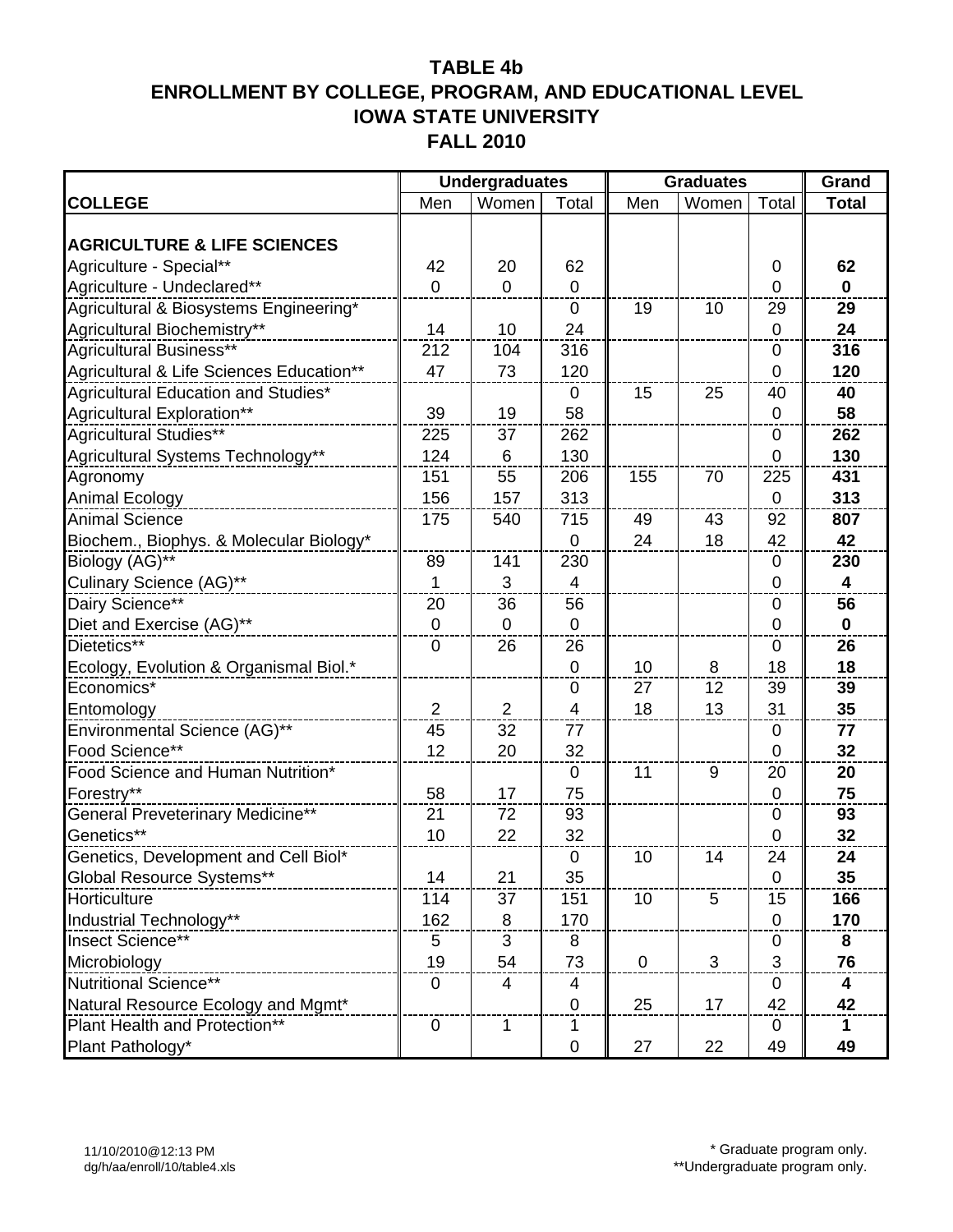# TABLE 4b
## ENROLLMENT BY COLLEGE, PROGRAM, AND EDUCATIONAL LEVEL
## IOWA STATE UNIVERSITY
## FALL 2010

| | Undergraduates | | | Graduates | | | Grand |
|---|---|---|---|---|---|---|---|
| **COLLEGE** | Men | Women | Total | Men | Women | Total | **Total** |
| **AGRICULTURE & LIFE SCIENCES** | | | | | | | |
| Agriculture - Special** | 42 | 20 | 62 | | | 0 | **62** |
| Agriculture - Undeclared** | 0 | 0 | 0 | | | 0 | **0** |
| Agricultural & Biosystems Engineering* | | | 0 | 19 | 10 | 29 | **29** |
| Agricultural Biochemistry** | 14 | 10 | 24 | | | 0 | **24** |
| Agricultural Business** | 212 | 104 | 316 | | | 0 | **316** |
| Agricultural & Life Sciences Education** | 47 | 73 | 120 | | | 0 | **120** |
| Agricultural Education and Studies* | | | 0 | 15 | 25 | 40 | **40** |
| Agricultural Exploration** | 39 | 19 | 58 | | | 0 | **58** |
| Agricultural Studies** | 225 | 37 | 262 | | | 0 | **262** |
| Agricultural Systems Technology** | 124 | 6 | 130 | | | 0 | **130** |
| Agronomy | 151 | 55 | 206 | 155 | 70 | 225 | **431** |
| Animal Ecology | 156 | 157 | 313 | | | 0 | **313** |
| Animal Science | 175 | 540 | 715 | 49 | 43 | 92 | **807** |
| Biochem., Biophys. & Molecular Biology* | | | 0 | 24 | 18 | 42 | **42** |
| Biology (AG)** | 89 | 141 | 230 | | | 0 | **230** |
| Culinary Science (AG)** | 1 | 3 | 4 | | | 0 | **4** |
| Dairy Science** | 20 | 36 | 56 | | | 0 | **56** |
| Diet and Exercise (AG)** | 0 | 0 | 0 | | | 0 | **0** |
| Dietetics** | 0 | 26 | 26 | | | 0 | **26** |
| Ecology, Evolution & Organismal Biol.* | | | 0 | 10 | 8 | 18 | **18** |
| Economics* | | | 0 | 27 | 12 | 39 | **39** |
| Entomology | 2 | 2 | 4 | 18 | 13 | 31 | **35** |
| Environmental Science (AG)** | 45 | 32 | 77 | | | 0 | **77** |
| Food Science** | 12 | 20 | 32 | | | 0 | **32** |
| Food Science and Human Nutrition* | | | 0 | 11 | 9 | 20 | **20** |
| Forestry** | 58 | 17 | 75 | | | 0 | **75** |
| General Preveterinary Medicine** | 21 | 72 | 93 | | | 0 | **93** |
| Genetics** | 10 | 22 | 32 | | | 0 | **32** |
| Genetics, Development and Cell Biol* | | | 0 | 10 | 14 | 24 | **24** |
| Global Resource Systems** | 14 | 21 | 35 | | | 0 | **35** |
| Horticulture | 114 | 37 | 151 | 10 | 5 | 15 | **166** |
| Industrial Technology** | 162 | 8 | 170 | | | 0 | **170** |
| Insect Science** | 5 | 3 | 8 | | | 0 | **8** |
| Microbiology | 19 | 54 | 73 | 0 | 3 | 3 | **76** |
| Nutritional Science** | 0 | 4 | 4 | | | 0 | **4** |
| Natural Resource Ecology and Mgmt* | | | 0 | 25 | 17 | 42 | **42** |
| Plant Health and Protection** | 0 | 1 | 1 | | | 0 | **1** |
| Plant Pathology* | | | 0 | 27 | 22 | 49 | **49** |

11/10/2010@12:13 PM
dg/h/aa/enroll/10/table4.xls

\* Graduate program only.
\*\*Undergraduate program only.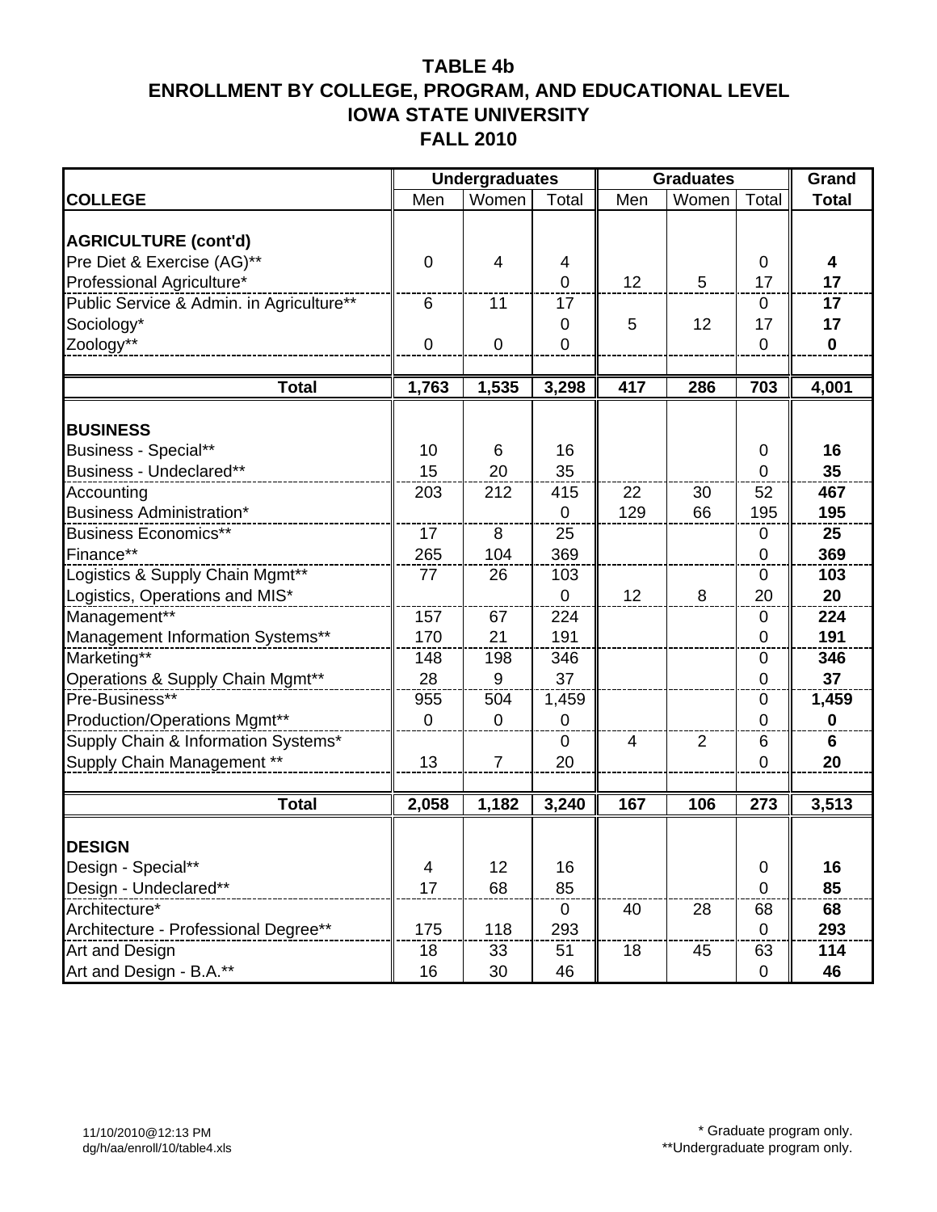# TABLE 4b
# ENROLLMENT BY COLLEGE, PROGRAM, AND EDUCATIONAL LEVEL
# IOWA STATE UNIVERSITY
# FALL 2010

| | Undergraduates | | | Graduates | | | Grand |
|---|---|---|---|---|---|---|---|
| **COLLEGE** | Men | Women | Total | Men | Women | Total | **Total** |
| **AGRICULTURE (cont'd)** | | | | | | | |
| Pre Diet & Exercise (AG)** | 0 | 4 | 4 | | | 0 | **4** |
| Professional Agriculture* | | | 0 | 12 | 5 | 17 | **17** |
| Public Service & Admin. in Agriculture** | 6 | 11 | 17 | | | 0 | **17** |
| Sociology* | | | 0 | 5 | 12 | 17 | **17** |
| Zoology** | 0 | 0 | 0 | | | 0 | **0** |
| **Total** | **1,763** | **1,535** | **3,298** | **417** | **286** | **703** | **4,001** |
| **BUSINESS** | | | | | | | |
| Business - Special** | 10 | 6 | 16 | | | 0 | **16** |
| Business - Undeclared** | 15 | 20 | 35 | | | 0 | **35** |
| Accounting | 203 | 212 | 415 | 22 | 30 | 52 | **467** |
| Business Administration* | | | 0 | 129 | 66 | 195 | **195** |
| Business Economics** | 17 | 8 | 25 | | | 0 | **25** |
| Finance** | 265 | 104 | 369 | | | 0 | **369** |
| Logistics & Supply Chain Mgmt** | 77 | 26 | 103 | | | 0 | **103** |
| Logistics, Operations and MIS* | | | 0 | 12 | 8 | 20 | **20** |
| Management** | 157 | 67 | 224 | | | 0 | **224** |
| Management Information Systems** | 170 | 21 | 191 | | | 0 | **191** |
| Marketing** | 148 | 198 | 346 | | | 0 | **346** |
| Operations & Supply Chain Mgmt** | 28 | 9 | 37 | | | 0 | **37** |
| Pre-Business** | 955 | 504 | 1,459 | | | 0 | **1,459** |
| Production/Operations Mgmt** | 0 | 0 | 0 | | | 0 | **0** |
| Supply Chain & Information Systems* | | | 0 | 4 | 2 | 6 | **6** |
| Supply Chain Management ** | 13 | 7 | 20 | | | 0 | **20** |
| **Total** | **2,058** | **1,182** | **3,240** | **167** | **106** | **273** | **3,513** |
| **DESIGN** | | | | | | | |
| Design - Special** | 4 | 12 | 16 | | | 0 | **16** |
| Design - Undeclared** | 17 | 68 | 85 | | | 0 | **85** |
| Architecture* | | | 0 | 40 | 28 | 68 | **68** |
| Architecture - Professional Degree** | 175 | 118 | 293 | | | 0 | **293** |
| Art and Design | 18 | 33 | 51 | 18 | 45 | 63 | **114** |
| Art and Design - B.A.** | 16 | 30 | 46 | | | 0 | **46** |

11/10/2010@12:13 PM
dg/h/aa/enroll/10/table4.xls

\* Graduate program only.
\*\*Undergraduate program only.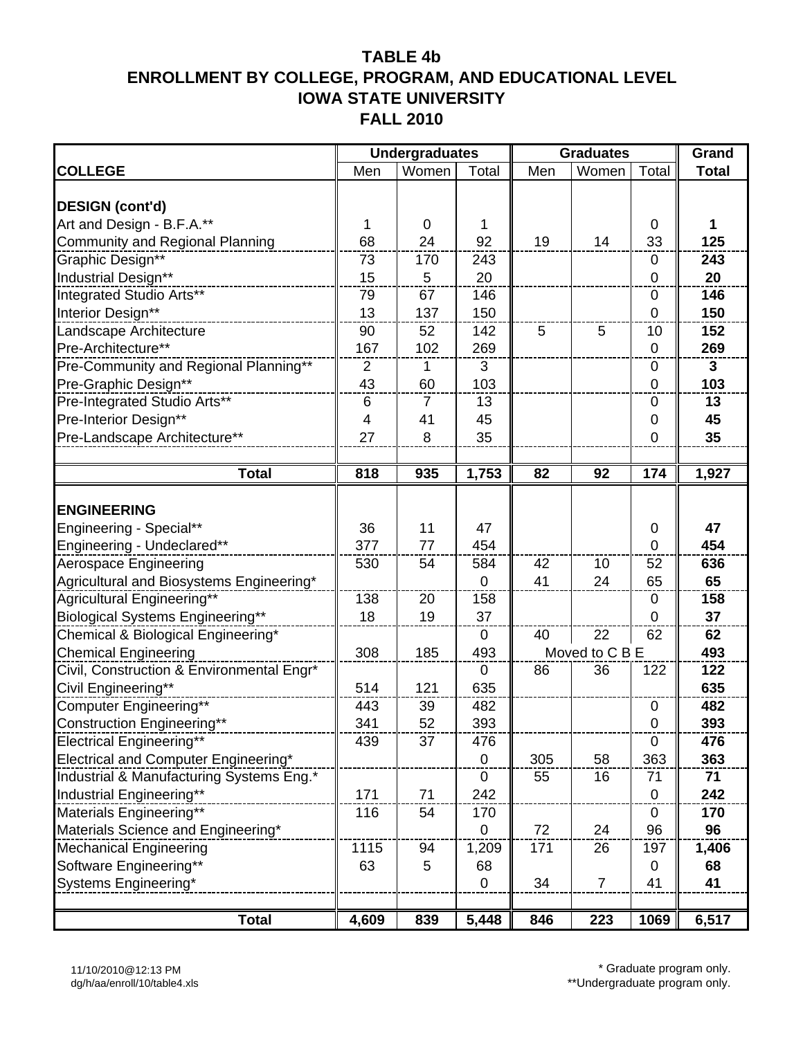# TABLE 4b
# ENROLLMENT BY COLLEGE, PROGRAM, AND EDUCATIONAL LEVEL
# IOWA STATE UNIVERSITY
# FALL 2010

| | Undergraduates | | | Graduates | | | Grand |
|---|---|---|---|---|---|---|---|
| **COLLEGE** | Men | Women | Total | Men | Women | Total | **Total** |
| **DESIGN (cont'd)** | | | | | | | |
| Art and Design - B.F.A.** | 1 | 0 | 1 | | | 0 | **1** |
| Community and Regional Planning | 68 | 24 | 92 | 19 | 14 | 33 | **125** |
| Graphic Design** | 73 | 170 | 243 | | | 0 | **243** |
| Industrial Design** | 15 | 5 | 20 | | | 0 | **20** |
| Integrated Studio Arts** | 79 | 67 | 146 | | | 0 | **146** |
| Interior Design** | 13 | 137 | 150 | | | 0 | **150** |
| Landscape Architecture | 90 | 52 | 142 | 5 | 5 | 10 | **152** |
| Pre-Architecture** | 167 | 102 | 269 | | | 0 | **269** |
| Pre-Community and Regional Planning** | 2 | 1 | 3 | | | 0 | **3** |
| Pre-Graphic Design** | 43 | 60 | 103 | | | 0 | **103** |
| Pre-Integrated Studio Arts** | 6 | 7 | 13 | | | 0 | **13** |
| Pre-Interior Design** | 4 | 41 | 45 | | | 0 | **45** |
| Pre-Landscape Architecture** | 27 | 8 | 35 | | | 0 | **35** |
| **Total** | **818** | **935** | **1,753** | **82** | **92** | **174** | **1,927** |
| **ENGINEERING** | | | | | | | |
| Engineering - Special** | 36 | 11 | 47 | | | 0 | **47** |
| Engineering - Undeclared** | 377 | 77 | 454 | | | 0 | **454** |
| Aerospace Engineering | 530 | 54 | 584 | 42 | 10 | 52 | **636** |
| Agricultural and Biosystems Engineering* | | | 0 | 41 | 24 | 65 | **65** |
| Agricultural Engineering** | 138 | 20 | 158 | | | 0 | **158** |
| Biological Systems Engineering** | 18 | 19 | 37 | | | 0 | **37** |
| Chemical & Biological Engineering* | | | 0 | 40 | 22 | 62 | **62** |
| Chemical Engineering | 308 | 185 | 493 | Moved to C B E | | | **493** |
| Civil, Construction & Environmental Engr* | | | 0 | 86 | 36 | 122 | **122** |
| Civil Engineering** | 514 | 121 | 635 | | | | **635** |
| Computer Engineering** | 443 | 39 | 482 | | | 0 | **482** |
| Construction Engineering** | 341 | 52 | 393 | | | 0 | **393** |
| Electrical Engineering** | 439 | 37 | 476 | | | 0 | **476** |
| Electrical and Computer Engineering* | | | 0 | 305 | 58 | 363 | **363** |
| Industrial & Manufacturing Systems Eng.* | | | 0 | 55 | 16 | 71 | **71** |
| Industrial Engineering** | 171 | 71 | 242 | | | 0 | **242** |
| Materials Engineering** | 116 | 54 | 170 | | | 0 | **170** |
| Materials Science and Engineering* | | | 0 | 72 | 24 | 96 | **96** |
| Mechanical Engineering | 1115 | 94 | 1,209 | 171 | 26 | 197 | **1,406** |
| Software Engineering** | 63 | 5 | 68 | | | 0 | **68** |
| Systems Engineering* | | | 0 | 34 | 7 | 41 | **41** |
| **Total** | **4,609** | **839** | **5,448** | **846** | **223** | **1069** | **6,517** |

11/10/2010@12:13 PM
dg/h/aa/enroll/10/table4.xls

\* Graduate program only.
\*\*Undergraduate program only.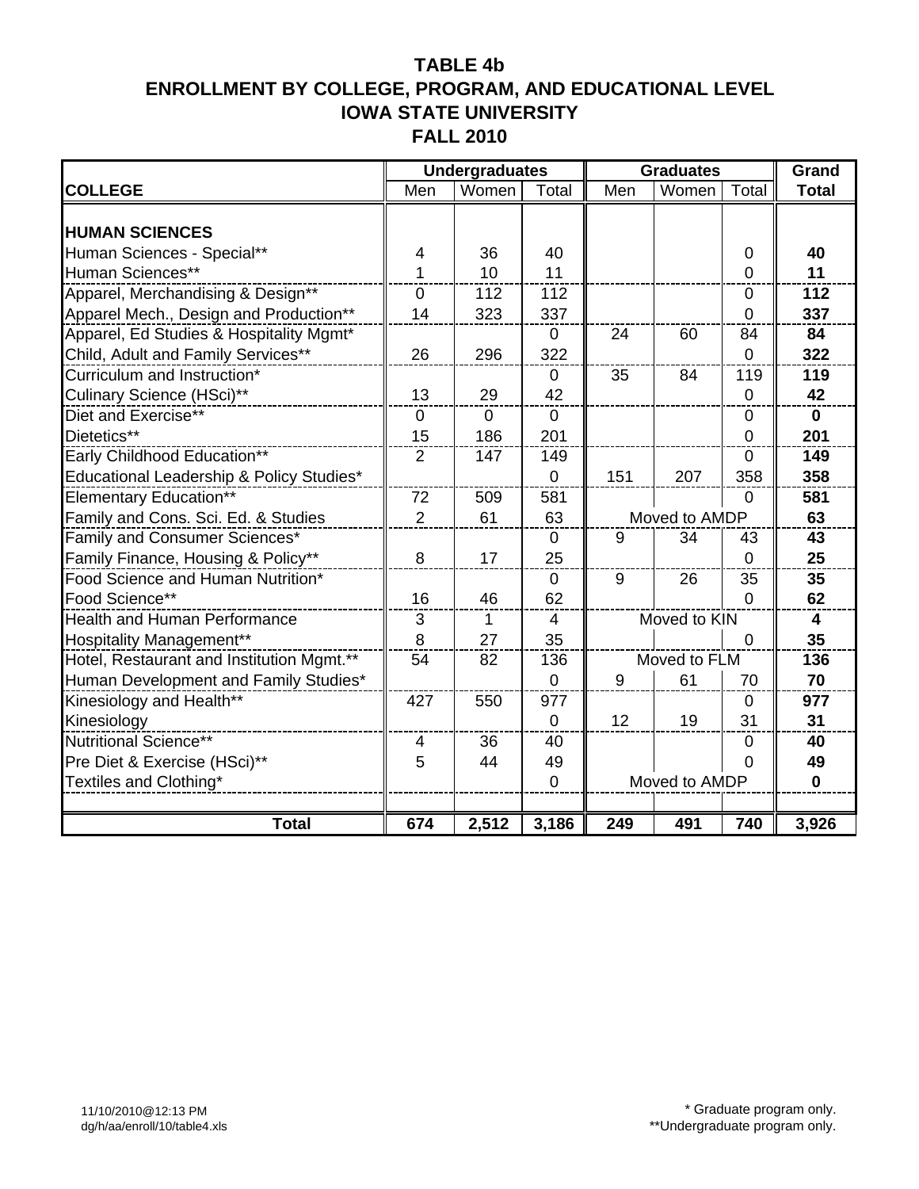# TABLE 4b
# ENROLLMENT BY COLLEGE, PROGRAM, AND EDUCATIONAL LEVEL
# IOWA STATE UNIVERSITY
# FALL 2010

| COLLEGE | Undergraduates | | | Graduates | | | Grand |
|---|---|---|---|---|---|---|---|
| | Men | Women | Total | Men | Women | Total | Total |
| **HUMAN SCIENCES** | | | | | | | |
| Human Sciences - Special** | 4 | 36 | 40 | | | 0 | **40** |
| Human Sciences** | 1 | 10 | 11 | | | 0 | **11** |
| Apparel, Merchandising & Design** | 0 | 112 | 112 | | | 0 | **112** |
| Apparel Mech., Design and Production** | 14 | 323 | 337 | | | 0 | **337** |
| Apparel, Ed Studies & Hospitality Mgmt* | | | 0 | 24 | 60 | 84 | **84** |
| Child, Adult and Family Services** | 26 | 296 | 322 | | | 0 | **322** |
| Curriculum and Instruction* | | | 0 | 35 | 84 | 119 | **119** |
| Culinary Science (HSci)** | 13 | 29 | 42 | | | 0 | **42** |
| Diet and Exercise** | 0 | 0 | 0 | | | 0 | **0** |
| Dietetics** | 15 | 186 | 201 | | | 0 | **201** |
| Early Childhood Education** | 2 | 147 | 149 | | | 0 | **149** |
| Educational Leadership & Policy Studies* | | | 0 | 151 | 207 | 358 | **358** |
| Elementary Education** | 72 | 509 | 581 | | | 0 | **581** |
| Family and Cons. Sci. Ed. & Studies | 2 | 61 | 63 | Moved to AMDP | | | **63** |
| Family and Consumer Sciences* | | | 0 | 9 | 34 | 43 | **43** |
| Family Finance, Housing & Policy** | 8 | 17 | 25 | | | 0 | **25** |
| Food Science and Human Nutrition* | | | 0 | 9 | 26 | 35 | **35** |
| Food Science** | 16 | 46 | 62 | | | 0 | **62** |
| Health and Human Performance | 3 | 1 | 4 | Moved to KIN | | | **4** |
| Hospitality Management** | 8 | 27 | 35 | | | 0 | **35** |
| Hotel, Restaurant and Institution Mgmt.** | 54 | 82 | 136 | Moved to FLM | | | **136** |
| Human Development and Family Studies* | | | 0 | 9 | 61 | 70 | **70** |
| Kinesiology and Health** | 427 | 550 | 977 | | | 0 | **977** |
| Kinesiology | | | 0 | 12 | 19 | 31 | **31** |
| Nutritional Science** | 4 | 36 | 40 | | | 0 | **40** |
| Pre Diet & Exercise (HSci)** | 5 | 44 | 49 | | | 0 | **49** |
| Textiles and Clothing* | | | 0 | Moved to AMDP | | | **0** |
| **Total** | **674** | **2,512** | **3,186** | **249** | **491** | **740** | **3,926** |

11/10/2010@12:13 PM
dg/h/aa/enroll/10/table4.xls

\* Graduate program only.
\*\*Undergraduate program only.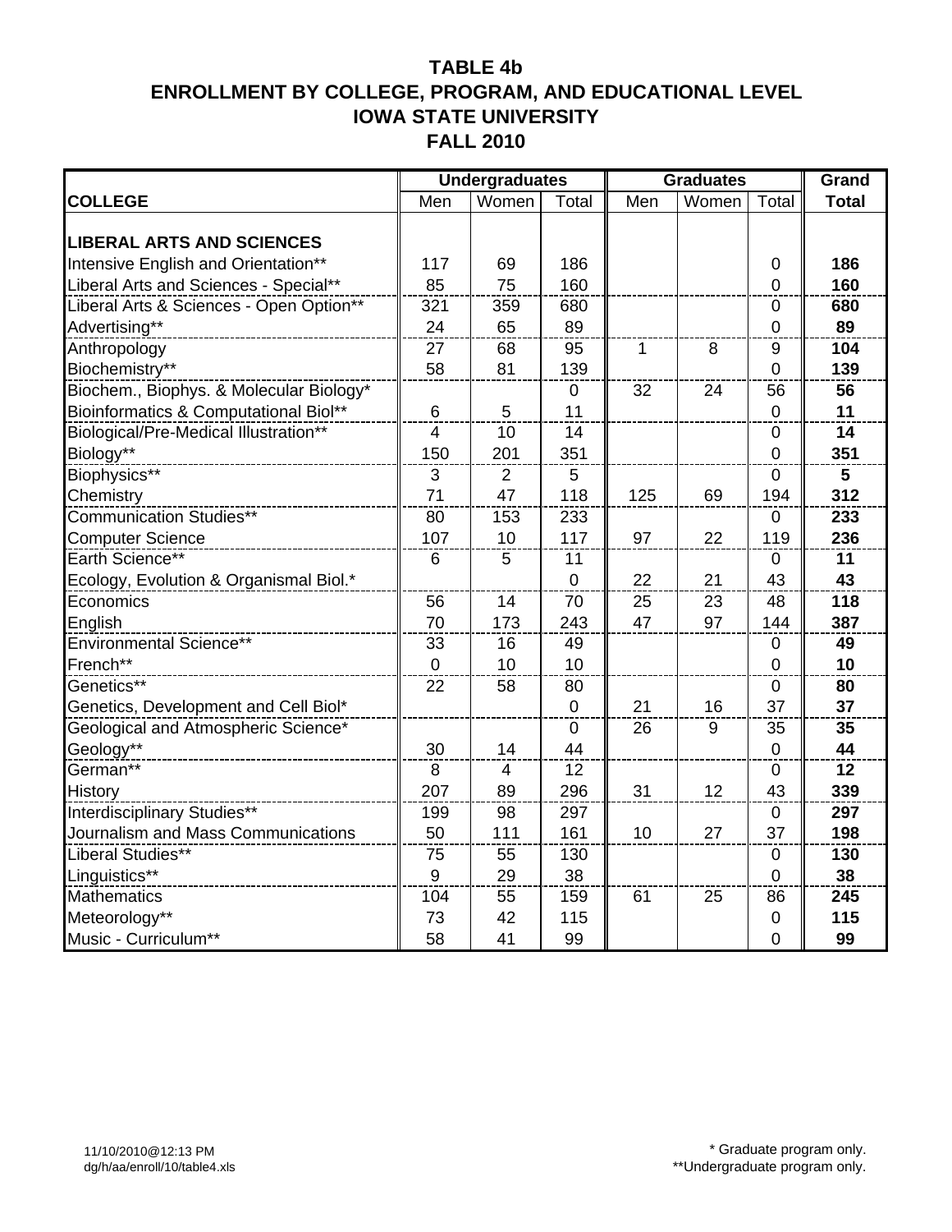# TABLE 4b
# ENROLLMENT BY COLLEGE, PROGRAM, AND EDUCATIONAL LEVEL
# IOWA STATE UNIVERSITY
# FALL 2010

| | Undergraduates | | | Graduates | | | Grand |
|---|---|---|---|---|---|---|---|
| **COLLEGE** | Men | Women | Total | Men | Women | Total | **Total** |
| **LIBERAL ARTS AND SCIENCES** | | | | | | | |
| Intensive English and Orientation** | 117 | 69 | 186 | | | 0 | **186** |
| Liberal Arts and Sciences - Special** | 85 | 75 | 160 | | | 0 | **160** |
| Liberal Arts & Sciences - Open Option** | 321 | 359 | 680 | | | 0 | **680** |
| Advertising** | 24 | 65 | 89 | | | 0 | **89** |
| Anthropology | 27 | 68 | 95 | 1 | 8 | 9 | **104** |
| Biochemistry** | 58 | 81 | 139 | | | 0 | **139** |
| Biochem., Biophys. & Molecular Biology* | | | 0 | 32 | 24 | 56 | **56** |
| Bioinformatics & Computational Biol** | 6 | 5 | 11 | | | 0 | **11** |
| Biological/Pre-Medical Illustration** | 4 | 10 | 14 | | | 0 | **14** |
| Biology** | 150 | 201 | 351 | | | 0 | **351** |
| Biophysics** | 3 | 2 | 5 | | | 0 | **5** |
| Chemistry | 71 | 47 | 118 | 125 | 69 | 194 | **312** |
| Communication Studies** | 80 | 153 | 233 | | | 0 | **233** |
| Computer Science | 107 | 10 | 117 | 97 | 22 | 119 | **236** |
| Earth Science** | 6 | 5 | 11 | | | 0 | **11** |
| Ecology, Evolution & Organismal Biol.* | | | 0 | 22 | 21 | 43 | **43** |
| Economics | 56 | 14 | 70 | 25 | 23 | 48 | **118** |
| English | 70 | 173 | 243 | 47 | 97 | 144 | **387** |
| Environmental Science** | 33 | 16 | 49 | | | 0 | **49** |
| French** | 0 | 10 | 10 | | | 0 | **10** |
| Genetics** | 22 | 58 | 80 | | | 0 | **80** |
| Genetics, Development and Cell Biol* | | | 0 | 21 | 16 | 37 | **37** |
| Geological and Atmospheric Science* | | | 0 | 26 | 9 | 35 | **35** |
| Geology** | 30 | 14 | 44 | | | 0 | **44** |
| German** | 8 | 4 | 12 | | | 0 | **12** |
| History | 207 | 89 | 296 | 31 | 12 | 43 | **339** |
| Interdisciplinary Studies** | 199 | 98 | 297 | | | 0 | **297** |
| Journalism and Mass Communications | 50 | 111 | 161 | 10 | 27 | 37 | **198** |
| Liberal Studies** | 75 | 55 | 130 | | | 0 | **130** |
| Linguistics** | 9 | 29 | 38 | | | 0 | **38** |
| Mathematics | 104 | 55 | 159 | 61 | 25 | 86 | **245** |
| Meteorology** | 73 | 42 | 115 | | | 0 | **115** |
| Music - Curriculum** | 58 | 41 | 99 | | | 0 | **99** |

11/10/2010@12:13 PM
dg/h/aa/enroll/10/table4.xls

\* Graduate program only.
\*\*Undergraduate program only.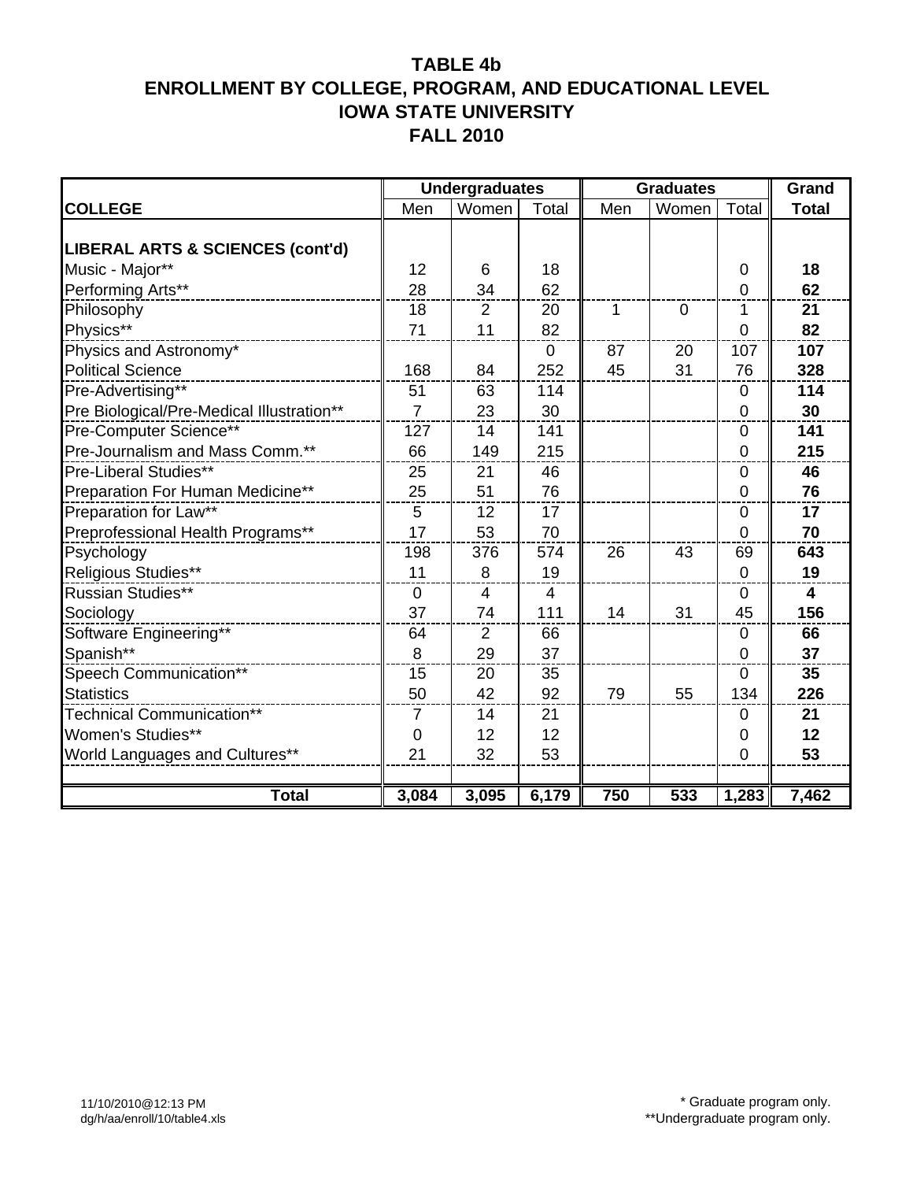## TABLE 4b
## ENROLLMENT BY COLLEGE, PROGRAM, AND EDUCATIONAL LEVEL
## IOWA STATE UNIVERSITY
## FALL 2010

| | Undergraduates | | | Graduates | | | Grand |
|---|---|---|---|---|---|---|---|
| **COLLEGE** | Men | Women | Total | Men | Women | Total | **Total** |
| **LIBERAL ARTS & SCIENCES (cont'd)** | | | | | | | |
| Music - Major** | 12 | 6 | 18 | | | 0 | **18** |
| Performing Arts** | 28 | 34 | 62 | | | 0 | **62** |
| Philosophy | 18 | 2 | 20 | 1 | 0 | 1 | **21** |
| Physics** | 71 | 11 | 82 | | | 0 | **82** |
| Physics and Astronomy* | | | 0 | 87 | 20 | 107 | **107** |
| Political Science | 168 | 84 | 252 | 45 | 31 | 76 | **328** |
| Pre-Advertising** | 51 | 63 | 114 | | | 0 | **114** |
| Pre Biological/Pre-Medical Illustration** | 7 | 23 | 30 | | | 0 | **30** |
| Pre-Computer Science** | 127 | 14 | 141 | | | 0 | **141** |
| Pre-Journalism and Mass Comm.** | 66 | 149 | 215 | | | 0 | **215** |
| Pre-Liberal Studies** | 25 | 21 | 46 | | | 0 | **46** |
| Preparation For Human Medicine** | 25 | 51 | 76 | | | 0 | **76** |
| Preparation for Law** | 5 | 12 | 17 | | | 0 | **17** |
| Preprofessional Health Programs** | 17 | 53 | 70 | | | 0 | **70** |
| Psychology | 198 | 376 | 574 | 26 | 43 | 69 | **643** |
| Religious Studies** | 11 | 8 | 19 | | | 0 | **19** |
| Russian Studies** | 0 | 4 | 4 | | | 0 | **4** |
| Sociology | 37 | 74 | 111 | 14 | 31 | 45 | **156** |
| Software Engineering** | 64 | 2 | 66 | | | 0 | **66** |
| Spanish** | 8 | 29 | 37 | | | 0 | **37** |
| Speech Communication** | 15 | 20 | 35 | | | 0 | **35** |
| Statistics | 50 | 42 | 92 | 79 | 55 | 134 | **226** |
| Technical Communication** | 7 | 14 | 21 | | | 0 | **21** |
| Women's Studies** | 0 | 12 | 12 | | | 0 | **12** |
| World Languages and Cultures** | 21 | 32 | 53 | | | 0 | **53** |
| **Total** | **3,084** | **3,095** | **6,179** | **750** | **533** | **1,283** | **7,462** |

11/10/2010@12:13 PM
dg/h/aa/enroll/10/table4.xls

\* Graduate program only.
\*\*Undergraduate program only.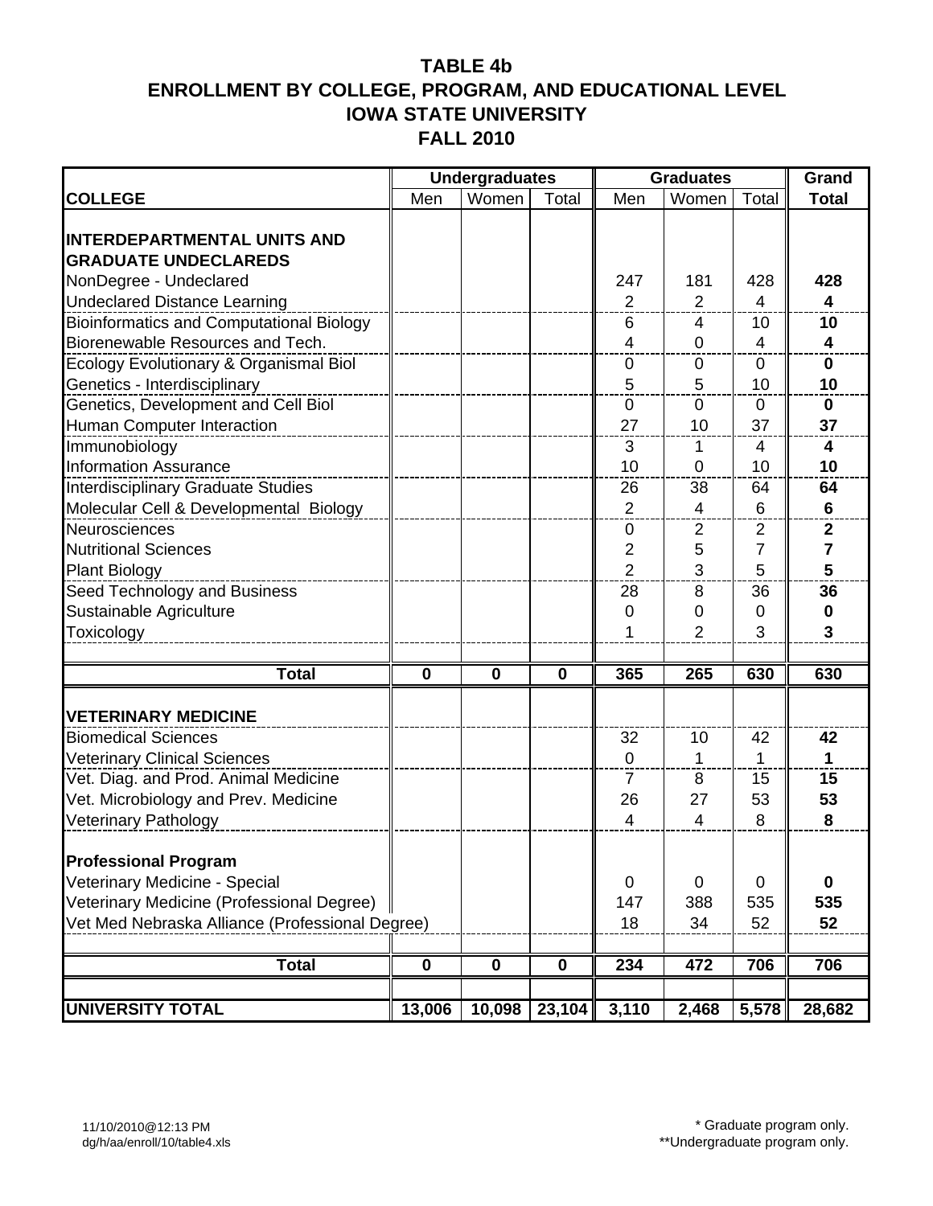## TABLE 4b
## ENROLLMENT BY COLLEGE, PROGRAM, AND EDUCATIONAL LEVEL
## IOWA STATE UNIVERSITY
## FALL 2010

| | Undergraduates | | | Graduates | | | Grand |
|---|---|---|---|---|---|---|---|
| **COLLEGE** | Men | Women | Total | Men | Women | Total | **Total** |
| **INTERDEPARTMENTAL UNITS AND GRADUATE UNDECLAREDS** | | | | | | | |
| NonDegree - Undeclared | | | | 247 | 181 | 428 | **428** |
| Undeclared Distance Learning | | | | 2 | 2 | 4 | **4** |
| Bioinformatics and Computational Biology | | | | 6 | 4 | 10 | **10** |
| Biorenewable Resources and Tech. | | | | 4 | 0 | 4 | **4** |
| Ecology Evolutionary & Organismal Biol | | | | 0 | 0 | 0 | **0** |
| Genetics - Interdisciplinary | | | | 5 | 5 | 10 | **10** |
| Genetics, Development and Cell Biol | | | | 0 | 0 | 0 | **0** |
| Human Computer Interaction | | | | 27 | 10 | 37 | **37** |
| Immunobiology | | | | 3 | 1 | 4 | **4** |
| Information Assurance | | | | 10 | 0 | 10 | **10** |
| Interdisciplinary Graduate Studies | | | | 26 | 38 | 64 | **64** |
| Molecular Cell & Developmental Biology | | | | 2 | 4 | 6 | **6** |
| Neurosciences | | | | 0 | 2 | 2 | **2** |
| Nutritional Sciences | | | | 2 | 5 | 7 | **7** |
| Plant Biology | | | | 2 | 3 | 5 | **5** |
| Seed Technology and Business | | | | 28 | 8 | 36 | **36** |
| Sustainable Agriculture | | | | 0 | 0 | 0 | **0** |
| Toxicology | | | | 1 | 2 | 3 | **3** |
| **Total** | **0** | **0** | **0** | **365** | **265** | **630** | **630** |
| **VETERINARY MEDICINE** | | | | | | | |
| Biomedical Sciences | | | | 32 | 10 | 42 | **42** |
| Veterinary Clinical Sciences | | | | 0 | 1 | 1 | **1** |
| Vet. Diag. and Prod. Animal Medicine | | | | 7 | 8 | 15 | **15** |
| Vet. Microbiology and Prev. Medicine | | | | 26 | 27 | 53 | **53** |
| Veterinary Pathology | | | | 4 | 4 | 8 | **8** |
| **Professional Program** | | | | | | | |
| Veterinary Medicine - Special | | | | 0 | 0 | 0 | **0** |
| Veterinary Medicine (Professional Degree) | | | | 147 | 388 | 535 | **535** |
| Vet Med Nebraska Alliance (Professional Degree) | | | | 18 | 34 | 52 | **52** |
| **Total** | **0** | **0** | **0** | **234** | **472** | **706** | **706** |
| **UNIVERSITY TOTAL** | **13,006** | **10,098** | **23,104** | **3,110** | **2,468** | **5,578** | **28,682** |

11/10/2010@12:13 PM
dg/h/aa/enroll/10/table4.xls

\* Graduate program only.
\*\*Undergraduate program only.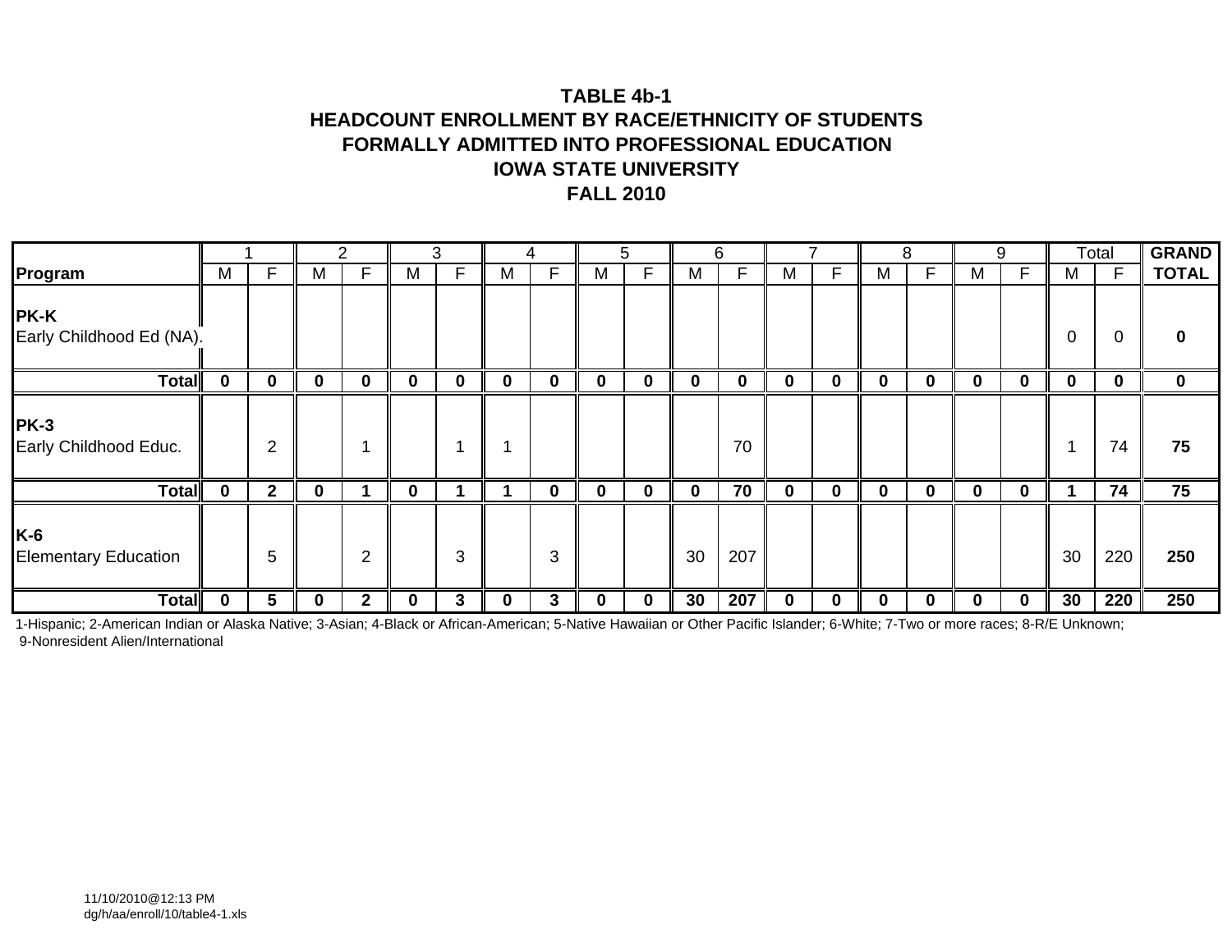**TABLE 4b-1**
**HEADCOUNT ENROLLMENT BY RACE/ETHNICITY OF STUDENTS**
**FORMALLY ADMITTED INTO PROFESSIONAL EDUCATION**
**IOWA STATE UNIVERSITY**
**FALL 2010**

| | 1 | | 2 | | 3 | | 4 | | 5 | | 6 | | 7 | | 8 | | 9 | | Total | | **GRAND** |
|---|---|---|---|---|---|---|---|---|---|---|---|---|---|---|---|---|---|---|---|---|---|
| **Program** | M | F | M | F | M | F | M | F | M | F | M | F | M | F | M | F | M | F | M | F | **TOTAL** |
| **PK-K** Early Childhood Ed (NA). | | | | | | | | | | | | | | | | | | | 0 | 0 | **0** |
| **Total** | **0** | **0** | **0** | **0** | **0** | **0** | **0** | **0** | **0** | **0** | **0** | **0** | **0** | **0** | **0** | **0** | **0** | **0** | **0** | **0** | **0** |
| **PK-3** Early Childhood Educ. | | 2 | | 1 | | 1 | 1 | | | | | 70 | | | | | | | 1 | 74 | **75** |
| **Total** | **0** | **2** | **0** | **1** | **0** | **1** | **1** | **0** | **0** | **0** | **0** | **70** | **0** | **0** | **0** | **0** | **0** | **0** | **1** | **74** | **75** |
| **K-6** Elementary Education | | 5 | | 2 | | 3 | | 3 | | | 30 | 207 | | | | | | | 30 | 220 | **250** |
| **Total** | **0** | **5** | **0** | **2** | **0** | **3** | **0** | **3** | **0** | **0** | **30** | **207** | **0** | **0** | **0** | **0** | **0** | **0** | **30** | **220** | **250** |

1-Hispanic; 2-American Indian or Alaska Native; 3-Asian; 4-Black or African-American; 5-Native Hawaiian or Other Pacific Islander; 6-White; 7-Two or more races; 8-R/E Unknown; 9-Nonresident Alien/International

11/10/2010@12:13 PM
dg/h/aa/enroll/10/table4-1.xls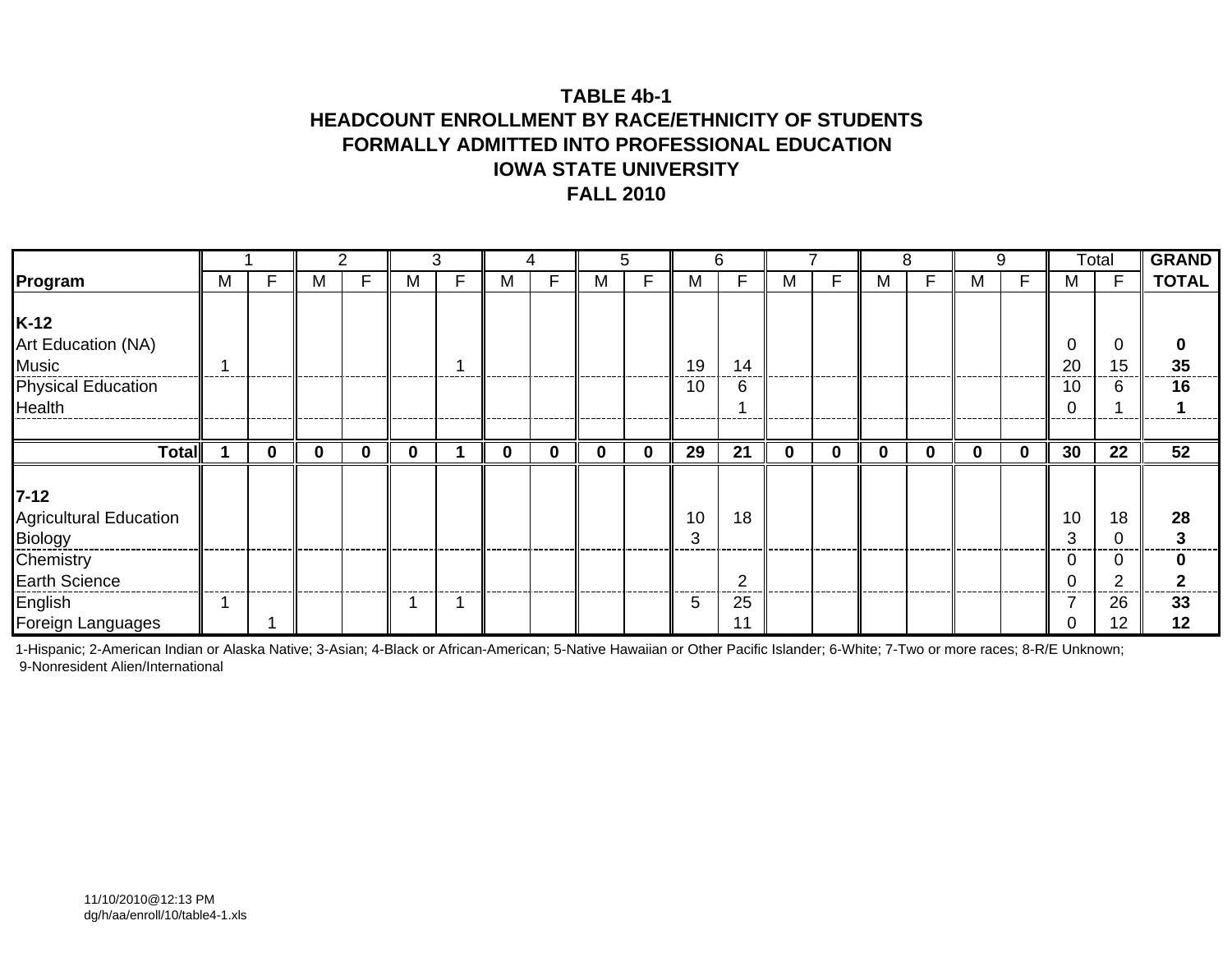**TABLE 4b-1**
**HEADCOUNT ENROLLMENT BY RACE/ETHNICITY OF STUDENTS**
**FORMALLY ADMITTED INTO PROFESSIONAL EDUCATION**
**IOWA STATE UNIVERSITY**
**FALL 2010**

| | 1 | | 2 | | 3 | | 4 | | 5 | | 6 | | 7 | | 8 | | 9 | | Total | | **GRAND** |
|---|---|---|---|---|---|---|---|---|---|---|---|---|---|---|---|---|---|---|---|---|---|
| **Program** | M | F | M | F | M | F | M | F | M | F | M | F | M | F | M | F | M | F | M | F | **TOTAL** |
| **K-12** | | | | | | | | | | | | | | | | | | | | | |
| Art Education (NA) | | | | | | | | | | | | | | | | | | | 0 | 0 | **0** |
| Music | 1 | | | | | 1 | | | | | 19 | 14 | | | | | | | 20 | 15 | **35** |
| Physical Education | | | | | | | | | | | 10 | 6 | | | | | | | 10 | 6 | **16** |
| Health | | | | | | | | | | | | 1 | | | | | | | 0 | 1 | **1** |
| **Total** | **1** | **0** | **0** | **0** | **0** | **1** | **0** | **0** | **0** | **0** | **29** | **21** | **0** | **0** | **0** | **0** | **0** | **0** | **30** | **22** | **52** |
| **7-12** | | | | | | | | | | | | | | | | | | | | | |
| Agricultural Education | | | | | | | | | | | 10 | 18 | | | | | | | 10 | 18 | **28** |
| Biology | | | | | | | | | | | 3 | | | | | | | | 3 | 0 | **3** |
| Chemistry | | | | | | | | | | | | | | | | | | | 0 | 0 | **0** |
| Earth Science | | | | | | | | | | | | 2 | | | | | | | 0 | 2 | **2** |
| English | 1 | | | | 1 | 1 | | | | | 5 | 25 | | | | | | | 7 | 26 | **33** |
| Foreign Languages | | 1 | | | | | | | | | | 11 | | | | | | | 0 | 12 | **12** |

1-Hispanic; 2-American Indian or Alaska Native; 3-Asian; 4-Black or African-American; 5-Native Hawaiian or Other Pacific Islander; 6-White; 7-Two or more races; 8-R/E Unknown; 9-Nonresident Alien/International

11/10/2010@12:13 PM
dg/h/aa/enroll/10/table4-1.xls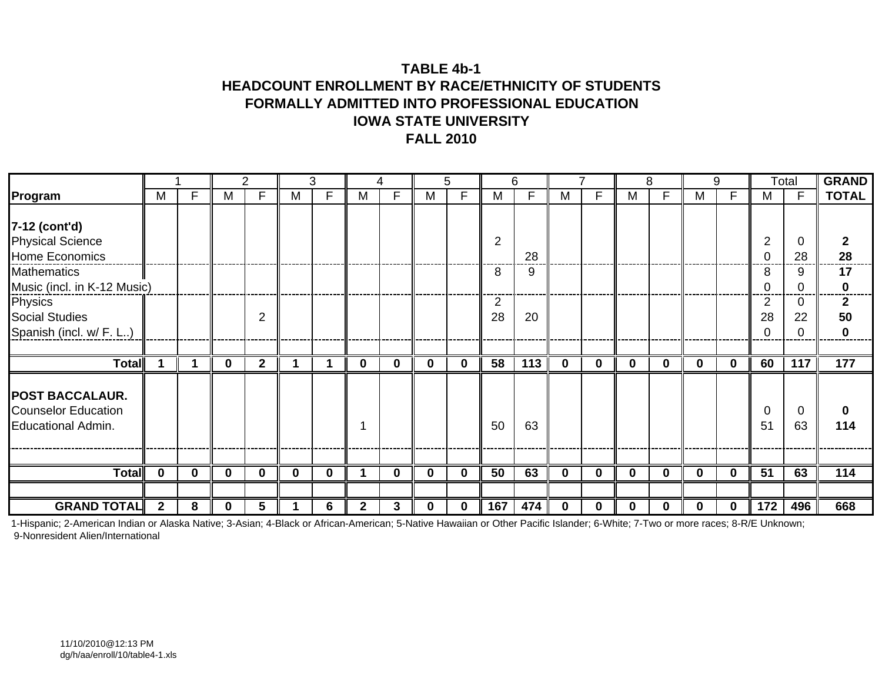**TABLE 4b-1**
**HEADCOUNT ENROLLMENT BY RACE/ETHNICITY OF STUDENTS**
**FORMALLY ADMITTED INTO PROFESSIONAL EDUCATION**
**IOWA STATE UNIVERSITY**
**FALL 2010**

| | 1 | | 2 | | 3 | | 4 | | 5 | | 6 | | 7 | | 8 | | 9 | | Total | | **GRAND** |
|---|---|---|---|---|---|---|---|---|---|---|---|---|---|---|---|---|---|---|---|---|---|
| **Program** | M | F | M | F | M | F | M | F | M | F | M | F | M | F | M | F | M | F | M | F | **TOTAL** |
| **7-12 (cont'd)** | | | | | | | | | | | | | | | | | | | | | |
| Physical Science | | | | | | | | | | | 2 | | | | | | | | 2 | 0 | **2** |
| Home Economics | | | | | | | | | | | | 28 | | | | | | | 0 | 28 | **28** |
| Mathematics | | | | | | | | | | | 8 | 9 | | | | | | | 8 | 9 | **17** |
| Music (incl. in K-12 Music) | | | | | | | | | | | | | | | | | | | 0 | 0 | **0** |
| Physics | | | | | | | | | | | 2 | | | | | | | | 2 | 0 | **2** |
| Social Studies | | | | 2 | | | | | | | 28 | 20 | | | | | | | 28 | 22 | **50** |
| Spanish (incl. w/ F. L..) | | | | | | | | | | | | | | | | | | | 0 | 0 | **0** |
| **Total** | **1** | **1** | **0** | **2** | **1** | **1** | **0** | **0** | **0** | **0** | **58** | **113** | **0** | **0** | **0** | **0** | **0** | **0** | **60** | **117** | **177** |
| **POST BACCALAUR.** | | | | | | | | | | | | | | | | | | | | | |
| Counselor Education | | | | | | | | | | | | | | | | | | | 0 | 0 | **0** |
| Educational Admin. | | | | | | | 1 | | | | 50 | 63 | | | | | | | 51 | 63 | **114** |
| **Total** | **0** | **0** | **0** | **0** | **0** | **0** | **1** | **0** | **0** | **0** | **50** | **63** | **0** | **0** | **0** | **0** | **0** | **0** | **51** | **63** | **114** |
| **GRAND TOTAL** | **2** | **8** | **0** | **5** | **1** | **6** | **2** | **3** | **0** | **0** | **167** | **474** | **0** | **0** | **0** | **0** | **0** | **0** | **172** | **496** | **668** |

1-Hispanic; 2-American Indian or Alaska Native; 3-Asian; 4-Black or African-American; 5-Native Hawaiian or Other Pacific Islander; 6-White; 7-Two or more races; 8-R/E Unknown; 9-Nonresident Alien/International

11/10/2010@12:13 PM
dg/h/aa/enroll/10/table4-1.xls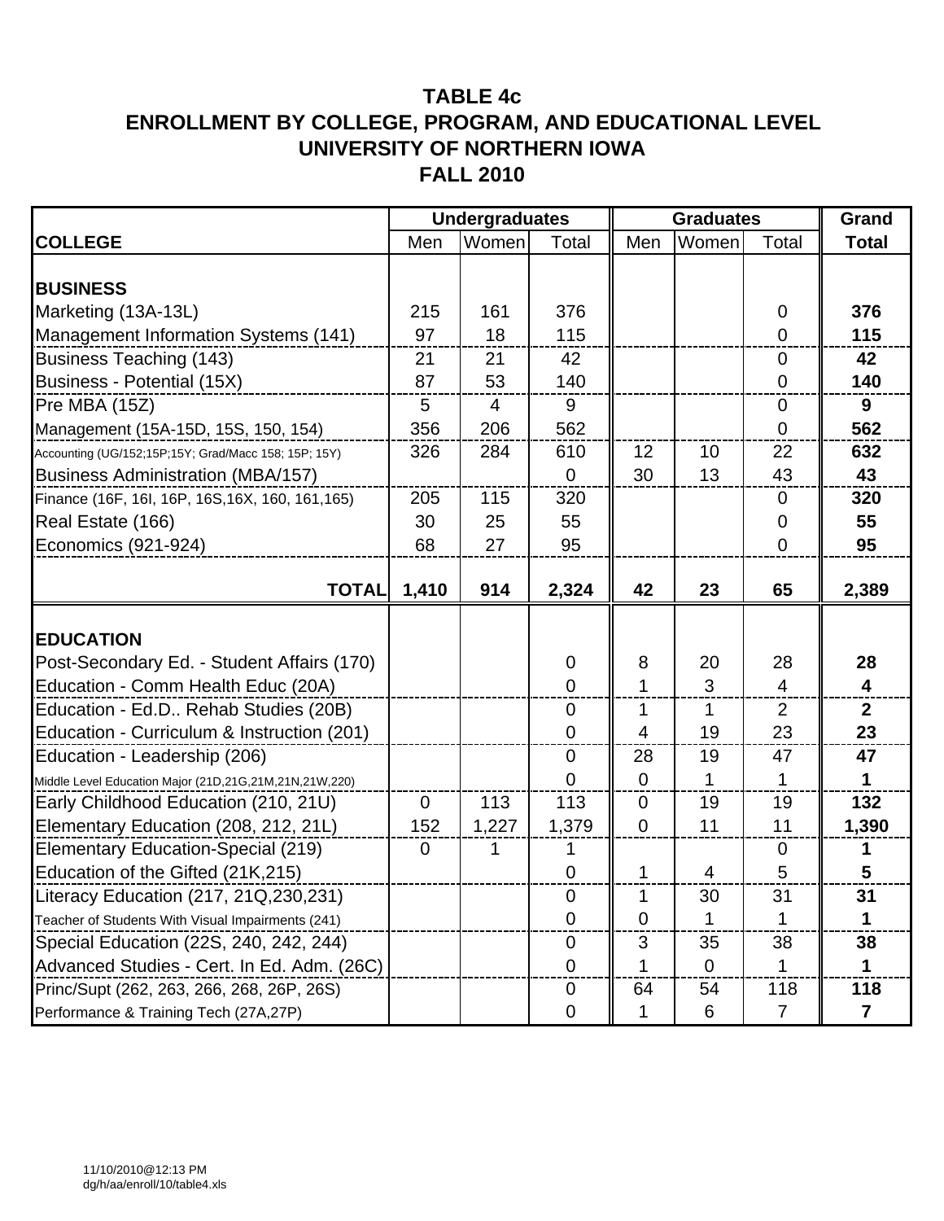# TABLE 4c
# ENROLLMENT BY COLLEGE, PROGRAM, AND EDUCATIONAL LEVEL
# UNIVERSITY OF NORTHERN IOWA
# FALL 2010

| | Undergraduates | | | Graduates | | | Grand |
|---|---|---|---|---|---|---|---|
| **COLLEGE** | Men | Women | Total | Men | Women | Total | **Total** |
| **BUSINESS** | | | | | | | |
| Marketing (13A-13L) | 215 | 161 | 376 | | | 0 | **376** |
| Management Information Systems (141) | 97 | 18 | 115 | | | 0 | **115** |
| Business Teaching (143) | 21 | 21 | 42 | | | 0 | **42** |
| Business - Potential (15X) | 87 | 53 | 140 | | | 0 | **140** |
| Pre MBA (15Z) | 5 | 4 | 9 | | | 0 | **9** |
| Management (15A-15D, 15S, 150, 154) | 356 | 206 | 562 | | | 0 | **562** |
| Accounting (UG/152;15P;15Y; Grad/Macc 158; 15P; 15Y) | 326 | 284 | 610 | 12 | 10 | 22 | **632** |
| Business Administration (MBA/157) | | | 0 | 30 | 13 | 43 | **43** |
| Finance (16F, 16I, 16P, 16S,16X, 160, 161,165) | 205 | 115 | 320 | | | 0 | **320** |
| Real Estate (166) | 30 | 25 | 55 | | | 0 | **55** |
| Economics (921-924) | 68 | 27 | 95 | | | 0 | **95** |
| **TOTAL** | **1,410** | **914** | **2,324** | **42** | **23** | **65** | **2,389** |
| **EDUCATION** | | | | | | | |
| Post-Secondary Ed. - Student Affairs (170) | | | 0 | 8 | 20 | 28 | **28** |
| Education - Comm Health Educ (20A) | | | 0 | 1 | 3 | 4 | **4** |
| Education - Ed.D.. Rehab Studies (20B) | | | 0 | 1 | 1 | 2 | **2** |
| Education - Curriculum & Instruction (201) | | | 0 | 4 | 19 | 23 | **23** |
| Education - Leadership (206) | | | 0 | 28 | 19 | 47 | **47** |
| Middle Level Education Major (21D,21G,21M,21N,21W,220) | | | 0 | 0 | 1 | 1 | **1** |
| Early Childhood Education (210, 21U) | 0 | 113 | 113 | 0 | 19 | 19 | **132** |
| Elementary Education (208, 212, 21L) | 152 | 1,227 | 1,379 | 0 | 11 | 11 | **1,390** |
| Elementary Education-Special (219) | 0 | 1 | 1 | | | 0 | **1** |
| Education of the Gifted (21K,215) | | | 0 | 1 | 4 | 5 | **5** |
| Literacy Education (217, 21Q,230,231) | | | 0 | 1 | 30 | 31 | **31** |
| Teacher of Students With Visual Impairments (241) | | | 0 | 0 | 1 | 1 | **1** |
| Special Education (22S, 240, 242, 244) | | | 0 | 3 | 35 | 38 | **38** |
| Advanced Studies - Cert. In Ed. Adm. (26C) | | | 0 | 1 | 0 | 1 | **1** |
| Princ/Supt (262, 263, 266, 268, 26P, 26S) | | | 0 | 64 | 54 | 118 | **118** |
| Performance & Training Tech (27A,27P) | | | 0 | 1 | 6 | 7 | **7** |

11/10/2010@12:13 PM
dg/h/aa/enroll/10/table4.xls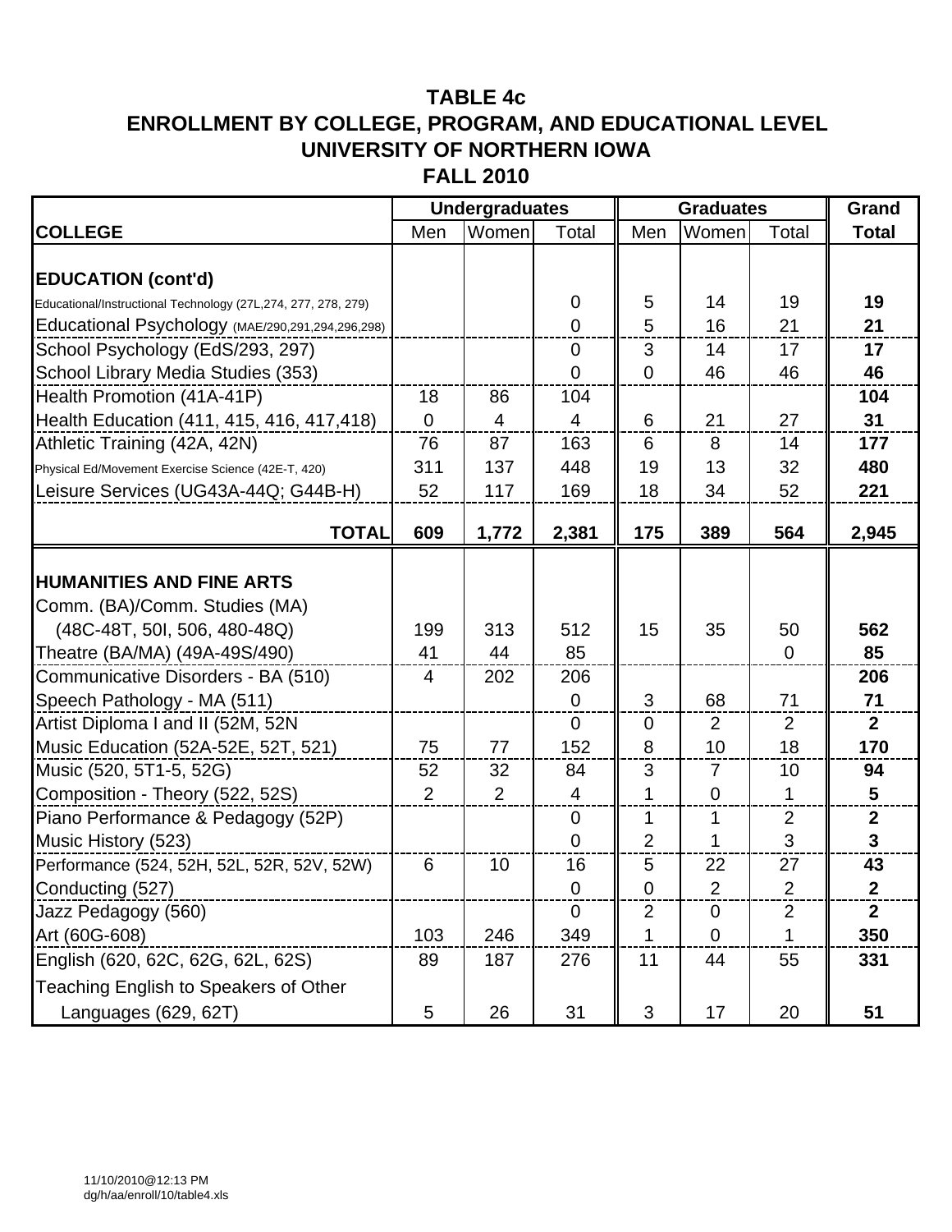# TABLE 4c
## ENROLLMENT BY COLLEGE, PROGRAM, AND EDUCATIONAL LEVEL
## UNIVERSITY OF NORTHERN IOWA
## FALL 2010

| | Undergraduates | | | Graduates | | | Grand |
|---|---|---|---|---|---|---|---|
| **COLLEGE** | Men | Women | Total | Men | Women | Total | **Total** |
| **EDUCATION (cont'd)** | | | | | | | |
| Educational/Instructional Technology (27L,274, 277, 278, 279) | | | 0 | 5 | 14 | 19 | **19** |
| Educational Psychology (MAE/290,291,294,296,298) | | | 0 | 5 | 16 | 21 | **21** |
| School Psychology (EdS/293, 297) | | | 0 | 3 | 14 | 17 | **17** |
| School Library Media Studies (353) | | | 0 | 0 | 46 | 46 | **46** |
| Health Promotion (41A-41P) | 18 | 86 | 104 | | | | **104** |
| Health Education (411, 415, 416, 417,418) | 0 | 4 | 4 | 6 | 21 | 27 | **31** |
| Athletic Training (42A, 42N) | 76 | 87 | 163 | 6 | 8 | 14 | **177** |
| Physical Ed/Movement Exercise Science (42E-T, 420) | 311 | 137 | 448 | 19 | 13 | 32 | **480** |
| Leisure Services (UG43A-44Q; G44B-H) | 52 | 117 | 169 | 18 | 34 | 52 | **221** |
| **TOTAL** | **609** | **1,772** | **2,381** | **175** | **389** | **564** | **2,945** |
| **HUMANITIES AND FINE ARTS** | | | | | | | |
| Comm. (BA)/Comm. Studies (MA) (48C-48T, 50I, 506, 480-48Q) | 199 | 313 | 512 | 15 | 35 | 50 | **562** |
| Theatre (BA/MA) (49A-49S/490) | 41 | 44 | 85 | | | 0 | **85** |
| Communicative Disorders - BA (510) | 4 | 202 | 206 | | | | **206** |
| Speech Pathology - MA (511) | | | 0 | 3 | 68 | 71 | **71** |
| Artist Diploma I and II (52M, 52N | | | 0 | 0 | 2 | 2 | **2** |
| Music Education (52A-52E, 52T, 521) | 75 | 77 | 152 | 8 | 10 | 18 | **170** |
| Music (520, 5T1-5, 52G) | 52 | 32 | 84 | 3 | 7 | 10 | **94** |
| Composition - Theory (522, 52S) | 2 | 2 | 4 | 1 | 0 | 1 | **5** |
| Piano Performance & Pedagogy (52P) | | | 0 | 1 | 1 | 2 | **2** |
| Music History (523) | | | 0 | 2 | 1 | 3 | **3** |
| Performance (524, 52H, 52L, 52R, 52V, 52W) | 6 | 10 | 16 | 5 | 22 | 27 | **43** |
| Conducting (527) | | | 0 | 0 | 2 | 2 | **2** |
| Jazz Pedagogy (560) | | | 0 | 2 | 0 | 2 | **2** |
| Art (60G-608) | 103 | 246 | 349 | 1 | 0 | 1 | **350** |
| English (620, 62C, 62G, 62L, 62S) | 89 | 187 | 276 | 11 | 44 | 55 | **331** |
| Teaching English to Speakers of Other Languages (629, 62T) | 5 | 26 | 31 | 3 | 17 | 20 | **51** |

11/10/2010@12:13 PM
dg/h/aa/enroll/10/table4.xls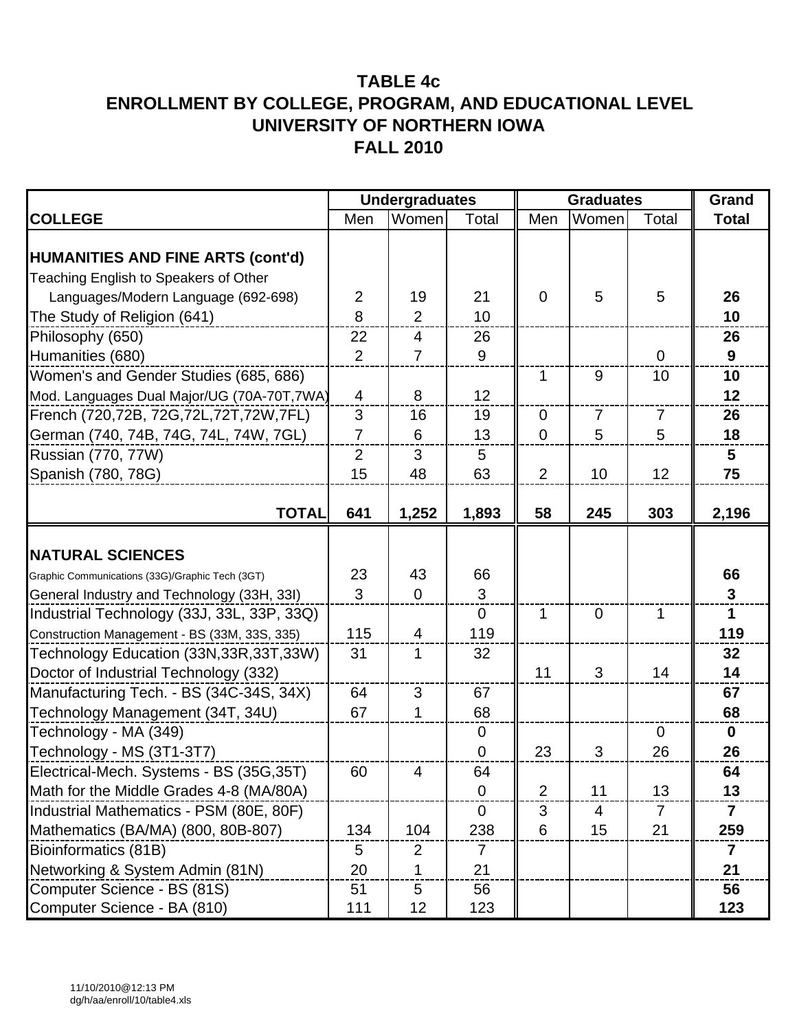# TABLE 4c
# ENROLLMENT BY COLLEGE, PROGRAM, AND EDUCATIONAL LEVEL
# UNIVERSITY OF NORTHERN IOWA
# FALL 2010

| | Undergraduates | | | Graduates | | | Grand |
|---|---|---|---|---|---|---|---|
| **COLLEGE** | Men | Women | Total | Men | Women | Total | **Total** |
| **HUMANITIES AND FINE ARTS (cont'd)** | | | | | | | |
| Teaching English to Speakers of Other Languages/Modern Language (692-698) | 2 | 19 | 21 | 0 | 5 | 5 | **26** |
| The Study of Religion (641) | 8 | 2 | 10 | | | | **10** |
| Philosophy (650) | 22 | 4 | 26 | | | | **26** |
| Humanities (680) | 2 | 7 | 9 | | | 0 | **9** |
| Women's and Gender Studies (685, 686) | | | | 1 | 9 | 10 | **10** |
| Mod. Languages Dual Major/UG (70A-70T,7WA) | 4 | 8 | 12 | | | | **12** |
| French (720,72B, 72G,72L,72T,72W,7FL) | 3 | 16 | 19 | 0 | 7 | 7 | **26** |
| German (740, 74B, 74G, 74L, 74W, 7GL) | 7 | 6 | 13 | 0 | 5 | 5 | **18** |
| Russian (770, 77W) | 2 | 3 | 5 | | | | **5** |
| Spanish (780, 78G) | 15 | 48 | 63 | 2 | 10 | 12 | **75** |
| **TOTAL** | **641** | **1,252** | **1,893** | **58** | **245** | **303** | **2,196** |
| **NATURAL SCIENCES** | | | | | | | |
| Graphic Communications (33G)/Graphic Tech (3GT) | 23 | 43 | 66 | | | | **66** |
| General Industry and Technology (33H, 33I) | 3 | 0 | 3 | | | | **3** |
| Industrial Technology (33J, 33L, 33P, 33Q) | | | 0 | 1 | 0 | 1 | **1** |
| Construction Management - BS (33M, 33S, 335) | 115 | 4 | 119 | | | | **119** |
| Technology Education (33N,33R,33T,33W) | 31 | 1 | 32 | | | | **32** |
| Doctor of Industrial Technology (332) | | | | 11 | 3 | 14 | **14** |
| Manufacturing Tech. - BS (34C-34S, 34X) | 64 | 3 | 67 | | | | **67** |
| Technology Management (34T, 34U) | 67 | 1 | 68 | | | | **68** |
| Technology - MA (349) | | | 0 | | | 0 | **0** |
| Technology - MS (3T1-3T7) | | | 0 | 23 | 3 | 26 | **26** |
| Electrical-Mech. Systems - BS (35G,35T) | 60 | 4 | 64 | | | | **64** |
| Math for the Middle Grades 4-8 (MA/80A) | | | 0 | 2 | 11 | 13 | **13** |
| Industrial Mathematics - PSM (80E, 80F) | | | 0 | 3 | 4 | 7 | **7** |
| Mathematics (BA/MA) (800, 80B-807) | 134 | 104 | 238 | 6 | 15 | 21 | **259** |
| Bioinformatics (81B) | 5 | 2 | 7 | | | | **7** |
| Networking & System Admin (81N) | 20 | 1 | 21 | | | | **21** |
| Computer Science - BS (81S) | 51 | 5 | 56 | | | | **56** |
| Computer Science - BA (810) | 111 | 12 | 123 | | | | **123** |

11/10/2010@12:13 PM
dg/h/aa/enroll/10/table4.xls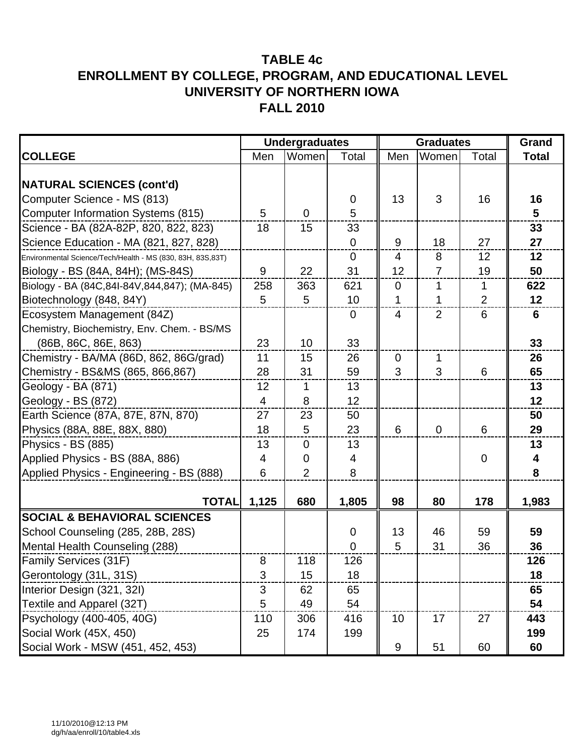# TABLE 4c
# ENROLLMENT BY COLLEGE, PROGRAM, AND EDUCATIONAL LEVEL
# UNIVERSITY OF NORTHERN IOWA
# FALL 2010

| | Undergraduates | | | Graduates | | | Grand |
|---|---|---|---|---|---|---|---|
| **COLLEGE** | Men | Women | Total | Men | Women | Total | **Total** |
| **NATURAL SCIENCES (cont'd)** | | | | | | | |
| Computer Science - MS (813) | | | 0 | 13 | 3 | 16 | **16** |
| Computer Information Systems (815) | 5 | 0 | 5 | | | | **5** |
| Science - BA (82A-82P, 820, 822, 823) | 18 | 15 | 33 | | | | **33** |
| Science Education - MA (821, 827, 828) | | | 0 | 9 | 18 | 27 | **27** |
| Environmental Science/Tech/Health - MS (830, 83H, 83S,83T) | | | 0 | 4 | 8 | 12 | **12** |
| Biology - BS (84A, 84H); (MS-84S) | 9 | 22 | 31 | 12 | 7 | 19 | **50** |
| Biology - BA (84C,84I-84V,844,847); (MA-845) | 258 | 363 | 621 | 0 | 1 | 1 | **622** |
| Biotechnology (848, 84Y) | 5 | 5 | 10 | 1 | 1 | 2 | **12** |
| Ecosystem Management (84Z) | | | 0 | 4 | 2 | 6 | **6** |
| Chemistry, Biochemistry, Env. Chem. - BS/MS (86B, 86C, 86E, 863) | 23 | 10 | 33 | | | | **33** |
| Chemistry - BA/MA (86D, 862, 86G/grad) | 11 | 15 | 26 | 0 | 1 | | **26** |
| Chemistry - BS&MS (865, 866,867) | 28 | 31 | 59 | 3 | 3 | 6 | **65** |
| Geology - BA (871) | 12 | 1 | 13 | | | | **13** |
| Geology - BS (872) | 4 | 8 | 12 | | | | **12** |
| Earth Science (87A, 87E, 87N, 870) | 27 | 23 | 50 | | | | **50** |
| Physics (88A, 88E, 88X, 880) | 18 | 5 | 23 | 6 | 0 | 6 | **29** |
| Physics - BS (885) | 13 | 0 | 13 | | | | **13** |
| Applied Physics - BS (88A, 886) | 4 | 0 | 4 | | | 0 | **4** |
| Applied Physics - Engineering - BS (888) | 6 | 2 | 8 | | | | **8** |
| **TOTAL** | **1,125** | **680** | **1,805** | **98** | **80** | **178** | **1,983** |
| **SOCIAL & BEHAVIORAL SCIENCES** | | | | | | | |
| School Counseling (285, 28B, 28S) | | | 0 | 13 | 46 | 59 | **59** |
| Mental Health Counseling (288) | | | 0 | 5 | 31 | 36 | **36** |
| Family Services (31F) | 8 | 118 | 126 | | | | **126** |
| Gerontology (31L, 31S) | 3 | 15 | 18 | | | | **18** |
| Interior Design (321, 32I) | 3 | 62 | 65 | | | | **65** |
| Textile and Apparel (32T) | 5 | 49 | 54 | | | | **54** |
| Psychology (400-405, 40G) | 110 | 306 | 416 | 10 | 17 | 27 | **443** |
| Social Work (45X, 450) | 25 | 174 | 199 | | | | **199** |
| Social Work - MSW (451, 452, 453) | | | | 9 | 51 | 60 | **60** |

11/10/2010@12:13 PM
dg/h/aa/enroll/10/table4.xls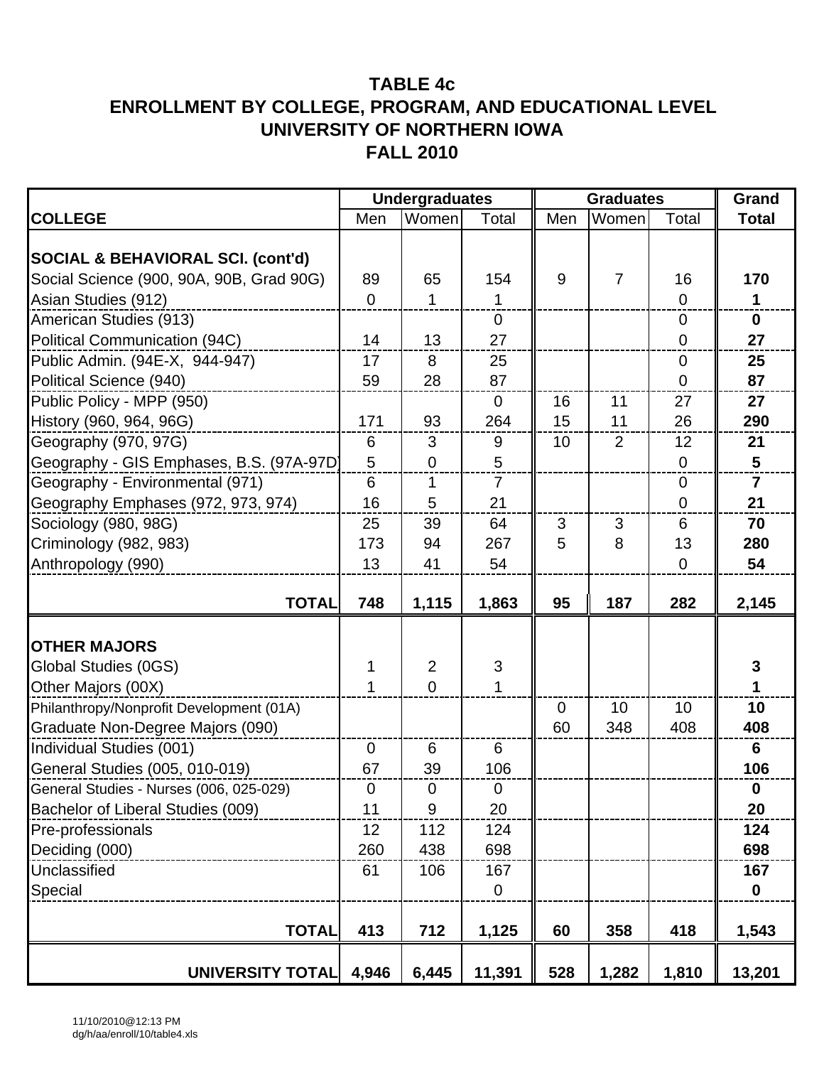# TABLE 4c
# ENROLLMENT BY COLLEGE, PROGRAM, AND EDUCATIONAL LEVEL
# UNIVERSITY OF NORTHERN IOWA
# FALL 2010

| | Undergraduates | | | Graduates | | | Grand |
|---|---|---|---|---|---|---|---|
| **COLLEGE** | Men | Women | Total | Men | Women | Total | **Total** |
| **SOCIAL & BEHAVIORAL SCI. (cont'd)** | | | | | | | |
| Social Science (900, 90A, 90B, Grad 90G) | 89 | 65 | 154 | 9 | 7 | 16 | **170** |
| Asian Studies (912) | 0 | 1 | 1 | | | 0 | **1** |
| American Studies (913) | | | 0 | | | 0 | **0** |
| Political Communication (94C) | 14 | 13 | 27 | | | 0 | **27** |
| Public Admin. (94E-X, 944-947) | 17 | 8 | 25 | | | 0 | **25** |
| Political Science (940) | 59 | 28 | 87 | | | 0 | **87** |
| Public Policy - MPP (950) | | | 0 | 16 | 11 | 27 | **27** |
| History (960, 964, 96G) | 171 | 93 | 264 | 15 | 11 | 26 | **290** |
| Geography (970, 97G) | 6 | 3 | 9 | 10 | 2 | 12 | **21** |
| Geography - GIS Emphases, B.S. (97A-97D) | 5 | 0 | 5 | | | 0 | **5** |
| Geography - Environmental (971) | 6 | 1 | 7 | | | 0 | **7** |
| Geography Emphases (972, 973, 974) | 16 | 5 | 21 | | | 0 | **21** |
| Sociology (980, 98G) | 25 | 39 | 64 | 3 | 3 | 6 | **70** |
| Criminology (982, 983) | 173 | 94 | 267 | 5 | 8 | 13 | **280** |
| Anthropology (990) | 13 | 41 | 54 | | | 0 | **54** |
| **TOTAL** | **748** | **1,115** | **1,863** | **95** | **187** | **282** | **2,145** |
| **OTHER MAJORS** | | | | | | | |
| Global Studies (0GS) | 1 | 2 | 3 | | | | **3** |
| Other Majors (00X) | 1 | 0 | 1 | | | | **1** |
| Philanthropy/Nonprofit Development (01A) | | | | 0 | 10 | 10 | **10** |
| Graduate Non-Degree Majors (090) | | | | 60 | 348 | 408 | **408** |
| Individual Studies (001) | 0 | 6 | 6 | | | | **6** |
| General Studies (005, 010-019) | 67 | 39 | 106 | | | | **106** |
| General Studies - Nurses (006, 025-029) | 0 | 0 | 0 | | | | **0** |
| Bachelor of Liberal Studies (009) | 11 | 9 | 20 | | | | **20** |
| Pre-professionals | 12 | 112 | 124 | | | | **124** |
| Deciding (000) | 260 | 438 | 698 | | | | **698** |
| Unclassified | 61 | 106 | 167 | | | | **167** |
| Special | | | 0 | | | | **0** |
| **TOTAL** | **413** | **712** | **1,125** | **60** | **358** | **418** | **1,543** |
| **UNIVERSITY TOTAL** | **4,946** | **6,445** | **11,391** | **528** | **1,282** | **1,810** | **13,201** |

11/10/2010@12:13 PM
dg/h/aa/enroll/10/table4.xls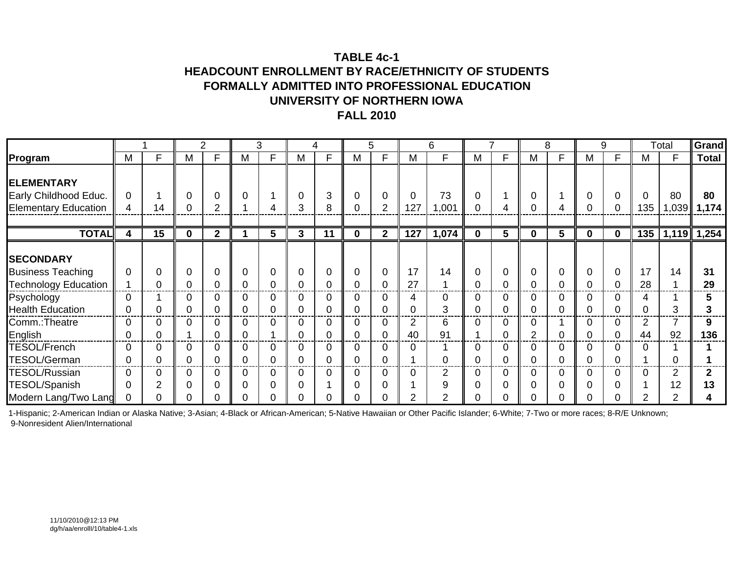# TABLE 4c-1
## HEADCOUNT ENROLLMENT BY RACE/ETHNICITY OF STUDENTS FORMALLY ADMITTED INTO PROFESSIONAL EDUCATION
## UNIVERSITY OF NORTHERN IOWA
## FALL 2010

| | 1 | | 2 | | 3 | | 4 | | 5 | | 6 | | 7 | | 8 | | 9 | | Total | | Grand |
|---|---|---|---|---|---|---|---|---|---|---|---|---|---|---|---|---|---|---|---|---|---|
| **Program** | M | F | M | F | M | F | M | F | M | F | M | F | M | F | M | F | M | F | M | F | **Total** |
| **ELEMENTARY** | | | | | | | | | | | | | | | | | | | | | |
| Early Childhood Educ. | 0 | 1 | 0 | 0 | 0 | 1 | 0 | 3 | 0 | 0 | 0 | 73 | 0 | 1 | 0 | 1 | 0 | 0 | 0 | 80 | **80** |
| Elementary Education | 4 | 14 | 0 | 2 | 1 | 4 | 3 | 8 | 0 | 2 | 127 | 1,001 | 0 | 4 | 0 | 4 | 0 | 0 | 135 | 1,039 | **1,174** |
| **TOTAL** | **4** | **15** | **0** | **2** | **1** | **5** | **3** | **11** | **0** | **2** | **127** | **1,074** | **0** | **5** | **0** | **5** | **0** | **0** | **135** | **1,119** | **1,254** |
| **SECONDARY** | | | | | | | | | | | | | | | | | | | | | |
| Business Teaching | 0 | 0 | 0 | 0 | 0 | 0 | 0 | 0 | 0 | 0 | 17 | 14 | 0 | 0 | 0 | 0 | 0 | 0 | 17 | 14 | **31** |
| Technology Education | 1 | 0 | 0 | 0 | 0 | 0 | 0 | 0 | 0 | 0 | 27 | 1 | 0 | 0 | 0 | 0 | 0 | 0 | 28 | 1 | **29** |
| Psychology | 0 | 1 | 0 | 0 | 0 | 0 | 0 | 0 | 0 | 0 | 4 | 0 | 0 | 0 | 0 | 0 | 0 | 0 | 4 | 1 | **5** |
| Health Education | 0 | 0 | 0 | 0 | 0 | 0 | 0 | 0 | 0 | 0 | 0 | 3 | 0 | 0 | 0 | 0 | 0 | 0 | 0 | 3 | **3** |
| Comm.:Theatre | 0 | 0 | 0 | 0 | 0 | 0 | 0 | 0 | 0 | 0 | 2 | 6 | 0 | 0 | 0 | 1 | 0 | 0 | 2 | 7 | **9** |
| English | 0 | 0 | 1 | 0 | 0 | 1 | 0 | 0 | 0 | 0 | 40 | 91 | 1 | 0 | 2 | 0 | 0 | 0 | 44 | 92 | **136** |
| TESOL/French | 0 | 0 | 0 | 0 | 0 | 0 | 0 | 0 | 0 | 0 | 0 | 1 | 0 | 0 | 0 | 0 | 0 | 0 | 0 | 1 | **1** |
| TESOL/German | 0 | 0 | 0 | 0 | 0 | 0 | 0 | 0 | 0 | 0 | 1 | 0 | 0 | 0 | 0 | 0 | 0 | 0 | 1 | 0 | **1** |
| TESOL/Russian | 0 | 0 | 0 | 0 | 0 | 0 | 0 | 0 | 0 | 0 | 0 | 2 | 0 | 0 | 0 | 0 | 0 | 0 | 0 | 2 | **2** |
| TESOL/Spanish | 0 | 2 | 0 | 0 | 0 | 0 | 0 | 1 | 0 | 0 | 1 | 9 | 0 | 0 | 0 | 0 | 0 | 0 | 1 | 12 | **13** |
| Modern Lang/Two Lang | 0 | 0 | 0 | 0 | 0 | 0 | 0 | 0 | 0 | 0 | 2 | 2 | 0 | 0 | 0 | 0 | 0 | 0 | 2 | 2 | **4** |

1-Hispanic; 2-American Indian or Alaska Native; 3-Asian; 4-Black or African-American; 5-Native Hawaiian or Other Pacific Islander; 6-White; 7-Two or more races; 8-R/E Unknown; 9-Nonresident Alien/International

11/10/2010@12:13 PM
dg/h/aa/enrolll/10/table4-1.xls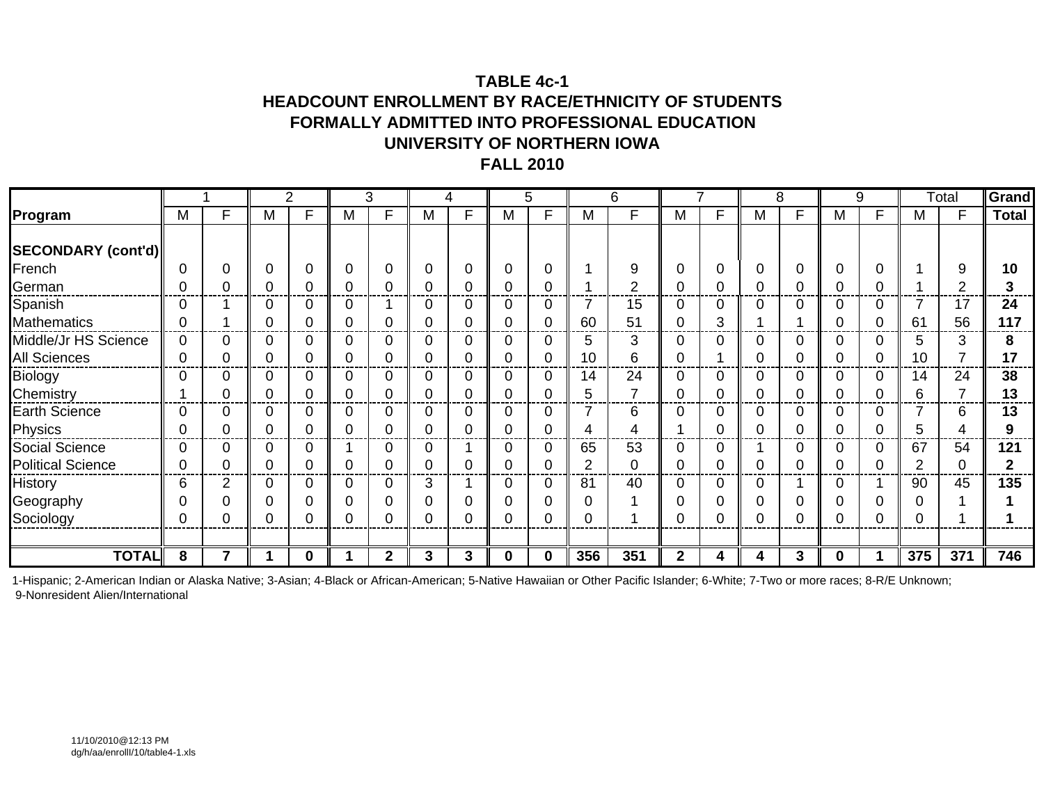**TABLE 4c-1**
**HEADCOUNT ENROLLMENT BY RACE/ETHNICITY OF STUDENTS**
**FORMALLY ADMITTED INTO PROFESSIONAL EDUCATION**
**UNIVERSITY OF NORTHERN IOWA**
**FALL 2010**

| | 1 | | 2 | | 3 | | 4 | | 5 | | 6 | | 7 | | 8 | | 9 | | Total | | Grand |
|---|---|---|---|---|---|---|---|---|---|---|---|---|---|---|---|---|---|---|---|---|---|
| **Program** | M | F | M | F | M | F | M | F | M | F | M | F | M | F | M | F | M | F | M | F | **Total** |
| **SECONDARY (cont'd)** | | | | | | | | | | | | | | | | | | | | | |
| French | 0 | 0 | 0 | 0 | 0 | 0 | 0 | 0 | 0 | 0 | 1 | 9 | 0 | 0 | 0 | 0 | 0 | 0 | 1 | 9 | **10** |
| German | 0 | 0 | 0 | 0 | 0 | 0 | 0 | 0 | 0 | 0 | 1 | 2 | 0 | 0 | 0 | 0 | 0 | 0 | 1 | 2 | **3** |
| Spanish | 0 | 1 | 0 | 0 | 0 | 1 | 0 | 0 | 0 | 0 | 7 | 15 | 0 | 0 | 0 | 0 | 0 | 0 | 7 | 17 | **24** |
| Mathematics | 0 | 1 | 0 | 0 | 0 | 0 | 0 | 0 | 0 | 0 | 60 | 51 | 0 | 3 | 1 | 1 | 0 | 0 | 61 | 56 | **117** |
| Middle/Jr HS Science | 0 | 0 | 0 | 0 | 0 | 0 | 0 | 0 | 0 | 0 | 5 | 3 | 0 | 0 | 0 | 0 | 0 | 0 | 5 | 3 | **8** |
| All Sciences | 0 | 0 | 0 | 0 | 0 | 0 | 0 | 0 | 0 | 0 | 10 | 6 | 0 | 1 | 0 | 0 | 0 | 0 | 10 | 7 | **17** |
| Biology | 0 | 0 | 0 | 0 | 0 | 0 | 0 | 0 | 0 | 0 | 14 | 24 | 0 | 0 | 0 | 0 | 0 | 0 | 14 | 24 | **38** |
| Chemistry | 1 | 0 | 0 | 0 | 0 | 0 | 0 | 0 | 0 | 0 | 5 | 7 | 0 | 0 | 0 | 0 | 0 | 0 | 6 | 7 | **13** |
| Earth Science | 0 | 0 | 0 | 0 | 0 | 0 | 0 | 0 | 0 | 0 | 7 | 6 | 0 | 0 | 0 | 0 | 0 | 0 | 7 | 6 | **13** |
| Physics | 0 | 0 | 0 | 0 | 0 | 0 | 0 | 0 | 0 | 0 | 4 | 4 | 1 | 0 | 0 | 0 | 0 | 0 | 5 | 4 | **9** |
| Social Science | 0 | 0 | 0 | 0 | 1 | 0 | 0 | 1 | 0 | 0 | 65 | 53 | 0 | 0 | 1 | 0 | 0 | 0 | 67 | 54 | **121** |
| Political Science | 0 | 0 | 0 | 0 | 0 | 0 | 0 | 0 | 0 | 0 | 2 | 0 | 0 | 0 | 0 | 0 | 0 | 0 | 2 | 0 | **2** |
| History | 6 | 2 | 0 | 0 | 0 | 0 | 3 | 1 | 0 | 0 | 81 | 40 | 0 | 0 | 0 | 1 | 0 | 1 | 90 | 45 | **135** |
| Geography | 0 | 0 | 0 | 0 | 0 | 0 | 0 | 0 | 0 | 0 | 0 | 1 | 0 | 0 | 0 | 0 | 0 | 0 | 0 | 1 | **1** |
| Sociology | 0 | 0 | 0 | 0 | 0 | 0 | 0 | 0 | 0 | 0 | 0 | 1 | 0 | 0 | 0 | 0 | 0 | 0 | 0 | 1 | **1** |
| **TOTAL** | **8** | **7** | **1** | **0** | **1** | **2** | **3** | **3** | **0** | **0** | **356** | **351** | **2** | **4** | **4** | **3** | **0** | **1** | **375** | **371** | **746** |

1-Hispanic; 2-American Indian or Alaska Native; 3-Asian; 4-Black or African-American; 5-Native Hawaiian or Other Pacific Islander; 6-White; 7-Two or more races; 8-R/E Unknown; 9-Nonresident Alien/International

11/10/2010@12:13 PM
dg/h/aa/enrolll/10/table4-1.xls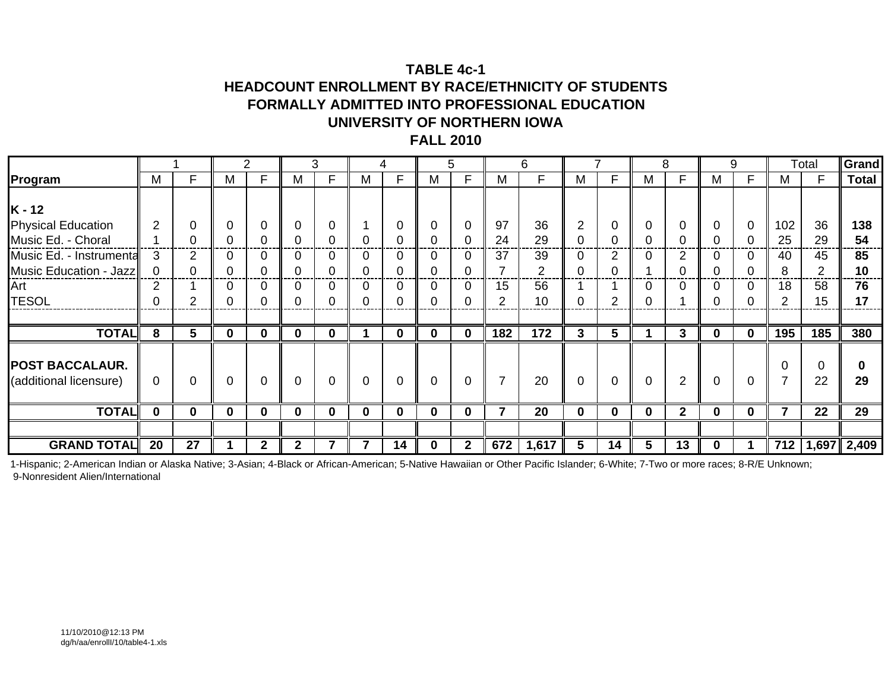**TABLE 4c-1**
**HEADCOUNT ENROLLMENT BY RACE/ETHNICITY OF STUDENTS FORMALLY ADMITTED INTO PROFESSIONAL EDUCATION**
**UNIVERSITY OF NORTHERN IOWA**
**FALL 2010**

| | 1 | | 2 | | 3 | | 4 | | 5 | | 6 | | 7 | | 8 | | 9 | | Total | | **Grand** |
|---|---|---|---|---|---|---|---|---|---|---|---|---|---|---|---|---|---|---|---|---|---|
| **Program** | M | F | M | F | M | F | M | F | M | F | M | F | M | F | M | F | M | F | M | F | **Total** |
| **K - 12** | | | | | | | | | | | | | | | | | | | | | |
| Physical Education | 2 | 0 | 0 | 0 | 0 | 0 | 1 | 0 | 0 | 0 | 97 | 36 | 2 | 0 | 0 | 0 | 0 | 0 | 102 | 36 | **138** |
| Music Ed. - Choral | 1 | 0 | 0 | 0 | 0 | 0 | 0 | 0 | 0 | 0 | 24 | 29 | 0 | 0 | 0 | 0 | 0 | 0 | 25 | 29 | **54** |
| Music Ed. - Instrumenta | 3 | 2 | 0 | 0 | 0 | 0 | 0 | 0 | 0 | 0 | 37 | 39 | 0 | 2 | 0 | 2 | 0 | 0 | 40 | 45 | **85** |
| Music Education - Jazz | 0 | 0 | 0 | 0 | 0 | 0 | 0 | 0 | 0 | 0 | 7 | 2 | 0 | 0 | 1 | 0 | 0 | 0 | 8 | 2 | **10** |
| Art | 2 | 1 | 0 | 0 | 0 | 0 | 0 | 0 | 0 | 0 | 15 | 56 | 1 | 1 | 0 | 0 | 0 | 0 | 18 | 58 | **76** |
| TESOL | 0 | 2 | 0 | 0 | 0 | 0 | 0 | 0 | 0 | 0 | 2 | 10 | 0 | 2 | 0 | 1 | 0 | 0 | 2 | 15 | **17** |
| **TOTAL** | **8** | **5** | **0** | **0** | **0** | **0** | **1** | **0** | **0** | **0** | **182** | **172** | **3** | **5** | **1** | **3** | **0** | **0** | **195** | **185** | **380** |
| **POST BACCALAUR.** | | | | | | | | | | | | | | | | | | | 0 | 0 | **0** |
| (additional licensure) | 0 | 0 | 0 | 0 | 0 | 0 | 0 | 0 | 0 | 0 | 7 | 20 | 0 | 0 | 0 | 2 | 0 | 0 | 7 | 22 | **29** |
| **TOTAL** | **0** | **0** | **0** | **0** | **0** | **0** | **0** | **0** | **0** | **0** | **7** | **20** | **0** | **0** | **0** | **2** | **0** | **0** | **7** | **22** | **29** |
| **GRAND TOTAL** | **20** | **27** | **1** | **2** | **2** | **7** | **7** | **14** | **0** | **2** | **672** | **1,617** | **5** | **14** | **5** | **13** | **0** | **1** | **712** | **1,697** | **2,409** |

1-Hispanic; 2-American Indian or Alaska Native; 3-Asian; 4-Black or African-American; 5-Native Hawaiian or Other Pacific Islander; 6-White; 7-Two or more races; 8-R/E Unknown; 9-Nonresident Alien/International

11/10/2010@12:13 PM
dg/h/aa/enrolll/10/table4-1.xls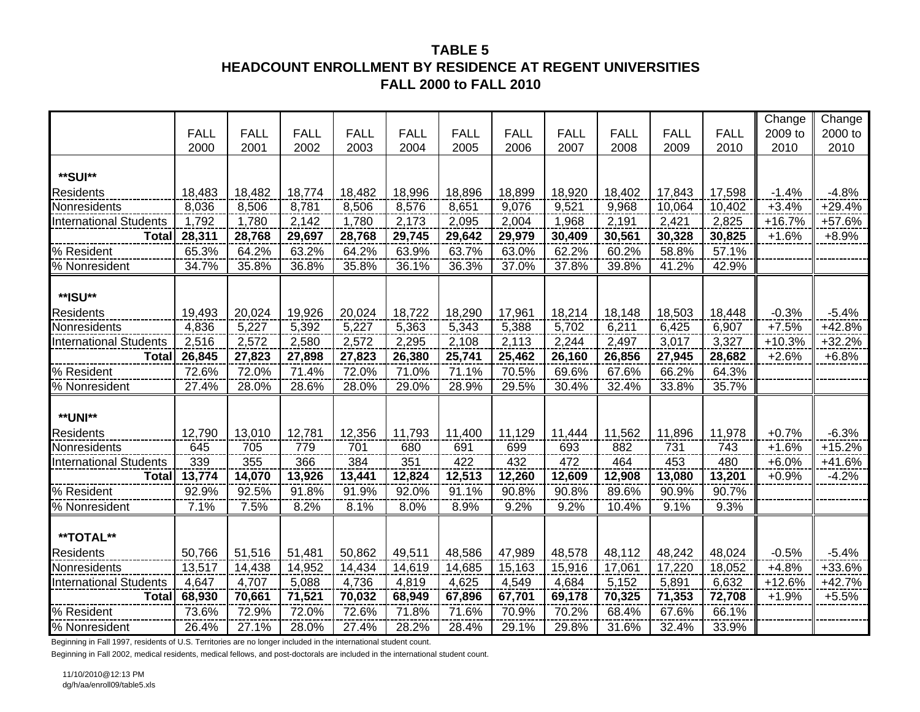# TABLE 5
## HEADCOUNT ENROLLMENT BY RESIDENCE AT REGENT UNIVERSITIES
## FALL 2000 to FALL 2010

| | FALL 2000 | FALL 2001 | FALL 2002 | FALL 2003 | FALL 2004 | FALL 2005 | FALL 2006 | FALL 2007 | FALL 2008 | FALL 2009 | FALL 2010 | Change 2009 to 2010 | Change 2000 to 2010 |
|---|---|---|---|---|---|---|---|---|---|---|---|---|---|
| **SUI** | | | | | | | | | | | | | |
| Residents | 18,483 | 18,482 | 18,774 | 18,482 | 18,996 | 18,896 | 18,899 | 18,920 | 18,402 | 17,843 | 17,598 | -1.4% | -4.8% |
| Nonresidents | 8,036 | 8,506 | 8,781 | 8,506 | 8,576 | 8,651 | 9,076 | 9,521 | 9,968 | 10,064 | 10,402 | +3.4% | +29.4% |
| International Students | 1,792 | 1,780 | 2,142 | 1,780 | 2,173 | 2,095 | 2,004 | 1,968 | 2,191 | 2,421 | 2,825 | +16.7% | +57.6% |
| **Total** | **28,311** | **28,768** | **29,697** | **28,768** | **29,745** | **29,642** | **29,979** | **30,409** | **30,561** | **30,328** | **30,825** | +1.6% | +8.9% |
| % Resident | 65.3% | 64.2% | 63.2% | 64.2% | 63.9% | 63.7% | 63.0% | 62.2% | 60.2% | 58.8% | 57.1% | | |
| % Nonresident | 34.7% | 35.8% | 36.8% | 35.8% | 36.1% | 36.3% | 37.0% | 37.8% | 39.8% | 41.2% | 42.9% | | |
| **ISU** | | | | | | | | | | | | | |
| Residents | 19,493 | 20,024 | 19,926 | 20,024 | 18,722 | 18,290 | 17,961 | 18,214 | 18,148 | 18,503 | 18,448 | -0.3% | -5.4% |
| Nonresidents | 4,836 | 5,227 | 5,392 | 5,227 | 5,363 | 5,343 | 5,388 | 5,702 | 6,211 | 6,425 | 6,907 | +7.5% | +42.8% |
| International Students | 2,516 | 2,572 | 2,580 | 2,572 | 2,295 | 2,108 | 2,113 | 2,244 | 2,497 | 3,017 | 3,327 | +10.3% | +32.2% |
| **Total** | **26,845** | **27,823** | **27,898** | **27,823** | **26,380** | **25,741** | **25,462** | **26,160** | **26,856** | **27,945** | **28,682** | +2.6% | +6.8% |
| % Resident | 72.6% | 72.0% | 71.4% | 72.0% | 71.0% | 71.1% | 70.5% | 69.6% | 67.6% | 66.2% | 64.3% | | |
| % Nonresident | 27.4% | 28.0% | 28.6% | 28.0% | 29.0% | 28.9% | 29.5% | 30.4% | 32.4% | 33.8% | 35.7% | | |
| **UNI** | | | | | | | | | | | | | |
| Residents | 12,790 | 13,010 | 12,781 | 12,356 | 11,793 | 11,400 | 11,129 | 11,444 | 11,562 | 11,896 | 11,978 | +0.7% | -6.3% |
| Nonresidents | 645 | 705 | 779 | 701 | 680 | 691 | 699 | 693 | 882 | 731 | 743 | +1.6% | +15.2% |
| International Students | 339 | 355 | 366 | 384 | 351 | 422 | 432 | 472 | 464 | 453 | 480 | +6.0% | +41.6% |
| **Total** | **13,774** | **14,070** | **13,926** | **13,441** | **12,824** | **12,513** | **12,260** | **12,609** | **12,908** | **13,080** | **13,201** | +0.9% | -4.2% |
| % Resident | 92.9% | 92.5% | 91.8% | 91.9% | 92.0% | 91.1% | 90.8% | 90.8% | 89.6% | 90.9% | 90.7% | | |
| % Nonresident | 7.1% | 7.5% | 8.2% | 8.1% | 8.0% | 8.9% | 9.2% | 9.2% | 10.4% | 9.1% | 9.3% | | |
| **TOTAL** | | | | | | | | | | | | | |
| Residents | 50,766 | 51,516 | 51,481 | 50,862 | 49,511 | 48,586 | 47,989 | 48,578 | 48,112 | 48,242 | 48,024 | -0.5% | -5.4% |
| Nonresidents | 13,517 | 14,438 | 14,952 | 14,434 | 14,619 | 14,685 | 15,163 | 15,916 | 17,061 | 17,220 | 18,052 | +4.8% | +33.6% |
| International Students | 4,647 | 4,707 | 5,088 | 4,736 | 4,819 | 4,625 | 4,549 | 4,684 | 5,152 | 5,891 | 6,632 | +12.6% | +42.7% |
| **Total** | **68,930** | **70,661** | **71,521** | **70,032** | **68,949** | **67,896** | **67,701** | **69,178** | **70,325** | **71,353** | **72,708** | +1.9% | +5.5% |
| % Resident | 73.6% | 72.9% | 72.0% | 72.6% | 71.8% | 71.6% | 70.9% | 70.2% | 68.4% | 67.6% | 66.1% | | |
| % Nonresident | 26.4% | 27.1% | 28.0% | 27.4% | 28.2% | 28.4% | 29.1% | 29.8% | 31.6% | 32.4% | 33.9% | | |

Beginning in Fall 1997, residents of U.S. Territories are no longer included in the international student count.

Beginning in Fall 2002, medical residents, medical fellows, and post-doctorals are included in the international student count.

11/10/2010@12:13 PM
dg/h/aa/enroll09/table5.xls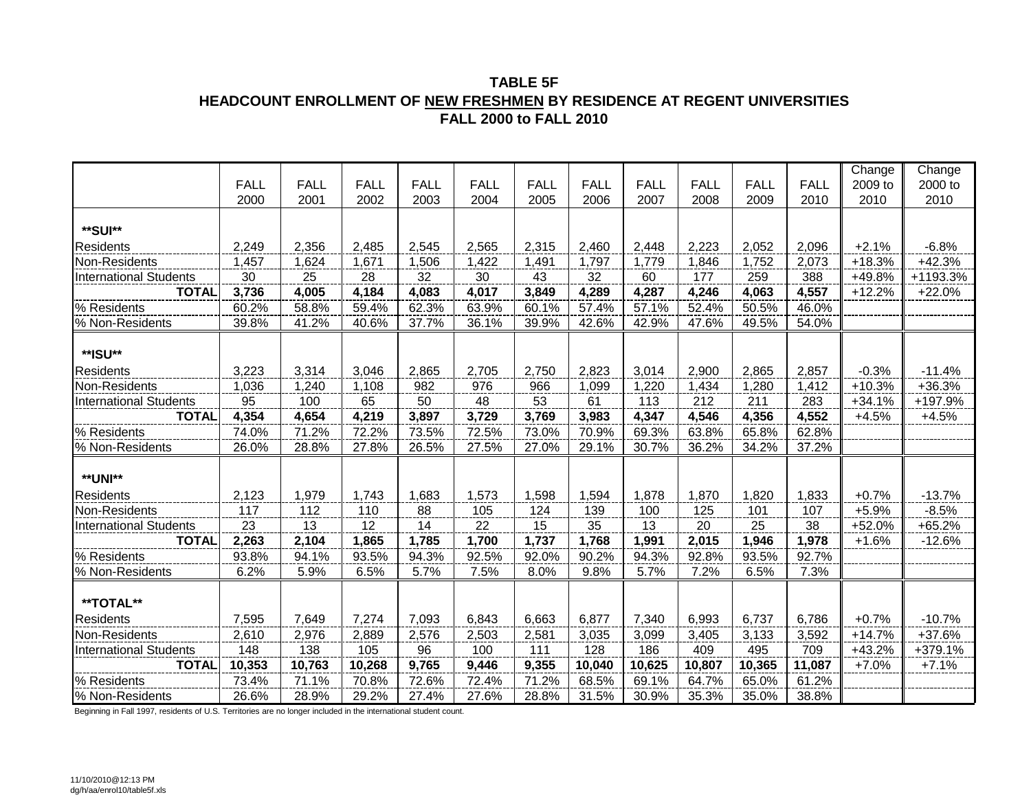**TABLE 5F**
**HEADCOUNT ENROLLMENT OF NEW FRESHMEN BY RESIDENCE AT REGENT UNIVERSITIES**
**FALL 2000 to FALL 2010**

| | FALL 2000 | FALL 2001 | FALL 2002 | FALL 2003 | FALL 2004 | FALL 2005 | FALL 2006 | FALL 2007 | FALL 2008 | FALL 2009 | FALL 2010 | Change 2009 to 2010 | Change 2000 to 2010 |
|---|---|---|---|---|---|---|---|---|---|---|---|---|---|
| **SUI** | | | | | | | | | | | | | |
| Residents | 2,249 | 2,356 | 2,485 | 2,545 | 2,565 | 2,315 | 2,460 | 2,448 | 2,223 | 2,052 | 2,096 | +2.1% | -6.8% |
| Non-Residents | 1,457 | 1,624 | 1,671 | 1,506 | 1,422 | 1,491 | 1,797 | 1,779 | 1,846 | 1,752 | 2,073 | +18.3% | +42.3% |
| International Students | 30 | 25 | 28 | 32 | 30 | 43 | 32 | 60 | 177 | 259 | 388 | +49.8% | +1193.3% |
| **TOTAL** | **3,736** | **4,005** | **4,184** | **4,083** | **4,017** | **3,849** | **4,289** | **4,287** | **4,246** | **4,063** | **4,557** | +12.2% | +22.0% |
| % Residents | 60.2% | 58.8% | 59.4% | 62.3% | 63.9% | 60.1% | 57.4% | 57.1% | 52.4% | 50.5% | 46.0% | | |
| % Non-Residents | 39.8% | 41.2% | 40.6% | 37.7% | 36.1% | 39.9% | 42.6% | 42.9% | 47.6% | 49.5% | 54.0% | | |
| **ISU** | | | | | | | | | | | | | |
| Residents | 3,223 | 3,314 | 3,046 | 2,865 | 2,705 | 2,750 | 2,823 | 3,014 | 2,900 | 2,865 | 2,857 | -0.3% | -11.4% |
| Non-Residents | 1,036 | 1,240 | 1,108 | 982 | 976 | 966 | 1,099 | 1,220 | 1,434 | 1,280 | 1,412 | +10.3% | +36.3% |
| International Students | 95 | 100 | 65 | 50 | 48 | 53 | 61 | 113 | 212 | 211 | 283 | +34.1% | +197.9% |
| **TOTAL** | **4,354** | **4,654** | **4,219** | **3,897** | **3,729** | **3,769** | **3,983** | **4,347** | **4,546** | **4,356** | **4,552** | +4.5% | +4.5% |
| % Residents | 74.0% | 71.2% | 72.2% | 73.5% | 72.5% | 73.0% | 70.9% | 69.3% | 63.8% | 65.8% | 62.8% | | |
| % Non-Residents | 26.0% | 28.8% | 27.8% | 26.5% | 27.5% | 27.0% | 29.1% | 30.7% | 36.2% | 34.2% | 37.2% | | |
| **UNI** | | | | | | | | | | | | | |
| Residents | 2,123 | 1,979 | 1,743 | 1,683 | 1,573 | 1,598 | 1,594 | 1,878 | 1,870 | 1,820 | 1,833 | +0.7% | -13.7% |
| Non-Residents | 117 | 112 | 110 | 88 | 105 | 124 | 139 | 100 | 125 | 101 | 107 | +5.9% | -8.5% |
| International Students | 23 | 13 | 12 | 14 | 22 | 15 | 35 | 13 | 20 | 25 | 38 | +52.0% | +65.2% |
| **TOTAL** | **2,263** | **2,104** | **1,865** | **1,785** | **1,700** | **1,737** | **1,768** | **1,991** | **2,015** | **1,946** | **1,978** | +1.6% | -12.6% |
| % Residents | 93.8% | 94.1% | 93.5% | 94.3% | 92.5% | 92.0% | 90.2% | 94.3% | 92.8% | 93.5% | 92.7% | | |
| % Non-Residents | 6.2% | 5.9% | 6.5% | 5.7% | 7.5% | 8.0% | 9.8% | 5.7% | 7.2% | 6.5% | 7.3% | | |
| **TOTAL** | | | | | | | | | | | | | |
| Residents | 7,595 | 7,649 | 7,274 | 7,093 | 6,843 | 6,663 | 6,877 | 7,340 | 6,993 | 6,737 | 6,786 | +0.7% | -10.7% |
| Non-Residents | 2,610 | 2,976 | 2,889 | 2,576 | 2,503 | 2,581 | 3,035 | 3,099 | 3,405 | 3,133 | 3,592 | +14.7% | +37.6% |
| International Students | 148 | 138 | 105 | 96 | 100 | 111 | 128 | 186 | 409 | 495 | 709 | +43.2% | +379.1% |
| **TOTAL** | **10,353** | **10,763** | **10,268** | **9,765** | **9,446** | **9,355** | **10,040** | **10,625** | **10,807** | **10,365** | **11,087** | +7.0% | +7.1% |
| % Residents | 73.4% | 71.1% | 70.8% | 72.6% | 72.4% | 71.2% | 68.5% | 69.1% | 64.7% | 65.0% | 61.2% | | |
| % Non-Residents | 26.6% | 28.9% | 29.2% | 27.4% | 27.6% | 28.8% | 31.5% | 30.9% | 35.3% | 35.0% | 38.8% | | |

Beginning in Fall 1997, residents of U.S. Territories are no longer included in the international student count.

11/10/2010@12:13 PM
dg/h/aa/enrol10/table5f.xls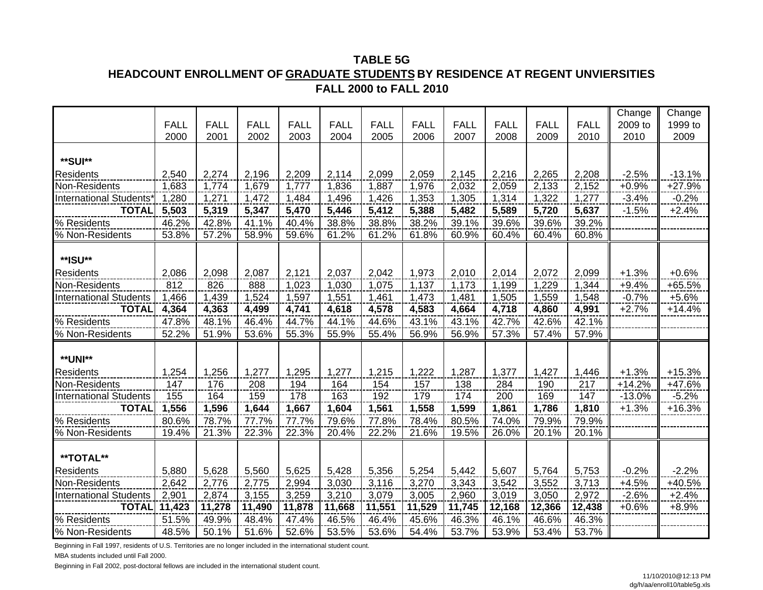**TABLE 5G**

**HEADCOUNT ENROLLMENT OF GRADUATE STUDENTS BY RESIDENCE AT REGENT UNVIERSITIES**

**FALL 2000 to FALL 2010**

| | FALL 2000 | FALL 2001 | FALL 2002 | FALL 2003 | FALL 2004 | FALL 2005 | FALL 2006 | FALL 2007 | FALL 2008 | FALL 2009 | FALL 2010 | Change 2009 to 2010 | Change 1999 to 2009 |
|---|---|---|---|---|---|---|---|---|---|---|---|---|---|
| **SUI** | | | | | | | | | | | | | |
| Residents | 2,540 | 2,274 | 2,196 | 2,209 | 2,114 | 2,099 | 2,059 | 2,145 | 2,216 | 2,265 | 2,208 | -2.5% | -13.1% |
| Non-Residents | 1,683 | 1,774 | 1,679 | 1,777 | 1,836 | 1,887 | 1,976 | 2,032 | 2,059 | 2,133 | 2,152 | +0.9% | +27.9% |
| International Students* | 1,280 | 1,271 | 1,472 | 1,484 | 1,496 | 1,426 | 1,353 | 1,305 | 1,314 | 1,322 | 1,277 | -3.4% | -0.2% |
| **TOTAL** | **5,503** | **5,319** | **5,347** | **5,470** | **5,446** | **5,412** | **5,388** | **5,482** | **5,589** | **5,720** | **5,637** | -1.5% | +2.4% |
| % Residents | 46.2% | 42.8% | 41.1% | 40.4% | 38.8% | 38.8% | 38.2% | 39.1% | 39.6% | 39.6% | 39.2% | | |
| % Non-Residents | 53.8% | 57.2% | 58.9% | 59.6% | 61.2% | 61.2% | 61.8% | 60.9% | 60.4% | 60.4% | 60.8% | | |
| **ISU** | | | | | | | | | | | | | |
| Residents | 2,086 | 2,098 | 2,087 | 2,121 | 2,037 | 2,042 | 1,973 | 2,010 | 2,014 | 2,072 | 2,099 | +1.3% | +0.6% |
| Non-Residents | 812 | 826 | 888 | 1,023 | 1,030 | 1,075 | 1,137 | 1,173 | 1,199 | 1,229 | 1,344 | +9.4% | +65.5% |
| International Students | 1,466 | 1,439 | 1,524 | 1,597 | 1,551 | 1,461 | 1,473 | 1,481 | 1,505 | 1,559 | 1,548 | -0.7% | +5.6% |
| **TOTAL** | **4,364** | **4,363** | **4,499** | **4,741** | **4,618** | **4,578** | **4,583** | **4,664** | **4,718** | **4,860** | **4,991** | +2.7% | +14.4% |
| % Residents | 47.8% | 48.1% | 46.4% | 44.7% | 44.1% | 44.6% | 43.1% | 43.1% | 42.7% | 42.6% | 42.1% | | |
| % Non-Residents | 52.2% | 51.9% | 53.6% | 55.3% | 55.9% | 55.4% | 56.9% | 56.9% | 57.3% | 57.4% | 57.9% | | |
| **UNI** | | | | | | | | | | | | | |
| Residents | 1,254 | 1,256 | 1,277 | 1,295 | 1,277 | 1,215 | 1,222 | 1,287 | 1,377 | 1,427 | 1,446 | +1.3% | +15.3% |
| Non-Residents | 147 | 176 | 208 | 194 | 164 | 154 | 157 | 138 | 284 | 190 | 217 | +14.2% | +47.6% |
| International Students | 155 | 164 | 159 | 178 | 163 | 192 | 179 | 174 | 200 | 169 | 147 | -13.0% | -5.2% |
| **TOTAL** | **1,556** | **1,596** | **1,644** | **1,667** | **1,604** | **1,561** | **1,558** | **1,599** | **1,861** | **1,786** | **1,810** | +1.3% | +16.3% |
| % Residents | 80.6% | 78.7% | 77.7% | 77.7% | 79.6% | 77.8% | 78.4% | 80.5% | 74.0% | 79.9% | 79.9% | | |
| % Non-Residents | 19.4% | 21.3% | 22.3% | 22.3% | 20.4% | 22.2% | 21.6% | 19.5% | 26.0% | 20.1% | 20.1% | | |
| **TOTAL** | | | | | | | | | | | | | |
| Residents | 5,880 | 5,628 | 5,560 | 5,625 | 5,428 | 5,356 | 5,254 | 5,442 | 5,607 | 5,764 | 5,753 | -0.2% | -2.2% |
| Non-Residents | 2,642 | 2,776 | 2,775 | 2,994 | 3,030 | 3,116 | 3,270 | 3,343 | 3,542 | 3,552 | 3,713 | +4.5% | +40.5% |
| International Students | 2,901 | 2,874 | 3,155 | 3,259 | 3,210 | 3,079 | 3,005 | 2,960 | 3,019 | 3,050 | 2,972 | -2.6% | +2.4% |
| **TOTAL** | **11,423** | **11,278** | **11,490** | **11,878** | **11,668** | **11,551** | **11,529** | **11,745** | **12,168** | **12,366** | **12,438** | +0.6% | +8.9% |
| % Residents | 51.5% | 49.9% | 48.4% | 47.4% | 46.5% | 46.4% | 45.6% | 46.3% | 46.1% | 46.6% | 46.3% | | |
| % Non-Residents | 48.5% | 50.1% | 51.6% | 52.6% | 53.5% | 53.6% | 54.4% | 53.7% | 53.9% | 53.4% | 53.7% | | |

Beginning in Fall 1997, residents of U.S. Territories are no longer included in the international student count.

MBA students included until Fall 2000.

Beginning in Fall 2002, post-doctoral fellows are included in the international student count.

11/10/2010@12:13 PM
dg/h/aa/enroll10/table5g.xls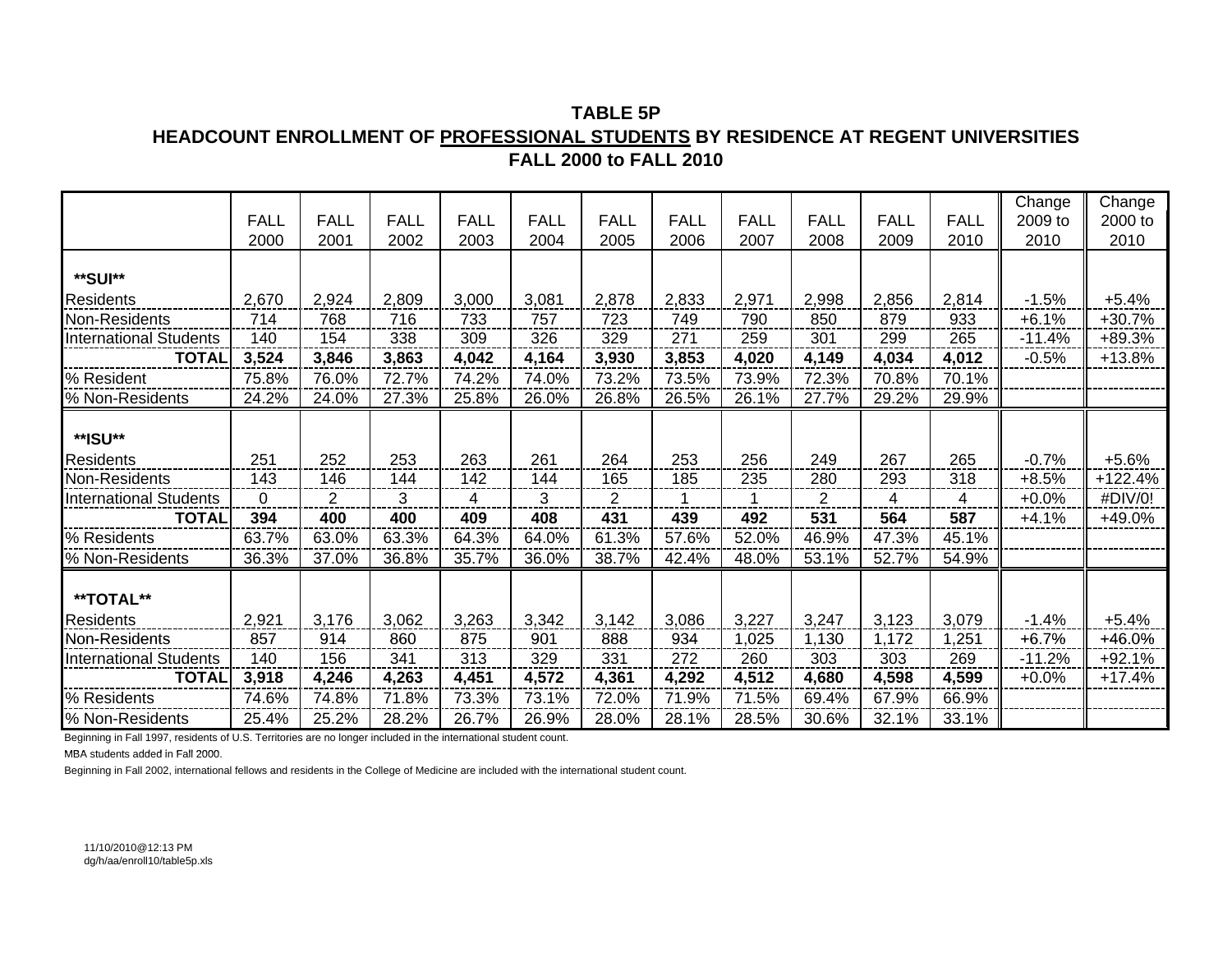**TABLE 5P**

**HEADCOUNT ENROLLMENT OF PROFESSIONAL STUDENTS BY RESIDENCE AT REGENT UNIVERSITIES**

**FALL 2000 to FALL 2010**

| | FALL 2000 | FALL 2001 | FALL 2002 | FALL 2003 | FALL 2004 | FALL 2005 | FALL 2006 | FALL 2007 | FALL 2008 | FALL 2009 | FALL 2010 | Change 2009 to 2010 | Change 2000 to 2010 |
|---|---|---|---|---|---|---|---|---|---|---|---|---|---|
| **\*\*SUI\*\*** | | | | | | | | | | | | | |
| Residents | 2,670 | 2,924 | 2,809 | 3,000 | 3,081 | 2,878 | 2,833 | 2,971 | 2,998 | 2,856 | 2,814 | -1.5% | +5.4% |
| Non-Residents | 714 | 768 | 716 | 733 | 757 | 723 | 749 | 790 | 850 | 879 | 933 | +6.1% | +30.7% |
| International Students | 140 | 154 | 338 | 309 | 326 | 329 | 271 | 259 | 301 | 299 | 265 | -11.4% | +89.3% |
| **TOTAL** | **3,524** | **3,846** | **3,863** | **4,042** | **4,164** | **3,930** | **3,853** | **4,020** | **4,149** | **4,034** | **4,012** | -0.5% | +13.8% |
| % Resident | 75.8% | 76.0% | 72.7% | 74.2% | 74.0% | 73.2% | 73.5% | 73.9% | 72.3% | 70.8% | 70.1% | | |
| % Non-Residents | 24.2% | 24.0% | 27.3% | 25.8% | 26.0% | 26.8% | 26.5% | 26.1% | 27.7% | 29.2% | 29.9% | | |
| **\*\*ISU\*\*** | | | | | | | | | | | | | |
| Residents | 251 | 252 | 253 | 263 | 261 | 264 | 253 | 256 | 249 | 267 | 265 | -0.7% | +5.6% |
| Non-Residents | 143 | 146 | 144 | 142 | 144 | 165 | 185 | 235 | 280 | 293 | 318 | +8.5% | +122.4% |
| International Students | 0 | 2 | 3 | 4 | 3 | 2 | 1 | 1 | 2 | 4 | 4 | +0.0% | #DIV/0! |
| **TOTAL** | **394** | **400** | **400** | **409** | **408** | **431** | **439** | **492** | **531** | **564** | **587** | +4.1% | +49.0% |
| % Residents | 63.7% | 63.0% | 63.3% | 64.3% | 64.0% | 61.3% | 57.6% | 52.0% | 46.9% | 47.3% | 45.1% | | |
| % Non-Residents | 36.3% | 37.0% | 36.8% | 35.7% | 36.0% | 38.7% | 42.4% | 48.0% | 53.1% | 52.7% | 54.9% | | |
| **\*\*TOTAL\*\*** | | | | | | | | | | | | | |
| Residents | 2,921 | 3,176 | 3,062 | 3,263 | 3,342 | 3,142 | 3,086 | 3,227 | 3,247 | 3,123 | 3,079 | -1.4% | +5.4% |
| Non-Residents | 857 | 914 | 860 | 875 | 901 | 888 | 934 | 1,025 | 1,130 | 1,172 | 1,251 | +6.7% | +46.0% |
| International Students | 140 | 156 | 341 | 313 | 329 | 331 | 272 | 260 | 303 | 303 | 269 | -11.2% | +92.1% |
| **TOTAL** | **3,918** | **4,246** | **4,263** | **4,451** | **4,572** | **4,361** | **4,292** | **4,512** | **4,680** | **4,598** | **4,599** | +0.0% | +17.4% |
| % Residents | 74.6% | 74.8% | 71.8% | 73.3% | 73.1% | 72.0% | 71.9% | 71.5% | 69.4% | 67.9% | 66.9% | | |
| % Non-Residents | 25.4% | 25.2% | 28.2% | 26.7% | 26.9% | 28.0% | 28.1% | 28.5% | 30.6% | 32.1% | 33.1% | | |

Beginning in Fall 1997, residents of U.S. Territories are no longer included in the international student count.

MBA students added in Fall 2000.

Beginning in Fall 2002, international fellows and residents in the College of Medicine are included with the international student count.

11/10/2010@12:13 PM
dg/h/aa/enroll10/table5p.xls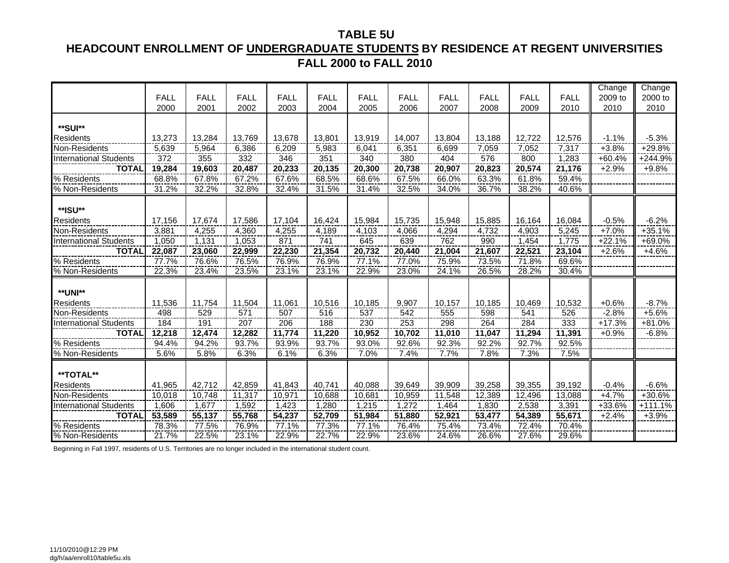# TABLE 5U

## HEADCOUNT ENROLLMENT OF UNDERGRADUATE STUDENTS BY RESIDENCE AT REGENT UNIVERSITIES

## FALL 2000 to FALL 2010

| | FALL 2000 | FALL 2001 | FALL 2002 | FALL 2003 | FALL 2004 | FALL 2005 | FALL 2006 | FALL 2007 | FALL 2008 | FALL 2009 | FALL 2010 | Change 2009 to 2010 | Change 2000 to 2010 |
|---|---|---|---|---|---|---|---|---|---|---|---|---|---|
| **SUI** | | | | | | | | | | | | | |
| Residents | 13,273 | 13,284 | 13,769 | 13,678 | 13,801 | 13,919 | 14,007 | 13,804 | 13,188 | 12,722 | 12,576 | -1.1% | -5.3% |
| Non-Residents | 5,639 | 5,964 | 6,386 | 6,209 | 5,983 | 6,041 | 6,351 | 6,699 | 7,059 | 7,052 | 7,317 | +3.8% | +29.8% |
| International Students | 372 | 355 | 332 | 346 | 351 | 340 | 380 | 404 | 576 | 800 | 1,283 | +60.4% | +244.9% |
| **TOTAL** | **19,284** | **19,603** | **20,487** | **20,233** | **20,135** | **20,300** | **20,738** | **20,907** | **20,823** | **20,574** | **21,176** | +2.9% | +9.8% |
| % Residents | 68.8% | 67.8% | 67.2% | 67.6% | 68.5% | 68.6% | 67.5% | 66.0% | 63.3% | 61.8% | 59.4% | | |
| % Non-Residents | 31.2% | 32.2% | 32.8% | 32.4% | 31.5% | 31.4% | 32.5% | 34.0% | 36.7% | 38.2% | 40.6% | | |
| **ISU** | | | | | | | | | | | | | |
| Residents | 17,156 | 17,674 | 17,586 | 17,104 | 16,424 | 15,984 | 15,735 | 15,948 | 15,885 | 16,164 | 16,084 | -0.5% | -6.2% |
| Non-Residents | 3,881 | 4,255 | 4,360 | 4,255 | 4,189 | 4,103 | 4,066 | 4,294 | 4,732 | 4,903 | 5,245 | +7.0% | +35.1% |
| International Students | 1,050 | 1,131 | 1,053 | 871 | 741 | 645 | 639 | 762 | 990 | 1,454 | 1,775 | +22.1% | +69.0% |
| **TOTAL** | **22,087** | **23,060** | **22,999** | **22,230** | **21,354** | **20,732** | **20,440** | **21,004** | **21,607** | **22,521** | **23,104** | +2.6% | +4.6% |
| % Residents | 77.7% | 76.6% | 76.5% | 76.9% | 76.9% | 77.1% | 77.0% | 75.9% | 73.5% | 71.8% | 69.6% | | |
| % Non-Residents | 22.3% | 23.4% | 23.5% | 23.1% | 23.1% | 22.9% | 23.0% | 24.1% | 26.5% | 28.2% | 30.4% | | |
| **UNI** | | | | | | | | | | | | | |
| Residents | 11,536 | 11,754 | 11,504 | 11,061 | 10,516 | 10,185 | 9,907 | 10,157 | 10,185 | 10,469 | 10,532 | +0.6% | -8.7% |
| Non-Residents | 498 | 529 | 571 | 507 | 516 | 537 | 542 | 555 | 598 | 541 | 526 | -2.8% | +5.6% |
| International Students | 184 | 191 | 207 | 206 | 188 | 230 | 253 | 298 | 264 | 284 | 333 | +17.3% | +81.0% |
| **TOTAL** | **12,218** | **12,474** | **12,282** | **11,774** | **11,220** | **10,952** | **10,702** | **11,010** | **11,047** | **11,294** | **11,391** | +0.9% | -6.8% |
| % Residents | 94.4% | 94.2% | 93.7% | 93.9% | 93.7% | 93.0% | 92.6% | 92.3% | 92.2% | 92.7% | 92.5% | | |
| % Non-Residents | 5.6% | 5.8% | 6.3% | 6.1% | 6.3% | 7.0% | 7.4% | 7.7% | 7.8% | 7.3% | 7.5% | | |
| **TOTAL** | | | | | | | | | | | | | |
| Residents | 41,965 | 42,712 | 42,859 | 41,843 | 40,741 | 40,088 | 39,649 | 39,909 | 39,258 | 39,355 | 39,192 | -0.4% | -6.6% |
| Non-Residents | 10,018 | 10,748 | 11,317 | 10,971 | 10,688 | 10,681 | 10,959 | 11,548 | 12,389 | 12,496 | 13,088 | +4.7% | +30.6% |
| International Students | 1,606 | 1,677 | 1,592 | 1,423 | 1,280 | 1,215 | 1,272 | 1,464 | 1,830 | 2,538 | 3,391 | +33.6% | +111.1% |
| **TOTAL** | **53,589** | **55,137** | **55,768** | **54,237** | **52,709** | **51,984** | **51,880** | **52,921** | **53,477** | **54,389** | **55,671** | +2.4% | +3.9% |
| % Residents | 78.3% | 77.5% | 76.9% | 77.1% | 77.3% | 77.1% | 76.4% | 75.4% | 73.4% | 72.4% | 70.4% | | |
| % Non-Residents | 21.7% | 22.5% | 23.1% | 22.9% | 22.7% | 22.9% | 23.6% | 24.6% | 26.6% | 27.6% | 29.6% | | |

Beginning in Fall 1997, residents of U.S. Territories are no longer included in the international student count.

11/10/2010@12:29 PM
dg/h/aa/enroll10/table5u.xls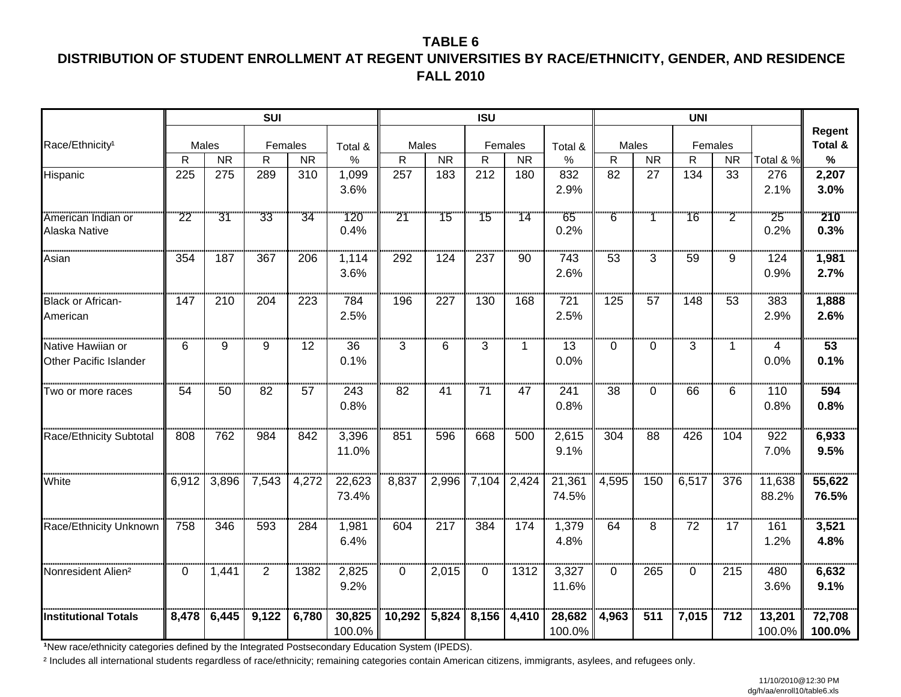**TABLE 6**
**DISTRIBUTION OF STUDENT ENROLLMENT AT REGENT UNIVERSITIES BY RACE/ETHNICITY, GENDER, AND RESIDENCE**
**FALL 2010**

| Race/Ethnicity[1] | SUI | | | | | ISU | | | | | UNI | | | | | Regent Total & % |
|---|---|---|---|---|---|---|---|---|---|---|---|---|---|---|---|---|
| | Males | | Females | | Total & % | Males | | Females | | Total & % | Males | | Females | | Total & % | |
| | R | NR | R | NR | | R | NR | R | NR | | R | NR | R | NR | | |
| Hispanic | 225 | 275 | 289 | 310 | 1,099<br>3.6% | 257 | 183 | 212 | 180 | 832<br>2.9% | 82 | 27 | 134 | 33 | 276<br>2.1% | **2,207**<br>**3.0%** |
| American Indian or Alaska Native | 22 | 31 | 33 | 34 | 120<br>0.4% | 21 | 15 | 15 | 14 | 65<br>0.2% | 6 | 1 | 16 | 2 | 25<br>0.2% | **210**<br>**0.3%** |
| Asian | 354 | 187 | 367 | 206 | 1,114<br>3.6% | 292 | 124 | 237 | 90 | 743<br>2.6% | 53 | 3 | 59 | 9 | 124<br>0.9% | **1,981**<br>**2.7%** |
| Black or African-American | 147 | 210 | 204 | 223 | 784<br>2.5% | 196 | 227 | 130 | 168 | 721<br>2.5% | 125 | 57 | 148 | 53 | 383<br>2.9% | **1,888**<br>**2.6%** |
| Native Hawiian or Other Pacific Islander | 6 | 9 | 9 | 12 | 36<br>0.1% | 3 | 6 | 3 | 1 | 13<br>0.0% | 0 | 0 | 3 | 1 | 4<br>0.0% | **53**<br>**0.1%** |
| Two or more races | 54 | 50 | 82 | 57 | 243<br>0.8% | 82 | 41 | 71 | 47 | 241<br>0.8% | 38 | 0 | 66 | 6 | 110<br>0.8% | **594**<br>**0.8%** |
| Race/Ethnicity Subtotal | 808 | 762 | 984 | 842 | 3,396<br>11.0% | 851 | 596 | 668 | 500 | 2,615<br>9.1% | 304 | 88 | 426 | 104 | 922<br>7.0% | **6,933**<br>**9.5%** |
| White | 6,912 | 3,896 | 7,543 | 4,272 | 22,623<br>73.4% | 8,837 | 2,996 | 7,104 | 2,424 | 21,361<br>74.5% | 4,595 | 150 | 6,517 | 376 | 11,638<br>88.2% | **55,622**<br>**76.5%** |
| Race/Ethnicity Unknown | 758 | 346 | 593 | 284 | 1,981<br>6.4% | 604 | 217 | 384 | 174 | 1,379<br>4.8% | 64 | 8 | 72 | 17 | 161<br>1.2% | **3,521**<br>**4.8%** |
| Nonresident Alien[2] | 0 | 1,441 | 2 | 1382 | 2,825<br>9.2% | 0 | 2,015 | 0 | 1312 | 3,327<br>11.6% | 0 | 265 | 0 | 215 | 480<br>3.6% | **6,632**<br>**9.1%** |
| **Institutional Totals** | **8,478** | **6,445** | **9,122** | **6,780** | **30,825**<br>100.0% | **10,292** | **5,824** | **8,156** | **4,410** | **28,682**<br>100.0% | **4,963** | **511** | **7,015** | **712** | **13,201**<br>100.0% | **72,708**<br>**100.0%** |

[1] New race/ethnicity categories defined by the Integrated Postsecondary Education System (IPEDS).

[2] Includes all international students regardless of race/ethnicity; remaining categories contain American citizens, immigrants, asylees, and refugees only.

11/10/2010@12:30 PM
dg/h/aa/enroll10/table6.xls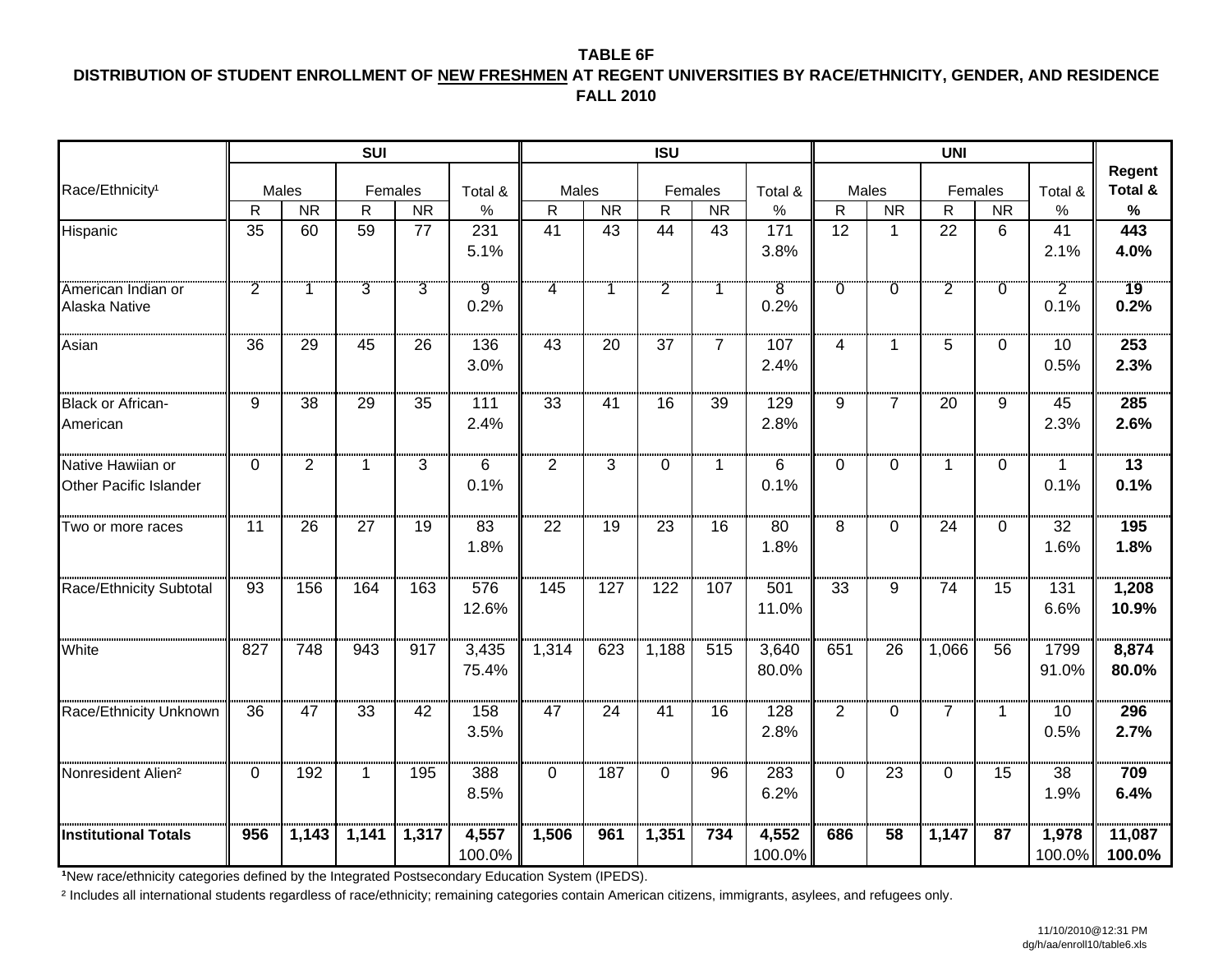**TABLE 6F**

**DISTRIBUTION OF STUDENT ENROLLMENT OF NEW FRESHMEN AT REGENT UNIVERSITIES BY RACE/ETHNICITY, GENDER, AND RESIDENCE**

**FALL 2010**

| Race/Ethnicity[1] | SUI | | | | | ISU | | | | | UNI | | | | | **Regent Total & %** |
|---|---|---|---|---|---|---|---|---|---|---|---|---|---|---|---|---|
| | Males | | Females | | Total & % | Males | | Females | | Total & % | Males | | Females | | Total & % | |
| | R | NR | R | NR | | R | NR | R | NR | | R | NR | R | NR | | |
| Hispanic | 35 | 60 | 59 | 77 | 231 5.1% | 41 | 43 | 44 | 43 | 171 3.8% | 12 | 1 | 22 | 6 | 41 2.1% | **443 4.0%** |
| American Indian or Alaska Native | 2 | 1 | 3 | 3 | 9 0.2% | 4 | 1 | 2 | 1 | 8 0.2% | 0 | 0 | 2 | 0 | 2 0.1% | **19 0.2%** |
| Asian | 36 | 29 | 45 | 26 | 136 3.0% | 43 | 20 | 37 | 7 | 107 2.4% | 4 | 1 | 5 | 0 | 10 0.5% | **253 2.3%** |
| Black or African-American | 9 | 38 | 29 | 35 | 111 2.4% | 33 | 41 | 16 | 39 | 129 2.8% | 9 | 7 | 20 | 9 | 45 2.3% | **285 2.6%** |
| Native Hawiian or Other Pacific Islander | 0 | 2 | 1 | 3 | 6 0.1% | 2 | 3 | 0 | 1 | 6 0.1% | 0 | 0 | 1 | 0 | 1 0.1% | **13 0.1%** |
| Two or more races | 11 | 26 | 27 | 19 | 83 1.8% | 22 | 19 | 23 | 16 | 80 1.8% | 8 | 0 | 24 | 0 | 32 1.6% | **195 1.8%** |
| Race/Ethnicity Subtotal | 93 | 156 | 164 | 163 | 576 12.6% | 145 | 127 | 122 | 107 | 501 11.0% | 33 | 9 | 74 | 15 | 131 6.6% | **1,208 10.9%** |
| White | 827 | 748 | 943 | 917 | 3,435 75.4% | 1,314 | 623 | 1,188 | 515 | 3,640 80.0% | 651 | 26 | 1,066 | 56 | 1799 91.0% | **8,874 80.0%** |
| Race/Ethnicity Unknown | 36 | 47 | 33 | 42 | 158 3.5% | 47 | 24 | 41 | 16 | 128 2.8% | 2 | 0 | 7 | 1 | 10 0.5% | **296 2.7%** |
| Nonresident Alien[2] | 0 | 192 | 1 | 195 | 388 8.5% | 0 | 187 | 0 | 96 | 283 6.2% | 0 | 23 | 0 | 15 | 38 1.9% | **709 6.4%** |
| **Institutional Totals** | **956** | **1,143** | **1,141** | **1,317** | **4,557** 100.0% | **1,506** | **961** | **1,351** | **734** | **4,552** 100.0% | **686** | **58** | **1,147** | **87** | **1,978** 100.0% | **11,087 100.0%** |

[1]New race/ethnicity categories defined by the Integrated Postsecondary Education System (IPEDS).

[2] Includes all international students regardless of race/ethnicity; remaining categories contain American citizens, immigrants, asylees, and refugees only.

11/10/2010@12:31 PM
dg/h/aa/enroll10/table6.xls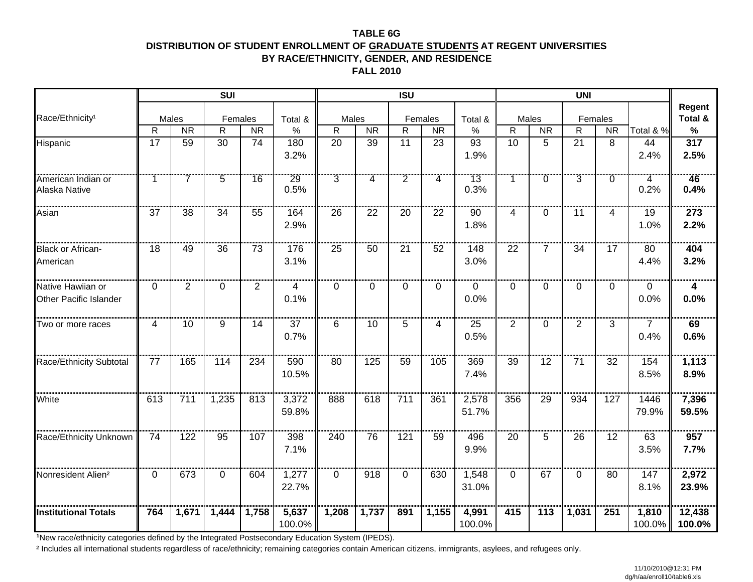**TABLE 6G**
**DISTRIBUTION OF STUDENT ENROLLMENT OF GRADUATE STUDENTS AT REGENT UNIVERSITIES**
**BY RACE/ETHNICITY, GENDER, AND RESIDENCE**
**FALL 2010**

| Race/Ethnicity[1] | SUI | | | | | ISU | | | | | UNI | | | | | Regent Total & % |
|---|---|---|---|---|---|---|---|---|---|---|---|---|---|---|---|---|
| | Males | | Females | | Total & % | Males | | Females | | Total & % | Males | | Females | | Total & % | |
| | R | NR | R | NR | | R | NR | R | NR | | R | NR | R | NR | | |
| Hispanic | 17 | 59 | 30 | 74 | 180<br>3.2% | 20 | 39 | 11 | 23 | 93<br>1.9% | 10 | 5 | 21 | 8 | 44<br>2.4% | **317**<br>**2.5%** |
| American Indian or Alaska Native | 1 | 7 | 5 | 16 | 29<br>0.5% | 3 | 4 | 2 | 4 | 13<br>0.3% | 1 | 0 | 3 | 0 | 4<br>0.2% | **46**<br>**0.4%** |
| Asian | 37 | 38 | 34 | 55 | 164<br>2.9% | 26 | 22 | 20 | 22 | 90<br>1.8% | 4 | 0 | 11 | 4 | 19<br>1.0% | **273**<br>**2.2%** |
| Black or African-American | 18 | 49 | 36 | 73 | 176<br>3.1% | 25 | 50 | 21 | 52 | 148<br>3.0% | 22 | 7 | 34 | 17 | 80<br>4.4% | **404**<br>**3.2%** |
| Native Hawiian or Other Pacific Islander | 0 | 2 | 0 | 2 | 4<br>0.1% | 0 | 0 | 0 | 0 | 0<br>0.0% | 0 | 0 | 0 | 0 | 0<br>0.0% | **4**<br>**0.0%** |
| Two or more races | 4 | 10 | 9 | 14 | 37<br>0.7% | 6 | 10 | 5 | 4 | 25<br>0.5% | 2 | 0 | 2 | 3 | 7<br>0.4% | **69**<br>**0.6%** |
| Race/Ethnicity Subtotal | 77 | 165 | 114 | 234 | 590<br>10.5% | 80 | 125 | 59 | 105 | 369<br>7.4% | 39 | 12 | 71 | 32 | 154<br>8.5% | **1,113**<br>**8.9%** |
| White | 613 | 711 | 1,235 | 813 | 3,372<br>59.8% | 888 | 618 | 711 | 361 | 2,578<br>51.7% | 356 | 29 | 934 | 127 | 1446<br>79.9% | **7,396**<br>**59.5%** |
| Race/Ethnicity Unknown | 74 | 122 | 95 | 107 | 398<br>7.1% | 240 | 76 | 121 | 59 | 496<br>9.9% | 20 | 5 | 26 | 12 | 63<br>3.5% | **957**<br>**7.7%** |
| Nonresident Alien[2] | 0 | 673 | 0 | 604 | 1,277<br>22.7% | 0 | 918 | 0 | 630 | 1,548<br>31.0% | 0 | 67 | 0 | 80 | 147<br>8.1% | **2,972**<br>**23.9%** |
| **Institutional Totals** | **764** | **1,671** | **1,444** | **1,758** | **5,637**<br>100.0% | **1,208** | **1,737** | **891** | **1,155** | **4,991**<br>100.0% | **415** | **113** | **1,031** | **251** | **1,810**<br>100.0% | **12,438**<br>**100.0%** |

[1]New race/ethnicity categories defined by the Integrated Postsecondary Education System (IPEDS).

[2] Includes all international students regardless of race/ethnicity; remaining categories contain American citizens, immigrants, asylees, and refugees only.

11/10/2010@12:31 PM
dg/h/aa/enroll10/table6.xls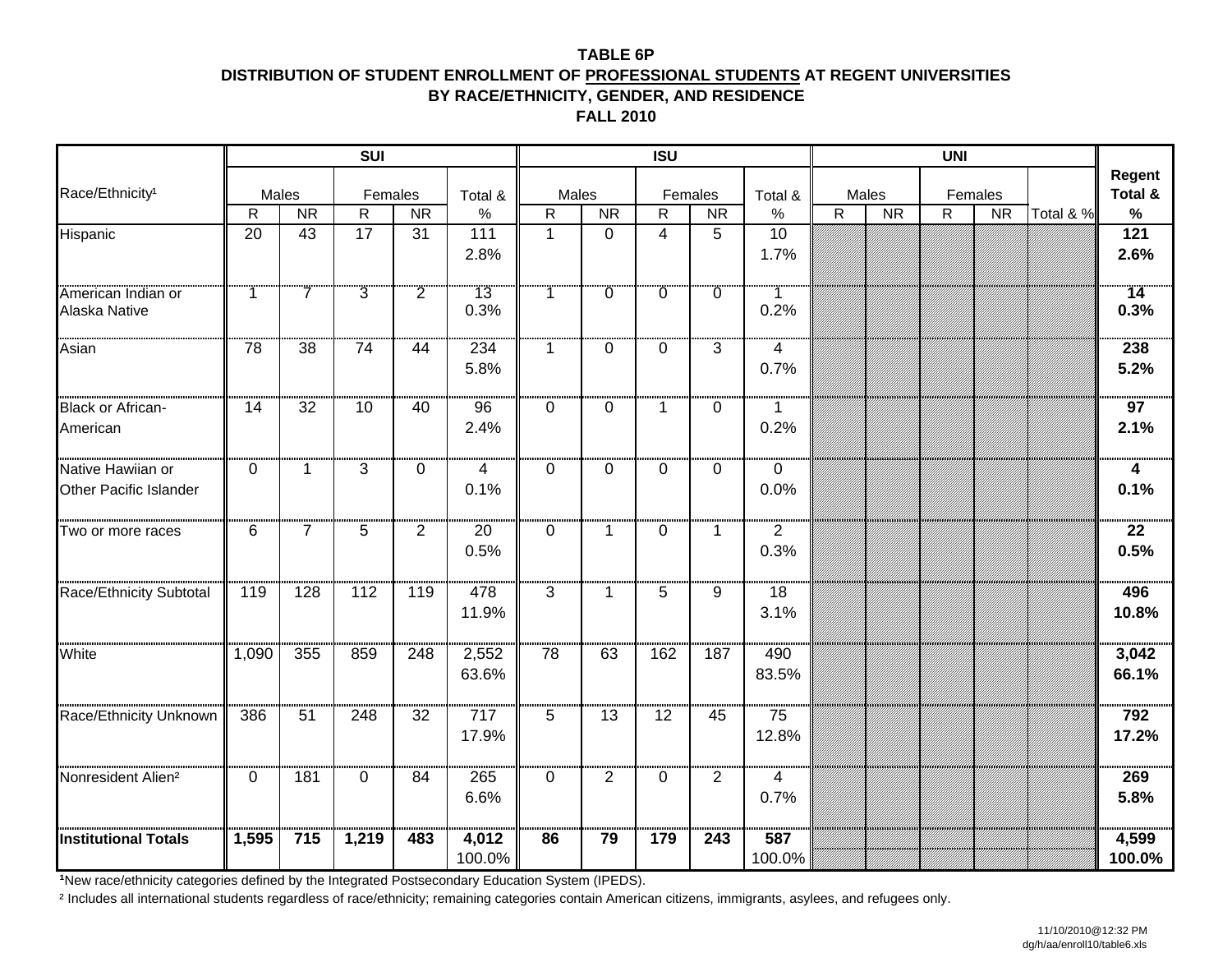**TABLE 6P**
**DISTRIBUTION OF STUDENT ENROLLMENT OF PROFESSIONAL STUDENTS AT REGENT UNIVERSITIES**
**BY RACE/ETHNICITY, GENDER, AND RESIDENCE**
**FALL 2010**

| Race/Ethnicity[1] | SUI | | | | | ISU | | | | | UNI | | | | | Regent |
|---|---|---|---|---|---|---|---|---|---|---|---|---|---|---|---|---|
| | Males | | Females | | Total & | Males | | Females | | Total & | Males | | Females | | | Total & |
| | R | NR | R | NR | % | R | NR | R | NR | % | R | NR | R | NR | Total & % | % |
| Hispanic | 20 | 43 | 17 | 31 | 111<br>2.8% | 1 | 0 | 4 | 5 | 10<br>1.7% | | | | | | **121**<br>**2.6%** |
| American Indian or Alaska Native | 1 | 7 | 3 | 2 | 13<br>0.3% | 1 | 0 | 0 | 0 | 1<br>0.2% | | | | | | **14**<br>**0.3%** |
| Asian | 78 | 38 | 74 | 44 | 234<br>5.8% | 1 | 0 | 0 | 3 | 4<br>0.7% | | | | | | **238**<br>**5.2%** |
| Black or African-American | 14 | 32 | 10 | 40 | 96<br>2.4% | 0 | 0 | 1 | 0 | 1<br>0.2% | | | | | | **97**<br>**2.1%** |
| Native Hawiian or Other Pacific Islander | 0 | 1 | 3 | 0 | 4<br>0.1% | 0 | 0 | 0 | 0 | 0<br>0.0% | | | | | | **4**<br>**0.1%** |
| Two or more races | 6 | 7 | 5 | 2 | 20<br>0.5% | 0 | 1 | 0 | 1 | 2<br>0.3% | | | | | | **22**<br>**0.5%** |
| Race/Ethnicity Subtotal | 119 | 128 | 112 | 119 | 478<br>11.9% | 3 | 1 | 5 | 9 | 18<br>3.1% | | | | | | **496**<br>**10.8%** |
| White | 1,090 | 355 | 859 | 248 | 2,552<br>63.6% | 78 | 63 | 162 | 187 | 490<br>83.5% | | | | | | **3,042**<br>**66.1%** |
| Race/Ethnicity Unknown | 386 | 51 | 248 | 32 | 717<br>17.9% | 5 | 13 | 12 | 45 | 75<br>12.8% | | | | | | **792**<br>**17.2%** |
| Nonresident Alien[2] | 0 | 181 | 0 | 84 | 265<br>6.6% | 0 | 2 | 0 | 2 | 4<br>0.7% | | | | | | **269**<br>**5.8%** |
| **Institutional Totals** | **1,595** | **715** | **1,219** | **483** | **4,012**<br>100.0% | **86** | **79** | **179** | **243** | **587**<br>100.0% | | | | | | **4,599**<br>**100.0%** |

[1]New race/ethnicity categories defined by the Integrated Postsecondary Education System (IPEDS).

[2] Includes all international students regardless of race/ethnicity; remaining categories contain American citizens, immigrants, asylees, and refugees only.

11/10/2010@12:32 PM
dg/h/aa/enroll10/table6.xls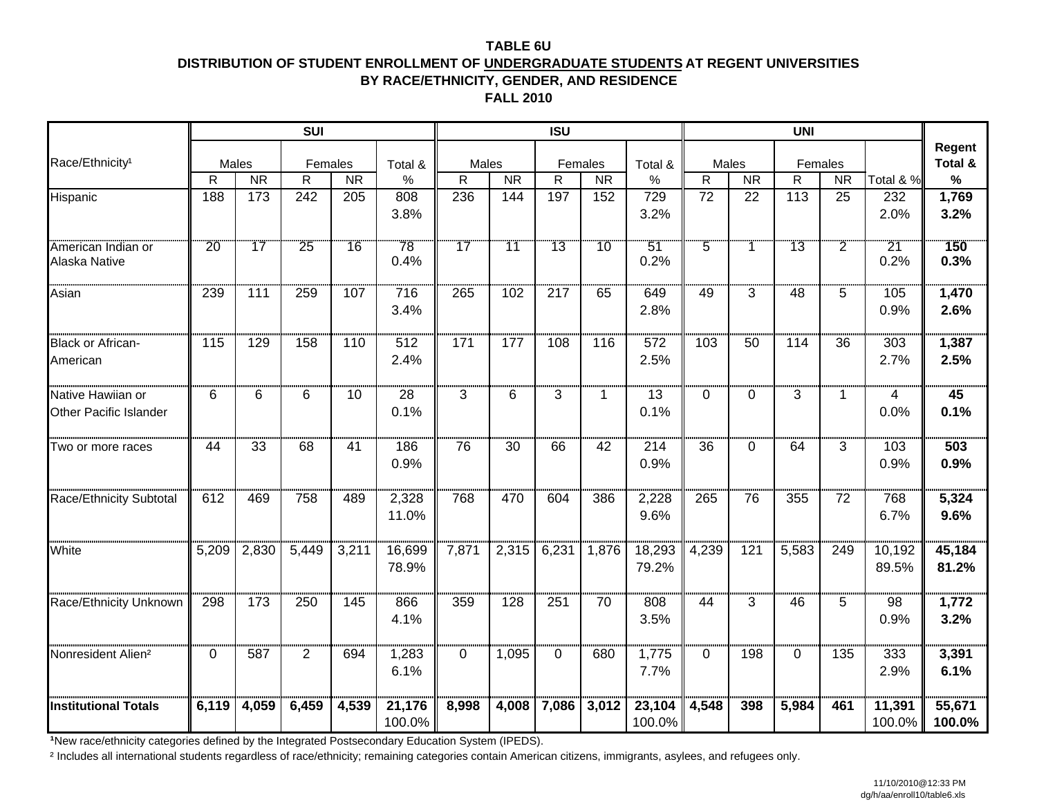**TABLE 6U**
**DISTRIBUTION OF STUDENT ENROLLMENT OF UNDERGRADUATE STUDENTS AT REGENT UNIVERSITIES**
**BY RACE/ETHNICITY, GENDER, AND RESIDENCE**
**FALL 2010**

| Race/Ethnicity[1] | SUI | | | | | ISU | | | | | UNI | | | | | Regent Total & % |
|---|---|---|---|---|---|---|---|---|---|---|---|---|---|---|---|---|
| | Males | | Females | | Total & % | Males | | Females | | Total & % | Males | | Females | | Total & % | |
| | R | NR | R | NR | | R | NR | R | NR | | R | NR | R | NR | | |
| Hispanic | 188 | 173 | 242 | 205 | 808<br>3.8% | 236 | 144 | 197 | 152 | 729<br>3.2% | 72 | 22 | 113 | 25 | 232<br>2.0% | **1,769**<br>**3.2%** |
| American Indian or Alaska Native | 20 | 17 | 25 | 16 | 78<br>0.4% | 17 | 11 | 13 | 10 | 51<br>0.2% | 5 | 1 | 13 | 2 | 21<br>0.2% | **150**<br>**0.3%** |
| Asian | 239 | 111 | 259 | 107 | 716<br>3.4% | 265 | 102 | 217 | 65 | 649<br>2.8% | 49 | 3 | 48 | 5 | 105<br>0.9% | **1,470**<br>**2.6%** |
| Black or African-American | 115 | 129 | 158 | 110 | 512<br>2.4% | 171 | 177 | 108 | 116 | 572<br>2.5% | 103 | 50 | 114 | 36 | 303<br>2.7% | **1,387**<br>**2.5%** |
| Native Hawiian or Other Pacific Islander | 6 | 6 | 6 | 10 | 28<br>0.1% | 3 | 6 | 3 | 1 | 13<br>0.1% | 0 | 0 | 3 | 1 | 4<br>0.0% | **45**<br>**0.1%** |
| Two or more races | 44 | 33 | 68 | 41 | 186<br>0.9% | 76 | 30 | 66 | 42 | 214<br>0.9% | 36 | 0 | 64 | 3 | 103<br>0.9% | **503**<br>**0.9%** |
| Race/Ethnicity Subtotal | 612 | 469 | 758 | 489 | 2,328<br>11.0% | 768 | 470 | 604 | 386 | 2,228<br>9.6% | 265 | 76 | 355 | 72 | 768<br>6.7% | **5,324**<br>**9.6%** |
| White | 5,209 | 2,830 | 5,449 | 3,211 | 16,699<br>78.9% | 7,871 | 2,315 | 6,231 | 1,876 | 18,293<br>79.2% | 4,239 | 121 | 5,583 | 249 | 10,192<br>89.5% | **45,184**<br>**81.2%** |
| Race/Ethnicity Unknown | 298 | 173 | 250 | 145 | 866<br>4.1% | 359 | 128 | 251 | 70 | 808<br>3.5% | 44 | 3 | 46 | 5 | 98<br>0.9% | **1,772**<br>**3.2%** |
| Nonresident Alien[2] | 0 | 587 | 2 | 694 | 1,283<br>6.1% | 0 | 1,095 | 0 | 680 | 1,775<br>7.7% | 0 | 198 | 0 | 135 | 333<br>2.9% | **3,391**<br>**6.1%** |
| **Institutional Totals** | **6,119** | **4,059** | **6,459** | **4,539** | **21,176**<br>100.0% | **8,998** | **4,008** | **7,086** | **3,012** | **23,104**<br>100.0% | **4,548** | **398** | **5,984** | **461** | **11,391**<br>100.0% | **55,671**<br>**100.0%** |

[1]New race/ethnicity categories defined by the Integrated Postsecondary Education System (IPEDS).

[2] Includes all international students regardless of race/ethnicity; remaining categories contain American citizens, immigrants, asylees, and refugees only.

11/10/2010@12:33 PM
dg/h/aa/enroll10/table6.xls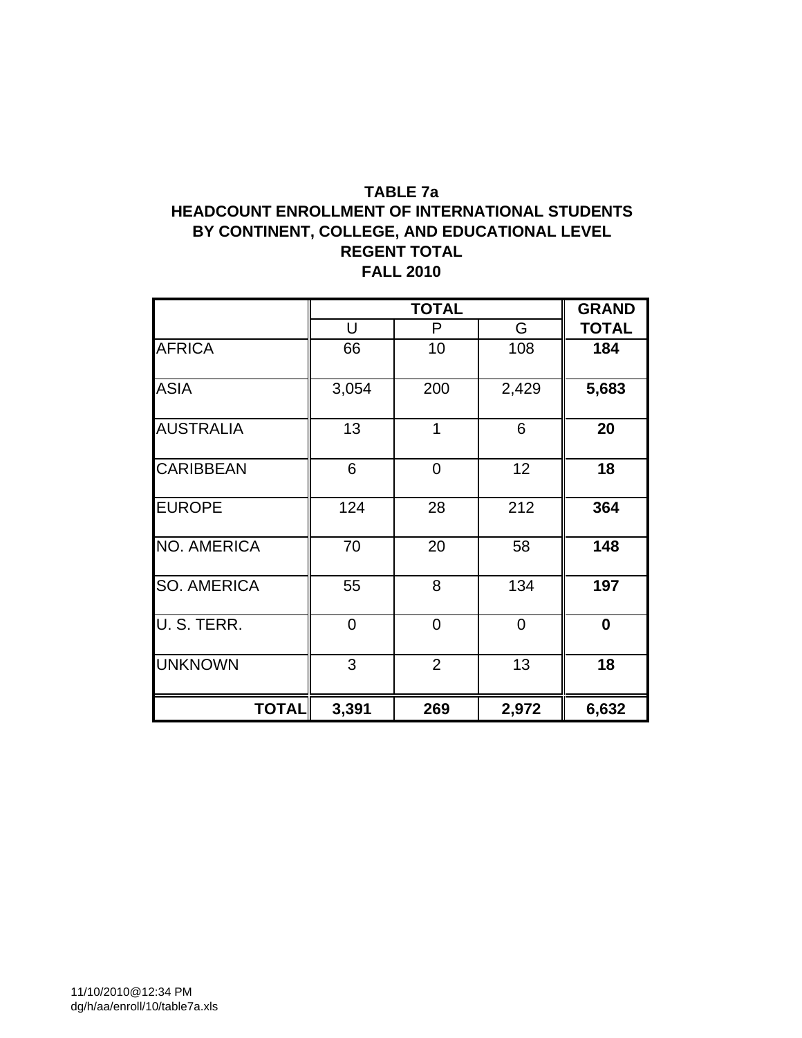**TABLE 7a**
**HEADCOUNT ENROLLMENT OF INTERNATIONAL STUDENTS**
**BY CONTINENT, COLLEGE, AND EDUCATIONAL LEVEL**
**REGENT TOTAL**
**FALL 2010**

| | **TOTAL** | | | **GRAND** |
|---|---|---|---|---|
| | U | P | G | **TOTAL** |
| AFRICA | 66 | 10 | 108 | **184** |
| ASIA | 3,054 | 200 | 2,429 | **5,683** |
| AUSTRALIA | 13 | 1 | 6 | **20** |
| CARIBBEAN | 6 | 0 | 12 | **18** |
| EUROPE | 124 | 28 | 212 | **364** |
| NO. AMERICA | 70 | 20 | 58 | **148** |
| SO. AMERICA | 55 | 8 | 134 | **197** |
| U. S. TERR. | 0 | 0 | 0 | **0** |
| UNKNOWN | 3 | 2 | 13 | **18** |
| **TOTAL** | **3,391** | **269** | **2,972** | **6,632** |

11/10/2010@12:34 PM
dg/h/aa/enroll/10/table7a.xls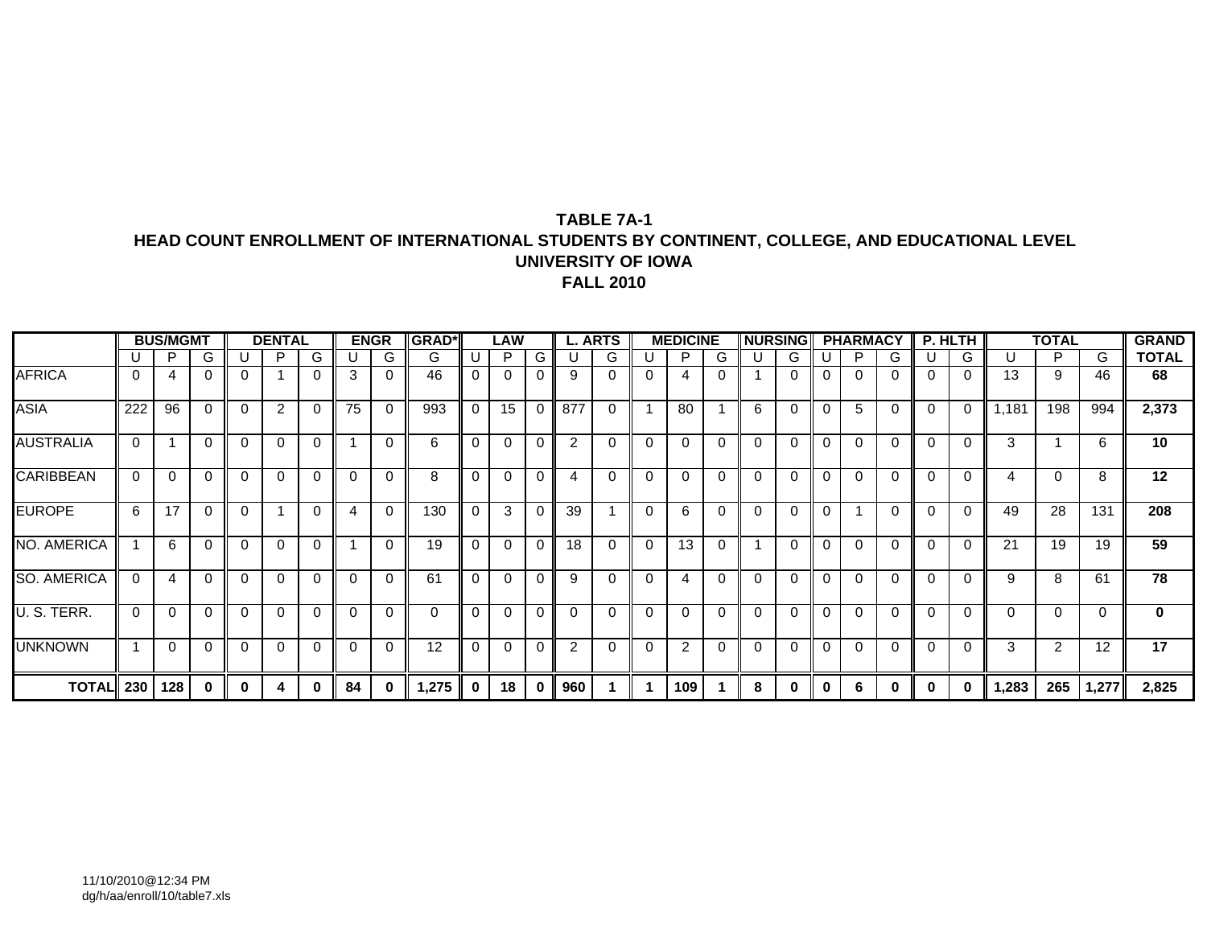**TABLE 7A-1**
**HEAD COUNT ENROLLMENT OF INTERNATIONAL STUDENTS BY CONTINENT, COLLEGE, AND EDUCATIONAL LEVEL**
**UNIVERSITY OF IOWA**
**FALL 2010**

| | BUS/MGMT | | | DENTAL | | | ENGR | | GRAD* | LAW | | | L. ARTS | | MEDICINE | | | NURSING | | PHARMACY | | | P. HLTH | | TOTAL | | | GRAND |
|---|---|---|---|---|---|---|---|---|---|---|---|---|---|---|---|---|---|---|---|---|---|---|---|---|---|---|---|---|
| | U | P | G | U | P | G | U | G | G | U | P | G | U | G | U | P | G | U | G | U | P | G | U | G | U | P | G | TOTAL |
| AFRICA | 0 | 4 | 0 | 0 | 1 | 0 | 3 | 0 | 46 | 0 | 0 | 0 | 9 | 0 | 0 | 4 | 0 | 1 | 0 | 0 | 0 | 0 | 0 | 0 | 13 | 9 | 46 | **68** |
| ASIA | 222 | 96 | 0 | 0 | 2 | 0 | 75 | 0 | 993 | 0 | 15 | 0 | 877 | 0 | 1 | 80 | 1 | 6 | 0 | 0 | 5 | 0 | 0 | 0 | 1,181 | 198 | 994 | **2,373** |
| AUSTRALIA | 0 | 1 | 0 | 0 | 0 | 0 | 1 | 0 | 6 | 0 | 0 | 0 | 2 | 0 | 0 | 0 | 0 | 0 | 0 | 0 | 0 | 0 | 0 | 0 | 3 | 1 | 6 | **10** |
| CARIBBEAN | 0 | 0 | 0 | 0 | 0 | 0 | 0 | 0 | 8 | 0 | 0 | 0 | 4 | 0 | 0 | 0 | 0 | 0 | 0 | 0 | 0 | 0 | 0 | 0 | 4 | 0 | 8 | **12** |
| EUROPE | 6 | 17 | 0 | 0 | 1 | 0 | 4 | 0 | 130 | 0 | 3 | 0 | 39 | 1 | 0 | 6 | 0 | 0 | 0 | 0 | 1 | 0 | 0 | 0 | 49 | 28 | 131 | **208** |
| NO. AMERICA | 1 | 6 | 0 | 0 | 0 | 0 | 1 | 0 | 19 | 0 | 0 | 0 | 18 | 0 | 0 | 13 | 0 | 1 | 0 | 0 | 0 | 0 | 0 | 0 | 21 | 19 | 19 | **59** |
| SO. AMERICA | 0 | 4 | 0 | 0 | 0 | 0 | 0 | 0 | 61 | 0 | 0 | 0 | 9 | 0 | 0 | 4 | 0 | 0 | 0 | 0 | 0 | 0 | 0 | 0 | 9 | 8 | 61 | **78** |
| U. S. TERR. | 0 | 0 | 0 | 0 | 0 | 0 | 0 | 0 | 0 | 0 | 0 | 0 | 0 | 0 | 0 | 0 | 0 | 0 | 0 | 0 | 0 | 0 | 0 | 0 | 0 | 0 | 0 | **0** |
| UNKNOWN | 1 | 0 | 0 | 0 | 0 | 0 | 0 | 0 | 12 | 0 | 0 | 0 | 2 | 0 | 0 | 2 | 0 | 0 | 0 | 0 | 0 | 0 | 0 | 0 | 3 | 2 | 12 | **17** |
| **TOTAL** | **230** | **128** | **0** | **0** | **4** | **0** | **84** | **0** | **1,275** | **0** | **18** | **0** | **960** | **1** | **1** | **109** | **1** | **8** | **0** | **0** | **6** | **0** | **0** | **0** | **1,283** | **265** | **1,277** | **2,825** |

11/10/2010@12:34 PM
dg/h/aa/enroll/10/table7.xls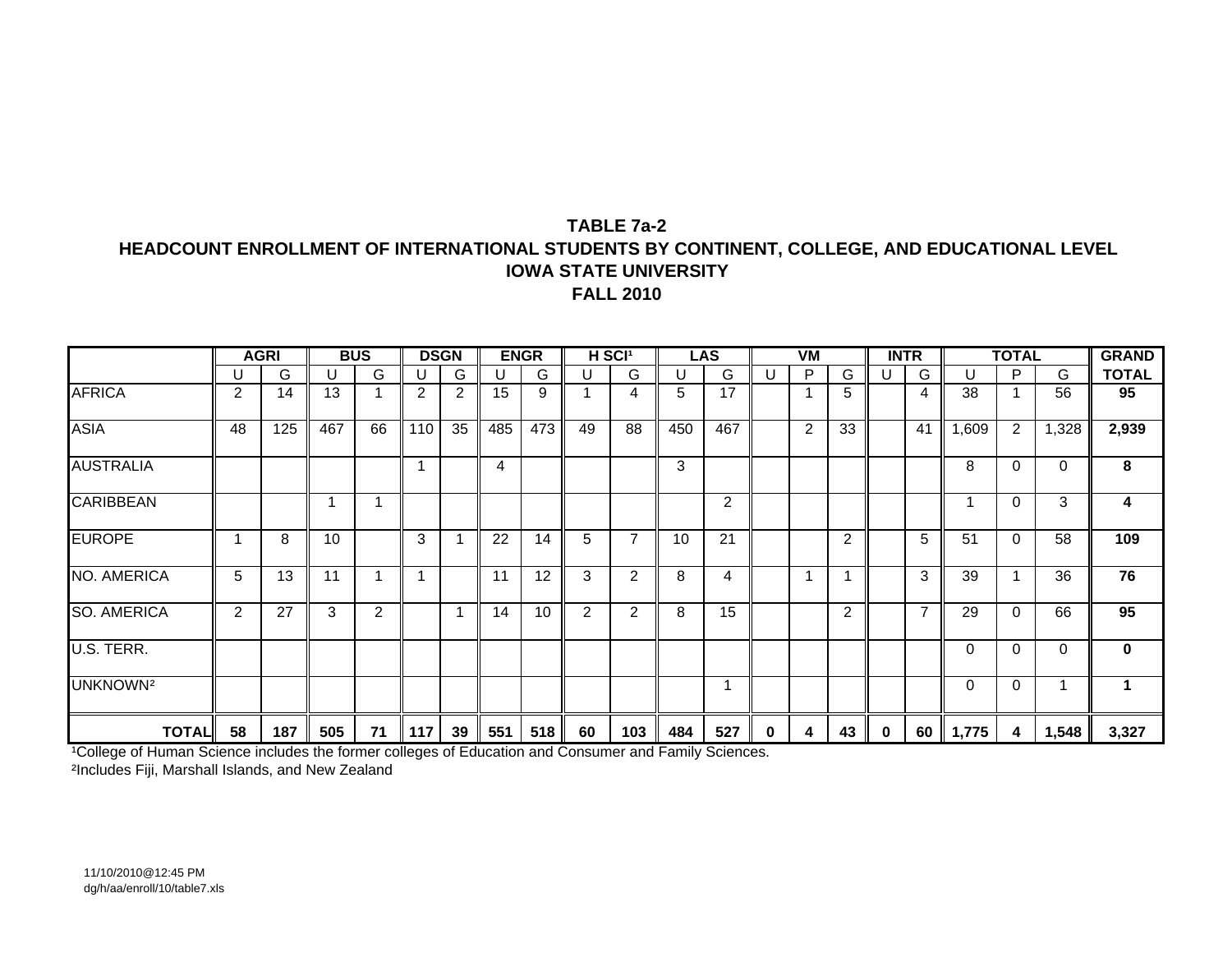**TABLE 7a-2**
**HEADCOUNT ENROLLMENT OF INTERNATIONAL STUDENTS BY CONTINENT, COLLEGE, AND EDUCATIONAL LEVEL**
**IOWA STATE UNIVERSITY**
**FALL 2010**

| | AGRI | | BUS | | DSGN | | ENGR | | H SCI[1] | | LAS | | VM | | | INTR | | TOTAL | | | GRAND |
|---|---|---|---|---|---|---|---|---|---|---|---|---|---|---|---|---|---|---|---|---|---|
| | U | G | U | G | U | G | U | G | U | G | U | G | U | P | G | U | G | U | P | G | TOTAL |
| AFRICA | 2 | 14 | 13 | 1 | 2 | 2 | 15 | 9 | 1 | 4 | 5 | 17 | | 1 | 5 | | 4 | 38 | 1 | 56 | 95 |
| ASIA | 48 | 125 | 467 | 66 | 110 | 35 | 485 | 473 | 49 | 88 | 450 | 467 | | 2 | 33 | | 41 | 1,609 | 2 | 1,328 | 2,939 |
| AUSTRALIA | | | | | 1 | | 4 | | | | 3 | | | | | | | 8 | 0 | 0 | 8 |
| CARIBBEAN | | | 1 | 1 | | | | | | | | 2 | | | | | | 1 | 0 | 3 | 4 |
| EUROPE | 1 | 8 | 10 | | 3 | 1 | 22 | 14 | 5 | 7 | 10 | 21 | | | 2 | | 5 | 51 | 0 | 58 | 109 |
| NO. AMERICA | 5 | 13 | 11 | 1 | 1 | | 11 | 12 | 3 | 2 | 8 | 4 | | 1 | 1 | | 3 | 39 | 1 | 36 | 76 |
| SO. AMERICA | 2 | 27 | 3 | 2 | | 1 | 14 | 10 | 2 | 2 | 8 | 15 | | | 2 | | 7 | 29 | 0 | 66 | 95 |
| U.S. TERR. | | | | | | | | | | | | | | | | | | 0 | 0 | 0 | 0 |
| UNKNOWN[2] | | | | | | | | | | | | 1 | | | | | | 0 | 0 | 1 | 1 |
| **TOTAL** | **58** | **187** | **505** | **71** | **117** | **39** | **551** | **518** | **60** | **103** | **484** | **527** | **0** | **4** | **43** | **0** | **60** | **1,775** | **4** | **1,548** | **3,327** |

[1]College of Human Science includes the former colleges of Education and Consumer and Family Sciences.
[2]Includes Fiji, Marshall Islands, and New Zealand

11/10/2010@12:45 PM
dg/h/aa/enroll/10/table7.xls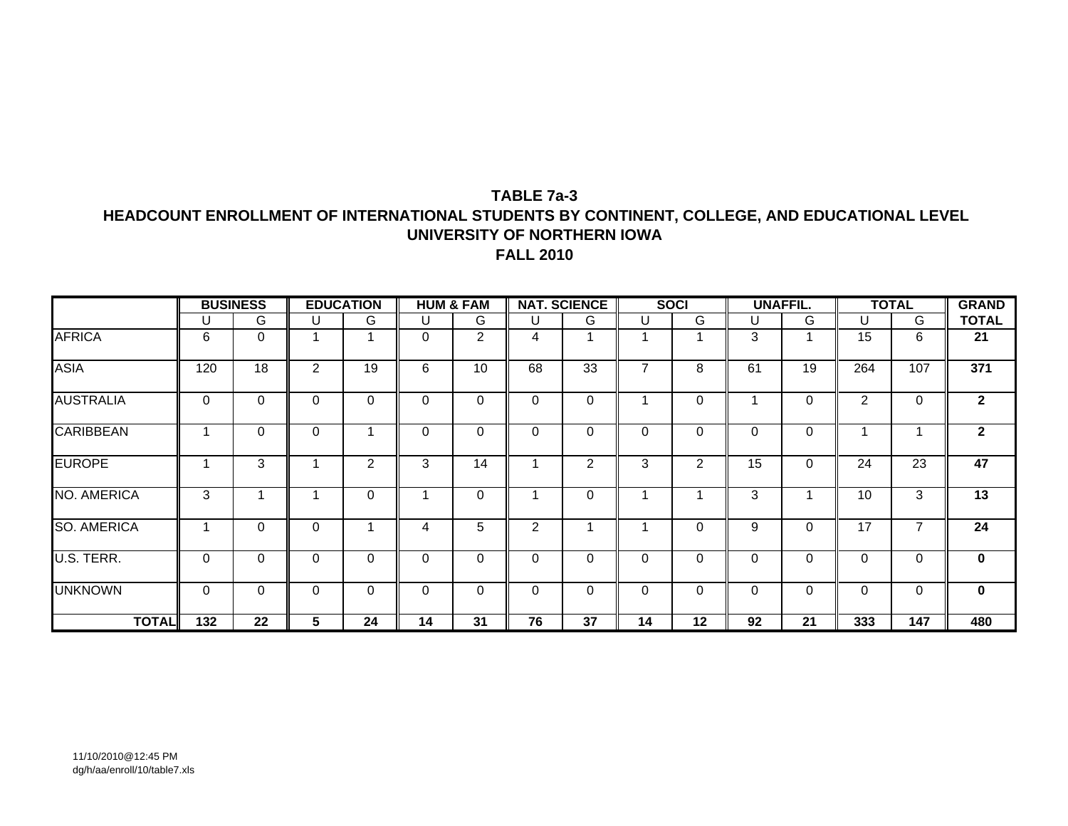# TABLE 7a-3
## HEADCOUNT ENROLLMENT OF INTERNATIONAL STUDENTS BY CONTINENT, COLLEGE, AND EDUCATIONAL LEVEL
## UNIVERSITY OF NORTHERN IOWA
## FALL 2010

| | BUSINESS | | EDUCATION | | HUM & FAM | | NAT. SCIENCE | | SOCI | | UNAFFIL. | | TOTAL | | GRAND |
|---|---|---|---|---|---|---|---|---|---|---|---|---|---|---|---|
| | U | G | U | G | U | G | U | G | U | G | U | G | U | G | TOTAL |
| AFRICA | 6 | 0 | 1 | 1 | 0 | 2 | 4 | 1 | 1 | 1 | 3 | 1 | 15 | 6 | **21** |
| ASIA | 120 | 18 | 2 | 19 | 6 | 10 | 68 | 33 | 7 | 8 | 61 | 19 | 264 | 107 | **371** |
| AUSTRALIA | 0 | 0 | 0 | 0 | 0 | 0 | 0 | 0 | 1 | 0 | 1 | 0 | 2 | 0 | **2** |
| CARIBBEAN | 1 | 0 | 0 | 1 | 0 | 0 | 0 | 0 | 0 | 0 | 0 | 0 | 1 | 1 | **2** |
| EUROPE | 1 | 3 | 1 | 2 | 3 | 14 | 1 | 2 | 3 | 2 | 15 | 0 | 24 | 23 | **47** |
| NO. AMERICA | 3 | 1 | 1 | 0 | 1 | 0 | 1 | 0 | 1 | 1 | 3 | 1 | 10 | 3 | **13** |
| SO. AMERICA | 1 | 0 | 0 | 1 | 4 | 5 | 2 | 1 | 1 | 0 | 9 | 0 | 17 | 7 | **24** |
| U.S. TERR. | 0 | 0 | 0 | 0 | 0 | 0 | 0 | 0 | 0 | 0 | 0 | 0 | 0 | 0 | **0** |
| UNKNOWN | 0 | 0 | 0 | 0 | 0 | 0 | 0 | 0 | 0 | 0 | 0 | 0 | 0 | 0 | **0** |
| **TOTAL** | **132** | **22** | **5** | **24** | **14** | **31** | **76** | **37** | **14** | **12** | **92** | **21** | **333** | **147** | **480** |

11/10/2010@12:45 PM
dg/h/aa/enroll/10/table7.xls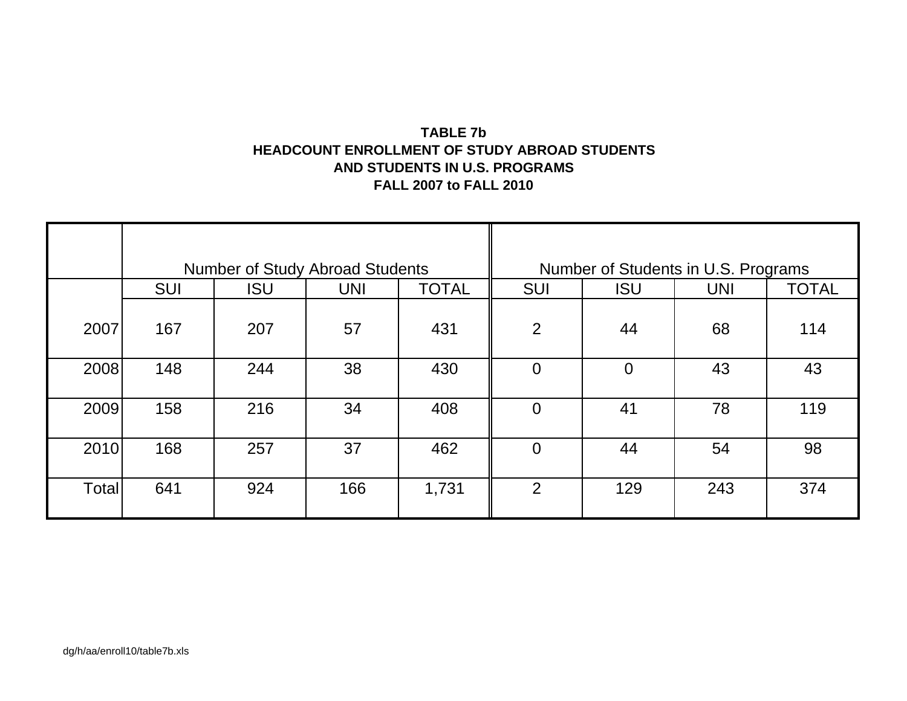**TABLE 7b**
**HEADCOUNT ENROLLMENT OF STUDY ABROAD STUDENTS**
**AND STUDENTS IN U.S. PROGRAMS**
**FALL 2007 to FALL 2010**

| | Number of Study Abroad Students | | | | Number of Students in U.S. Programs | | | |
|---|---|---|---|---|---|---|---|---|
| | SUI | ISU | UNI | TOTAL | SUI | ISU | UNI | TOTAL |
| 2007 | 167 | 207 | 57 | 431 | 2 | 44 | 68 | 114 |
| 2008 | 148 | 244 | 38 | 430 | 0 | 0 | 43 | 43 |
| 2009 | 158 | 216 | 34 | 408 | 0 | 41 | 78 | 119 |
| 2010 | 168 | 257 | 37 | 462 | 0 | 44 | 54 | 98 |
| Total | 641 | 924 | 166 | 1,731 | 2 | 129 | 243 | 374 |

dg/h/aa/enroll10/table7b.xls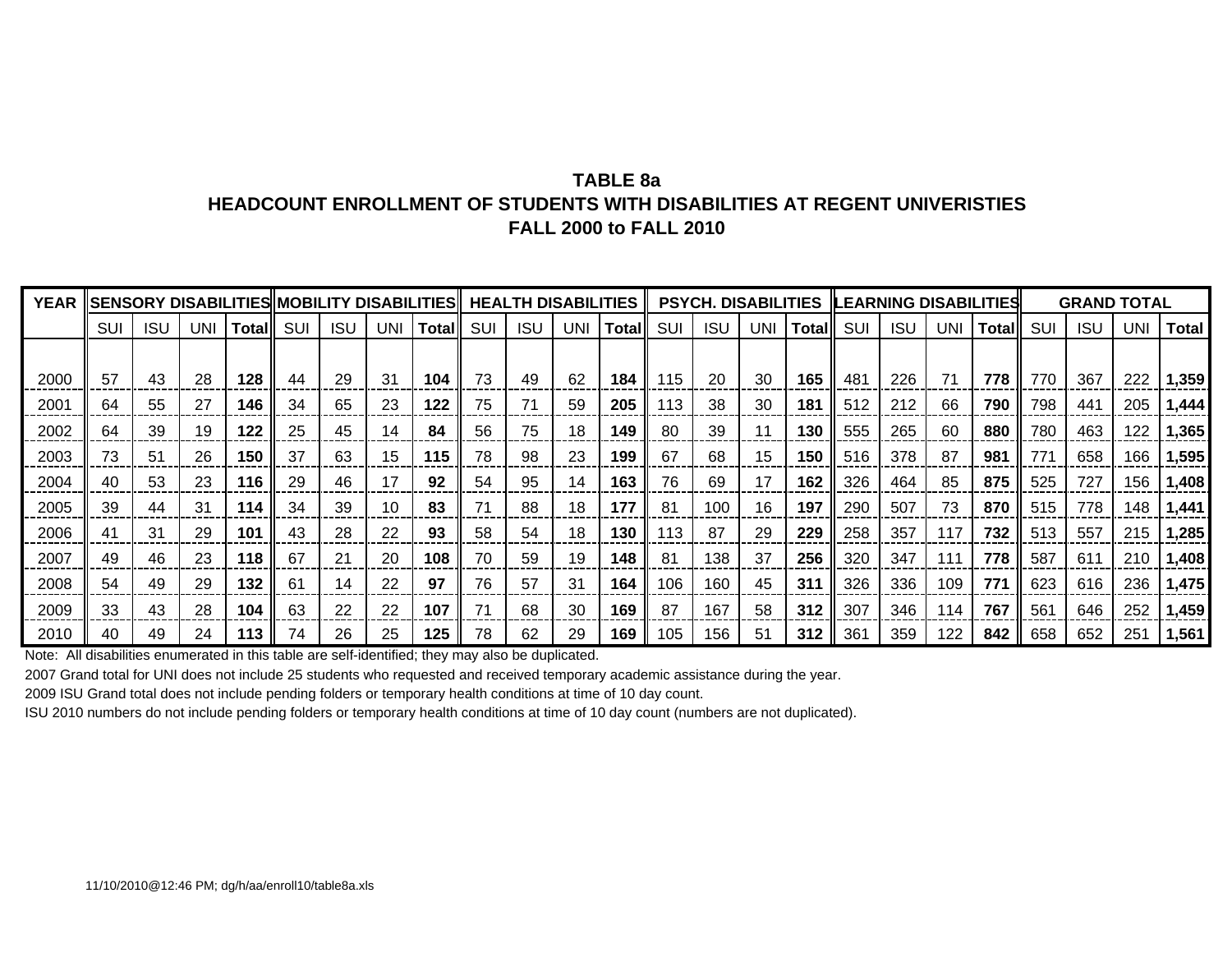**TABLE 8a**
**HEADCOUNT ENROLLMENT OF STUDENTS WITH DISABILITIES AT REGENT UNIVERISTIES**
**FALL 2000 to FALL 2010**

| YEAR | SENSORY DISABILITIES | | | | MOBILITY DISABILITIES | | | | HEALTH DISABILITIES | | | | PSYCH. DISABILITIES | | | | LEARNING DISABILITIES | | | | GRAND TOTAL | | | |
|---|---|---|---|---|---|---|---|---|---|---|---|---|---|---|---|---|---|---|---|---|---|---|---|---|
| | SUI | ISU | UNI | Total | SUI | ISU | UNI | Total | SUI | ISU | UNI | Total | SUI | ISU | UNI | Total | SUI | ISU | UNI | Total | SUI | ISU | UNI | Total |
| 2000 | 57 | 43 | 28 | **128** | 44 | 29 | 31 | **104** | 73 | 49 | 62 | **184** | 115 | 20 | 30 | **165** | 481 | 226 | 71 | **778** | 770 | 367 | 222 | **1,359** |
| 2001 | 64 | 55 | 27 | **146** | 34 | 65 | 23 | **122** | 75 | 71 | 59 | **205** | 113 | 38 | 30 | **181** | 512 | 212 | 66 | **790** | 798 | 441 | 205 | **1,444** |
| 2002 | 64 | 39 | 19 | **122** | 25 | 45 | 14 | **84** | 56 | 75 | 18 | **149** | 80 | 39 | 11 | **130** | 555 | 265 | 60 | **880** | 780 | 463 | 122 | **1,365** |
| 2003 | 73 | 51 | 26 | **150** | 37 | 63 | 15 | **115** | 78 | 98 | 23 | **199** | 67 | 68 | 15 | **150** | 516 | 378 | 87 | **981** | 771 | 658 | 166 | **1,595** |
| 2004 | 40 | 53 | 23 | **116** | 29 | 46 | 17 | **92** | 54 | 95 | 14 | **163** | 76 | 69 | 17 | **162** | 326 | 464 | 85 | **875** | 525 | 727 | 156 | **1,408** |
| 2005 | 39 | 44 | 31 | **114** | 34 | 39 | 10 | **83** | 71 | 88 | 18 | **177** | 81 | 100 | 16 | **197** | 290 | 507 | 73 | **870** | 515 | 778 | 148 | **1,441** |
| 2006 | 41 | 31 | 29 | **101** | 43 | 28 | 22 | **93** | 58 | 54 | 18 | **130** | 113 | 87 | 29 | **229** | 258 | 357 | 117 | **732** | 513 | 557 | 215 | **1,285** |
| 2007 | 49 | 46 | 23 | **118** | 67 | 21 | 20 | **108** | 70 | 59 | 19 | **148** | 81 | 138 | 37 | **256** | 320 | 347 | 111 | **778** | 587 | 611 | 210 | **1,408** |
| 2008 | 54 | 49 | 29 | **132** | 61 | 14 | 22 | **97** | 76 | 57 | 31 | **164** | 106 | 160 | 45 | **311** | 326 | 336 | 109 | **771** | 623 | 616 | 236 | **1,475** |
| 2009 | 33 | 43 | 28 | **104** | 63 | 22 | 22 | **107** | 71 | 68 | 30 | **169** | 87 | 167 | 58 | **312** | 307 | 346 | 114 | **767** | 561 | 646 | 252 | **1,459** |
| 2010 | 40 | 49 | 24 | **113** | 74 | 26 | 25 | **125** | 78 | 62 | 29 | **169** | 105 | 156 | 51 | **312** | 361 | 359 | 122 | **842** | 658 | 652 | 251 | **1,561** |

Note: All disabilities enumerated in this table are self-identified; they may also be duplicated.

2007 Grand total for UNI does not include 25 students who requested and received temporary academic assistance during the year.

2009 ISU Grand total does not include pending folders or temporary health conditions at time of 10 day count.

ISU 2010 numbers do not include pending folders or temporary health conditions at time of 10 day count (numbers are not duplicated).

11/10/2010@12:46 PM; dg/h/aa/enroll10/table8a.xls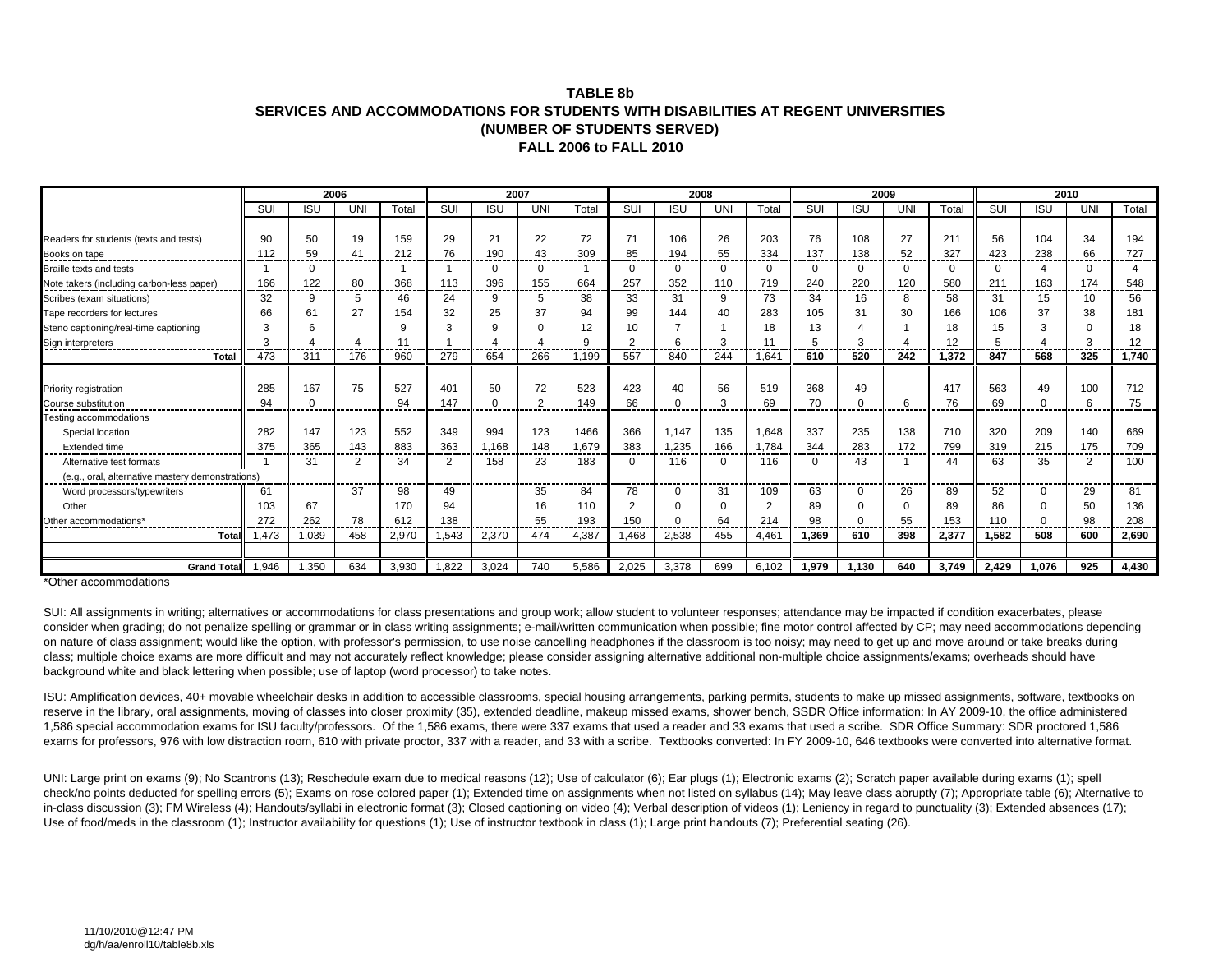**TABLE 8b**
**SERVICES AND ACCOMMODATIONS FOR STUDENTS WITH DISABILITIES AT REGENT UNIVERSITIES**
**(NUMBER OF STUDENTS SERVED)**
**FALL 2006 to FALL 2010**

| | 2006 | | | | 2007 | | | | 2008 | | | | 2009 | | | | 2010 | | | |
|---|---|---|---|---|---|---|---|---|---|---|---|---|---|---|---|---|---|---|---|---|
| | SUI | ISU | UNI | Total | SUI | ISU | UNI | Total | SUI | ISU | UNI | Total | SUI | ISU | UNI | Total | SUI | ISU | UNI | Total |
| Readers for students (texts and tests) | 90 | 50 | 19 | 159 | 29 | 21 | 22 | 72 | 71 | 106 | 26 | 203 | 76 | 108 | 27 | 211 | 56 | 104 | 34 | 194 |
| Books on tape | 112 | 59 | 41 | 212 | 76 | 190 | 43 | 309 | 85 | 194 | 55 | 334 | 137 | 138 | 52 | 327 | 423 | 238 | 66 | 727 |
| Braille texts and tests | 1 | 0 | | 1 | 1 | 0 | 0 | 1 | 0 | 0 | 0 | 0 | 0 | 0 | 0 | 0 | 0 | 4 | 0 | 4 |
| Note takers (including carbon-less paper) | 166 | 122 | 80 | 368 | 113 | 396 | 155 | 664 | 257 | 352 | 110 | 719 | 240 | 220 | 120 | 580 | 211 | 163 | 174 | 548 |
| Scribes (exam situations) | 32 | 9 | 5 | 46 | 24 | 9 | 5 | 38 | 33 | 31 | 9 | 73 | 34 | 16 | 8 | 58 | 31 | 15 | 10 | 56 |
| Tape recorders for lectures | 66 | 61 | 27 | 154 | 32 | 25 | 37 | 94 | 99 | 144 | 40 | 283 | 105 | 31 | 30 | 166 | 106 | 37 | 38 | 181 |
| Steno captioning/real-time captioning | 3 | 6 | | 9 | 3 | 9 | 0 | 12 | 10 | 7 | 1 | 18 | 13 | 4 | 1 | 18 | 15 | 3 | 0 | 18 |
| Sign interpreters | 3 | 4 | 4 | 11 | 1 | 4 | 4 | 9 | 2 | 6 | 3 | 11 | 5 | 3 | 4 | 12 | 5 | 4 | 3 | 12 |
| **Total** | 473 | 311 | 176 | 960 | 279 | 654 | 266 | 1,199 | 557 | 840 | 244 | 1,641 | **610** | **520** | **242** | **1,372** | **847** | **568** | **325** | **1,740** |
| Priority registration | 285 | 167 | 75 | 527 | 401 | 50 | 72 | 523 | 423 | 40 | 56 | 519 | 368 | 49 | | 417 | 563 | 49 | 100 | 712 |
| Course substitution | 94 | 0 | | 94 | 147 | 0 | 2 | 149 | 66 | 0 | 3 | 69 | 70 | 0 | 6 | 76 | 69 | 0 | 6 | 75 |
| Testing accommodations | | | | | | | | | | | | | | | | | | | | |
| Special location | 282 | 147 | 123 | 552 | 349 | 994 | 123 | 1466 | 366 | 1,147 | 135 | 1,648 | 337 | 235 | 138 | 710 | 320 | 209 | 140 | 669 |
| Extended time | 375 | 365 | 143 | 883 | 363 | 1,168 | 148 | 1,679 | 383 | 1,235 | 166 | 1,784 | 344 | 283 | 172 | 799 | 319 | 215 | 175 | 709 |
| Alternative test formats (e.g., oral, alternative mastery demonstrations) | 1 | 31 | 2 | 34 | 2 | 158 | 23 | 183 | 0 | 116 | 0 | 116 | 0 | 43 | 1 | 44 | 63 | 35 | 2 | 100 |
| Word processors/typewriters | 61 | | 37 | 98 | 49 | | 35 | 84 | 78 | 0 | 31 | 109 | 63 | 0 | 26 | 89 | 52 | 0 | 29 | 81 |
| Other | 103 | 67 | | 170 | 94 | | 16 | 110 | 2 | 0 | 0 | 2 | 89 | 0 | 0 | 89 | 86 | 0 | 50 | 136 |
| Other accommodations* | 272 | 262 | 78 | 612 | 138 | | 55 | 193 | 150 | 0 | 64 | 214 | 98 | 0 | 55 | 153 | 110 | 0 | 98 | 208 |
| **Total** | 1,473 | 1,039 | 458 | 2,970 | 1,543 | 2,370 | 474 | 4,387 | 1,468 | 2,538 | 455 | 4,461 | **1,369** | **610** | **398** | **2,377** | **1,582** | **508** | **600** | **2,690** |
| **Grand Total** | 1,946 | 1,350 | 634 | 3,930 | 1,822 | 3,024 | 740 | 5,586 | 2,025 | 3,378 | 699 | 6,102 | **1,979** | **1,130** | **640** | **3,749** | **2,429** | **1,076** | **925** | **4,430** |

*Other accommodations

SUI: All assignments in writing; alternatives or accommodations for class presentations and group work; allow student to volunteer responses; attendance may be impacted if condition exacerbates, please consider when grading; do not penalize spelling or grammar or in class writing assignments; e-mail/written communication when possible; fine motor control affected by CP; may need accommodations depending on nature of class assignment; would like the option, with professor's permission, to use noise cancelling headphones if the classroom is too noisy; may need to get up and move around or take breaks during class; multiple choice exams are more difficult and may not accurately reflect knowledge; please consider assigning alternative additional non-multiple choice assignments/exams; overheads should have background white and black lettering when possible; use of laptop (word processor) to take notes.

ISU: Amplification devices, 40+ movable wheelchair desks in addition to accessible classrooms, special housing arrangements, parking permits, students to make up missed assignments, software, textbooks on reserve in the library, oral assignments, moving of classes into closer proximity (35), extended deadline, makeup missed exams, shower bench, SSDR Office information: In AY 2009-10, the office administered 1,586 special accommodation exams for ISU faculty/professors. Of the 1,586 exams, there were 337 exams that used a reader and 33 exams that used a scribe. SDR Office Summary: SDR proctored 1,586 exams for professors, 976 with low distraction room, 610 with private proctor, 337 with a reader, and 33 with a scribe. Textbooks converted: In FY 2009-10, 646 textbooks were converted into alternative format.

UNI: Large print on exams (9); No Scantrons (13); Reschedule exam due to medical reasons (12); Use of calculator (6); Ear plugs (1); Electronic exams (2); Scratch paper available during exams (1); spell check/no points deducted for spelling errors (5); Exams on rose colored paper (1); Extended time on assignments when not listed on syllabus (14); May leave class abruptly (7); Appropriate table (6); Alternative to in-class discussion (3); FM Wireless (4); Handouts/syllabi in electronic format (3); Closed captioning on video (4); Verbal description of videos (1); Leniency in regard to punctuality (3); Extended absences (17); Use of food/meds in the classroom (1); Instructor availability for questions (1); Use of instructor textbook in class (1); Large print handouts (7); Preferential seating (26).

11/10/2010@12:47 PM
dg/h/aa/enroll10/table8b.xls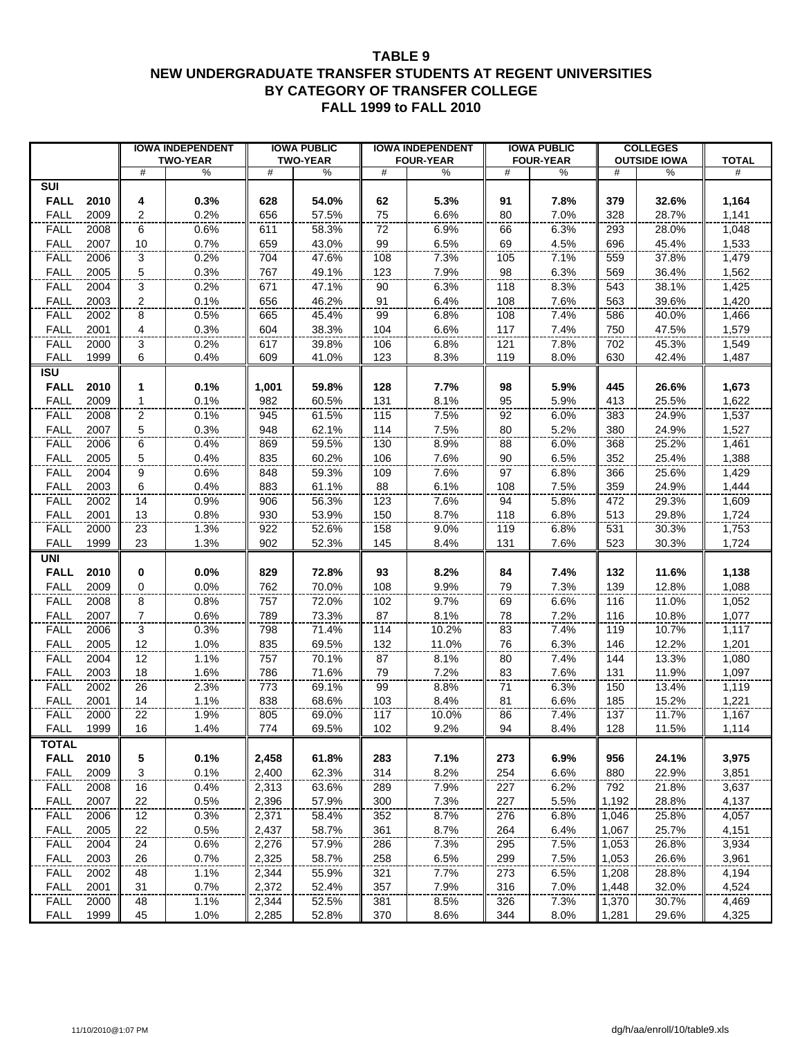# TABLE 9
## NEW UNDERGRADUATE TRANSFER STUDENTS AT REGENT UNIVERSITIES BY CATEGORY OF TRANSFER COLLEGE
### FALL 1999 to FALL 2010

| | | IOWA INDEPENDENT TWO-YEAR | | IOWA PUBLIC TWO-YEAR | | IOWA INDEPENDENT FOUR-YEAR | | IOWA PUBLIC FOUR-YEAR | | COLLEGES OUTSIDE IOWA | | TOTAL |
|---|---|---|---|---|---|---|---|---|---|---|---|---|
| | | # | % | # | % | # | % | # | % | # | % | # |
| **SUI** | | | | | | | | | | | | |
| **FALL** | **2010** | **4** | **0.3%** | **628** | **54.0%** | **62** | **5.3%** | **91** | **7.8%** | **379** | **32.6%** | **1,164** |
| FALL | 2009 | 2 | 0.2% | 656 | 57.5% | 75 | 6.6% | 80 | 7.0% | 328 | 28.7% | 1,141 |
| FALL | 2008 | 6 | 0.6% | 611 | 58.3% | 72 | 6.9% | 66 | 6.3% | 293 | 28.0% | 1,048 |
| FALL | 2007 | 10 | 0.7% | 659 | 43.0% | 99 | 6.5% | 69 | 4.5% | 696 | 45.4% | 1,533 |
| FALL | 2006 | 3 | 0.2% | 704 | 47.6% | 108 | 7.3% | 105 | 7.1% | 559 | 37.8% | 1,479 |
| FALL | 2005 | 5 | 0.3% | 767 | 49.1% | 123 | 7.9% | 98 | 6.3% | 569 | 36.4% | 1,562 |
| FALL | 2004 | 3 | 0.2% | 671 | 47.1% | 90 | 6.3% | 118 | 8.3% | 543 | 38.1% | 1,425 |
| FALL | 2003 | 2 | 0.1% | 656 | 46.2% | 91 | 6.4% | 108 | 7.6% | 563 | 39.6% | 1,420 |
| FALL | 2002 | 8 | 0.5% | 665 | 45.4% | 99 | 6.8% | 108 | 7.4% | 586 | 40.0% | 1,466 |
| FALL | 2001 | 4 | 0.3% | 604 | 38.3% | 104 | 6.6% | 117 | 7.4% | 750 | 47.5% | 1,579 |
| FALL | 2000 | 3 | 0.2% | 617 | 39.8% | 106 | 6.8% | 121 | 7.8% | 702 | 45.3% | 1,549 |
| FALL | 1999 | 6 | 0.4% | 609 | 41.0% | 123 | 8.3% | 119 | 8.0% | 630 | 42.4% | 1,487 |
| **ISU** | | | | | | | | | | | | |
| **FALL** | **2010** | **1** | **0.1%** | **1,001** | **59.8%** | **128** | **7.7%** | **98** | **5.9%** | **445** | **26.6%** | **1,673** |
| FALL | 2009 | 1 | 0.1% | 982 | 60.5% | 131 | 8.1% | 95 | 5.9% | 413 | 25.5% | 1,622 |
| FALL | 2008 | 2 | 0.1% | 945 | 61.5% | 115 | 7.5% | 92 | 6.0% | 383 | 24.9% | 1,537 |
| FALL | 2007 | 5 | 0.3% | 948 | 62.1% | 114 | 7.5% | 80 | 5.2% | 380 | 24.9% | 1,527 |
| FALL | 2006 | 6 | 0.4% | 869 | 59.5% | 130 | 8.9% | 88 | 6.0% | 368 | 25.2% | 1,461 |
| FALL | 2005 | 5 | 0.4% | 835 | 60.2% | 106 | 7.6% | 90 | 6.5% | 352 | 25.4% | 1,388 |
| FALL | 2004 | 9 | 0.6% | 848 | 59.3% | 109 | 7.6% | 97 | 6.8% | 366 | 25.6% | 1,429 |
| FALL | 2003 | 6 | 0.4% | 883 | 61.1% | 88 | 6.1% | 108 | 7.5% | 359 | 24.9% | 1,444 |
| FALL | 2002 | 14 | 0.9% | 906 | 56.3% | 123 | 7.6% | 94 | 5.8% | 472 | 29.3% | 1,609 |
| FALL | 2001 | 13 | 0.8% | 930 | 53.9% | 150 | 8.7% | 118 | 6.8% | 513 | 29.8% | 1,724 |
| FALL | 2000 | 23 | 1.3% | 922 | 52.6% | 158 | 9.0% | 119 | 6.8% | 531 | 30.3% | 1,753 |
| FALL | 1999 | 23 | 1.3% | 902 | 52.3% | 145 | 8.4% | 131 | 7.6% | 523 | 30.3% | 1,724 |
| **UNI** | | | | | | | | | | | | |
| **FALL** | **2010** | **0** | **0.0%** | **829** | **72.8%** | **93** | **8.2%** | **84** | **7.4%** | **132** | **11.6%** | **1,138** |
| FALL | 2009 | 0 | 0.0% | 762 | 70.0% | 108 | 9.9% | 79 | 7.3% | 139 | 12.8% | 1,088 |
| FALL | 2008 | 8 | 0.8% | 757 | 72.0% | 102 | 9.7% | 69 | 6.6% | 116 | 11.0% | 1,052 |
| FALL | 2007 | 7 | 0.6% | 789 | 73.3% | 87 | 8.1% | 78 | 7.2% | 116 | 10.8% | 1,077 |
| FALL | 2006 | 3 | 0.3% | 798 | 71.4% | 114 | 10.2% | 83 | 7.4% | 119 | 10.7% | 1,117 |
| FALL | 2005 | 12 | 1.0% | 835 | 69.5% | 132 | 11.0% | 76 | 6.3% | 146 | 12.2% | 1,201 |
| FALL | 2004 | 12 | 1.1% | 757 | 70.1% | 87 | 8.1% | 80 | 7.4% | 144 | 13.3% | 1,080 |
| FALL | 2003 | 18 | 1.6% | 786 | 71.6% | 79 | 7.2% | 83 | 7.6% | 131 | 11.9% | 1,097 |
| FALL | 2002 | 26 | 2.3% | 773 | 69.1% | 99 | 8.8% | 71 | 6.3% | 150 | 13.4% | 1,119 |
| FALL | 2001 | 14 | 1.1% | 838 | 68.6% | 103 | 8.4% | 81 | 6.6% | 185 | 15.2% | 1,221 |
| FALL | 2000 | 22 | 1.9% | 805 | 69.0% | 117 | 10.0% | 86 | 7.4% | 137 | 11.7% | 1,167 |
| FALL | 1999 | 16 | 1.4% | 774 | 69.5% | 102 | 9.2% | 94 | 8.4% | 128 | 11.5% | 1,114 |
| **TOTAL** | | | | | | | | | | | | |
| **FALL** | **2010** | **5** | **0.1%** | **2,458** | **61.8%** | **283** | **7.1%** | **273** | **6.9%** | **956** | **24.1%** | **3,975** |
| FALL | 2009 | 3 | 0.1% | 2,400 | 62.3% | 314 | 8.2% | 254 | 6.6% | 880 | 22.9% | 3,851 |
| FALL | 2008 | 16 | 0.4% | 2,313 | 63.6% | 289 | 7.9% | 227 | 6.2% | 792 | 21.8% | 3,637 |
| FALL | 2007 | 22 | 0.5% | 2,396 | 57.9% | 300 | 7.3% | 227 | 5.5% | 1,192 | 28.8% | 4,137 |
| FALL | 2006 | 12 | 0.3% | 2,371 | 58.4% | 352 | 8.7% | 276 | 6.8% | 1,046 | 25.8% | 4,057 |
| FALL | 2005 | 22 | 0.5% | 2,437 | 58.7% | 361 | 8.7% | 264 | 6.4% | 1,067 | 25.7% | 4,151 |
| FALL | 2004 | 24 | 0.6% | 2,276 | 57.9% | 286 | 7.3% | 295 | 7.5% | 1,053 | 26.8% | 3,934 |
| FALL | 2003 | 26 | 0.7% | 2,325 | 58.7% | 258 | 6.5% | 299 | 7.5% | 1,053 | 26.6% | 3,961 |
| FALL | 2002 | 48 | 1.1% | 2,344 | 55.9% | 321 | 7.7% | 273 | 6.5% | 1,208 | 28.8% | 4,194 |
| FALL | 2001 | 31 | 0.7% | 2,372 | 52.4% | 357 | 7.9% | 316 | 7.0% | 1,448 | 32.0% | 4,524 |
| FALL | 2000 | 48 | 1.1% | 2,344 | 52.5% | 381 | 8.5% | 326 | 7.3% | 1,370 | 30.7% | 4,469 |
| FALL | 1999 | 45 | 1.0% | 2,285 | 52.8% | 370 | 8.6% | 344 | 8.0% | 1,281 | 29.6% | 4,325 |

11/10/2010@1:07 PM dg/h/aa/enroll/10/table9.xls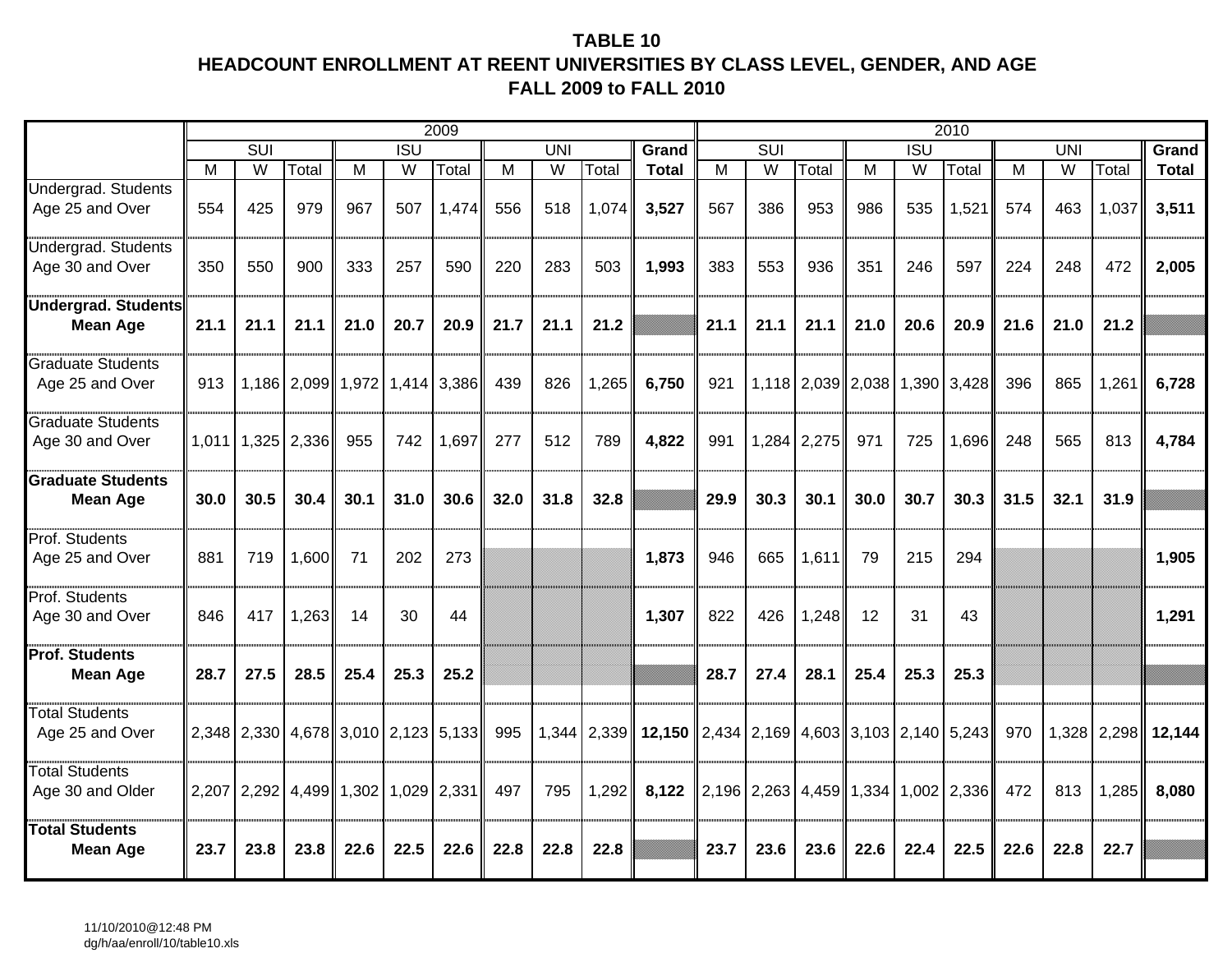# TABLE 10
## HEADCOUNT ENROLLMENT AT REENT UNIVERSITIES BY CLASS LEVEL, GENDER, AND AGE
## FALL 2009 to FALL 2010

| | 2009 | | | | | | | | | | 2010 | | | | | | | | | |
|---|---|---|---|---|---|---|---|---|---|---|---|---|---|---|---|---|---|---|---|---|
| | SUI | | | ISU | | | UNI | | | Grand | SUI | | | ISU | | | UNI | | | Grand |
| | M | W | Total | M | W | Total | M | W | Total | Total | M | W | Total | M | W | Total | M | W | Total | Total |
| Undergrad. Students Age 25 and Over | 554 | 425 | 979 | 967 | 507 | 1,474 | 556 | 518 | 1,074 | **3,527** | 567 | 386 | 953 | 986 | 535 | 1,521 | 574 | 463 | 1,037 | **3,511** |
| Undergrad. Students Age 30 and Over | 350 | 550 | 900 | 333 | 257 | 590 | 220 | 283 | 503 | **1,993** | 383 | 553 | 936 | 351 | 246 | 597 | 224 | 248 | 472 | **2,005** |
| **Undergrad. Students Mean Age** | **21.1** | **21.1** | **21.1** | **21.0** | **20.7** | **20.9** | **21.7** | **21.1** | **21.2** | | **21.1** | **21.1** | **21.1** | **21.0** | **20.6** | **20.9** | **21.6** | **21.0** | **21.2** | |
| Graduate Students Age 25 and Over | 913 | 1,186 | 2,099 | 1,972 | 1,414 | 3,386 | 439 | 826 | 1,265 | **6,750** | 921 | 1,118 | 2,039 | 2,038 | 1,390 | 3,428 | 396 | 865 | 1,261 | **6,728** |
| Graduate Students Age 30 and Over | 1,011 | 1,325 | 2,336 | 955 | 742 | 1,697 | 277 | 512 | 789 | **4,822** | 991 | 1,284 | 2,275 | 971 | 725 | 1,696 | 248 | 565 | 813 | **4,784** |
| **Graduate Students Mean Age** | **30.0** | **30.5** | **30.4** | **30.1** | **31.0** | **30.6** | **32.0** | **31.8** | **32.8** | | **29.9** | **30.3** | **30.1** | **30.0** | **30.7** | **30.3** | **31.5** | **32.1** | **31.9** | |
| Prof. Students Age 25 and Over | 881 | 719 | 1,600 | 71 | 202 | 273 | | | | **1,873** | 946 | 665 | 1,611 | 79 | 215 | 294 | | | | **1,905** |
| Prof. Students Age 30 and Over | 846 | 417 | 1,263 | 14 | 30 | 44 | | | | **1,307** | 822 | 426 | 1,248 | 12 | 31 | 43 | | | | **1,291** |
| **Prof. Students Mean Age** | **28.7** | **27.5** | **28.5** | **25.4** | **25.3** | **25.2** | | | | | **28.7** | **27.4** | **28.1** | **25.4** | **25.3** | **25.3** | | | | |
| Total Students Age 25 and Over | 2,348 | 2,330 | 4,678 | 3,010 | 2,123 | 5,133 | 995 | 1,344 | 2,339 | **12,150** | 2,434 | 2,169 | 4,603 | 3,103 | 2,140 | 5,243 | 970 | 1,328 | 2,298 | **12,144** |
| Total Students Age 30 and Older | 2,207 | 2,292 | 4,499 | 1,302 | 1,029 | 2,331 | 497 | 795 | 1,292 | **8,122** | 2,196 | 2,263 | 4,459 | 1,334 | 1,002 | 2,336 | 472 | 813 | 1,285 | **8,080** |
| **Total Students Mean Age** | **23.7** | **23.8** | **23.8** | **22.6** | **22.5** | **22.6** | **22.8** | **22.8** | **22.8** | | **23.7** | **23.6** | **23.6** | **22.6** | **22.4** | **22.5** | **22.6** | **22.8** | **22.7** | |

11/10/2010@12:48 PM
dg/h/aa/enroll/10/table10.xls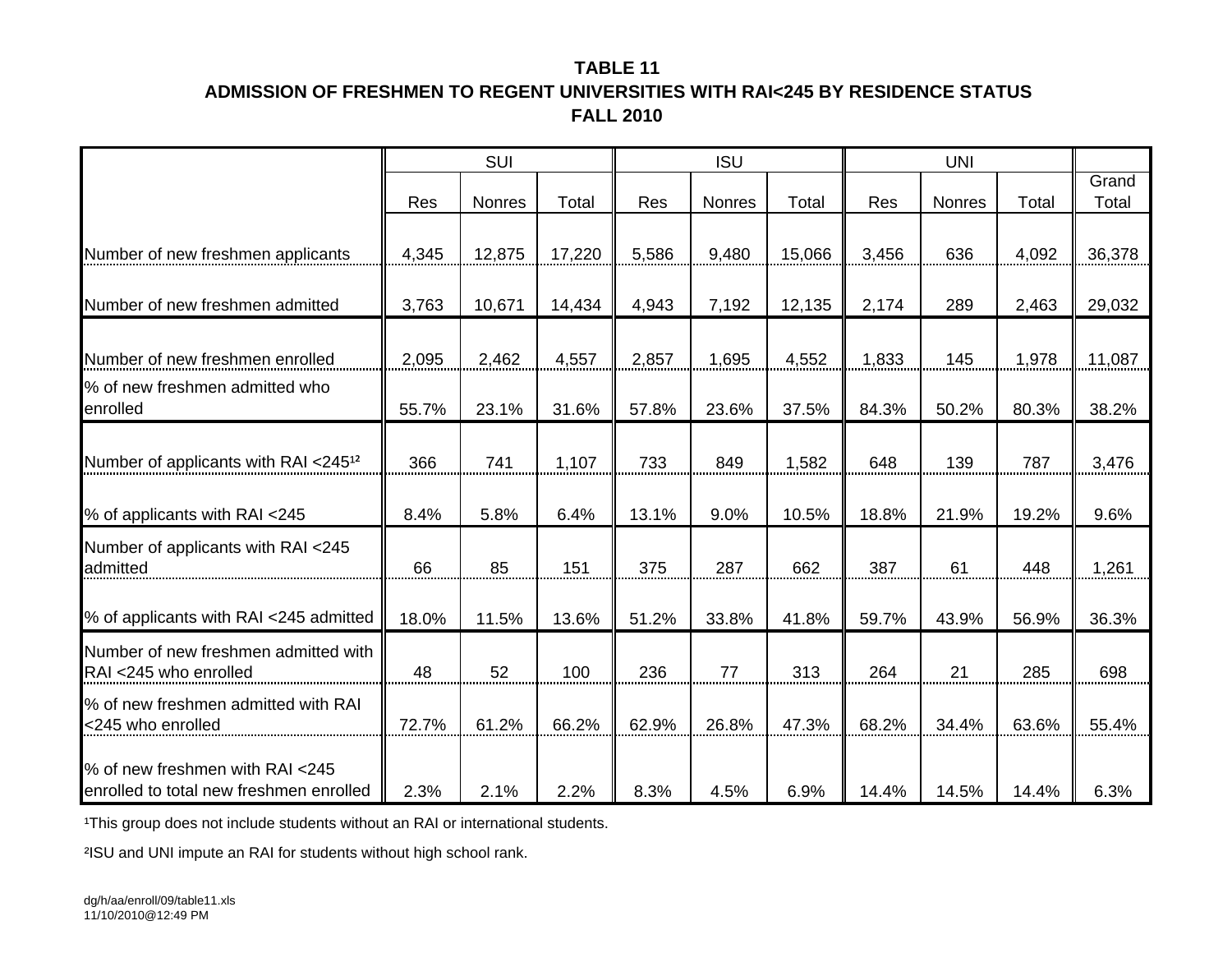**TABLE 11**

**ADMISSION OF FRESHMEN TO REGENT UNIVERSITIES WITH RAI<245 BY RESIDENCE STATUS**

**FALL 2010**

| | SUI | | | ISU | | | UNI | | | |
|---|---|---|---|---|---|---|---|---|---|---|
| | Res | Nonres | Total | Res | Nonres | Total | Res | Nonres | Total | Grand Total |
| Number of new freshmen applicants | 4,345 | 12,875 | 17,220 | 5,586 | 9,480 | 15,066 | 3,456 | 636 | 4,092 | 36,378 |
| Number of new freshmen admitted | 3,763 | 10,671 | 14,434 | 4,943 | 7,192 | 12,135 | 2,174 | 289 | 2,463 | 29,032 |
| Number of new freshmen enrolled | 2,095 | 2,462 | 4,557 | 2,857 | 1,695 | 4,552 | 1,833 | 145 | 1,978 | 11,087 |
| % of new freshmen admitted who enrolled | 55.7% | 23.1% | 31.6% | 57.8% | 23.6% | 37.5% | 84.3% | 50.2% | 80.3% | 38.2% |
| Number of applicants with RAI <245[1,2] | 366 | 741 | 1,107 | 733 | 849 | 1,582 | 648 | 139 | 787 | 3,476 |
| % of applicants with RAI <245 | 8.4% | 5.8% | 6.4% | 13.1% | 9.0% | 10.5% | 18.8% | 21.9% | 19.2% | 9.6% |
| Number of applicants with RAI <245 admitted | 66 | 85 | 151 | 375 | 287 | 662 | 387 | 61 | 448 | 1,261 |
| % of applicants with RAI <245 admitted | 18.0% | 11.5% | 13.6% | 51.2% | 33.8% | 41.8% | 59.7% | 43.9% | 56.9% | 36.3% |
| Number of new freshmen admitted with RAI <245 who enrolled | 48 | 52 | 100 | 236 | 77 | 313 | 264 | 21 | 285 | 698 |
| % of new freshmen admitted with RAI <245 who enrolled | 72.7% | 61.2% | 66.2% | 62.9% | 26.8% | 47.3% | 68.2% | 34.4% | 63.6% | 55.4% |
| % of new freshmen with RAI <245 enrolled to total new freshmen enrolled | 2.3% | 2.1% | 2.2% | 8.3% | 4.5% | 6.9% | 14.4% | 14.5% | 14.4% | 6.3% |

[1]This group does not include students without an RAI or international students.

[2]ISU and UNI impute an RAI for students without high school rank.

dg/h/aa/enroll/09/table11.xls
11/10/2010@12:49 PM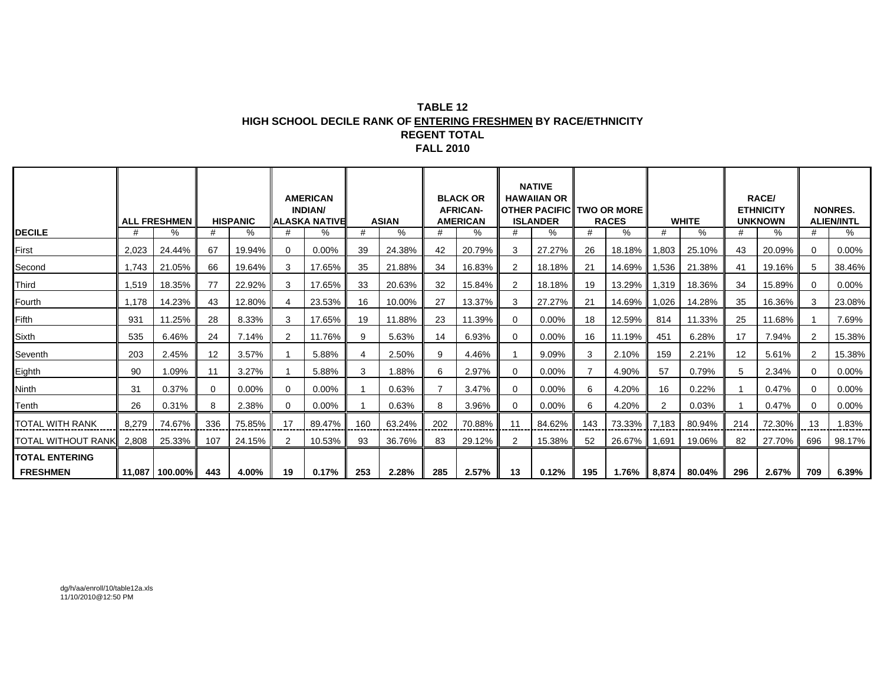**TABLE 12**
**HIGH SCHOOL DECILE RANK OF ENTERING FRESHMEN BY RACE/ETHNICITY**
**REGENT TOTAL**
**FALL 2010**

| DECILE | ALL FRESHMEN | | HISPANIC | | AMERICAN INDIAN/ ALASKA NATIVE | | ASIAN | | BLACK OR AFRICAN-AMERICAN | | NATIVE HAWAIIAN OR OTHER PACIFIC ISLANDER | | TWO OR MORE RACES | | WHITE | | RACE/ ETHNICITY UNKNOWN | | NONRES. ALIEN/INTL | |
|---|---|---|---|---|---|---|---|---|---|---|---|---|---|---|---|---|---|---|---|---|
| | # | % | # | % | # | % | # | % | # | % | # | % | # | % | # | % | # | % | # | % |
| First | 2,023 | 24.44% | 67 | 19.94% | 0 | 0.00% | 39 | 24.38% | 42 | 20.79% | 3 | 27.27% | 26 | 18.18% | 1,803 | 25.10% | 43 | 20.09% | 0 | 0.00% |
| Second | 1,743 | 21.05% | 66 | 19.64% | 3 | 17.65% | 35 | 21.88% | 34 | 16.83% | 2 | 18.18% | 21 | 14.69% | 1,536 | 21.38% | 41 | 19.16% | 5 | 38.46% |
| Third | 1,519 | 18.35% | 77 | 22.92% | 3 | 17.65% | 33 | 20.63% | 32 | 15.84% | 2 | 18.18% | 19 | 13.29% | 1,319 | 18.36% | 34 | 15.89% | 0 | 0.00% |
| Fourth | 1,178 | 14.23% | 43 | 12.80% | 4 | 23.53% | 16 | 10.00% | 27 | 13.37% | 3 | 27.27% | 21 | 14.69% | 1,026 | 14.28% | 35 | 16.36% | 3 | 23.08% |
| Fifth | 931 | 11.25% | 28 | 8.33% | 3 | 17.65% | 19 | 11.88% | 23 | 11.39% | 0 | 0.00% | 18 | 12.59% | 814 | 11.33% | 25 | 11.68% | 1 | 7.69% |
| Sixth | 535 | 6.46% | 24 | 7.14% | 2 | 11.76% | 9 | 5.63% | 14 | 6.93% | 0 | 0.00% | 16 | 11.19% | 451 | 6.28% | 17 | 7.94% | 2 | 15.38% |
| Seventh | 203 | 2.45% | 12 | 3.57% | 1 | 5.88% | 4 | 2.50% | 9 | 4.46% | 1 | 9.09% | 3 | 2.10% | 159 | 2.21% | 12 | 5.61% | 2 | 15.38% |
| Eighth | 90 | 1.09% | 11 | 3.27% | 1 | 5.88% | 3 | 1.88% | 6 | 2.97% | 0 | 0.00% | 7 | 4.90% | 57 | 0.79% | 5 | 2.34% | 0 | 0.00% |
| Ninth | 31 | 0.37% | 0 | 0.00% | 0 | 0.00% | 1 | 0.63% | 7 | 3.47% | 0 | 0.00% | 6 | 4.20% | 16 | 0.22% | 1 | 0.47% | 0 | 0.00% |
| Tenth | 26 | 0.31% | 8 | 2.38% | 0 | 0.00% | 1 | 0.63% | 8 | 3.96% | 0 | 0.00% | 6 | 4.20% | 2 | 0.03% | 1 | 0.47% | 0 | 0.00% |
| TOTAL WITH RANK | 8,279 | 74.67% | 336 | 75.85% | 17 | 89.47% | 160 | 63.24% | 202 | 70.88% | 11 | 84.62% | 143 | 73.33% | 7,183 | 80.94% | 214 | 72.30% | 13 | 1.83% |
| TOTAL WITHOUT RANK | 2,808 | 25.33% | 107 | 24.15% | 2 | 10.53% | 93 | 36.76% | 83 | 29.12% | 2 | 15.38% | 52 | 26.67% | 1,691 | 19.06% | 82 | 27.70% | 696 | 98.17% |
| **TOTAL ENTERING FRESHMEN** | **11,087** | **100.00%** | **443** | **4.00%** | **19** | **0.17%** | **253** | **2.28%** | **285** | **2.57%** | **13** | **0.12%** | **195** | **1.76%** | **8,874** | **80.04%** | **296** | **2.67%** | **709** | **6.39%** |

dg/h/aa/enroll/10/table12a.xls
11/10/2010@12:50 PM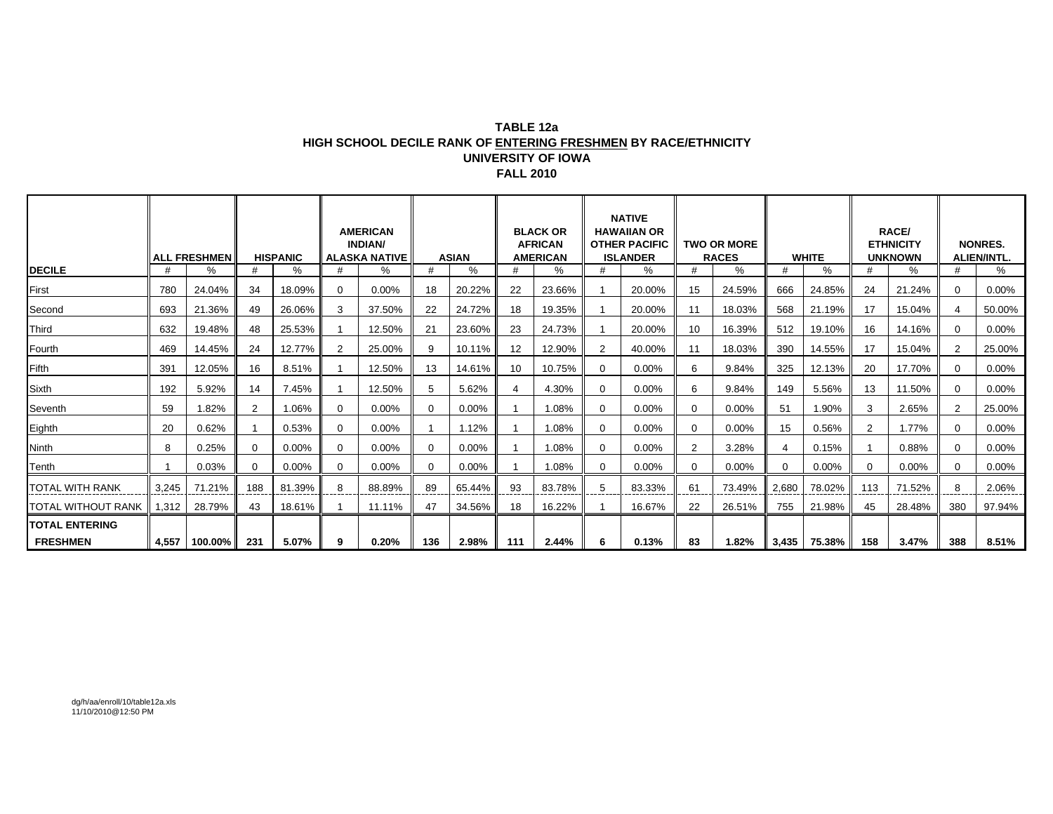**TABLE 12a**
**HIGH SCHOOL DECILE RANK OF ENTERING FRESHMEN BY RACE/ETHNICITY**
**UNIVERSITY OF IOWA**
**FALL 2010**

| DECILE | ALL FRESHMEN | | HISPANIC | | AMERICAN INDIAN/ ALASKA NATIVE | | ASIAN | | BLACK OR AFRICAN AMERICAN | | NATIVE HAWAIIAN OR OTHER PACIFIC ISLANDER | | TWO OR MORE RACES | | WHITE | | RACE/ ETHNICITY UNKNOWN | | NONRES. ALIEN/INTL. | |
|---|---|---|---|---|---|---|---|---|---|---|---|---|---|---|---|---|---|---|---|---|
| | # | % | # | % | # | % | # | % | # | % | # | % | # | % | # | % | # | % | # | % |
| First | 780 | 24.04% | 34 | 18.09% | 0 | 0.00% | 18 | 20.22% | 22 | 23.66% | 1 | 20.00% | 15 | 24.59% | 666 | 24.85% | 24 | 21.24% | 0 | 0.00% |
| Second | 693 | 21.36% | 49 | 26.06% | 3 | 37.50% | 22 | 24.72% | 18 | 19.35% | 1 | 20.00% | 11 | 18.03% | 568 | 21.19% | 17 | 15.04% | 4 | 50.00% |
| Third | 632 | 19.48% | 48 | 25.53% | 1 | 12.50% | 21 | 23.60% | 23 | 24.73% | 1 | 20.00% | 10 | 16.39% | 512 | 19.10% | 16 | 14.16% | 0 | 0.00% |
| Fourth | 469 | 14.45% | 24 | 12.77% | 2 | 25.00% | 9 | 10.11% | 12 | 12.90% | 2 | 40.00% | 11 | 18.03% | 390 | 14.55% | 17 | 15.04% | 2 | 25.00% |
| Fifth | 391 | 12.05% | 16 | 8.51% | 1 | 12.50% | 13 | 14.61% | 10 | 10.75% | 0 | 0.00% | 6 | 9.84% | 325 | 12.13% | 20 | 17.70% | 0 | 0.00% |
| Sixth | 192 | 5.92% | 14 | 7.45% | 1 | 12.50% | 5 | 5.62% | 4 | 4.30% | 0 | 0.00% | 6 | 9.84% | 149 | 5.56% | 13 | 11.50% | 0 | 0.00% |
| Seventh | 59 | 1.82% | 2 | 1.06% | 0 | 0.00% | 0 | 0.00% | 1 | 1.08% | 0 | 0.00% | 0 | 0.00% | 51 | 1.90% | 3 | 2.65% | 2 | 25.00% |
| Eighth | 20 | 0.62% | 1 | 0.53% | 0 | 0.00% | 1 | 1.12% | 1 | 1.08% | 0 | 0.00% | 0 | 0.00% | 15 | 0.56% | 2 | 1.77% | 0 | 0.00% |
| Ninth | 8 | 0.25% | 0 | 0.00% | 0 | 0.00% | 0 | 0.00% | 1 | 1.08% | 0 | 0.00% | 2 | 3.28% | 4 | 0.15% | 1 | 0.88% | 0 | 0.00% |
| Tenth | 1 | 0.03% | 0 | 0.00% | 0 | 0.00% | 0 | 0.00% | 1 | 1.08% | 0 | 0.00% | 0 | 0.00% | 0 | 0.00% | 0 | 0.00% | 0 | 0.00% |
| TOTAL WITH RANK | 3,245 | 71.21% | 188 | 81.39% | 8 | 88.89% | 89 | 65.44% | 93 | 83.78% | 5 | 83.33% | 61 | 73.49% | 2,680 | 78.02% | 113 | 71.52% | 8 | 2.06% |
| TOTAL WITHOUT RANK | 1,312 | 28.79% | 43 | 18.61% | 1 | 11.11% | 47 | 34.56% | 18 | 16.22% | 1 | 16.67% | 22 | 26.51% | 755 | 21.98% | 45 | 28.48% | 380 | 97.94% |
| **TOTAL ENTERING FRESHMEN** | **4,557** | **100.00%** | **231** | **5.07%** | **9** | **0.20%** | **136** | **2.98%** | **111** | **2.44%** | **6** | **0.13%** | **83** | **1.82%** | **3,435** | **75.38%** | **158** | **3.47%** | **388** | **8.51%** |

dg/h/aa/enroll/10/table12a.xls
11/10/2010@12:50 PM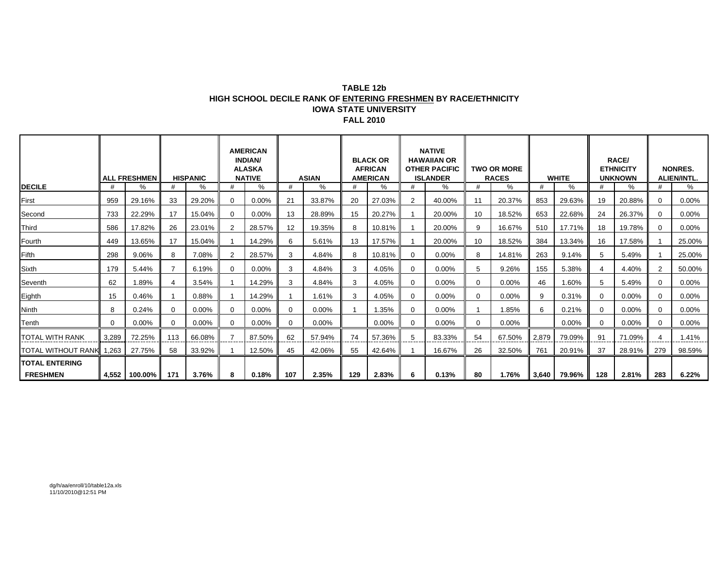**TABLE 12b**
**HIGH SCHOOL DECILE RANK OF ENTERING FRESHMEN BY RACE/ETHNICITY**
**IOWA STATE UNIVERSITY**
**FALL 2010**

| DECILE | ALL FRESHMEN # | ALL FRESHMEN % | HISPANIC # | HISPANIC % | AMERICAN INDIAN/ ALASKA NATIVE # | AMERICAN INDIAN/ ALASKA NATIVE % | ASIAN # | ASIAN % | BLACK OR AFRICAN AMERICAN # | BLACK OR AFRICAN AMERICAN % | NATIVE HAWAIIAN OR OTHER PACIFIC ISLANDER # | NATIVE HAWAIIAN OR OTHER PACIFIC ISLANDER % | TWO OR MORE RACES # | TWO OR MORE RACES % | WHITE # | WHITE % | RACE/ ETHNICITY UNKNOWN # | RACE/ ETHNICITY UNKNOWN % | NONRES. ALIEN/INTL. # | NONRES. ALIEN/INTL. % |
|---|---|---|---|---|---|---|---|---|---|---|---|---|---|---|---|---|---|---|---|---|
| First | 959 | 29.16% | 33 | 29.20% | 0 | 0.00% | 21 | 33.87% | 20 | 27.03% | 2 | 40.00% | 11 | 20.37% | 853 | 29.63% | 19 | 20.88% | 0 | 0.00% |
| Second | 733 | 22.29% | 17 | 15.04% | 0 | 0.00% | 13 | 28.89% | 15 | 20.27% | 1 | 20.00% | 10 | 18.52% | 653 | 22.68% | 24 | 26.37% | 0 | 0.00% |
| Third | 586 | 17.82% | 26 | 23.01% | 2 | 28.57% | 12 | 19.35% | 8 | 10.81% | 1 | 20.00% | 9 | 16.67% | 510 | 17.71% | 18 | 19.78% | 0 | 0.00% |
| Fourth | 449 | 13.65% | 17 | 15.04% | 1 | 14.29% | 6 | 5.61% | 13 | 17.57% | 1 | 20.00% | 10 | 18.52% | 384 | 13.34% | 16 | 17.58% | 1 | 25.00% |
| Fifth | 298 | 9.06% | 8 | 7.08% | 2 | 28.57% | 3 | 4.84% | 8 | 10.81% | 0 | 0.00% | 8 | 14.81% | 263 | 9.14% | 5 | 5.49% | 1 | 25.00% |
| Sixth | 179 | 5.44% | 7 | 6.19% | 0 | 0.00% | 3 | 4.84% | 3 | 4.05% | 0 | 0.00% | 5 | 9.26% | 155 | 5.38% | 4 | 4.40% | 2 | 50.00% |
| Seventh | 62 | 1.89% | 4 | 3.54% | 1 | 14.29% | 3 | 4.84% | 3 | 4.05% | 0 | 0.00% | 0 | 0.00% | 46 | 1.60% | 5 | 5.49% | 0 | 0.00% |
| Eighth | 15 | 0.46% | 1 | 0.88% | 1 | 14.29% | 1 | 1.61% | 3 | 4.05% | 0 | 0.00% | 0 | 0.00% | 9 | 0.31% | 0 | 0.00% | 0 | 0.00% |
| Ninth | 8 | 0.24% | 0 | 0.00% | 0 | 0.00% | 0 | 0.00% | 1 | 1.35% | 0 | 0.00% | 1 | 1.85% | 6 | 0.21% | 0 | 0.00% | 0 | 0.00% |
| Tenth | 0 | 0.00% | 0 | 0.00% | 0 | 0.00% | 0 | 0.00% | | 0.00% | 0 | 0.00% | 0 | 0.00% | | 0.00% | 0 | 0.00% | 0 | 0.00% |
| TOTAL WITH RANK | 3,289 | 72.25% | 113 | 66.08% | 7 | 87.50% | 62 | 57.94% | 74 | 57.36% | 5 | 83.33% | 54 | 67.50% | 2,879 | 79.09% | 91 | 71.09% | 4 | 1.41% |
| TOTAL WITHOUT RANK | 1,263 | 27.75% | 58 | 33.92% | 1 | 12.50% | 45 | 42.06% | 55 | 42.64% | 1 | 16.67% | 26 | 32.50% | 761 | 20.91% | 37 | 28.91% | 279 | 98.59% |
| **TOTAL ENTERING FRESHMEN** | **4,552** | **100.00%** | **171** | **3.76%** | **8** | **0.18%** | **107** | **2.35%** | **129** | **2.83%** | **6** | **0.13%** | **80** | **1.76%** | **3,640** | **79.96%** | **128** | **2.81%** | **283** | **6.22%** |

dg/h/aa/enroll/10/table12a.xls
11/10/2010@12:51 PM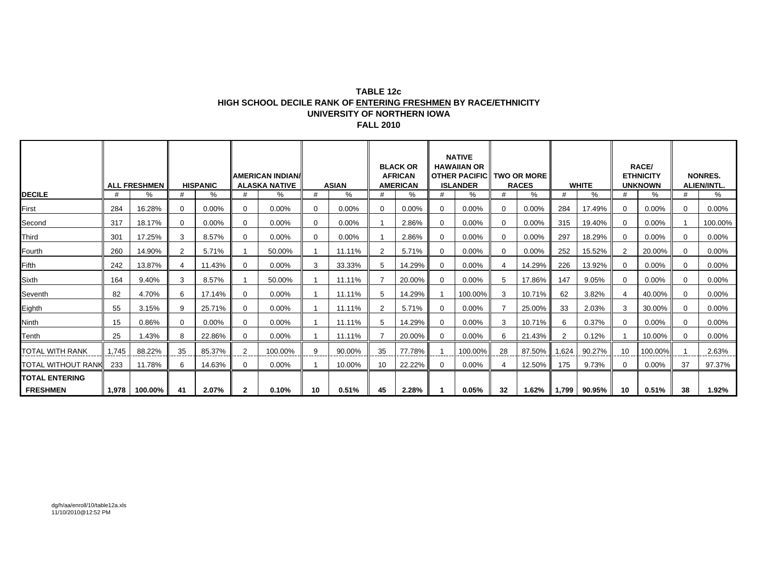**TABLE 12c**
**HIGH SCHOOL DECILE RANK OF ENTERING FRESHMEN BY RACE/ETHNICITY**
**UNIVERSITY OF NORTHERN IOWA**
**FALL 2010**

| | ALL FRESHMEN | | HISPANIC | | AMERICAN INDIAN/ ALASKA NATIVE | | ASIAN | | BLACK OR AFRICAN AMERICAN | | NATIVE HAWAIIAN OR OTHER PACIFIC ISLANDER | | TWO OR MORE RACES | | WHITE | | RACE/ ETHNICITY UNKNOWN | | NONRES. ALIEN/INTL. | |
|---|---|---|---|---|---|---|---|---|---|---|---|---|---|---|---|---|---|---|---|---|
| **DECILE** | # | % | # | % | # | % | # | % | # | % | # | % | # | % | # | % | # | % | # | % |
| First | 284 | 16.28% | 0 | 0.00% | 0 | 0.00% | 0 | 0.00% | 0 | 0.00% | 0 | 0.00% | 0 | 0.00% | 284 | 17.49% | 0 | 0.00% | 0 | 0.00% |
| Second | 317 | 18.17% | 0 | 0.00% | 0 | 0.00% | 0 | 0.00% | 1 | 2.86% | 0 | 0.00% | 0 | 0.00% | 315 | 19.40% | 0 | 0.00% | 1 | 100.00% |
| Third | 301 | 17.25% | 3 | 8.57% | 0 | 0.00% | 0 | 0.00% | 1 | 2.86% | 0 | 0.00% | 0 | 0.00% | 297 | 18.29% | 0 | 0.00% | 0 | 0.00% |
| Fourth | 260 | 14.90% | 2 | 5.71% | 1 | 50.00% | 1 | 11.11% | 2 | 5.71% | 0 | 0.00% | 0 | 0.00% | 252 | 15.52% | 2 | 20.00% | 0 | 0.00% |
| Fifth | 242 | 13.87% | 4 | 11.43% | 0 | 0.00% | 3 | 33.33% | 5 | 14.29% | 0 | 0.00% | 4 | 14.29% | 226 | 13.92% | 0 | 0.00% | 0 | 0.00% |
| Sixth | 164 | 9.40% | 3 | 8.57% | 1 | 50.00% | 1 | 11.11% | 7 | 20.00% | 0 | 0.00% | 5 | 17.86% | 147 | 9.05% | 0 | 0.00% | 0 | 0.00% |
| Seventh | 82 | 4.70% | 6 | 17.14% | 0 | 0.00% | 1 | 11.11% | 5 | 14.29% | 1 | 100.00% | 3 | 10.71% | 62 | 3.82% | 4 | 40.00% | 0 | 0.00% |
| Eighth | 55 | 3.15% | 9 | 25.71% | 0 | 0.00% | 1 | 11.11% | 2 | 5.71% | 0 | 0.00% | 7 | 25.00% | 33 | 2.03% | 3 | 30.00% | 0 | 0.00% |
| Ninth | 15 | 0.86% | 0 | 0.00% | 0 | 0.00% | 1 | 11.11% | 5 | 14.29% | 0 | 0.00% | 3 | 10.71% | 6 | 0.37% | 0 | 0.00% | 0 | 0.00% |
| Tenth | 25 | 1.43% | 8 | 22.86% | 0 | 0.00% | 1 | 11.11% | 7 | 20.00% | 0 | 0.00% | 6 | 21.43% | 2 | 0.12% | 1 | 10.00% | 0 | 0.00% |
| TOTAL WITH RANK | 1,745 | 88.22% | 35 | 85.37% | 2 | 100.00% | 9 | 90.00% | 35 | 77.78% | 1 | 100.00% | 28 | 87.50% | 1,624 | 90.27% | 10 | 100.00% | 1 | 2.63% |
| TOTAL WITHOUT RANK | 233 | 11.78% | 6 | 14.63% | 0 | 0.00% | 1 | 10.00% | 10 | 22.22% | 0 | 0.00% | 4 | 12.50% | 175 | 9.73% | 0 | 0.00% | 37 | 97.37% |
| **TOTAL ENTERING FRESHMEN** | **1,978** | **100.00%** | **41** | **2.07%** | **2** | **0.10%** | **10** | **0.51%** | **45** | **2.28%** | **1** | **0.05%** | **32** | **1.62%** | **1,799** | **90.95%** | **10** | **0.51%** | **38** | **1.92%** |

dg/h/aa/enroll/10/table12a.xls
11/10/2010@12:52 PM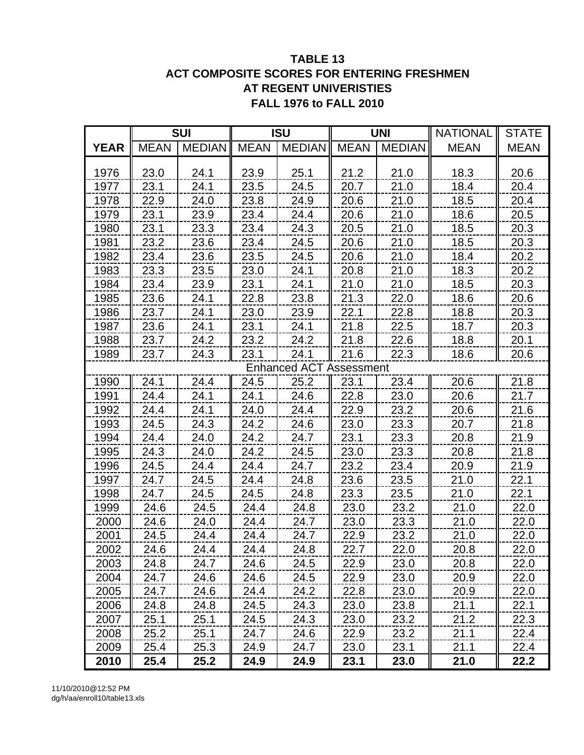**TABLE 13**
**ACT COMPOSITE SCORES FOR ENTERING FRESHMEN**
**AT REGENT UNIVERISTIES**
**FALL 1976 to FALL 2010**

| | SUI | | ISU | | UNI | | NATIONAL | STATE |
|---|---|---|---|---|---|---|---|---|
| **YEAR** | MEAN | MEDIAN | MEAN | MEDIAN | MEAN | MEDIAN | MEAN | MEAN |
| 1976 | 23.0 | 24.1 | 23.9 | 25.1 | 21.2 | 21.0 | 18.3 | 20.6 |
| 1977 | 23.1 | 24.1 | 23.5 | 24.5 | 20.7 | 21.0 | 18.4 | 20.4 |
| 1978 | 22.9 | 24.0 | 23.8 | 24.9 | 20.6 | 21.0 | 18.5 | 20.4 |
| 1979 | 23.1 | 23.9 | 23.4 | 24.4 | 20.6 | 21.0 | 18.6 | 20.5 |
| 1980 | 23.1 | 23.3 | 23.4 | 24.3 | 20.5 | 21.0 | 18.5 | 20.3 |
| 1981 | 23.2 | 23.6 | 23.4 | 24.5 | 20.6 | 21.0 | 18.5 | 20.3 |
| 1982 | 23.4 | 23.6 | 23.5 | 24.5 | 20.6 | 21.0 | 18.4 | 20.2 |
| 1983 | 23.3 | 23.5 | 23.0 | 24.1 | 20.8 | 21.0 | 18.3 | 20.2 |
| 1984 | 23.4 | 23.9 | 23.1 | 24.1 | 21.0 | 21.0 | 18.5 | 20.3 |
| 1985 | 23.6 | 24.1 | 22.8 | 23.8 | 21.3 | 22.0 | 18.6 | 20.6 |
| 1986 | 23.7 | 24.1 | 23.0 | 23.9 | 22.1 | 22.8 | 18.8 | 20.3 |
| 1987 | 23.6 | 24.1 | 23.1 | 24.1 | 21.8 | 22.5 | 18.7 | 20.3 |
| 1988 | 23.7 | 24.2 | 23.2 | 24.2 | 21.8 | 22.6 | 18.8 | 20.1 |
| 1989 | 23.7 | 24.3 | 23.1 | 24.1 | 21.6 | 22.3 | 18.6 | 20.6 |
| | | | Enhanced ACT Assessment | | | | | |
| 1990 | 24.1 | 24.4 | 24.5 | 25.2 | 23.1 | 23.4 | 20.6 | 21.8 |
| 1991 | 24.4 | 24.1 | 24.1 | 24.6 | 22.8 | 23.0 | 20.6 | 21.7 |
| 1992 | 24.4 | 24.1 | 24.0 | 24.4 | 22.9 | 23.2 | 20.6 | 21.6 |
| 1993 | 24.5 | 24.3 | 24.2 | 24.6 | 23.0 | 23.3 | 20.7 | 21.8 |
| 1994 | 24.4 | 24.0 | 24.2 | 24.7 | 23.1 | 23.3 | 20.8 | 21.9 |
| 1995 | 24.3 | 24.0 | 24.2 | 24.5 | 23.0 | 23.3 | 20.8 | 21.8 |
| 1996 | 24.5 | 24.4 | 24.4 | 24.7 | 23.2 | 23.4 | 20.9 | 21.9 |
| 1997 | 24.7 | 24.5 | 24.4 | 24.8 | 23.6 | 23.5 | 21.0 | 22.1 |
| 1998 | 24.7 | 24.5 | 24.5 | 24.8 | 23.3 | 23.5 | 21.0 | 22.1 |
| 1999 | 24.6 | 24.5 | 24.4 | 24.8 | 23.0 | 23.2 | 21.0 | 22.0 |
| 2000 | 24.6 | 24.0 | 24.4 | 24.7 | 23.0 | 23.3 | 21.0 | 22.0 |
| 2001 | 24.5 | 24.4 | 24.4 | 24.7 | 22.9 | 23.2 | 21.0 | 22.0 |
| 2002 | 24.6 | 24.4 | 24.4 | 24.8 | 22.7 | 22.0 | 20.8 | 22.0 |
| 2003 | 24.8 | 24.7 | 24.6 | 24.5 | 22.9 | 23.0 | 20.8 | 22.0 |
| 2004 | 24.7 | 24.6 | 24.6 | 24.5 | 22.9 | 23.0 | 20.9 | 22.0 |
| 2005 | 24.7 | 24.6 | 24.4 | 24.2 | 22.8 | 23.0 | 20.9 | 22.0 |
| 2006 | 24.8 | 24.8 | 24.5 | 24.3 | 23.0 | 23.8 | 21.1 | 22.1 |
| 2007 | 25.1 | 25.1 | 24.5 | 24.3 | 23.0 | 23.2 | 21.2 | 22.3 |
| 2008 | 25.2 | 25.1 | 24.7 | 24.6 | 22.9 | 23.2 | 21.1 | 22.4 |
| 2009 | 25.4 | 25.3 | 24.9 | 24.7 | 23.0 | 23.1 | 21.1 | 22.4 |
| **2010** | **25.4** | **25.2** | **24.9** | **24.9** | **23.1** | **23.0** | **21.0** | **22.2** |

11/10/2010@12:52 PM
dg/h/aa/enroll10/table13.xls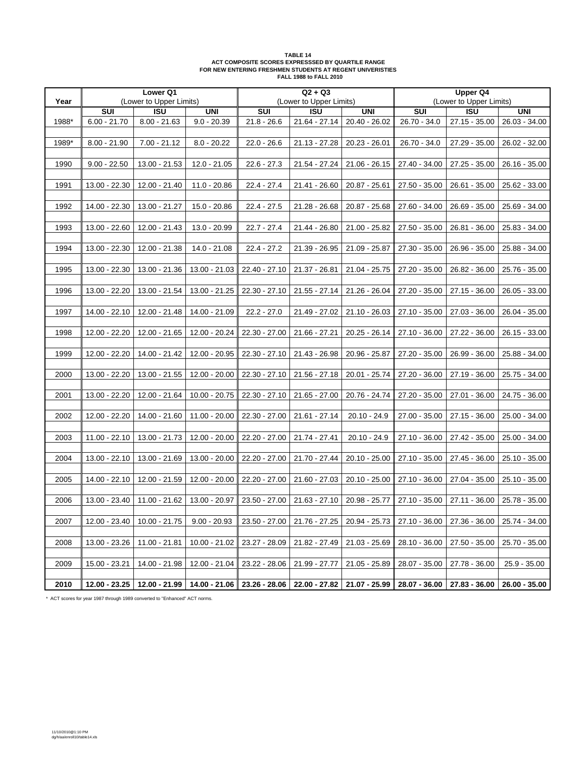**TABLE 14**
**ACT COMPOSITE SCORES EXPRESSSED BY QUARTILE RANGE**
**FOR NEW ENTERING FRESHMEN STUDENTS AT REGENT UNIVERISTIES**
**FALL 1988 to FALL 2010**

| Year | Lower Q1 (Lower to Upper Limits) | | | Q2 + Q3 (Lower to Upper Limits) | | | Upper Q4 (Lower to Upper Limits) | | |
|---|---|---|---|---|---|---|---|---|---|
| | SUI | ISU | UNI | SUI | ISU | UNI | SUI | ISU | UNI |
| 1988* | 6.00 - 21.70 | 8.00 - 21.63 | 9.0 - 20.39 | 21.8 - 26.6 | 21.64 - 27.14 | 20.40 - 26.02 | 26.70 - 34.0 | 27.15 - 35.00 | 26.03 - 34.00 |
| 1989* | 8.00 - 21.90 | 7.00 - 21.12 | 8.0 - 20.22 | 22.0 - 26.6 | 21.13 - 27.28 | 20.23 - 26.01 | 26.70 - 34.0 | 27.29 - 35.00 | 26.02 - 32.00 |
| 1990 | 9.00 - 22.50 | 13.00 - 21.53 | 12.0 - 21.05 | 22.6 - 27.3 | 21.54 - 27.24 | 21.06 - 26.15 | 27.40 - 34.00 | 27.25 - 35.00 | 26.16 - 35.00 |
| 1991 | 13.00 - 22.30 | 12.00 - 21.40 | 11.0 - 20.86 | 22.4 - 27.4 | 21.41 - 26.60 | 20.87 - 25.61 | 27.50 - 35.00 | 26.61 - 35.00 | 25.62 - 33.00 |
| 1992 | 14.00 - 22.30 | 13.00 - 21.27 | 15.0 - 20.86 | 22.4 - 27.5 | 21.28 - 26.68 | 20.87 - 25.68 | 27.60 - 34.00 | 26.69 - 35.00 | 25.69 - 34.00 |
| 1993 | 13.00 - 22.60 | 12.00 - 21.43 | 13.0 - 20.99 | 22.7 - 27.4 | 21.44 - 26.80 | 21.00 - 25.82 | 27.50 - 35.00 | 26.81 - 36.00 | 25.83 - 34.00 |
| 1994 | 13.00 - 22.30 | 12.00 - 21.38 | 14.0 - 21.08 | 22.4 - 27.2 | 21.39 - 26.95 | 21.09 - 25.87 | 27.30 - 35.00 | 26.96 - 35.00 | 25.88 - 34.00 |
| 1995 | 13.00 - 22.30 | 13.00 - 21.36 | 13.00 - 21.03 | 22.40 - 27.10 | 21.37 - 26.81 | 21.04 - 25.75 | 27.20 - 35.00 | 26.82 - 36.00 | 25.76 - 35.00 |
| 1996 | 13.00 - 22.20 | 13.00 - 21.54 | 13.00 - 21.25 | 22.30 - 27.10 | 21.55 - 27.14 | 21.26 - 26.04 | 27.20 - 35.00 | 27.15 - 36.00 | 26.05 - 33.00 |
| 1997 | 14.00 - 22.10 | 12.00 - 21.48 | 14.00 - 21.09 | 22.2 - 27.0 | 21.49 - 27.02 | 21.10 - 26.03 | 27.10 - 35.00 | 27.03 - 36.00 | 26.04 - 35.00 |
| 1998 | 12.00 - 22.20 | 12.00 - 21.65 | 12.00 - 20.24 | 22.30 - 27.00 | 21.66 - 27.21 | 20.25 - 26.14 | 27.10 - 36.00 | 27.22 - 36.00 | 26.15 - 33.00 |
| 1999 | 12.00 - 22.20 | 14.00 - 21.42 | 12.00 - 20.95 | 22.30 - 27.10 | 21.43 - 26.98 | 20.96 - 25.87 | 27.20 - 35.00 | 26.99 - 36.00 | 25.88 - 34.00 |
| 2000 | 13.00 - 22.20 | 13.00 - 21.55 | 12.00 - 20.00 | 22.30 - 27.10 | 21.56 - 27.18 | 20.01 - 25.74 | 27.20 - 36.00 | 27.19 - 36.00 | 25.75 - 34.00 |
| 2001 | 13.00 - 22.20 | 12.00 - 21.64 | 10.00 - 20.75 | 22.30 - 27.10 | 21.65 - 27.00 | 20.76 - 24.74 | 27.20 - 35.00 | 27.01 - 36.00 | 24.75 - 36.00 |
| 2002 | 12.00 - 22.20 | 14.00 - 21.60 | 11.00 - 20.00 | 22.30 - 27.00 | 21.61 - 27.14 | 20.10 - 24.9 | 27.00 - 35.00 | 27.15 - 36.00 | 25.00 - 34.00 |
| 2003 | 11.00 - 22.10 | 13.00 - 21.73 | 12.00 - 20.00 | 22.20 - 27.00 | 21.74 - 27.41 | 20.10 - 24.9 | 27.10 - 36.00 | 27.42 - 35.00 | 25.00 - 34.00 |
| 2004 | 13.00 - 22.10 | 13.00 - 21.69 | 13.00 - 20.00 | 22.20 - 27.00 | 21.70 - 27.44 | 20.10 - 25.00 | 27.10 - 35.00 | 27.45 - 36.00 | 25.10 - 35.00 |
| 2005 | 14.00 - 22.10 | 12.00 - 21.59 | 12.00 - 20.00 | 22.20 - 27.00 | 21.60 - 27.03 | 20.10 - 25.00 | 27.10 - 36.00 | 27.04 - 35.00 | 25.10 - 35.00 |
| 2006 | 13.00 - 23.40 | 11.00 - 21.62 | 13.00 - 20.97 | 23.50 - 27.00 | 21.63 - 27.10 | 20.98 - 25.77 | 27.10 - 35.00 | 27.11 - 36.00 | 25.78 - 35.00 |
| 2007 | 12.00 - 23.40 | 10.00 - 21.75 | 9.00 - 20.93 | 23.50 - 27.00 | 21.76 - 27.25 | 20.94 - 25.73 | 27.10 - 36.00 | 27.36 - 36.00 | 25.74 - 34.00 |
| 2008 | 13.00 - 23.26 | 11.00 - 21.81 | 10.00 - 21.02 | 23.27 - 28.09 | 21.82 - 27.49 | 21.03 - 25.69 | 28.10 - 36.00 | 27.50 - 35.00 | 25.70 - 35.00 |
| 2009 | 15.00 - 23.21 | 14.00 - 21.98 | 12.00 - 21.04 | 23.22 - 28.06 | 21.99 - 27.77 | 21.05 - 25.89 | 28.07 - 35.00 | 27.78 - 36.00 | 25.9 - 35.00 |
| **2010** | **12.00 - 23.25** | **12.00 - 21.99** | **14.00 - 21.06** | **23.26 - 28.06** | **22.00 - 27.82** | **21.07 - 25.99** | **28.07 - 36.00** | **27.83 - 36.00** | **26.00 - 35.00** |

\* ACT scores for year 1987 through 1989 converted to "Enhanced" ACT norms.

11/10/2010@1:10 PM
dg/h/aa/enroll10/table14.xls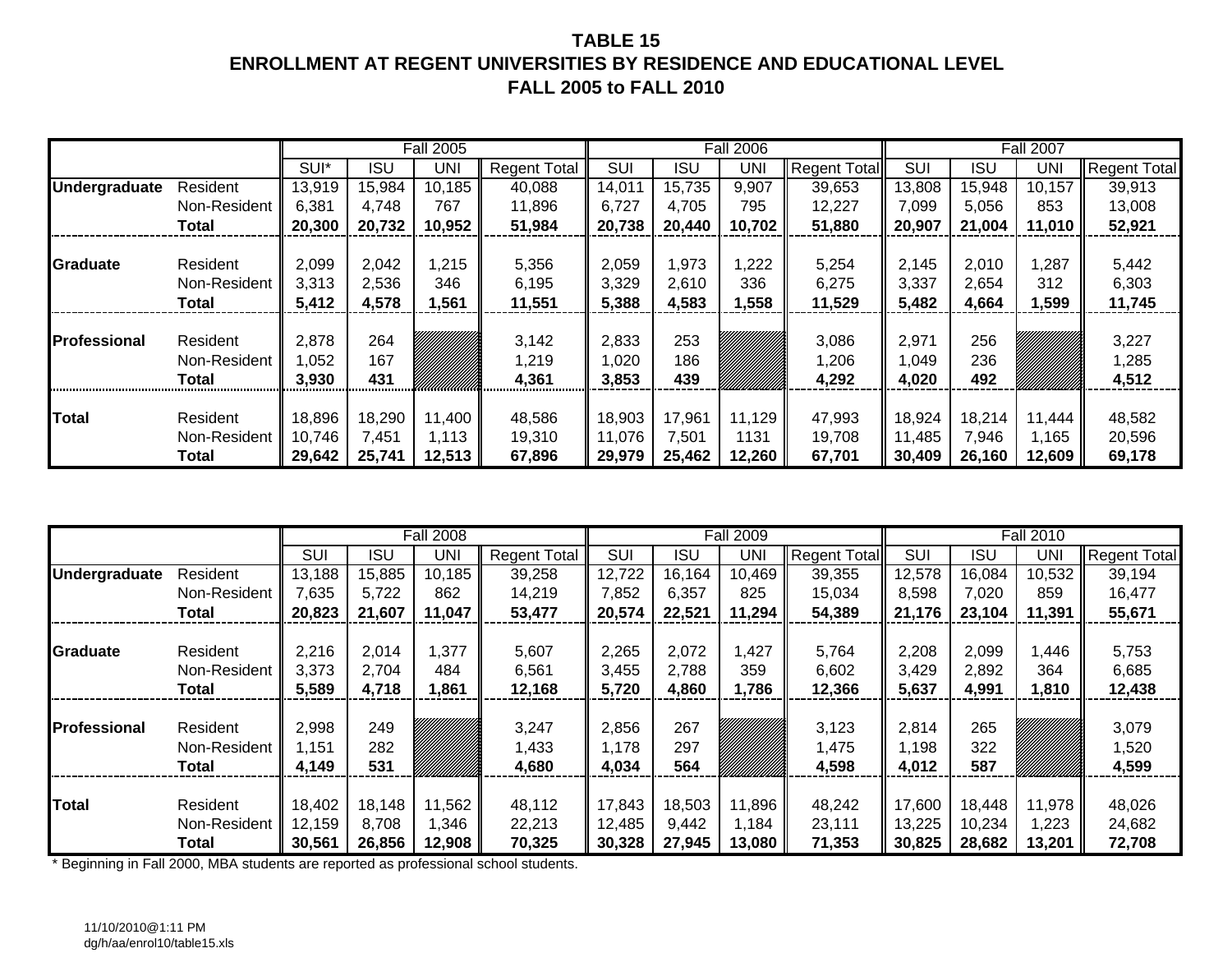# TABLE 15
## ENROLLMENT AT REGENT UNIVERSITIES BY RESIDENCE AND EDUCATIONAL LEVEL
## FALL 2005 to FALL 2010

| | | Fall 2005 | | | | Fall 2006 | | | | Fall 2007 | | | |
|---|---|---|---|---|---|---|---|---|---|---|---|---|---|
| | | SUI* | ISU | UNI | Regent Total | SUI | ISU | UNI | Regent Total | SUI | ISU | UNI | Regent Total |
| **Undergraduate** | Resident | 13,919 | 15,984 | 10,185 | 40,088 | 14,011 | 15,735 | 9,907 | 39,653 | 13,808 | 15,948 | 10,157 | 39,913 |
| | Non-Resident | 6,381 | 4,748 | 767 | 11,896 | 6,727 | 4,705 | 795 | 12,227 | 7,099 | 5,056 | 853 | 13,008 |
| | **Total** | **20,300** | **20,732** | **10,952** | **51,984** | **20,738** | **20,440** | **10,702** | **51,880** | **20,907** | **21,004** | **11,010** | **52,921** |
| **Graduate** | Resident | 2,099 | 2,042 | 1,215 | 5,356 | 2,059 | 1,973 | 1,222 | 5,254 | 2,145 | 2,010 | 1,287 | 5,442 |
| | Non-Resident | 3,313 | 2,536 | 346 | 6,195 | 3,329 | 2,610 | 336 | 6,275 | 3,337 | 2,654 | 312 | 6,303 |
| | **Total** | **5,412** | **4,578** | **1,561** | **11,551** | **5,388** | **4,583** | **1,558** | **11,529** | **5,482** | **4,664** | **1,599** | **11,745** |
| **Professional** | Resident | 2,878 | 264 | | 3,142 | 2,833 | 253 | | 3,086 | 2,971 | 256 | | 3,227 |
| | Non-Resident | 1,052 | 167 | | 1,219 | 1,020 | 186 | | 1,206 | 1,049 | 236 | | 1,285 |
| | **Total** | **3,930** | **431** | | **4,361** | **3,853** | **439** | | **4,292** | **4,020** | **492** | | **4,512** |
| **Total** | Resident | 18,896 | 18,290 | 11,400 | 48,586 | 18,903 | 17,961 | 11,129 | 47,993 | 18,924 | 18,214 | 11,444 | 48,582 |
| | Non-Resident | 10,746 | 7,451 | 1,113 | 19,310 | 11,076 | 7,501 | 1131 | 19,708 | 11,485 | 7,946 | 1,165 | 20,596 |
| | **Total** | **29,642** | **25,741** | **12,513** | **67,896** | **29,979** | **25,462** | **12,260** | **67,701** | **30,409** | **26,160** | **12,609** | **69,178** |

| | | Fall 2008 | | | | Fall 2009 | | | | Fall 2010 | | | |
|---|---|---|---|---|---|---|---|---|---|---|---|---|---|
| | | SUI | ISU | UNI | Regent Total | SUI | ISU | UNI | Regent Total | SUI | ISU | UNI | Regent Total |
| **Undergraduate** | Resident | 13,188 | 15,885 | 10,185 | 39,258 | 12,722 | 16,164 | 10,469 | 39,355 | 12,578 | 16,084 | 10,532 | 39,194 |
| | Non-Resident | 7,635 | 5,722 | 862 | 14,219 | 7,852 | 6,357 | 825 | 15,034 | 8,598 | 7,020 | 859 | 16,477 |
| | **Total** | **20,823** | **21,607** | **11,047** | **53,477** | **20,574** | **22,521** | **11,294** | **54,389** | **21,176** | **23,104** | **11,391** | **55,671** |
| **Graduate** | Resident | 2,216 | 2,014 | 1,377 | 5,607 | 2,265 | 2,072 | 1,427 | 5,764 | 2,208 | 2,099 | 1,446 | 5,753 |
| | Non-Resident | 3,373 | 2,704 | 484 | 6,561 | 3,455 | 2,788 | 359 | 6,602 | 3,429 | 2,892 | 364 | 6,685 |
| | **Total** | **5,589** | **4,718** | **1,861** | **12,168** | **5,720** | **4,860** | **1,786** | **12,366** | **5,637** | **4,991** | **1,810** | **12,438** |
| **Professional** | Resident | 2,998 | 249 | | 3,247 | 2,856 | 267 | | 3,123 | 2,814 | 265 | | 3,079 |
| | Non-Resident | 1,151 | 282 | | 1,433 | 1,178 | 297 | | 1,475 | 1,198 | 322 | | 1,520 |
| | **Total** | **4,149** | **531** | | **4,680** | **4,034** | **564** | | **4,598** | **4,012** | **587** | | **4,599** |
| **Total** | Resident | 18,402 | 18,148 | 11,562 | 48,112 | 17,843 | 18,503 | 11,896 | 48,242 | 17,600 | 18,448 | 11,978 | 48,026 |
| | Non-Resident | 12,159 | 8,708 | 1,346 | 22,213 | 12,485 | 9,442 | 1,184 | 23,111 | 13,225 | 10,234 | 1,223 | 24,682 |
| | **Total** | **30,561** | **26,856** | **12,908** | **70,325** | **30,328** | **27,945** | **13,080** | **71,353** | **30,825** | **28,682** | **13,201** | **72,708** |

* Beginning in Fall 2000, MBA students are reported as professional school students.

11/10/2010@1:11 PM
dg/h/aa/enrol10/table15.xls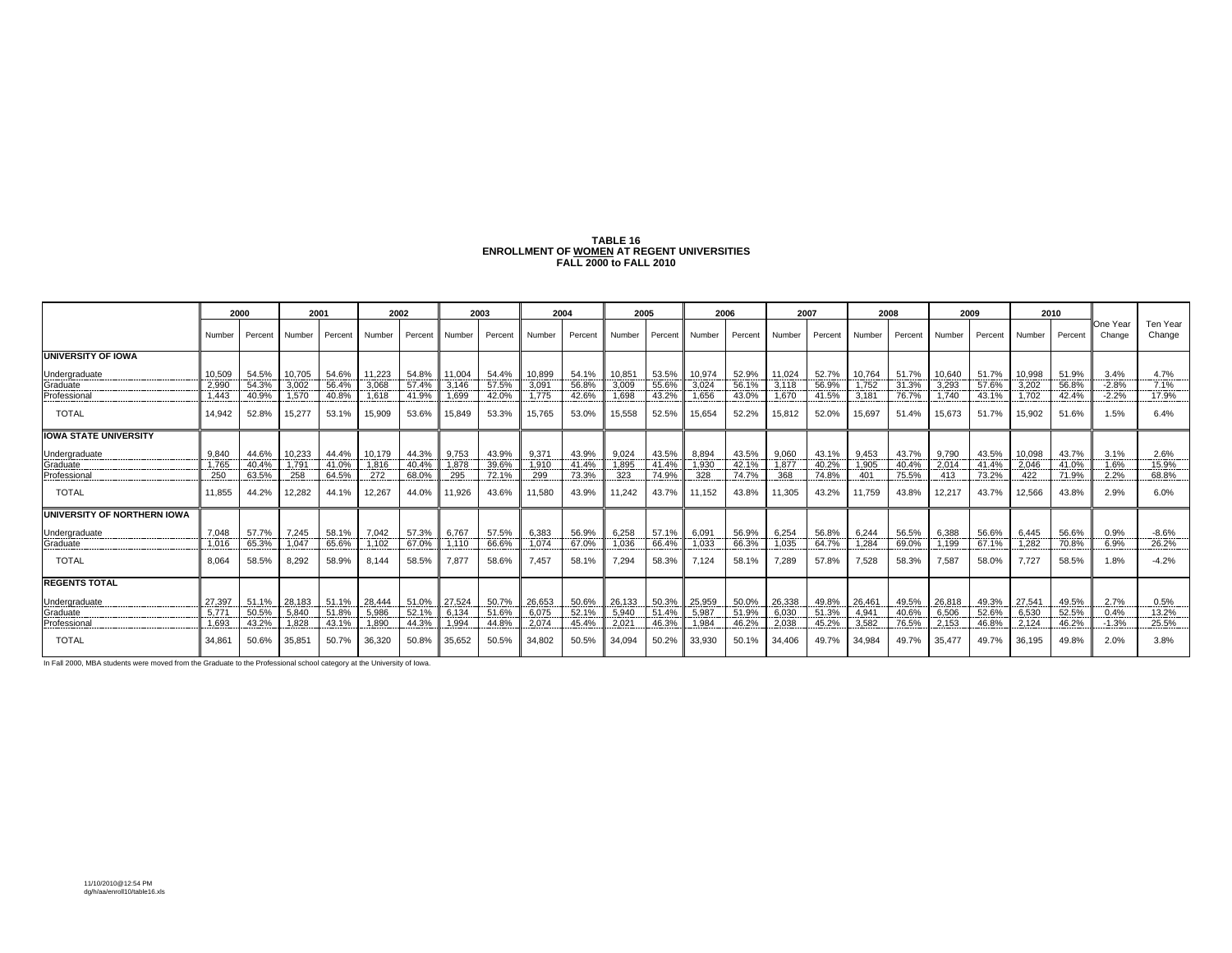**TABLE 16**
**ENROLLMENT OF WOMEN AT REGENT UNIVERSITIES**
**FALL 2000 to FALL 2010**

| | 2000 | | 2001 | | 2002 | | 2003 | | 2004 | | 2005 | | 2006 | | 2007 | | 2008 | | 2009 | | 2010 | | One Year Change | Ten Year Change |
|---|---|---|---|---|---|---|---|---|---|---|---|---|---|---|---|---|---|---|---|---|---|---|---|---|
| | Number | Percent | Number | Percent | Number | Percent | Number | Percent | Number | Percent | Number | Percent | Number | Percent | Number | Percent | Number | Percent | Number | Percent | Number | Percent | | |
| **UNIVERSITY OF IOWA** | | | | | | | | | | | | | | | | | | | | | | | | |
| Undergraduate | 10,509 | 54.5% | 10,705 | 54.6% | 11,223 | 54.8% | 11,004 | 54.4% | 10,899 | 54.1% | 10,851 | 53.5% | 10,974 | 52.9% | 11,024 | 52.7% | 10,764 | 51.7% | 10,640 | 51.7% | 10,998 | 51.9% | 3.4% | 4.7% |
| Graduate | 2,990 | 54.3% | 3,002 | 56.4% | 3,068 | 57.4% | 3,146 | 57.5% | 3,091 | 56.8% | 3,009 | 55.6% | 3,024 | 56.1% | 3,118 | 56.9% | 1,752 | 31.3% | 3,293 | 57.6% | 3,202 | 56.8% | -2.8% | 7.1% |
| Professional | 1,443 | 40.9% | 1,570 | 40.8% | 1,618 | 41.9% | 1,699 | 42.0% | 1,775 | 42.6% | 1,698 | 43.2% | 1,656 | 43.0% | 1,670 | 41.5% | 3,181 | 76.7% | 1,740 | 43.1% | 1,702 | 42.4% | -2.2% | 17.9% |
| TOTAL | 14,942 | 52.8% | 15,277 | 53.1% | 15,909 | 53.6% | 15,849 | 53.3% | 15,765 | 53.0% | 15,558 | 52.5% | 15,654 | 52.2% | 15,812 | 52.0% | 15,697 | 51.4% | 15,673 | 51.7% | 15,902 | 51.6% | 1.5% | 6.4% |
| **IOWA STATE UNIVERSITY** | | | | | | | | | | | | | | | | | | | | | | | | |
| Undergraduate | 9,840 | 44.6% | 10,233 | 44.4% | 10,179 | 44.3% | 9,753 | 43.9% | 9,371 | 43.9% | 9,024 | 43.5% | 8,894 | 43.5% | 9,060 | 43.1% | 9,453 | 43.7% | 9,790 | 43.5% | 10,098 | 43.7% | 3.1% | 2.6% |
| Graduate | 1,765 | 40.4% | 1,791 | 41.0% | 1,816 | 40.4% | 1,878 | 39.6% | 1,910 | 41.4% | 1,895 | 41.4% | 1,930 | 42.1% | 1,877 | 40.2% | 1,905 | 40.4% | 2,014 | 41.4% | 2,046 | 41.0% | 1.6% | 15.9% |
| Professional | 250 | 63.5% | 258 | 64.5% | 272 | 68.0% | 295 | 72.1% | 299 | 73.3% | 323 | 74.9% | 328 | 74.7% | 368 | 74.8% | 401 | 75.5% | 413 | 73.2% | 422 | 71.9% | 2.2% | 68.8% |
| TOTAL | 11,855 | 44.2% | 12,282 | 44.1% | 12,267 | 44.0% | 11,926 | 43.6% | 11,580 | 43.9% | 11,242 | 43.7% | 11,152 | 43.8% | 11,305 | 43.2% | 11,759 | 43.8% | 12,217 | 43.7% | 12,566 | 43.8% | 2.9% | 6.0% |
| **UNIVERSITY OF NORTHERN IOWA** | | | | | | | | | | | | | | | | | | | | | | | | |
| Undergraduate | 7,048 | 57.7% | 7,245 | 58.1% | 7,042 | 57.3% | 6,767 | 57.5% | 6,383 | 56.9% | 6,258 | 57.1% | 6,091 | 56.9% | 6,254 | 56.8% | 6,244 | 56.5% | 6,388 | 56.6% | 6,445 | 56.6% | 0.9% | -8.6% |
| Graduate | 1,016 | 65.3% | 1,047 | 65.6% | 1,102 | 67.0% | 1,110 | 66.6% | 1,074 | 67.0% | 1,036 | 66.4% | 1,033 | 66.3% | 1,035 | 64.7% | 1,284 | 69.0% | 1,199 | 67.1% | 1,282 | 70.8% | 6.9% | 26.2% |
| TOTAL | 8,064 | 58.5% | 8,292 | 58.9% | 8,144 | 58.5% | 7,877 | 58.6% | 7,457 | 58.1% | 7,294 | 58.3% | 7,124 | 58.1% | 7,289 | 57.8% | 7,528 | 58.3% | 7,587 | 58.0% | 7,727 | 58.5% | 1.8% | -4.2% |
| **REGENTS TOTAL** | | | | | | | | | | | | | | | | | | | | | | | | |
| Undergraduate | 27,397 | 51.1% | 28,183 | 51.1% | 28,444 | 51.0% | 27,524 | 50.7% | 26,653 | 50.6% | 26,133 | 50.3% | 25,959 | 50.0% | 26,338 | 49.8% | 26,461 | 49.5% | 26,818 | 49.3% | 27,541 | 49.5% | 2.7% | 0.5% |
| Graduate | 5,771 | 50.5% | 5,840 | 51.8% | 5,986 | 52.1% | 6,134 | 51.6% | 6,075 | 52.1% | 5,940 | 51.4% | 5,987 | 51.9% | 6,030 | 51.3% | 4,941 | 40.6% | 6,506 | 52.6% | 6,530 | 52.5% | 0.4% | 13.2% |
| Professional | 1,693 | 43.2% | 1,828 | 43.1% | 1,890 | 44.3% | 1,994 | 44.8% | 2,074 | 45.4% | 2,021 | 46.3% | 1,984 | 46.2% | 2,038 | 45.2% | 3,582 | 76.5% | 2,153 | 46.8% | 2,124 | 46.2% | -1.3% | 25.5% |
| TOTAL | 34,861 | 50.6% | 35,851 | 50.7% | 36,320 | 50.8% | 35,652 | 50.5% | 34,802 | 50.5% | 34,094 | 50.2% | 33,930 | 50.1% | 34,406 | 49.7% | 34,984 | 49.7% | 35,477 | 49.7% | 36,195 | 49.8% | 2.0% | 3.8% |

In Fall 2000, MBA students were moved from the Graduate to the Professional school category at the University of Iowa.

11/10/2010@12:54 PM
dg/h/aa/enroll10/table16.xls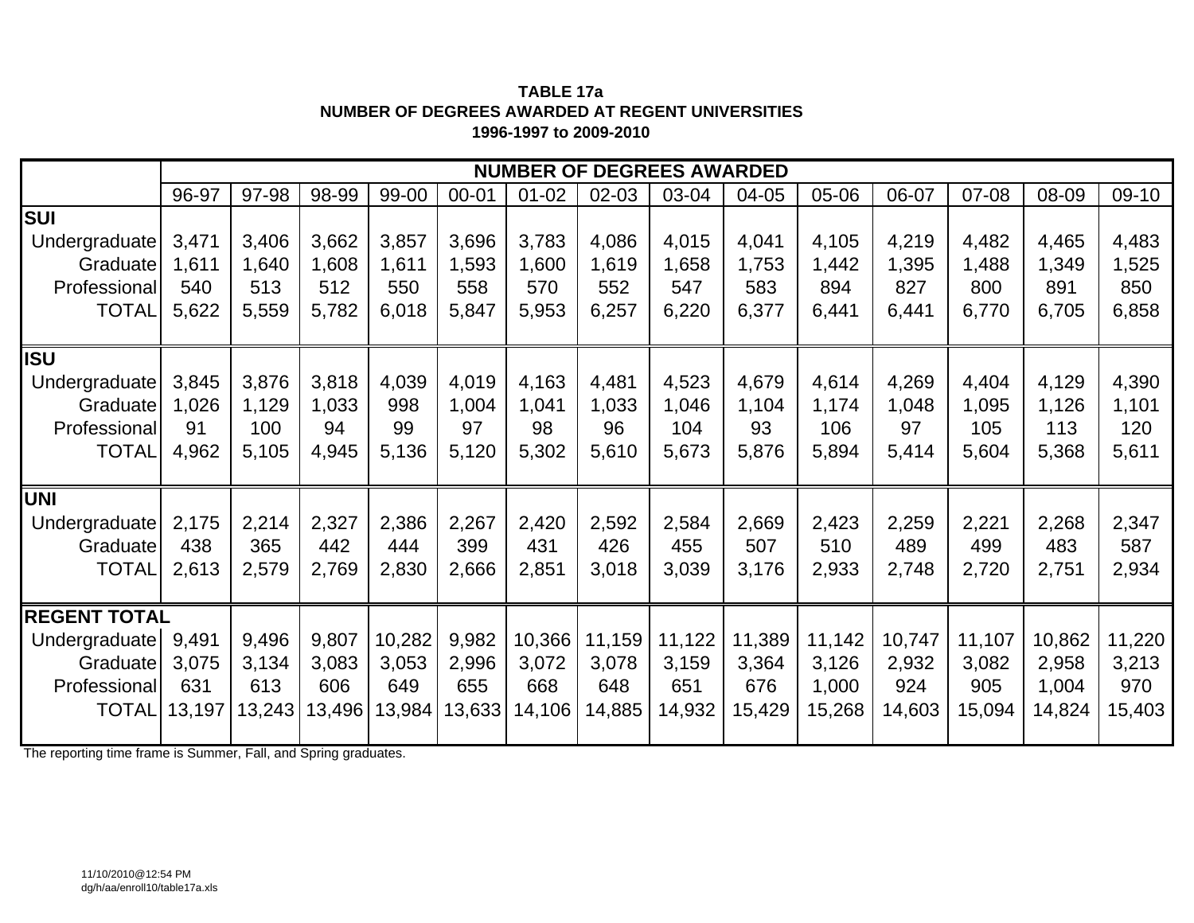**TABLE 17a**
**NUMBER OF DEGREES AWARDED AT REGENT UNIVERSITIES**
**1996-1997 to 2009-2010**

| | NUMBER OF DEGREES AWARDED | | | | | | | | | | | | | |
|---|---|---|---|---|---|---|---|---|---|---|---|---|---|---|
| | 96-97 | 97-98 | 98-99 | 99-00 | 00-01 | 01-02 | 02-03 | 03-04 | 04-05 | 05-06 | 06-07 | 07-08 | 08-09 | 09-10 |
| **SUI** | | | | | | | | | | | | | | |
| Undergraduate | 3,471 | 3,406 | 3,662 | 3,857 | 3,696 | 3,783 | 4,086 | 4,015 | 4,041 | 4,105 | 4,219 | 4,482 | 4,465 | 4,483 |
| Graduate | 1,611 | 1,640 | 1,608 | 1,611 | 1,593 | 1,600 | 1,619 | 1,658 | 1,753 | 1,442 | 1,395 | 1,488 | 1,349 | 1,525 |
| Professional | 540 | 513 | 512 | 550 | 558 | 570 | 552 | 547 | 583 | 894 | 827 | 800 | 891 | 850 |
| TOTAL | 5,622 | 5,559 | 5,782 | 6,018 | 5,847 | 5,953 | 6,257 | 6,220 | 6,377 | 6,441 | 6,441 | 6,770 | 6,705 | 6,858 |
| **ISU** | | | | | | | | | | | | | | |
| Undergraduate | 3,845 | 3,876 | 3,818 | 4,039 | 4,019 | 4,163 | 4,481 | 4,523 | 4,679 | 4,614 | 4,269 | 4,404 | 4,129 | 4,390 |
| Graduate | 1,026 | 1,129 | 1,033 | 998 | 1,004 | 1,041 | 1,033 | 1,046 | 1,104 | 1,174 | 1,048 | 1,095 | 1,126 | 1,101 |
| Professional | 91 | 100 | 94 | 99 | 97 | 98 | 96 | 104 | 93 | 106 | 97 | 105 | 113 | 120 |
| TOTAL | 4,962 | 5,105 | 4,945 | 5,136 | 5,120 | 5,302 | 5,610 | 5,673 | 5,876 | 5,894 | 5,414 | 5,604 | 5,368 | 5,611 |
| **UNI** | | | | | | | | | | | | | | |
| Undergraduate | 2,175 | 2,214 | 2,327 | 2,386 | 2,267 | 2,420 | 2,592 | 2,584 | 2,669 | 2,423 | 2,259 | 2,221 | 2,268 | 2,347 |
| Graduate | 438 | 365 | 442 | 444 | 399 | 431 | 426 | 455 | 507 | 510 | 489 | 499 | 483 | 587 |
| TOTAL | 2,613 | 2,579 | 2,769 | 2,830 | 2,666 | 2,851 | 3,018 | 3,039 | 3,176 | 2,933 | 2,748 | 2,720 | 2,751 | 2,934 |
| **REGENT TOTAL** | | | | | | | | | | | | | | |
| Undergraduate | 9,491 | 9,496 | 9,807 | 10,282 | 9,982 | 10,366 | 11,159 | 11,122 | 11,389 | 11,142 | 10,747 | 11,107 | 10,862 | 11,220 |
| Graduate | 3,075 | 3,134 | 3,083 | 3,053 | 2,996 | 3,072 | 3,078 | 3,159 | 3,364 | 3,126 | 2,932 | 3,082 | 2,958 | 3,213 |
| Professional | 631 | 613 | 606 | 649 | 655 | 668 | 648 | 651 | 676 | 1,000 | 924 | 905 | 1,004 | 970 |
| TOTAL | 13,197 | 13,243 | 13,496 | 13,984 | 13,633 | 14,106 | 14,885 | 14,932 | 15,429 | 15,268 | 14,603 | 15,094 | 14,824 | 15,403 |

The reporting time frame is Summer, Fall, and Spring graduates.

11/10/2010@12:54 PM
dg/h/aa/enroll10/table17a.xls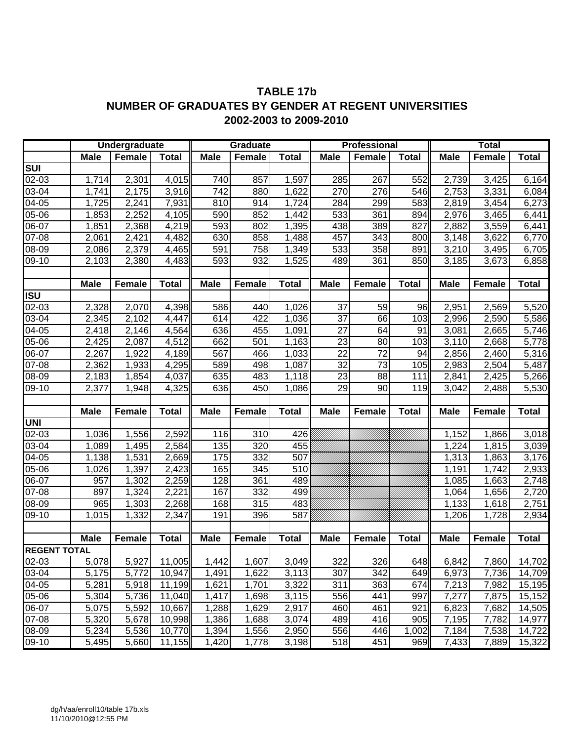# TABLE 17b
## NUMBER OF GRADUATES BY GENDER AT REGENT UNIVERSITIES
## 2002-2003 to 2009-2010

| | Undergraduate | | | Graduate | | | Professional | | | Total | | |
|---|---|---|---|---|---|---|---|---|---|---|---|---|
| | **Male** | **Female** | **Total** | **Male** | **Female** | **Total** | **Male** | **Female** | **Total** | **Male** | **Female** | **Total** |
| **SUI** | | | | | | | | | | | | |
| 02-03 | 1,714 | 2,301 | 4,015 | 740 | 857 | 1,597 | 285 | 267 | 552 | 2,739 | 3,425 | 6,164 |
| 03-04 | 1,741 | 2,175 | 3,916 | 742 | 880 | 1,622 | 270 | 276 | 546 | 2,753 | 3,331 | 6,084 |
| 04-05 | 1,725 | 2,241 | 7,931 | 810 | 914 | 1,724 | 284 | 299 | 583 | 2,819 | 3,454 | 6,273 |
| 05-06 | 1,853 | 2,252 | 4,105 | 590 | 852 | 1,442 | 533 | 361 | 894 | 2,976 | 3,465 | 6,441 |
| 06-07 | 1,851 | 2,368 | 4,219 | 593 | 802 | 1,395 | 438 | 389 | 827 | 2,882 | 3,559 | 6,441 |
| 07-08 | 2,061 | 2,421 | 4,482 | 630 | 858 | 1,488 | 457 | 343 | 800 | 3,148 | 3,622 | 6,770 |
| 08-09 | 2,086 | 2,379 | 4,465 | 591 | 758 | 1,349 | 533 | 358 | 891 | 3,210 | 3,495 | 6,705 |
| 09-10 | 2,103 | 2,380 | 4,483 | 593 | 932 | 1,525 | 489 | 361 | 850 | 3,185 | 3,673 | 6,858 |
| | | | | | | | | | | | | |
| | **Male** | **Female** | **Total** | **Male** | **Female** | **Total** | **Male** | **Female** | **Total** | **Male** | **Female** | **Total** |
| **ISU** | | | | | | | | | | | | |
| 02-03 | 2,328 | 2,070 | 4,398 | 586 | 440 | 1,026 | 37 | 59 | 96 | 2,951 | 2,569 | 5,520 |
| 03-04 | 2,345 | 2,102 | 4,447 | 614 | 422 | 1,036 | 37 | 66 | 103 | 2,996 | 2,590 | 5,586 |
| 04-05 | 2,418 | 2,146 | 4,564 | 636 | 455 | 1,091 | 27 | 64 | 91 | 3,081 | 2,665 | 5,746 |
| 05-06 | 2,425 | 2,087 | 4,512 | 662 | 501 | 1,163 | 23 | 80 | 103 | 3,110 | 2,668 | 5,778 |
| 06-07 | 2,267 | 1,922 | 4,189 | 567 | 466 | 1,033 | 22 | 72 | 94 | 2,856 | 2,460 | 5,316 |
| 07-08 | 2,362 | 1,933 | 4,295 | 589 | 498 | 1,087 | 32 | 73 | 105 | 2,983 | 2,504 | 5,487 |
| 08-09 | 2,183 | 1,854 | 4,037 | 635 | 483 | 1,118 | 23 | 88 | 111 | 2,841 | 2,425 | 5,266 |
| 09-10 | 2,377 | 1,948 | 4,325 | 636 | 450 | 1,086 | 29 | 90 | 119 | 3,042 | 2,488 | 5,530 |
| | | | | | | | | | | | | |
| | **Male** | **Female** | **Total** | **Male** | **Female** | **Total** | **Male** | **Female** | **Total** | **Male** | **Female** | **Total** |
| **UNI** | | | | | | | | | | | | |
| 02-03 | 1,036 | 1,556 | 2,592 | 116 | 310 | 426 | | | | 1,152 | 1,866 | 3,018 |
| 03-04 | 1,089 | 1,495 | 2,584 | 135 | 320 | 455 | | | | 1,224 | 1,815 | 3,039 |
| 04-05 | 1,138 | 1,531 | 2,669 | 175 | 332 | 507 | | | | 1,313 | 1,863 | 3,176 |
| 05-06 | 1,026 | 1,397 | 2,423 | 165 | 345 | 510 | | | | 1,191 | 1,742 | 2,933 |
| 06-07 | 957 | 1,302 | 2,259 | 128 | 361 | 489 | | | | 1,085 | 1,663 | 2,748 |
| 07-08 | 897 | 1,324 | 2,221 | 167 | 332 | 499 | | | | 1,064 | 1,656 | 2,720 |
| 08-09 | 965 | 1,303 | 2,268 | 168 | 315 | 483 | | | | 1,133 | 1,618 | 2,751 |
| 09-10 | 1,015 | 1,332 | 2,347 | 191 | 396 | 587 | | | | 1,206 | 1,728 | 2,934 |
| | | | | | | | | | | | | |
| | **Male** | **Female** | **Total** | **Male** | **Female** | **Total** | **Male** | **Female** | **Total** | **Male** | **Female** | **Total** |
| **REGENT TOTAL** | | | | | | | | | | | | |
| 02-03 | 5,078 | 5,927 | 11,005 | 1,442 | 1,607 | 3,049 | 322 | 326 | 648 | 6,842 | 7,860 | 14,702 |
| 03-04 | 5,175 | 5,772 | 10,947 | 1,491 | 1,622 | 3,113 | 307 | 342 | 649 | 6,973 | 7,736 | 14,709 |
| 04-05 | 5,281 | 5,918 | 11,199 | 1,621 | 1,701 | 3,322 | 311 | 363 | 674 | 7,213 | 7,982 | 15,195 |
| 05-06 | 5,304 | 5,736 | 11,040 | 1,417 | 1,698 | 3,115 | 556 | 441 | 997 | 7,277 | 7,875 | 15,152 |
| 06-07 | 5,075 | 5,592 | 10,667 | 1,288 | 1,629 | 2,917 | 460 | 461 | 921 | 6,823 | 7,682 | 14,505 |
| 07-08 | 5,320 | 5,678 | 10,998 | 1,386 | 1,688 | 3,074 | 489 | 416 | 905 | 7,195 | 7,782 | 14,977 |
| 08-09 | 5,234 | 5,536 | 10,770 | 1,394 | 1,556 | 2,950 | 556 | 446 | 1,002 | 7,184 | 7,538 | 14,722 |
| 09-10 | 5,495 | 5,660 | 11,155 | 1,420 | 1,778 | 3,198 | 518 | 451 | 969 | 7,433 | 7,889 | 15,322 |

dg/h/aa/enroll10/table 17b.xls
11/10/2010@12:55 PM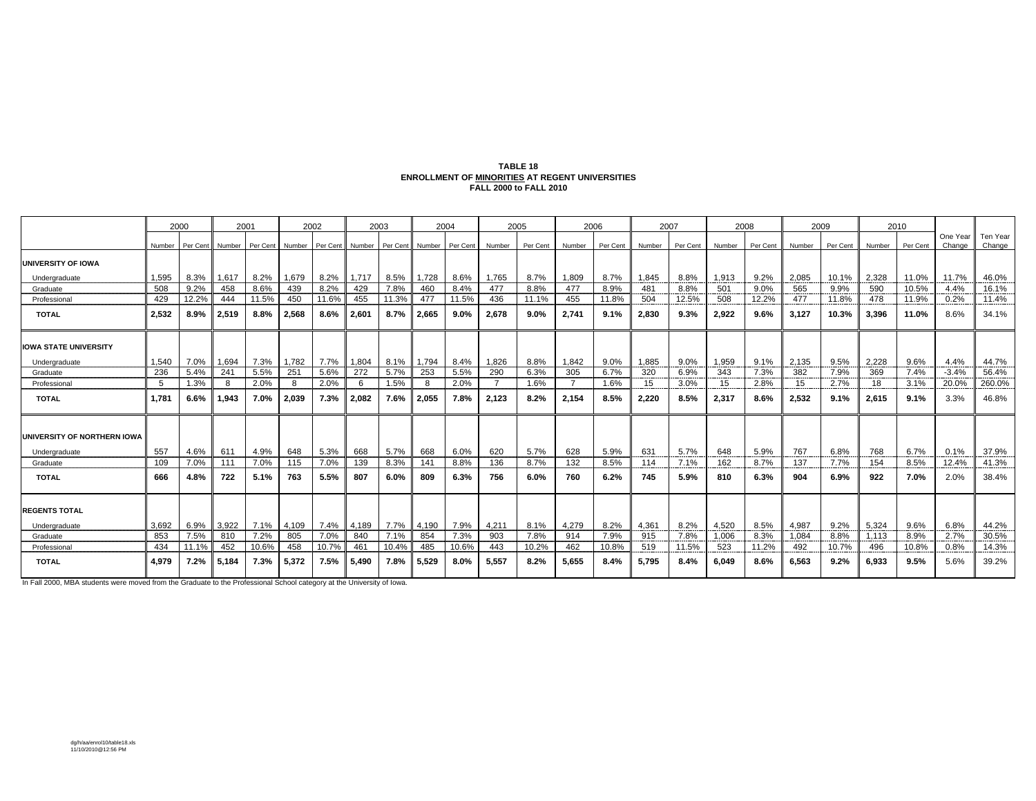**TABLE 18**
**ENROLLMENT OF MINORITIES AT REGENT UNIVERSITIES**
**FALL 2000 to FALL 2010**

| | 2000 | | 2001 | | 2002 | | 2003 | | 2004 | | 2005 | | 2006 | | 2007 | | 2008 | | 2009 | | 2010 | | | |
|---|---|---|---|---|---|---|---|---|---|---|---|---|---|---|---|---|---|---|---|---|---|---|---|---|
| | Number | Per Cent | Number | Per Cent | Number | Per Cent | Number | Per Cent | Number | Per Cent | Number | Per Cent | Number | Per Cent | Number | Per Cent | Number | Per Cent | Number | Per Cent | Number | Per Cent | One Year Change | Ten Year Change |
| **UNIVERSITY OF IOWA** | | | | | | | | | | | | | | | | | | | | | | | | |
| Undergraduate | 1,595 | 8.3% | 1,617 | 8.2% | 1,679 | 8.2% | 1,717 | 8.5% | 1,728 | 8.6% | 1,765 | 8.7% | 1,809 | 8.7% | 1,845 | 8.8% | 1,913 | 9.2% | 2,085 | 10.1% | 2,328 | 11.0% | 11.7% | 46.0% |
| Graduate | 508 | 9.2% | 458 | 8.6% | 439 | 8.2% | 429 | 7.8% | 460 | 8.4% | 477 | 8.8% | 477 | 8.9% | 481 | 8.8% | 501 | 9.0% | 565 | 9.9% | 590 | 10.5% | 4.4% | 16.1% |
| Professional | 429 | 12.2% | 444 | 11.5% | 450 | 11.6% | 455 | 11.3% | 477 | 11.5% | 436 | 11.1% | 455 | 11.8% | 504 | 12.5% | 508 | 12.2% | 477 | 11.8% | 478 | 11.9% | 0.2% | 11.4% |
| **TOTAL** | **2,532** | **8.9%** | **2,519** | **8.8%** | **2,568** | **8.6%** | **2,601** | **8.7%** | **2,665** | **9.0%** | **2,678** | **9.0%** | **2,741** | **9.1%** | **2,830** | **9.3%** | **2,922** | **9.6%** | **3,127** | **10.3%** | **3,396** | **11.0%** | 8.6% | 34.1% |
| **IOWA STATE UNIVERSITY** | | | | | | | | | | | | | | | | | | | | | | | | |
| Undergraduate | 1,540 | 7.0% | 1,694 | 7.3% | 1,782 | 7.7% | 1,804 | 8.1% | 1,794 | 8.4% | 1,826 | 8.8% | 1,842 | 9.0% | 1,885 | 9.0% | 1,959 | 9.1% | 2,135 | 9.5% | 2,228 | 9.6% | 4.4% | 44.7% |
| Graduate | 236 | 5.4% | 241 | 5.5% | 251 | 5.6% | 272 | 5.7% | 253 | 5.5% | 290 | 6.3% | 305 | 6.7% | 320 | 6.9% | 343 | 7.3% | 382 | 7.9% | 369 | 7.4% | -3.4% | 56.4% |
| Professional | 5 | 1.3% | 8 | 2.0% | 8 | 2.0% | 6 | 1.5% | 8 | 2.0% | 7 | 1.6% | 7 | 1.6% | 15 | 3.0% | 15 | 2.8% | 15 | 2.7% | 18 | 3.1% | 20.0% | 260.0% |
| **TOTAL** | **1,781** | **6.6%** | **1,943** | **7.0%** | **2,039** | **7.3%** | **2,082** | **7.6%** | **2,055** | **7.8%** | **2,123** | **8.2%** | **2,154** | **8.5%** | **2,220** | **8.5%** | **2,317** | **8.6%** | **2,532** | **9.1%** | **2,615** | **9.1%** | 3.3% | 46.8% |
| **UNIVERSITY OF NORTHERN IOWA** | | | | | | | | | | | | | | | | | | | | | | | | |
| Undergraduate | 557 | 4.6% | 611 | 4.9% | 648 | 5.3% | 668 | 5.7% | 668 | 6.0% | 620 | 5.7% | 628 | 5.9% | 631 | 5.7% | 648 | 5.9% | 767 | 6.8% | 768 | 6.7% | 0.1% | 37.9% |
| Graduate | 109 | 7.0% | 111 | 7.0% | 115 | 7.0% | 139 | 8.3% | 141 | 8.8% | 136 | 8.7% | 132 | 8.5% | 114 | 7.1% | 162 | 8.7% | 137 | 7.7% | 154 | 8.5% | 12.4% | 41.3% |
| **TOTAL** | **666** | **4.8%** | **722** | **5.1%** | **763** | **5.5%** | **807** | **6.0%** | **809** | **6.3%** | **756** | **6.0%** | **760** | **6.2%** | **745** | **5.9%** | **810** | **6.3%** | **904** | **6.9%** | **922** | **7.0%** | 2.0% | 38.4% |
| **REGENTS TOTAL** | | | | | | | | | | | | | | | | | | | | | | | | |
| Undergraduate | 3,692 | 6.9% | 3,922 | 7.1% | 4,109 | 7.4% | 4,189 | 7.7% | 4,190 | 7.9% | 4,211 | 8.1% | 4,279 | 8.2% | 4,361 | 8.2% | 4,520 | 8.5% | 4,987 | 9.2% | 5,324 | 9.6% | 6.8% | 44.2% |
| Graduate | 853 | 7.5% | 810 | 7.2% | 805 | 7.0% | 840 | 7.1% | 854 | 7.3% | 903 | 7.8% | 914 | 7.9% | 915 | 7.8% | 1,006 | 8.3% | 1,084 | 8.8% | 1,113 | 8.9% | 2.7% | 30.5% |
| Professional | 434 | 11.1% | 452 | 10.6% | 458 | 10.7% | 461 | 10.4% | 485 | 10.6% | 443 | 10.2% | 462 | 10.8% | 519 | 11.5% | 523 | 11.2% | 492 | 10.7% | 496 | 10.8% | 0.8% | 14.3% |
| **TOTAL** | **4,979** | **7.2%** | **5,184** | **7.3%** | **5,372** | **7.5%** | **5,490** | **7.8%** | **5,529** | **8.0%** | **5,557** | **8.2%** | **5,655** | **8.4%** | **5,795** | **8.4%** | **6,049** | **8.6%** | **6,563** | **9.2%** | **6,933** | **9.5%** | 5.6% | 39.2% |

In Fall 2000, MBA students were moved from the Graduate to the Professional School category at the University of Iowa.

dg/h/aa/enrol10/table18.xls
11/10/2010@12:56 PM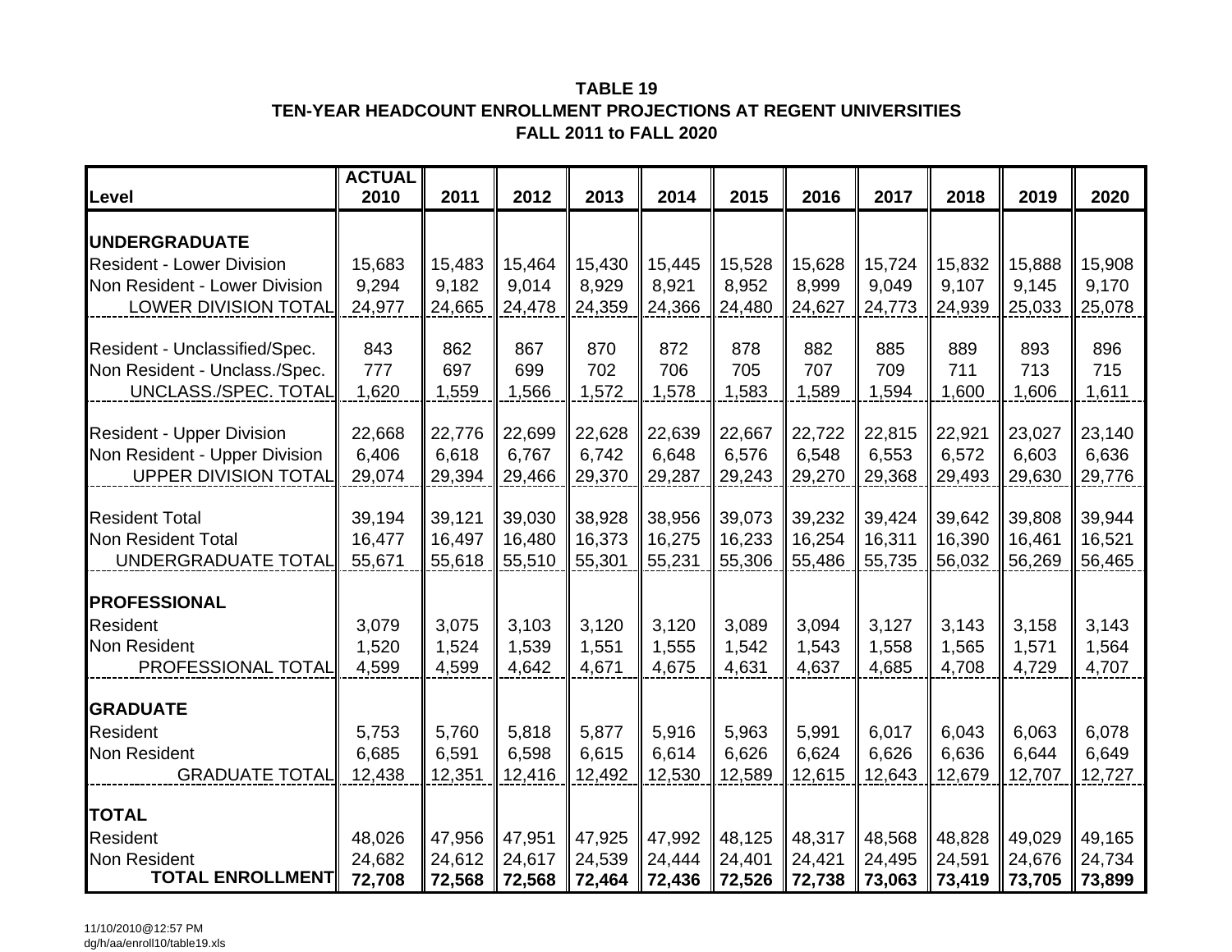**TABLE 19**
**TEN-YEAR HEADCOUNT ENROLLMENT PROJECTIONS AT REGENT UNIVERSITIES**
**FALL 2011 to FALL 2020**

| Level | ACTUAL 2010 | 2011 | 2012 | 2013 | 2014 | 2015 | 2016 | 2017 | 2018 | 2019 | 2020 |
|---|---|---|---|---|---|---|---|---|---|---|---|
| **UNDERGRADUATE** | | | | | | | | | | | |
| Resident - Lower Division | 15,683 | 15,483 | 15,464 | 15,430 | 15,445 | 15,528 | 15,628 | 15,724 | 15,832 | 15,888 | 15,908 |
| Non Resident - Lower Division | 9,294 | 9,182 | 9,014 | 8,929 | 8,921 | 8,952 | 8,999 | 9,049 | 9,107 | 9,145 | 9,170 |
| LOWER DIVISION TOTAL | 24,977 | 24,665 | 24,478 | 24,359 | 24,366 | 24,480 | 24,627 | 24,773 | 24,939 | 25,033 | 25,078 |
| Resident - Unclassified/Spec. | 843 | 862 | 867 | 870 | 872 | 878 | 882 | 885 | 889 | 893 | 896 |
| Non Resident - Unclass./Spec. | 777 | 697 | 699 | 702 | 706 | 705 | 707 | 709 | 711 | 713 | 715 |
| UNCLASS./SPEC. TOTAL | 1,620 | 1,559 | 1,566 | 1,572 | 1,578 | 1,583 | 1,589 | 1,594 | 1,600 | 1,606 | 1,611 |
| Resident - Upper Division | 22,668 | 22,776 | 22,699 | 22,628 | 22,639 | 22,667 | 22,722 | 22,815 | 22,921 | 23,027 | 23,140 |
| Non Resident - Upper Division | 6,406 | 6,618 | 6,767 | 6,742 | 6,648 | 6,576 | 6,548 | 6,553 | 6,572 | 6,603 | 6,636 |
| UPPER DIVISION TOTAL | 29,074 | 29,394 | 29,466 | 29,370 | 29,287 | 29,243 | 29,270 | 29,368 | 29,493 | 29,630 | 29,776 |
| Resident Total | 39,194 | 39,121 | 39,030 | 38,928 | 38,956 | 39,073 | 39,232 | 39,424 | 39,642 | 39,808 | 39,944 |
| Non Resident Total | 16,477 | 16,497 | 16,480 | 16,373 | 16,275 | 16,233 | 16,254 | 16,311 | 16,390 | 16,461 | 16,521 |
| UNDERGRADUATE TOTAL | 55,671 | 55,618 | 55,510 | 55,301 | 55,231 | 55,306 | 55,486 | 55,735 | 56,032 | 56,269 | 56,465 |
| **PROFESSIONAL** | | | | | | | | | | | |
| Resident | 3,079 | 3,075 | 3,103 | 3,120 | 3,120 | 3,089 | 3,094 | 3,127 | 3,143 | 3,158 | 3,143 |
| Non Resident | 1,520 | 1,524 | 1,539 | 1,551 | 1,555 | 1,542 | 1,543 | 1,558 | 1,565 | 1,571 | 1,564 |
| PROFESSIONAL TOTAL | 4,599 | 4,599 | 4,642 | 4,671 | 4,675 | 4,631 | 4,637 | 4,685 | 4,708 | 4,729 | 4,707 |
| **GRADUATE** | | | | | | | | | | | |
| Resident | 5,753 | 5,760 | 5,818 | 5,877 | 5,916 | 5,963 | 5,991 | 6,017 | 6,043 | 6,063 | 6,078 |
| Non Resident | 6,685 | 6,591 | 6,598 | 6,615 | 6,614 | 6,626 | 6,624 | 6,626 | 6,636 | 6,644 | 6,649 |
| GRADUATE TOTAL | 12,438 | 12,351 | 12,416 | 12,492 | 12,530 | 12,589 | 12,615 | 12,643 | 12,679 | 12,707 | 12,727 |
| **TOTAL** | | | | | | | | | | | |
| Resident | 48,026 | 47,956 | 47,951 | 47,925 | 47,992 | 48,125 | 48,317 | 48,568 | 48,828 | 49,029 | 49,165 |
| Non Resident | 24,682 | 24,612 | 24,617 | 24,539 | 24,444 | 24,401 | 24,421 | 24,495 | 24,591 | 24,676 | 24,734 |
| **TOTAL ENROLLMENT** | **72,708** | **72,568** | **72,568** | **72,464** | **72,436** | **72,526** | **72,738** | **73,063** | **73,419** | **73,705** | **73,899** |

11/10/2010@12:57 PM
dg/h/aa/enroll10/table19.xls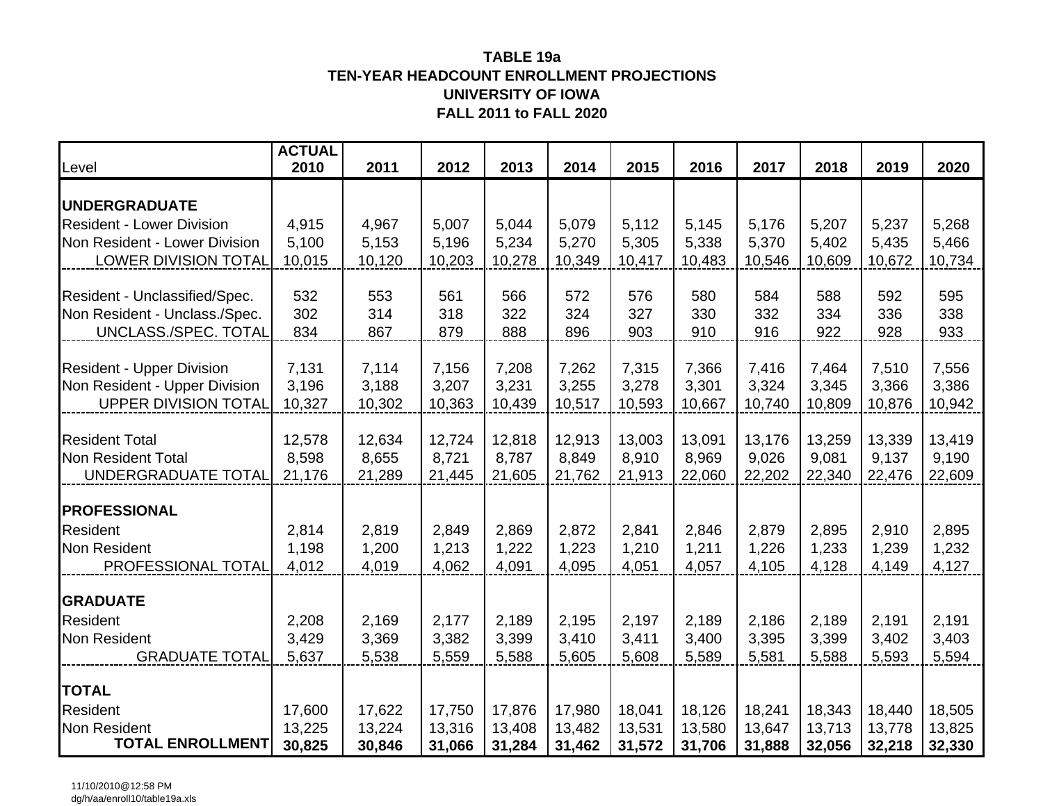**TABLE 19a**
**TEN-YEAR HEADCOUNT ENROLLMENT PROJECTIONS**
**UNIVERSITY OF IOWA**
**FALL 2011 to FALL 2020**

| Level | ACTUAL 2010 | 2011 | 2012 | 2013 | 2014 | 2015 | 2016 | 2017 | 2018 | 2019 | 2020 |
|---|---|---|---|---|---|---|---|---|---|---|---|
| **UNDERGRADUATE** | | | | | | | | | | | |
| Resident - Lower Division | 4,915 | 4,967 | 5,007 | 5,044 | 5,079 | 5,112 | 5,145 | 5,176 | 5,207 | 5,237 | 5,268 |
| Non Resident - Lower Division | 5,100 | 5,153 | 5,196 | 5,234 | 5,270 | 5,305 | 5,338 | 5,370 | 5,402 | 5,435 | 5,466 |
| LOWER DIVISION TOTAL | 10,015 | 10,120 | 10,203 | 10,278 | 10,349 | 10,417 | 10,483 | 10,546 | 10,609 | 10,672 | 10,734 |
| Resident - Unclassified/Spec. | 532 | 553 | 561 | 566 | 572 | 576 | 580 | 584 | 588 | 592 | 595 |
| Non Resident - Unclass./Spec. | 302 | 314 | 318 | 322 | 324 | 327 | 330 | 332 | 334 | 336 | 338 |
| UNCLASS./SPEC. TOTAL | 834 | 867 | 879 | 888 | 896 | 903 | 910 | 916 | 922 | 928 | 933 |
| Resident - Upper Division | 7,131 | 7,114 | 7,156 | 7,208 | 7,262 | 7,315 | 7,366 | 7,416 | 7,464 | 7,510 | 7,556 |
| Non Resident - Upper Division | 3,196 | 3,188 | 3,207 | 3,231 | 3,255 | 3,278 | 3,301 | 3,324 | 3,345 | 3,366 | 3,386 |
| UPPER DIVISION TOTAL | 10,327 | 10,302 | 10,363 | 10,439 | 10,517 | 10,593 | 10,667 | 10,740 | 10,809 | 10,876 | 10,942 |
| Resident Total | 12,578 | 12,634 | 12,724 | 12,818 | 12,913 | 13,003 | 13,091 | 13,176 | 13,259 | 13,339 | 13,419 |
| Non Resident Total | 8,598 | 8,655 | 8,721 | 8,787 | 8,849 | 8,910 | 8,969 | 9,026 | 9,081 | 9,137 | 9,190 |
| UNDERGRADUATE TOTAL | 21,176 | 21,289 | 21,445 | 21,605 | 21,762 | 21,913 | 22,060 | 22,202 | 22,340 | 22,476 | 22,609 |
| **PROFESSIONAL** | | | | | | | | | | | |
| Resident | 2,814 | 2,819 | 2,849 | 2,869 | 2,872 | 2,841 | 2,846 | 2,879 | 2,895 | 2,910 | 2,895 |
| Non Resident | 1,198 | 1,200 | 1,213 | 1,222 | 1,223 | 1,210 | 1,211 | 1,226 | 1,233 | 1,239 | 1,232 |
| PROFESSIONAL TOTAL | 4,012 | 4,019 | 4,062 | 4,091 | 4,095 | 4,051 | 4,057 | 4,105 | 4,128 | 4,149 | 4,127 |
| **GRADUATE** | | | | | | | | | | | |
| Resident | 2,208 | 2,169 | 2,177 | 2,189 | 2,195 | 2,197 | 2,189 | 2,186 | 2,189 | 2,191 | 2,191 |
| Non Resident | 3,429 | 3,369 | 3,382 | 3,399 | 3,410 | 3,411 | 3,400 | 3,395 | 3,399 | 3,402 | 3,403 |
| GRADUATE TOTAL | 5,637 | 5,538 | 5,559 | 5,588 | 5,605 | 5,608 | 5,589 | 5,581 | 5,588 | 5,593 | 5,594 |
| **TOTAL** | | | | | | | | | | | |
| Resident | 17,600 | 17,622 | 17,750 | 17,876 | 17,980 | 18,041 | 18,126 | 18,241 | 18,343 | 18,440 | 18,505 |
| Non Resident | 13,225 | 13,224 | 13,316 | 13,408 | 13,482 | 13,531 | 13,580 | 13,647 | 13,713 | 13,778 | 13,825 |
| **TOTAL ENROLLMENT** | **30,825** | **30,846** | **31,066** | **31,284** | **31,462** | **31,572** | **31,706** | **31,888** | **32,056** | **32,218** | **32,330** |

11/10/2010@12:58 PM
dg/h/aa/enroll10/table19a.xls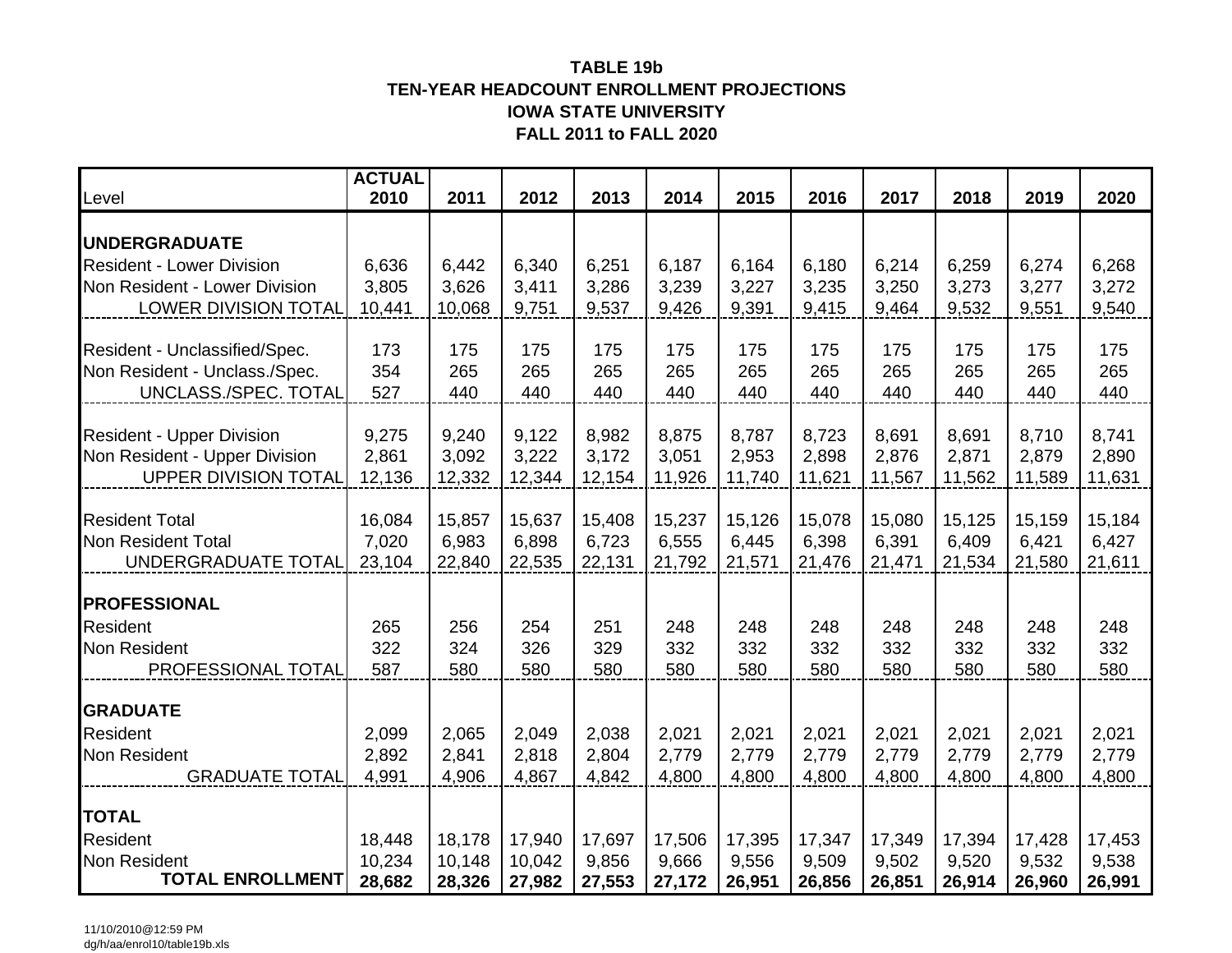**TABLE 19b**
**TEN-YEAR HEADCOUNT ENROLLMENT PROJECTIONS**
**IOWA STATE UNIVERSITY**
**FALL 2011 to FALL 2020**

| Level | ACTUAL 2010 | 2011 | 2012 | 2013 | 2014 | 2015 | 2016 | 2017 | 2018 | 2019 | 2020 |
|---|---|---|---|---|---|---|---|---|---|---|---|
| **UNDERGRADUATE** | | | | | | | | | | | |
| Resident - Lower Division | 6,636 | 6,442 | 6,340 | 6,251 | 6,187 | 6,164 | 6,180 | 6,214 | 6,259 | 6,274 | 6,268 |
| Non Resident - Lower Division | 3,805 | 3,626 | 3,411 | 3,286 | 3,239 | 3,227 | 3,235 | 3,250 | 3,273 | 3,277 | 3,272 |
| LOWER DIVISION TOTAL | 10,441 | 10,068 | 9,751 | 9,537 | 9,426 | 9,391 | 9,415 | 9,464 | 9,532 | 9,551 | 9,540 |
| Resident - Unclassified/Spec. | 173 | 175 | 175 | 175 | 175 | 175 | 175 | 175 | 175 | 175 | 175 |
| Non Resident - Unclass./Spec. | 354 | 265 | 265 | 265 | 265 | 265 | 265 | 265 | 265 | 265 | 265 |
| UNCLASS./SPEC. TOTAL | 527 | 440 | 440 | 440 | 440 | 440 | 440 | 440 | 440 | 440 | 440 |
| Resident - Upper Division | 9,275 | 9,240 | 9,122 | 8,982 | 8,875 | 8,787 | 8,723 | 8,691 | 8,691 | 8,710 | 8,741 |
| Non Resident - Upper Division | 2,861 | 3,092 | 3,222 | 3,172 | 3,051 | 2,953 | 2,898 | 2,876 | 2,871 | 2,879 | 2,890 |
| UPPER DIVISION TOTAL | 12,136 | 12,332 | 12,344 | 12,154 | 11,926 | 11,740 | 11,621 | 11,567 | 11,562 | 11,589 | 11,631 |
| Resident Total | 16,084 | 15,857 | 15,637 | 15,408 | 15,237 | 15,126 | 15,078 | 15,080 | 15,125 | 15,159 | 15,184 |
| Non Resident Total | 7,020 | 6,983 | 6,898 | 6,723 | 6,555 | 6,445 | 6,398 | 6,391 | 6,409 | 6,421 | 6,427 |
| UNDERGRADUATE TOTAL | 23,104 | 22,840 | 22,535 | 22,131 | 21,792 | 21,571 | 21,476 | 21,471 | 21,534 | 21,580 | 21,611 |
| **PROFESSIONAL** | | | | | | | | | | | |
| Resident | 265 | 256 | 254 | 251 | 248 | 248 | 248 | 248 | 248 | 248 | 248 |
| Non Resident | 322 | 324 | 326 | 329 | 332 | 332 | 332 | 332 | 332 | 332 | 332 |
| PROFESSIONAL TOTAL | 587 | 580 | 580 | 580 | 580 | 580 | 580 | 580 | 580 | 580 | 580 |
| **GRADUATE** | | | | | | | | | | | |
| Resident | 2,099 | 2,065 | 2,049 | 2,038 | 2,021 | 2,021 | 2,021 | 2,021 | 2,021 | 2,021 | 2,021 |
| Non Resident | 2,892 | 2,841 | 2,818 | 2,804 | 2,779 | 2,779 | 2,779 | 2,779 | 2,779 | 2,779 | 2,779 |
| GRADUATE TOTAL | 4,991 | 4,906 | 4,867 | 4,842 | 4,800 | 4,800 | 4,800 | 4,800 | 4,800 | 4,800 | 4,800 |
| **TOTAL** | | | | | | | | | | | |
| Resident | 18,448 | 18,178 | 17,940 | 17,697 | 17,506 | 17,395 | 17,347 | 17,349 | 17,394 | 17,428 | 17,453 |
| Non Resident | 10,234 | 10,148 | 10,042 | 9,856 | 9,666 | 9,556 | 9,509 | 9,502 | 9,520 | 9,532 | 9,538 |
| **TOTAL ENROLLMENT** | **28,682** | **28,326** | **27,982** | **27,553** | **27,172** | **26,951** | **26,856** | **26,851** | **26,914** | **26,960** | **26,991** |

11/10/2010@12:59 PM
dg/h/aa/enrol10/table19b.xls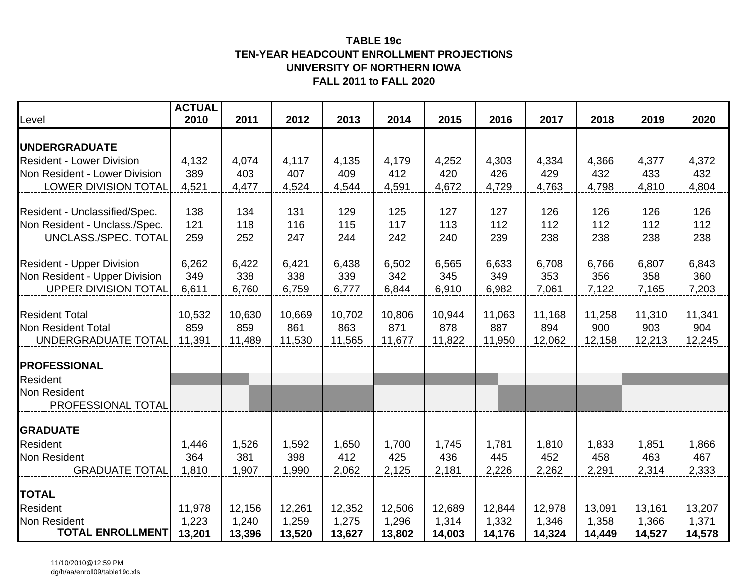**TABLE 19c**
**TEN-YEAR HEADCOUNT ENROLLMENT PROJECTIONS**
**UNIVERSITY OF NORTHERN IOWA**
**FALL 2011 to FALL 2020**

| Level | ACTUAL 2010 | 2011 | 2012 | 2013 | 2014 | 2015 | 2016 | 2017 | 2018 | 2019 | 2020 |
|---|---|---|---|---|---|---|---|---|---|---|---|
| **UNDERGRADUATE** | | | | | | | | | | | |
| Resident - Lower Division | 4,132 | 4,074 | 4,117 | 4,135 | 4,179 | 4,252 | 4,303 | 4,334 | 4,366 | 4,377 | 4,372 |
| Non Resident - Lower Division | 389 | 403 | 407 | 409 | 412 | 420 | 426 | 429 | 432 | 433 | 432 |
| LOWER DIVISION TOTAL | 4,521 | 4,477 | 4,524 | 4,544 | 4,591 | 4,672 | 4,729 | 4,763 | 4,798 | 4,810 | 4,804 |
| Resident - Unclassified/Spec. | 138 | 134 | 131 | 129 | 125 | 127 | 127 | 126 | 126 | 126 | 126 |
| Non Resident - Unclass./Spec. | 121 | 118 | 116 | 115 | 117 | 113 | 112 | 112 | 112 | 112 | 112 |
| UNCLASS./SPEC. TOTAL | 259 | 252 | 247 | 244 | 242 | 240 | 239 | 238 | 238 | 238 | 238 |
| Resident - Upper Division | 6,262 | 6,422 | 6,421 | 6,438 | 6,502 | 6,565 | 6,633 | 6,708 | 6,766 | 6,807 | 6,843 |
| Non Resident - Upper Division | 349 | 338 | 338 | 339 | 342 | 345 | 349 | 353 | 356 | 358 | 360 |
| UPPER DIVISION TOTAL | 6,611 | 6,760 | 6,759 | 6,777 | 6,844 | 6,910 | 6,982 | 7,061 | 7,122 | 7,165 | 7,203 |
| Resident Total | 10,532 | 10,630 | 10,669 | 10,702 | 10,806 | 10,944 | 11,063 | 11,168 | 11,258 | 11,310 | 11,341 |
| Non Resident Total | 859 | 859 | 861 | 863 | 871 | 878 | 887 | 894 | 900 | 903 | 904 |
| UNDERGRADUATE TOTAL | 11,391 | 11,489 | 11,530 | 11,565 | 11,677 | 11,822 | 11,950 | 12,062 | 12,158 | 12,213 | 12,245 |
| **PROFESSIONAL** | | | | | | | | | | | |
| Resident | | | | | | | | | | | |
| Non Resident | | | | | | | | | | | |
| PROFESSIONAL TOTAL | | | | | | | | | | | |
| **GRADUATE** | | | | | | | | | | | |
| Resident | 1,446 | 1,526 | 1,592 | 1,650 | 1,700 | 1,745 | 1,781 | 1,810 | 1,833 | 1,851 | 1,866 |
| Non Resident | 364 | 381 | 398 | 412 | 425 | 436 | 445 | 452 | 458 | 463 | 467 |
| GRADUATE TOTAL | 1,810 | 1,907 | 1,990 | 2,062 | 2,125 | 2,181 | 2,226 | 2,262 | 2,291 | 2,314 | 2,333 |
| **TOTAL** | | | | | | | | | | | |
| Resident | 11,978 | 12,156 | 12,261 | 12,352 | 12,506 | 12,689 | 12,844 | 12,978 | 13,091 | 13,161 | 13,207 |
| Non Resident | 1,223 | 1,240 | 1,259 | 1,275 | 1,296 | 1,314 | 1,332 | 1,346 | 1,358 | 1,366 | 1,371 |
| **TOTAL ENROLLMENT** | **13,201** | **13,396** | **13,520** | **13,627** | **13,802** | **14,003** | **14,176** | **14,324** | **14,449** | **14,527** | **14,578** |

11/10/2010@12:59 PM
dg/h/aa/enroll09/table19c.xls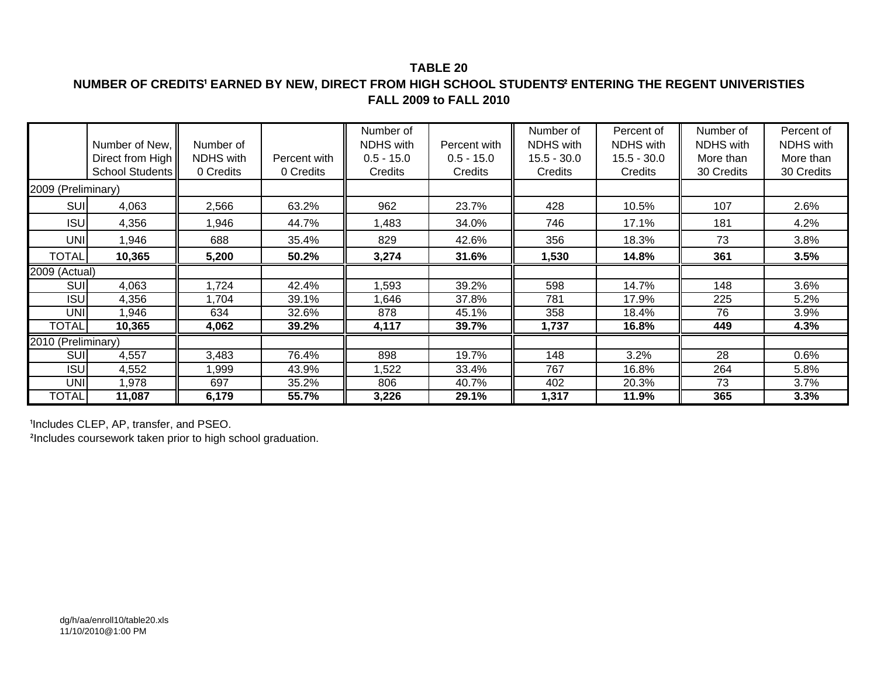**TABLE 20**

**NUMBER OF CREDITS[1] EARNED BY NEW, DIRECT FROM HIGH SCHOOL STUDENTS[2] ENTERING THE REGENT UNIVERISTIES**

**FALL 2009 to FALL 2010**

| | Number of New, Direct from High School Students | Number of NDHS with 0 Credits | Percent with 0 Credits | Number of NDHS with 0.5 - 15.0 Credits | Percent with 0.5 - 15.0 Credits | Number of NDHS with 15.5 - 30.0 Credits | Percent of NDHS with 15.5 - 30.0 Credits | Number of NDHS with More than 30 Credits | Percent of NDHS with More than 30 Credits |
|---|---|---|---|---|---|---|---|---|---|
| 2009 (Preliminary) | | | | | | | | | |
| SUI | 4,063 | 2,566 | 63.2% | 962 | 23.7% | 428 | 10.5% | 107 | 2.6% |
| ISU | 4,356 | 1,946 | 44.7% | 1,483 | 34.0% | 746 | 17.1% | 181 | 4.2% |
| UNI | 1,946 | 688 | 35.4% | 829 | 42.6% | 356 | 18.3% | 73 | 3.8% |
| TOTAL | **10,365** | **5,200** | **50.2%** | **3,274** | **31.6%** | **1,530** | **14.8%** | **361** | **3.5%** |
| 2009 (Actual) | | | | | | | | | |
| SUI | 4,063 | 1,724 | 42.4% | 1,593 | 39.2% | 598 | 14.7% | 148 | 3.6% |
| ISU | 4,356 | 1,704 | 39.1% | 1,646 | 37.8% | 781 | 17.9% | 225 | 5.2% |
| UNI | 1,946 | 634 | 32.6% | 878 | 45.1% | 358 | 18.4% | 76 | 3.9% |
| TOTAL | **10,365** | **4,062** | **39.2%** | **4,117** | **39.7%** | **1,737** | **16.8%** | **449** | **4.3%** |
| 2010 (Preliminary) | | | | | | | | | |
| SUI | 4,557 | 3,483 | 76.4% | 898 | 19.7% | 148 | 3.2% | 28 | 0.6% |
| ISU | 4,552 | 1,999 | 43.9% | 1,522 | 33.4% | 767 | 16.8% | 264 | 5.8% |
| UNI | 1,978 | 697 | 35.2% | 806 | 40.7% | 402 | 20.3% | 73 | 3.7% |
| TOTAL | **11,087** | **6,179** | **55.7%** | **3,226** | **29.1%** | **1,317** | **11.9%** | **365** | **3.3%** |

[1]Includes CLEP, AP, transfer, and PSEO.

[2]Includes coursework taken prior to high school graduation.

dg/h/aa/enroll10/table20.xls
11/10/2010@1:00 PM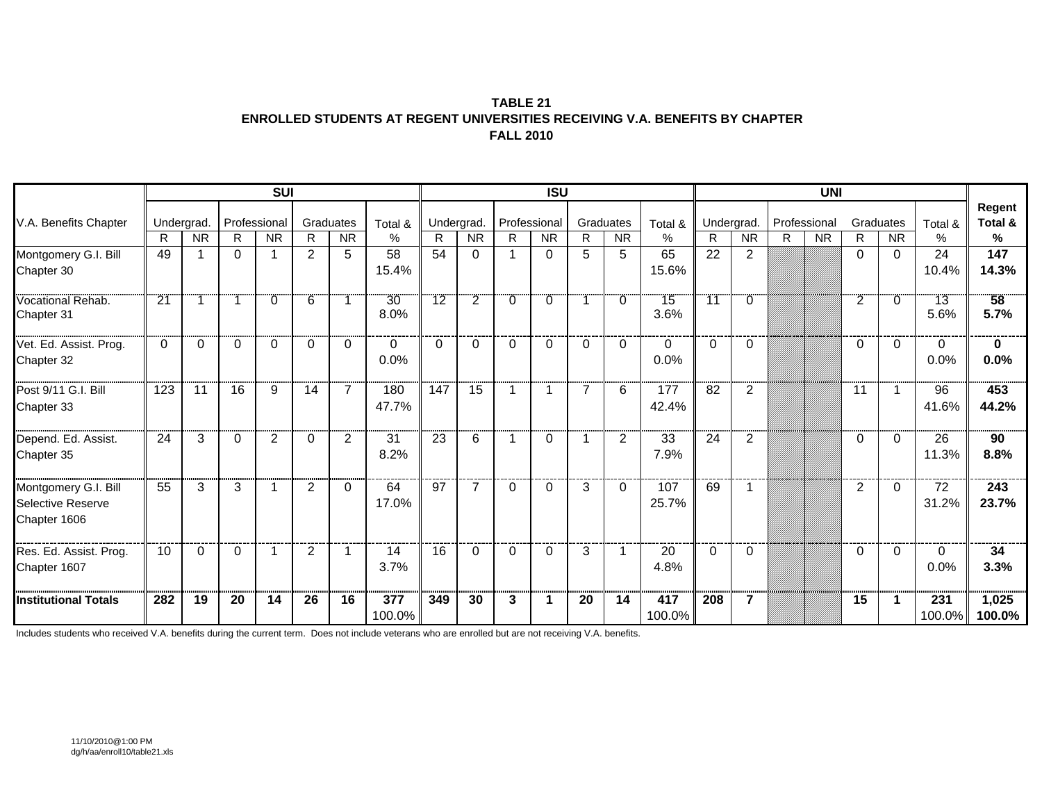**TABLE 21**
**ENROLLED STUDENTS AT REGENT UNIVERSITIES RECEIVING V.A. BENEFITS BY CHAPTER**
**FALL 2010**

| | SUI | | | | | | | ISU | | | | | | | UNI | | | | | | | |
|---|---|---|---|---|---|---|---|---|---|---|---|---|---|---|---|---|---|---|---|---|---|---|
| V.A. Benefits Chapter | Undergrad. | | Professional | | Graduates | | Total & | Undergrad. | | Professional | | Graduates | | Total & | Undergrad. | | Professional | | Graduates | | Total & | **Regent Total &** |
| | R | NR | R | NR | R | NR | % | R | NR | R | NR | R | NR | % | R | NR | R | NR | R | NR | % | **%** |
| Montgomery G.I. Bill Chapter 30 | 49 | 1 | 0 | 1 | 2 | 5 | 58 15.4% | 54 | 0 | 1 | 0 | 5 | 5 | 65 15.6% | 22 | 2 | | | 0 | 0 | 24 10.4% | **147 14.3%** |
| Vocational Rehab. Chapter 31 | 21 | 1 | 1 | 0 | 6 | 1 | 30 8.0% | 12 | 2 | 0 | 0 | 1 | 0 | 15 3.6% | 11 | 0 | | | 2 | 0 | 13 5.6% | **58 5.7%** |
| Vet. Ed. Assist. Prog. Chapter 32 | 0 | 0 | 0 | 0 | 0 | 0 | 0 0.0% | 0 | 0 | 0 | 0 | 0 | 0 | 0 0.0% | 0 | 0 | | | 0 | 0 | 0 0.0% | **0 0.0%** |
| Post 9/11 G.I. Bill Chapter 33 | 123 | 11 | 16 | 9 | 14 | 7 | 180 47.7% | 147 | 15 | 1 | 1 | 7 | 6 | 177 42.4% | 82 | 2 | | | 11 | 1 | 96 41.6% | **453 44.2%** |
| Depend. Ed. Assist. Chapter 35 | 24 | 3 | 0 | 2 | 0 | 2 | 31 8.2% | 23 | 6 | 1 | 0 | 1 | 2 | 33 7.9% | 24 | 2 | | | 0 | 0 | 26 11.3% | **90 8.8%** |
| Montgomery G.I. Bill Selective Reserve Chapter 1606 | 55 | 3 | 3 | 1 | 2 | 0 | 64 17.0% | 97 | 7 | 0 | 0 | 3 | 0 | 107 25.7% | 69 | 1 | | | 2 | 0 | 72 31.2% | **243 23.7%** |
| Res. Ed. Assist. Prog. Chapter 1607 | 10 | 0 | 0 | 1 | 2 | 1 | 14 3.7% | 16 | 0 | 0 | 0 | 3 | 1 | 20 4.8% | 0 | 0 | | | 0 | 0 | 0 0.0% | **34 3.3%** |
| **Institutional Totals** | **282** | **19** | **20** | **14** | **26** | **16** | **377** 100.0% | **349** | **30** | **3** | **1** | **20** | **14** | **417** 100.0% | **208** | **7** | | | **15** | **1** | **231** 100.0% | **1,025 100.0%** |

Includes students who received V.A. benefits during the current term. Does not include veterans who are enrolled but are not receiving V.A. benefits.

11/10/2010@1:00 PM
dg/h/aa/enroll10/table21.xls